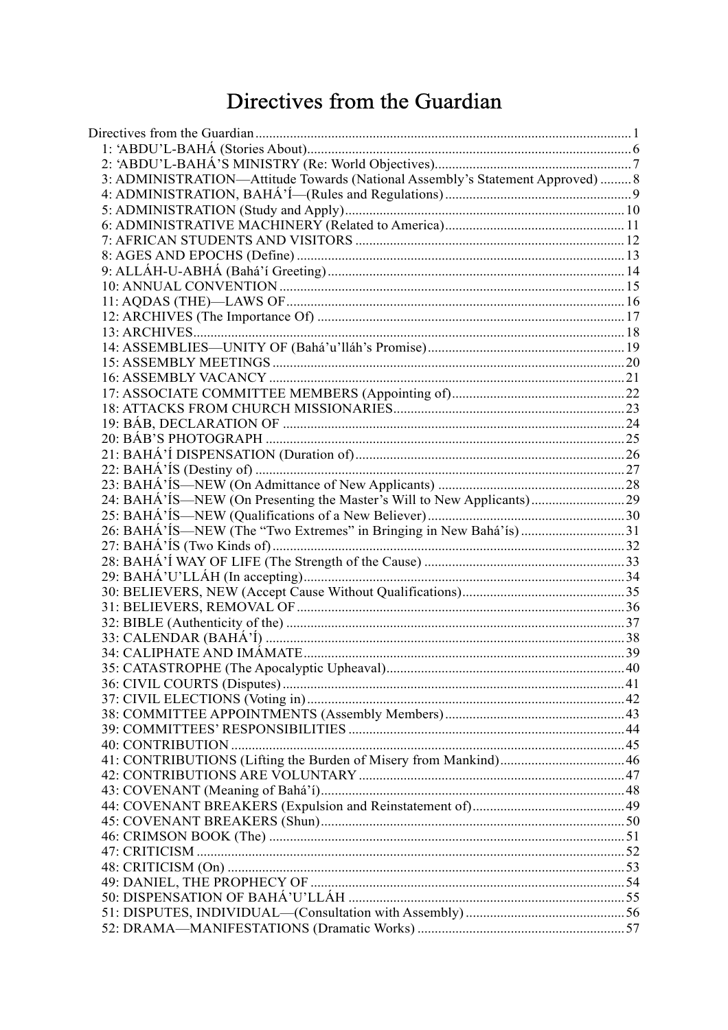# Directives from the Guardian

Directives from the Guardian ........ 1

- 1: 'ABDU'L-BAHÁ (Stories About) ........ 6
- 2: 'ABDU'L-BAHÁ'S MINISTRY (Re: World Objectives) ........ 7
- 3: ADMINISTRATION—Attitude Towards (National Assembly's Statement Approved) ........ 8
- 4: ADMINISTRATION, BAHÁ'Í—(Rules and Regulations) ........ 9
- 5: ADMINISTRATION (Study and Apply) ........ 10
- 6: ADMINISTRATIVE MACHINERY (Related to America) ........ 11
- 7: AFRICAN STUDENTS AND VISITORS ........ 12
- 8: AGES AND EPOCHS (Define) ........ 13
- 9: ALLÁH-U-ABHÁ (Bahá'í Greeting) ........ 14
- 10: ANNUAL CONVENTION ........ 15
- 11: AQDAS (THE)—LAWS OF ........ 16
- 12: ARCHIVES (The Importance Of) ........ 17
- 13: ARCHIVES ........ 18
- 14: ASSEMBLIES—UNITY OF (Bahá'u'lláh's Promise) ........ 19
- 15: ASSEMBLY MEETINGS ........ 20
- 16: ASSEMBLY VACANCY ........ 21
- 17: ASSOCIATE COMMITTEE MEMBERS (Appointing of) ........ 22
- 18: ATTACKS FROM CHURCH MISSIONARIES ........ 23
- 19: BÁB, DECLARATION OF ........ 24
- 20: BÁB'S PHOTOGRAPH ........ 25
- 21: BAHÁ'Í DISPENSATION (Duration of) ........ 26
- 22: BAHÁ'ÍS (Destiny of) ........ 27
- 23: BAHÁ'ÍS—NEW (On Admittance of New Applicants) ........ 28
- 24: BAHÁ'ÍS—NEW (On Presenting the Master's Will to New Applicants) ........ 29
- 25: BAHÁ'ÍS—NEW (Qualifications of a New Believer) ........ 30
- 26: BAHÁ'ÍS—NEW (The "Two Extremes" in Bringing in New Bahá'ís) ........ 31
- 27: BAHÁ'ÍS (Two Kinds of) ........ 32
- 28: BAHÁ'Í WAY OF LIFE (The Strength of the Cause) ........ 33
- 29: BAHÁ'U'LLÁH (In accepting) ........ 34
- 30: BELIEVERS, NEW (Accept Cause Without Qualifications) ........ 35
- 31: BELIEVERS, REMOVAL OF ........ 36
- 32: BIBLE (Authenticity of the) ........ 37
- 33: CALENDAR (BAHÁ'Í) ........ 38
- 34: CALIPHATE AND IMÁMATE ........ 39
- 35: CATASTROPHE (The Apocalyptic Upheaval) ........ 40
- 36: CIVIL COURTS (Disputes) ........ 41
- 37: CIVIL ELECTIONS (Voting in) ........ 42
- 38: COMMITTEE APPOINTMENTS (Assembly Members) ........ 43
- 39: COMMITTEES' RESPONSIBILITIES ........ 44
- 40: CONTRIBUTION ........ 45
- 41: CONTRIBUTIONS (Lifting the Burden of Misery from Mankind) ........ 46
- 42: CONTRIBUTIONS ARE VOLUNTARY ........ 47
- 43: COVENANT (Meaning of Bahá'í) ........ 48
- 44: COVENANT BREAKERS (Expulsion and Reinstatement of) ........ 49
- 45: COVENANT BREAKERS (Shun) ........ 50
- 46: CRIMSON BOOK (The) ........ 51
- 47: CRITICISM ........ 52
- 48: CRITICISM (On) ........ 53
- 49: DANIEL, THE PROPHECY OF ........ 54
- 50: DISPENSATION OF BAHÁ'U'LLÁH ........ 55
- 51: DISPUTES, INDIVIDUAL—(Consultation with Assembly) ........ 56
- 52: DRAMA—MANIFESTATIONS (Dramatic Works) ........ 57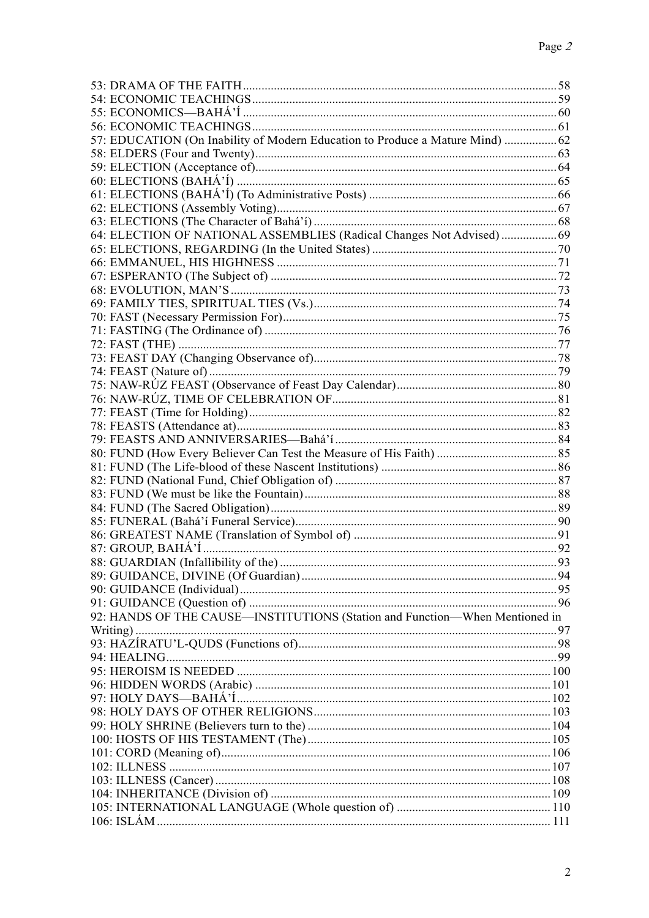53: DRAMA OF THE FAITH .................... 58
54: ECONOMIC TEACHINGS .................... 59
55: ECONOMICS—BAHÁ'Í .................... 60
56: ECONOMIC TEACHINGS .................... 61
57: EDUCATION (On Inability of Modern Education to Produce a Mature Mind) .................... 62
58: ELDERS (Four and Twenty) .................... 63
59: ELECTION (Acceptance of) .................... 64
60: ELECTIONS (BAHÁ'Í) .................... 65
61: ELECTIONS (BAHÁ'Í) (To Administrative Posts) .................... 66
62: ELECTIONS (Assembly Voting) .................... 67
63: ELECTIONS (The Character of Bahá'í) .................... 68
64: ELECTION OF NATIONAL ASSEMBLIES (Radical Changes Not Advised) .................... 69
65: ELECTIONS, REGARDING (In the United States) .................... 70
66: EMMANUEL, HIS HIGHNESS .................... 71
67: ESPERANTO (The Subject of) .................... 72
68: EVOLUTION, MAN'S .................... 73
69: FAMILY TIES, SPIRITUAL TIES (Vs.) .................... 74
70: FAST (Necessary Permission For) .................... 75
71: FASTING (The Ordinance of) .................... 76
72: FAST (THE) .................... 77
73: FEAST DAY (Changing Observance of) .................... 78
74: FEAST (Nature of) .................... 79
75: NAW-RÚZ FEAST (Observance of Feast Day Calendar) .................... 80
76: NAW-RÚZ, TIME OF CELEBRATION OF .................... 81
77: FEAST (Time for Holding) .................... 82
78: FEASTS (Attendance at) .................... 83
79: FEASTS AND ANNIVERSARIES—Bahá'í .................... 84
80: FUND (How Every Believer Can Test the Measure of His Faith) .................... 85
81: FUND (The Life-blood of these Nascent Institutions) .................... 86
82: FUND (National Fund, Chief Obligation of) .................... 87
83: FUND (We must be like the Fountain) .................... 88
84: FUND (The Sacred Obligation) .................... 89
85: FUNERAL (Bahá'í Funeral Service) .................... 90
86: GREATEST NAME (Translation of Symbol of) .................... 91
87: GROUP, BAHÁ'Í .................... 92
88: GUARDIAN (Infallibility of the) .................... 93
89: GUIDANCE, DIVINE (Of Guardian) .................... 94
90: GUIDANCE (Individual) .................... 95
91: GUIDANCE (Question of) .................... 96
92: HANDS OF THE CAUSE—INSTITUTIONS (Station and Function—When Mentioned in Writing) .................... 97
93: HAZÍRATU'L-QUDS (Functions of) .................... 98
94: HEALING .................... 99
95: HEROISM IS NEEDED .................... 100
96: HIDDEN WORDS (Arabic) .................... 101
97: HOLY DAYS—BAHÁ'Í .................... 102
98: HOLY DAYS OF OTHER RELIGIONS .................... 103
99: HOLY SHRINE (Believers turn to the) .................... 104
100: HOSTS OF HIS TESTAMENT (The) .................... 105
101: CORD (Meaning of) .................... 106
102: ILLNESS .................... 107
103: ILLNESS (Cancer) .................... 108
104: INHERITANCE (Division of) .................... 109
105: INTERNATIONAL LANGUAGE (Whole question of) .................... 110
106: ISLÁM .................... 111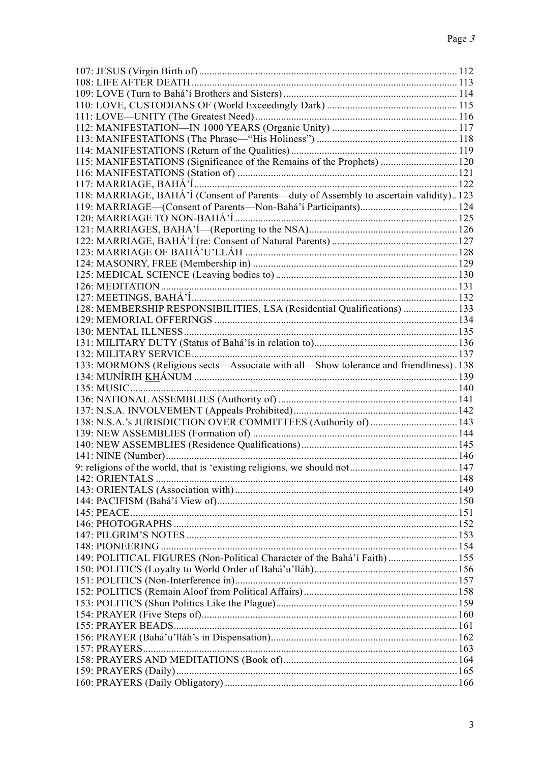107: JESUS (Virgin Birth of) .... 112
108: LIFE AFTER DEATH .... 113
109: LOVE (Turn to Bahá'í Brothers and Sisters) .... 114
110: LOVE, CUSTODIANS OF (World Exceedingly Dark) .... 115
111: LOVE—UNITY (The Greatest Need) .... 116
112: MANIFESTATION—IN 1000 YEARS (Organic Unity) .... 117
113: MANIFESTATIONS (The Phrase—"His Holiness") .... 118
114: MANIFESTATIONS (Return of the Qualities) .... 119
115: MANIFESTATIONS (Significance of the Remains of the Prophets) .... 120
116: MANIFESTATIONS (Station of) .... 121
117: MARRIAGE, BAHÁ'Í .... 122
118: MARRIAGE, BAHÁ'Í (Consent of Parents—duty of Assembly to ascertain validity) .. 123
119: MARRIAGE—(Consent of Parents—Non-Bahá'í Participants) .... 124
120: MARRIAGE TO NON-BAHÁ'Í .... 125
121: MARRIAGES, BAHÁ'Í—(Reporting to the NSA) .... 126
122: MARRIAGE, BAHÁ'Í (re: Consent of Natural Parents) .... 127
123: MARRIAGE OF BAHÁ'U'LLÁH .... 128
124: MASONRY, FREE (Membership in) .... 129
125: MEDICAL SCIENCE (Leaving bodies to) .... 130
126: MEDITATION .... 131
127: MEETINGS, BAHÁ'Í .... 132
128: MEMBERSHIP RESPONSIBILITIES, LSA (Residential Qualifications) .... 133
129: MEMORIAL OFFERINGS .... 134
130: MENTAL ILLNESS .... 135
131: MILITARY DUTY (Status of Bahá'ís in relation to) .... 136
132: MILITARY SERVICE .... 137
133: MORMONS (Religious sects—Associate with all—Show tolerance and friendliness) . 138
134: MUNÍRIH <u>KH</u>ÁNUM .... 139
135: MUSIC .... 140
136: NATIONAL ASSEMBLIES (Authority of) .... 141
137: N.S.A. INVOLVEMENT (Appeals Prohibited) .... 142
138: N.S.A.'s JURISDICTION OVER COMMITTEES (Authority of) .... 143
139: NEW ASSEMBLIES (Formation of) .... 144
140: NEW ASSEMBLIES (Residence Qualifications) .... 145
141: NINE (Number) .... 146
9: religions of the world, that is 'existing religions, we should not .... 147
142: ORIENTALS .... 148
143: ORIENTALS (Association with) .... 149
144: PACIFISM (Bahá'í View of) .... 150
145: PEACE .... 151
146: PHOTOGRAPHS .... 152
147: PILGRIM'S NOTES .... 153
148: PIONEERING .... 154
149: POLITICAL FIGURES (Non-Political Character of the Bahá'í Faith) .... 155
150: POLITICS (Loyalty to World Order of Bahá'u'lláh) .... 156
151: POLITICS (Non-Interference in) .... 157
152: POLITICS (Remain Aloof from Political Affairs) .... 158
153: POLITICS (Shun Politics Like the Plague) .... 159
154: PRAYER (Five Steps of) .... 160
155: PRAYER BEADS .... 161
156: PRAYER (Bahá'u'lláh's in Dispensation) .... 162
157: PRAYERS .... 163
158: PRAYERS AND MEDITATIONS (Book of) .... 164
159: PRAYERS (Daily) .... 165
160: PRAYERS (Daily Obligatory) .... 166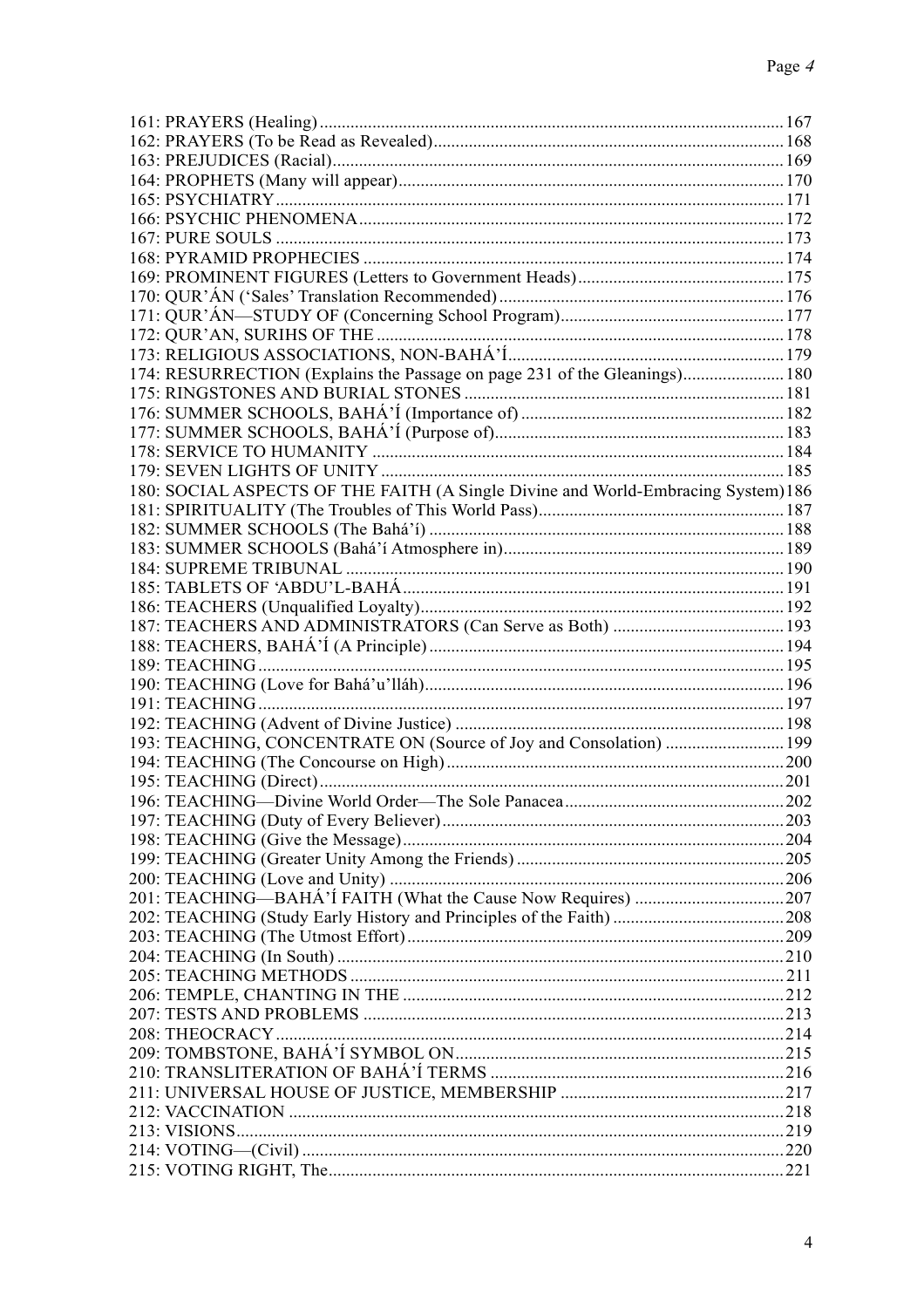161: PRAYERS (Healling) ........ 167

162: PRAYERS (To be Read as Revealed) ........ 168

163: PREJUDICES (Racial) ........ 169

164: PROPHETS (Many will appear) ........ 170

165: PSYCHIATRY ........ 171

166: PSYCHIC PHENOMENA ........ 172

167: PURE SOULS ........ 173

168: PYRAMID PROPHECIES ........ 174

169: PROMINENT FIGURES (Letters to Government Heads) ........ 175

170: QUR'ÁN ('Sales' Translation Recommended) ........ 176

171: QUR'ÁN—STUDY OF (Concerning School Program) ........ 177

172: QUR'AN, SURIHS OF THE ........ 178

173: RELIGIOUS ASSOCIATIONS, NON-BAHÁ'Í ........ 179

174: RESURRECTION (Explains the Passage on page 231 of the Gleanings) ........ 180

175: RINGSTONES AND BURIAL STONES ........ 181

176: SUMMER SCHOOLS, BAHÁ'Í (Importance of) ........ 182

177: SUMMER SCHOOLS, BAHÁ'Í (Purpose of) ........ 183

178: SERVICE TO HUMANITY ........ 184

179: SEVEN LIGHTS OF UNITY ........ 185

180: SOCIAL ASPECTS OF THE FAITH (A Single Divine and World-Embracing System) 186

181: SPIRITUALITY (The Troubles of This World Pass) ........ 187

182: SUMMER SCHOOLS (The Bahá'í) ........ 188

183: SUMMER SCHOOLS (Bahá'í Atmosphere in) ........ 189

184: SUPREME TRIBUNAL ........ 190

185: TABLETS OF 'ABDU'L-BAHÁ ........ 191

186: TEACHERS (Unqualified Loyalty) ........ 192

187: TEACHERS AND ADMINISTRATORS (Can Serve as Both) ........ 193

188: TEACHERS, BAHÁ'Í (A Principle) ........ 194

189: TEACHING ........ 195

190: TEACHING (Love for Bahá'u'lláh) ........ 196

191: TEACHING ........ 197

192: TEACHING (Advent of Divine Justice) ........ 198

193: TEACHING, CONCENTRATE ON (Source of Joy and Consolation) ........ 199

194: TEACHING (The Concourse on High) ........ 200

195: TEACHING (Direct) ........ 201

196: TEACHING—Divine World Order—The Sole Panacea ........ 202

197: TEACHING (Duty of Every Believer) ........ 203

198: TEACHING (Give the Message) ........ 204

199: TEACHING (Greater Unity Among the Friends) ........ 205

200: TEACHING (Love and Unity) ........ 206

201: TEACHING—BAHÁ'Í FAITH (What the Cause Now Requires) ........ 207

202: TEACHING (Study Early History and Principles of the Faith) ........ 208

203: TEACHING (The Utmost Effort) ........ 209

204: TEACHING (In South) ........ 210

205: TEACHING METHODS ........ 211

206: TEMPLE, CHANTING IN THE ........ 212

207: TESTS AND PROBLEMS ........ 213

208: THEOCRACY ........ 214

209: TOMBSTONE, BAHÁ'Í SYMBOL ON ........ 215

210: TRANSLITERATION OF BAHÁ'Í TERMS ........ 216

211: UNIVERSAL HOUSE OF JUSTICE, MEMBERSHIP ........ 217

212: VACCINATION ........ 218

213: VISIONS ........ 219

214: VOTING—(Civil) ........ 220

215: VOTING RIGHT, The ........ 221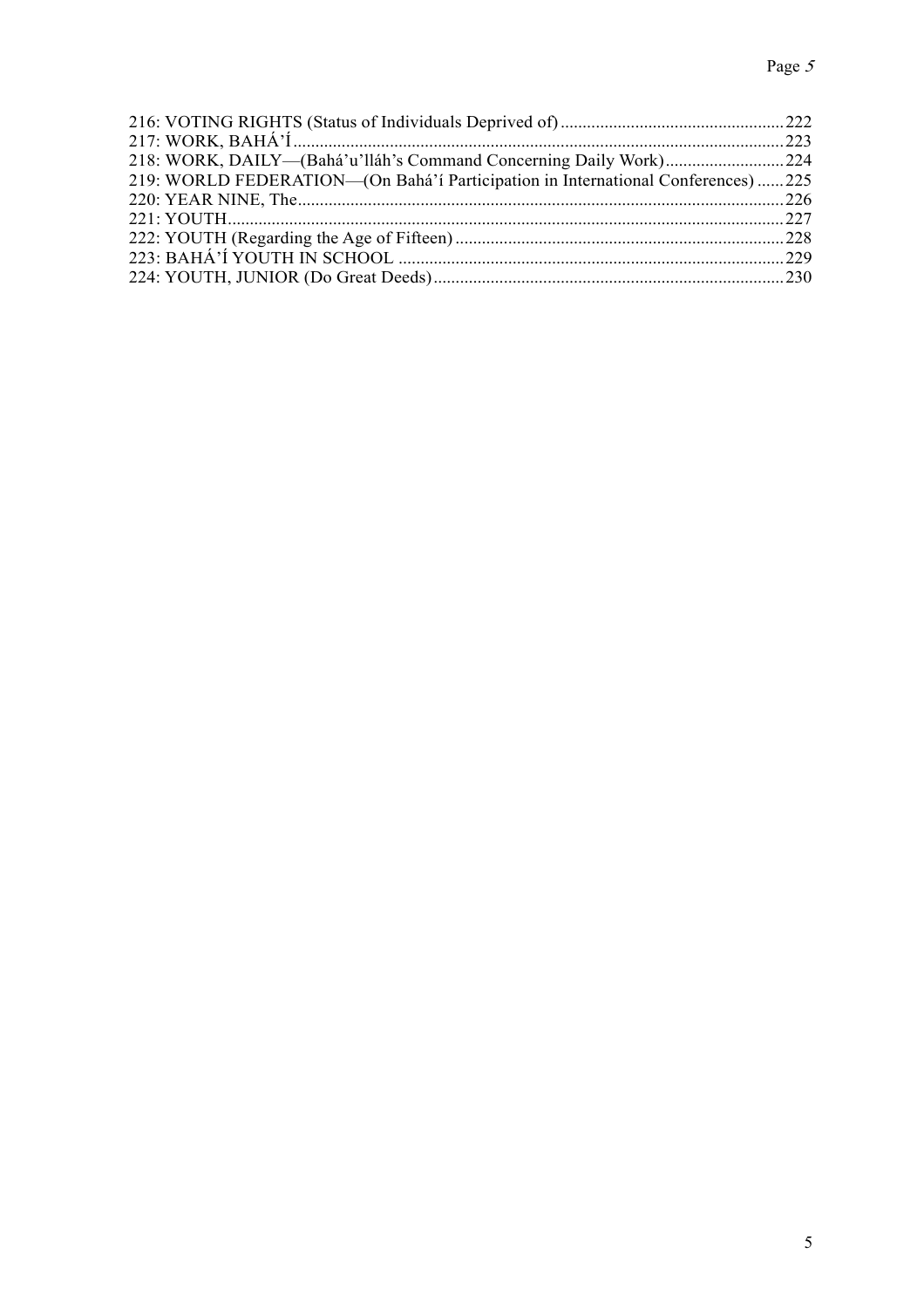216: VOTING RIGHTS (Status of Individuals Deprived of) ....................................................222
217: WORK, BAHÁ'Í ..............................................................................................................223
218: WORK, DAILY—(Bahá'u'lláh's Command Concerning Daily Work) ............................224
219: WORLD FEDERATION—(On Bahá'í Participation in International Conferences) .......225
220: YEAR NINE, The..............................................................................................................226
221: YOUTH..............................................................................................................................227
222: YOUTH (Regarding the Age of Fifteen) ...........................................................................228
223: BAHÁ'Í YOUTH IN SCHOOL .......................................................................................229
224: YOUTH, JUNIOR (Do Great Deeds) ................................................................................230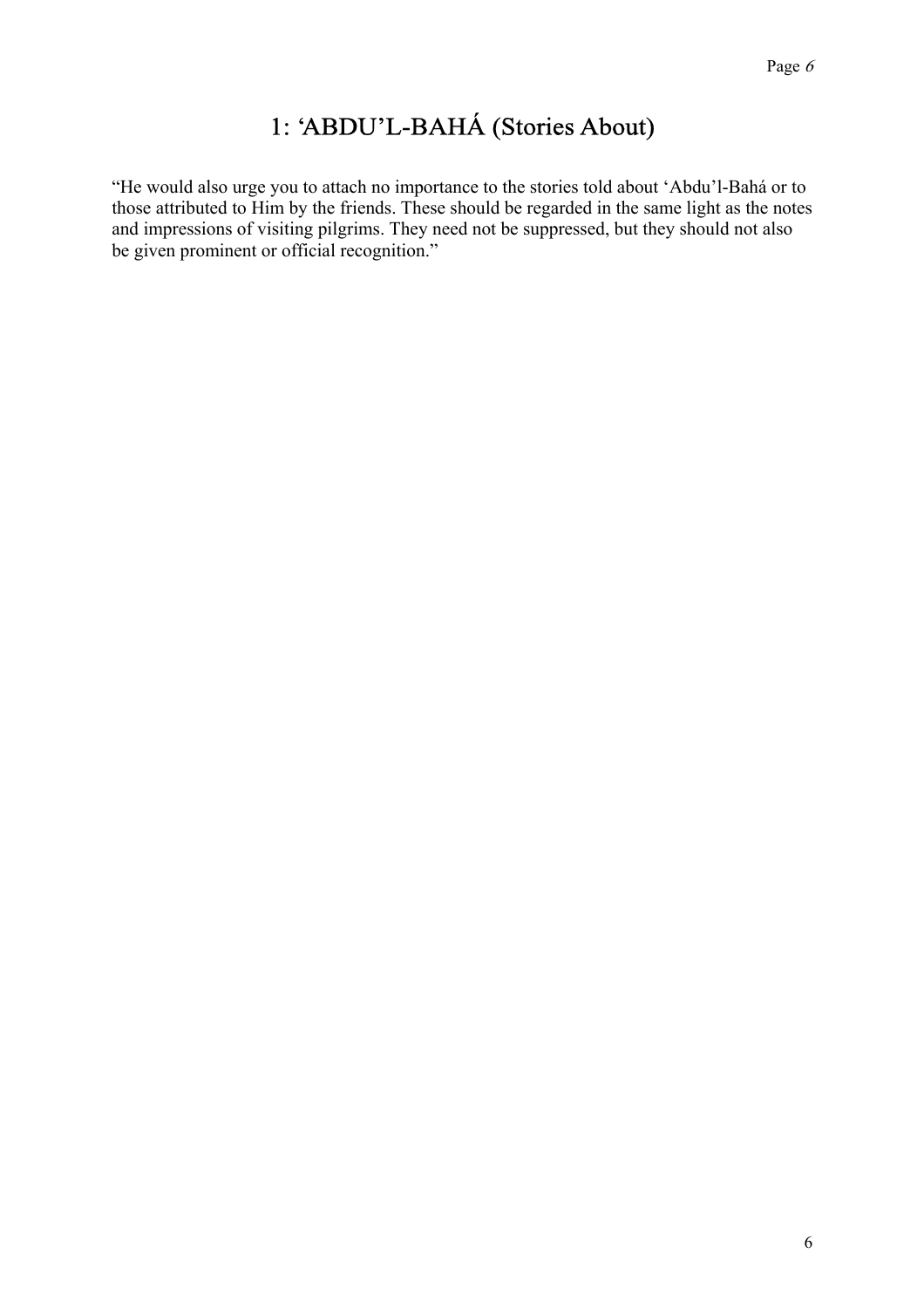# 1: ‘ABDU’L-BAHÁ (Stories About)

“He would also urge you to attach no importance to the stories told about ‘Abdu’l-Bahá or to those attributed to Him by the friends. These should be regarded in the same light as the notes and impressions of visiting pilgrims. They need not be suppressed, but they should not also be given prominent or official recognition.”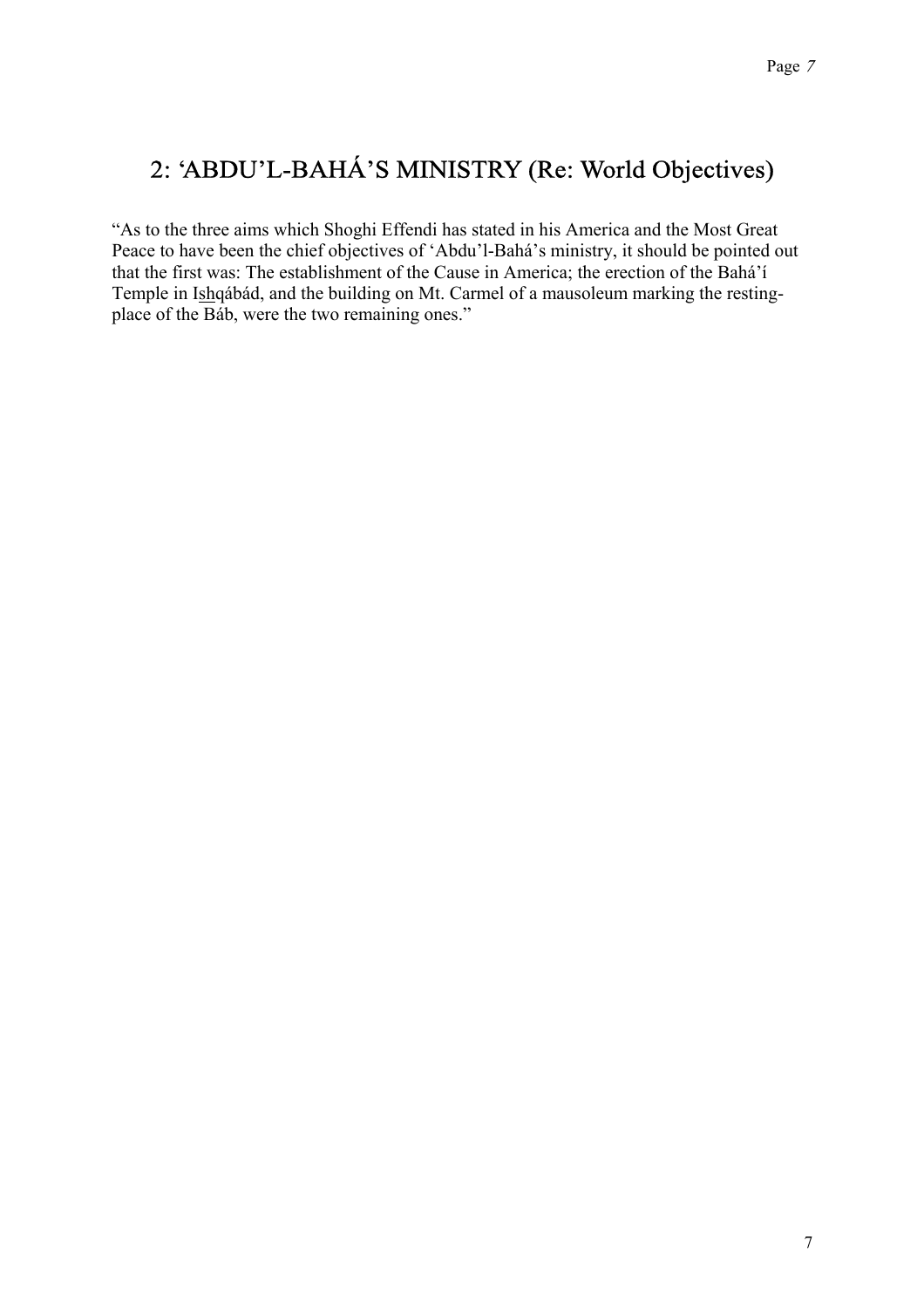## 2: 'ABDU'L-BAHÁ'S MINISTRY (Re: World Objectives)

"As to the three aims which Shoghi Effendi has stated in his America and the Most Great Peace to have been the chief objectives of 'Abdu'l-Bahá's ministry, it should be pointed out that the first was: The establishment of the Cause in America; the erection of the Bahá'í Temple in Ishqábád, and the building on Mt. Carmel of a mausoleum marking the resting-place of the Báb, were the two remaining ones."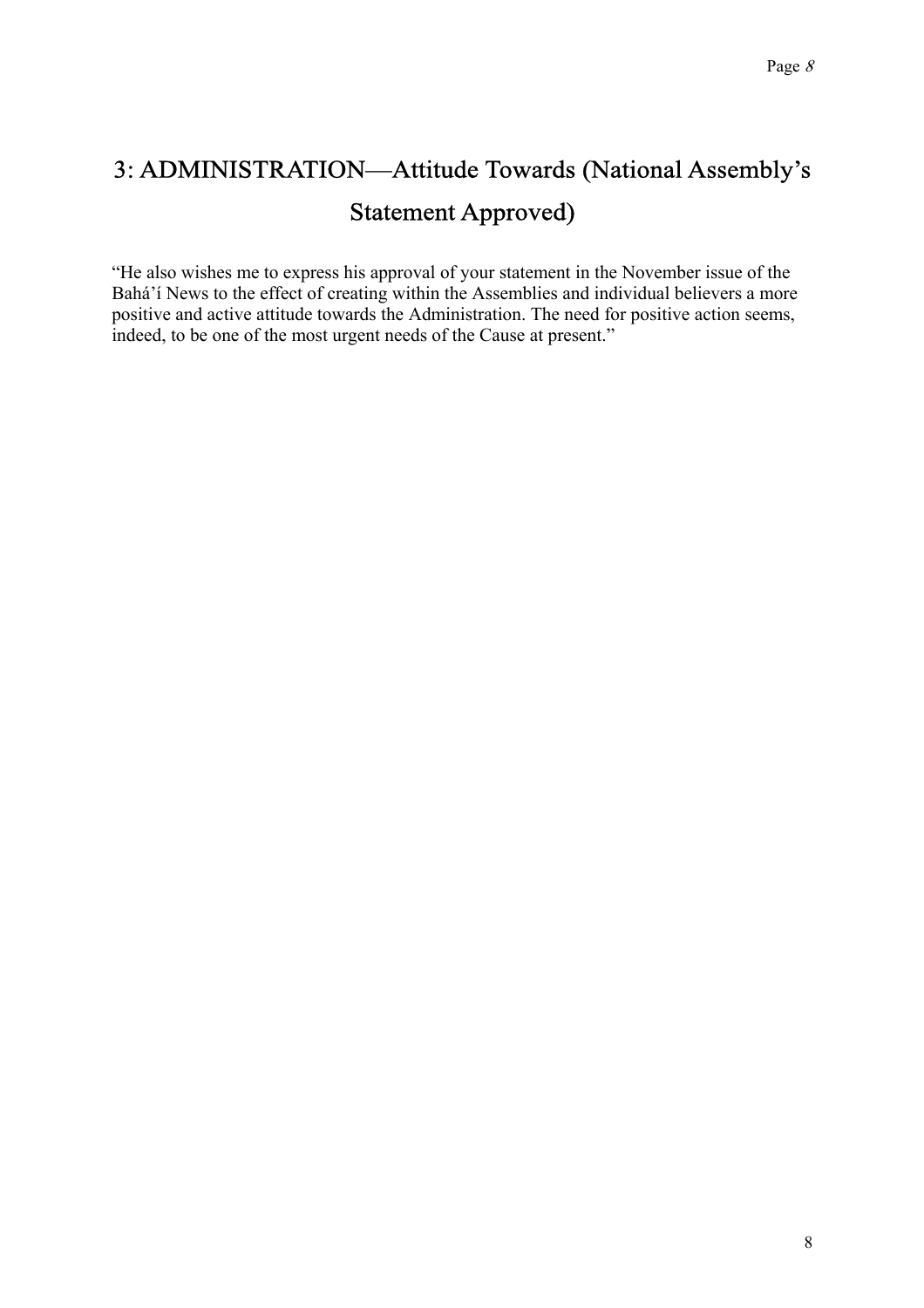## 3: ADMINISTRATION—Attitude Towards (National Assembly's Statement Approved)

"He also wishes me to express his approval of your statement in the November issue of the Bahá'í News to the effect of creating within the Assemblies and individual believers a more positive and active attitude towards the Administration. The need for positive action seems, indeed, to be one of the most urgent needs of the Cause at present."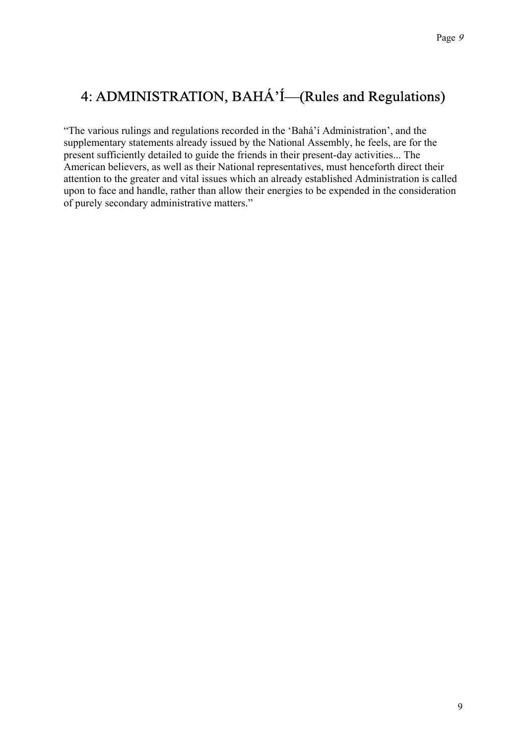## 4: ADMINISTRATION, BAHÁ'Í—(Rules and Regulations)

"The various rulings and regulations recorded in the 'Bahá'í Administration', and the supplementary statements already issued by the National Assembly, he feels, are for the present sufficiently detailed to guide the friends in their present-day activities... The American believers, as well as their National representatives, must henceforth direct their attention to the greater and vital issues which an already established Administration is called upon to face and handle, rather than allow their energies to be expended in the consideration of purely secondary administrative matters."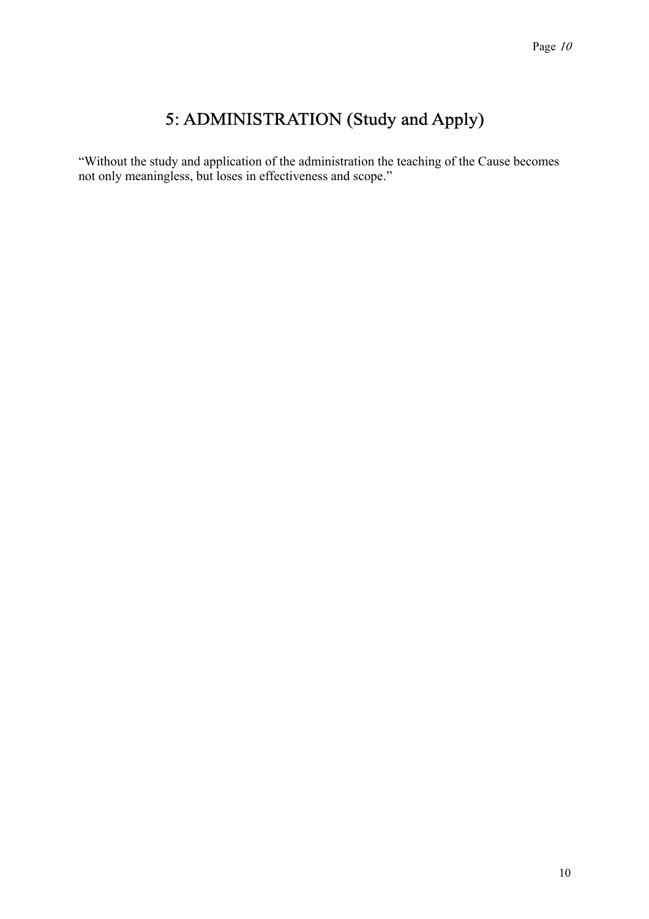# 5: ADMINISTRATION (Study and Apply)

"Without the study and application of the administration the teaching of the Cause becomes not only meaningless, but loses in effectiveness and scope."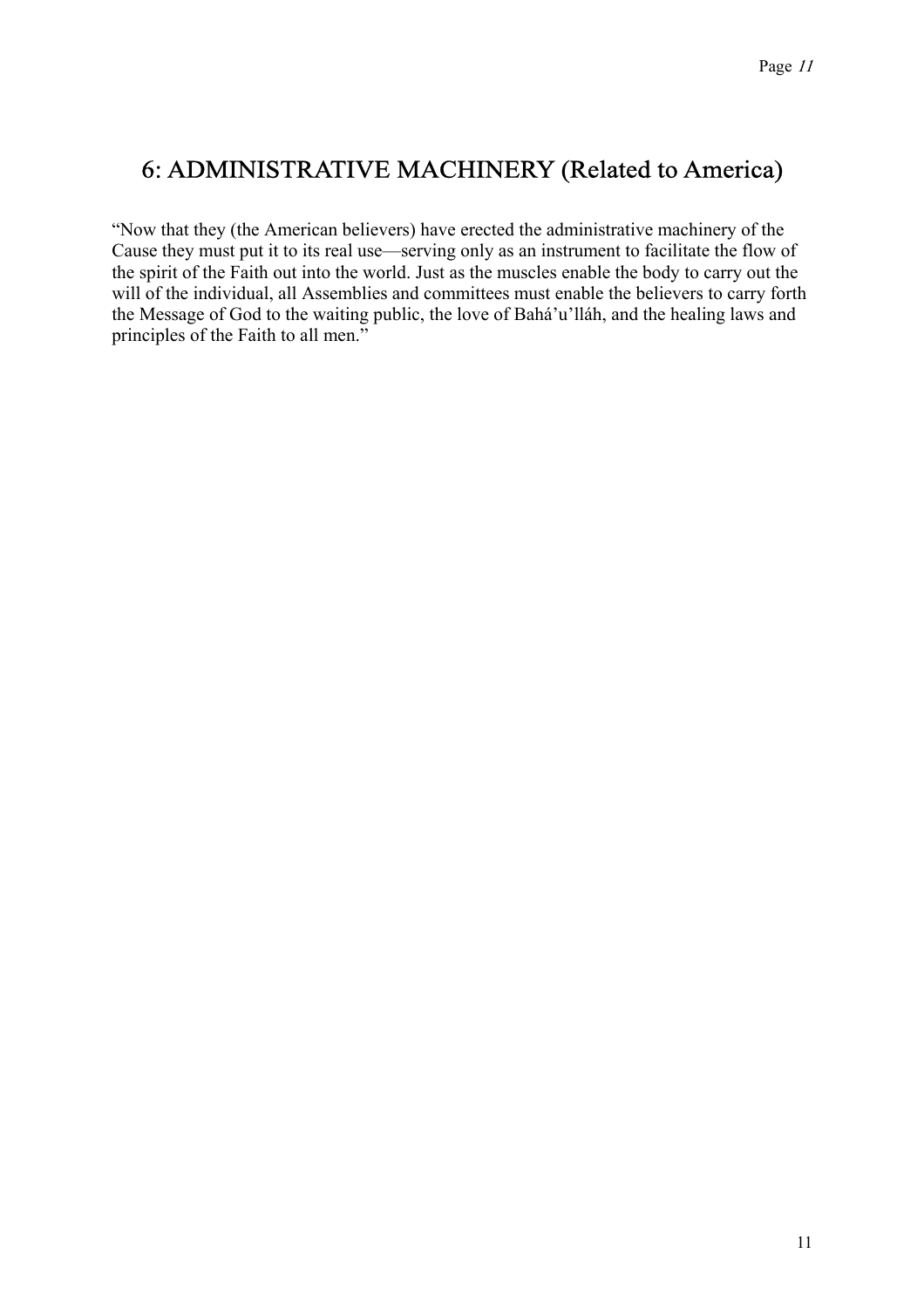## 6: ADMINISTRATIVE MACHINERY (Related to America)

"Now that they (the American believers) have erected the administrative machinery of the Cause they must put it to its real use—serving only as an instrument to facilitate the flow of the spirit of the Faith out into the world. Just as the muscles enable the body to carry out the will of the individual, all Assemblies and committees must enable the believers to carry forth the Message of God to the waiting public, the love of Bahá'u'lláh, and the healing laws and principles of the Faith to all men."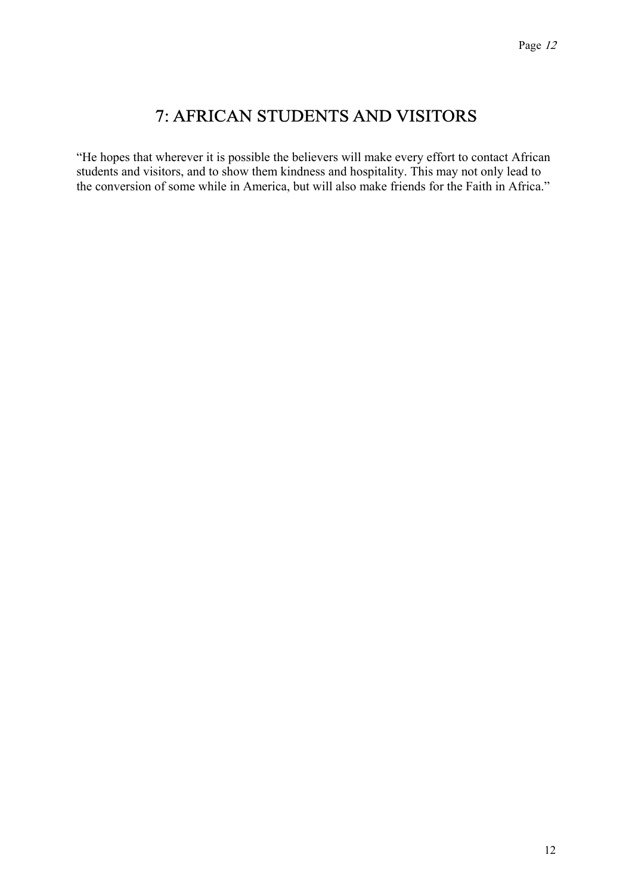## 7: AFRICAN STUDENTS AND VISITORS

"He hopes that wherever it is possible the believers will make every effort to contact African students and visitors, and to show them kindness and hospitality. This may not only lead to the conversion of some while in America, but will also make friends for the Faith in Africa."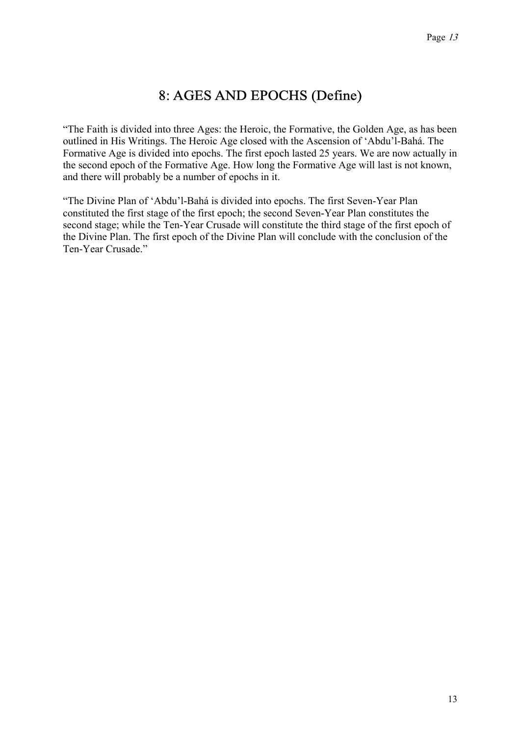# 8: AGES AND EPOCHS (Define)

"The Faith is divided into three Ages: the Heroic, the Formative, the Golden Age, as has been outlined in His Writings. The Heroic Age closed with the Ascension of 'Abdu'l-Bahá. The Formative Age is divided into epochs. The first epoch lasted 25 years. We are now actually in the second epoch of the Formative Age. How long the Formative Age will last is not known, and there will probably be a number of epochs in it.

"The Divine Plan of 'Abdu'l-Bahá is divided into epochs. The first Seven-Year Plan constituted the first stage of the first epoch; the second Seven-Year Plan constitutes the second stage; while the Ten-Year Crusade will constitute the third stage of the first epoch of the Divine Plan. The first epoch of the Divine Plan will conclude with the conclusion of the Ten-Year Crusade."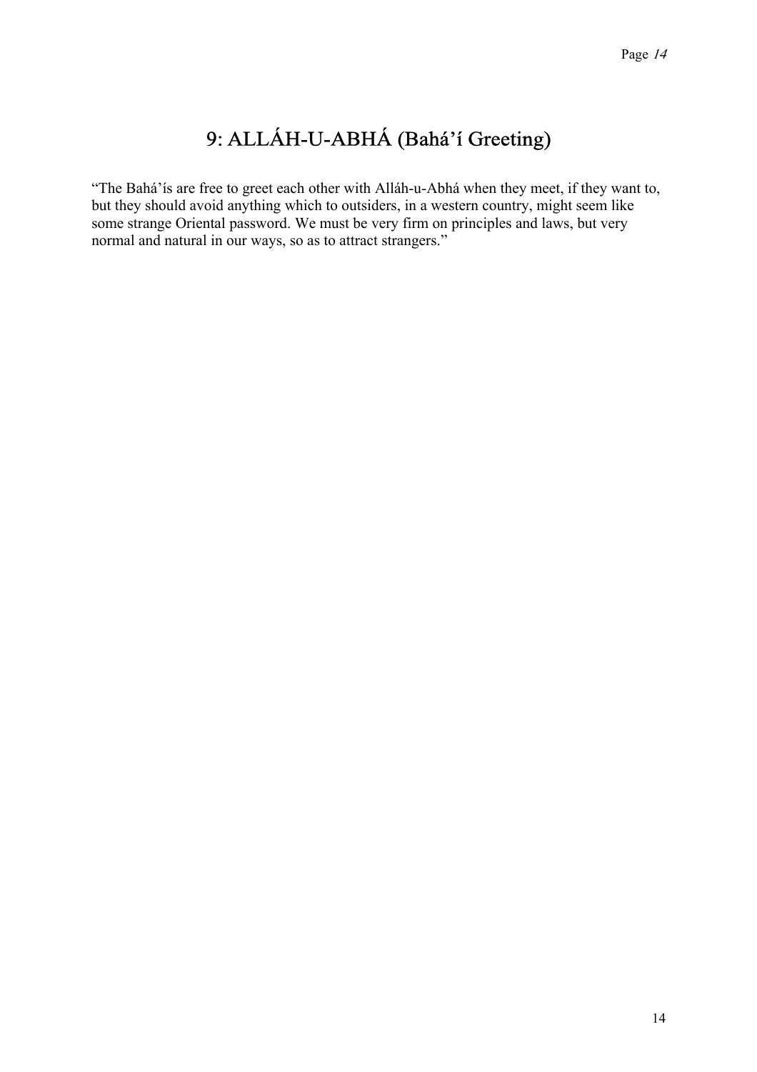# 9: ALLÁH-U-ABHÁ (Bahá'í Greeting)

"The Bahá'ís are free to greet each other with Alláh-u-Abhá when they meet, if they want to, but they should avoid anything which to outsiders, in a western country, might seem like some strange Oriental password. We must be very firm on principles and laws, but very normal and natural in our ways, so as to attract strangers."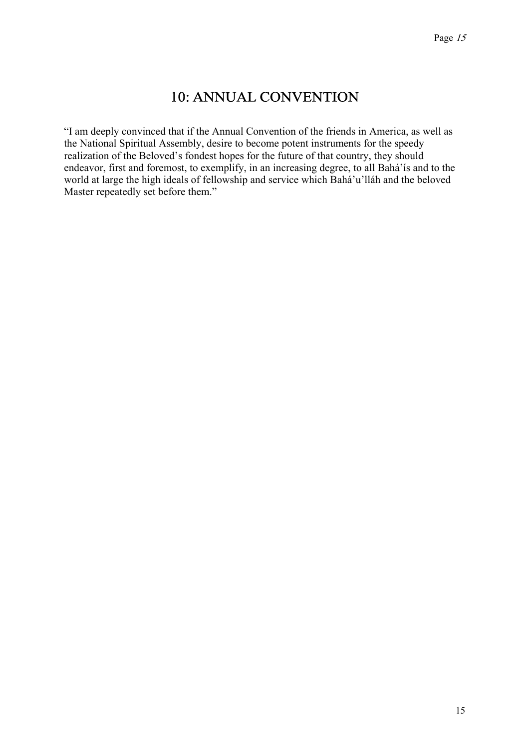# 10: ANNUAL CONVENTION

“I am deeply convinced that if the Annual Convention of the friends in America, as well as the National Spiritual Assembly, desire to become potent instruments for the speedy realization of the Beloved’s fondest hopes for the future of that country, they should endeavor, first and foremost, to exemplify, in an increasing degree, to all Bahá’ís and to the world at large the high ideals of fellowship and service which Bahá’u’lláh and the beloved Master repeatedly set before them.”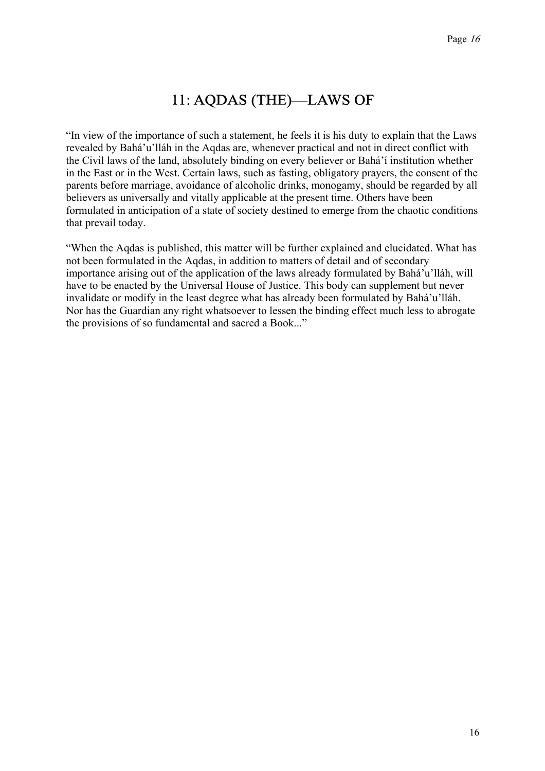# 11: AQDAS (THE)—LAWS OF

“In view of the importance of such a statement, he feels it is his duty to explain that the Laws revealed by Bahá’u’lláh in the Aqdas are, whenever practical and not in direct conflict with the Civil laws of the land, absolutely binding on every believer or Bahá’í institution whether in the East or in the West. Certain laws, such as fasting, obligatory prayers, the consent of the parents before marriage, avoidance of alcoholic drinks, monogamy, should be regarded by all believers as universally and vitally applicable at the present time. Others have been formulated in anticipation of a state of society destined to emerge from the chaotic conditions that prevail today.

“When the Aqdas is published, this matter will be further explained and elucidated. What has not been formulated in the Aqdas, in addition to matters of detail and of secondary importance arising out of the application of the laws already formulated by Bahá’u’lláh, will have to be enacted by the Universal House of Justice. This body can supplement but never invalidate or modify in the least degree what has already been formulated by Bahá’u’lláh. Nor has the Guardian any right whatsoever to lessen the binding effect much less to abrogate the provisions of so fundamental and sacred a Book...”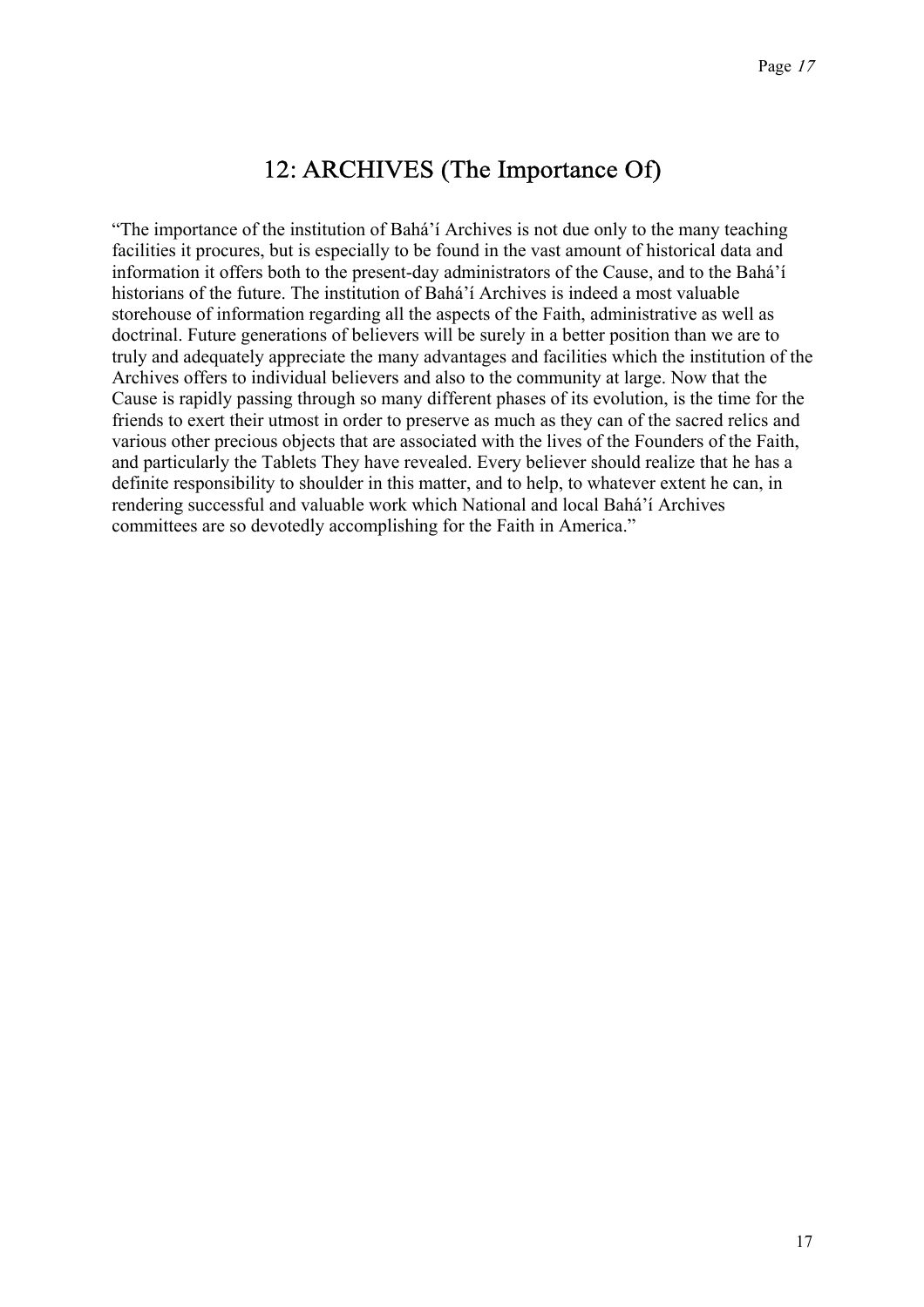# 12: ARCHIVES (The Importance Of)

“The importance of the institution of Bahá’í Archives is not due only to the many teaching facilities it procures, but is especially to be found in the vast amount of historical data and information it offers both to the present-day administrators of the Cause, and to the Bahá’í historians of the future. The institution of Bahá’í Archives is indeed a most valuable storehouse of information regarding all the aspects of the Faith, administrative as well as doctrinal. Future generations of believers will be surely in a better position than we are to truly and adequately appreciate the many advantages and facilities which the institution of the Archives offers to individual believers and also to the community at large. Now that the Cause is rapidly passing through so many different phases of its evolution, is the time for the friends to exert their utmost in order to preserve as much as they can of the sacred relics and various other precious objects that are associated with the lives of the Founders of the Faith, and particularly the Tablets They have revealed. Every believer should realize that he has a definite responsibility to shoulder in this matter, and to help, to whatever extent he can, in rendering successful and valuable work which National and local Bahá’í Archives committees are so devotedly accomplishing for the Faith in America.”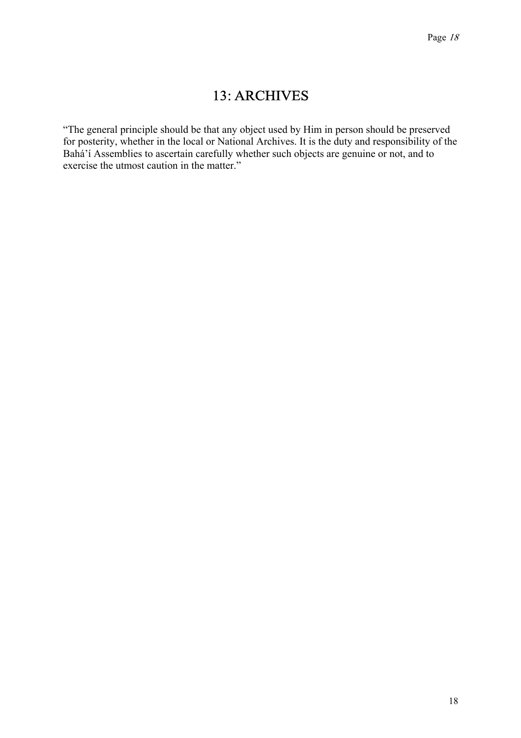# 13: ARCHIVES

“The general principle should be that any object used by Him in person should be preserved for posterity, whether in the local or National Archives. It is the duty and responsibility of the Bahá’í Assemblies to ascertain carefully whether such objects are genuine or not, and to exercise the utmost caution in the matter.”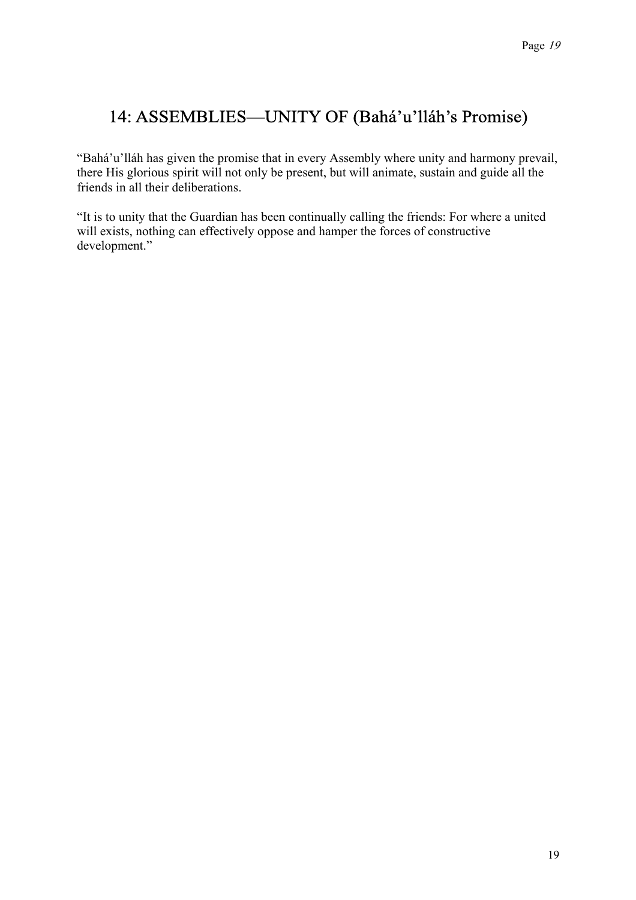## 14: ASSEMBLIES—UNITY OF (Bahá'u'lláh's Promise)

"Bahá'u'lláh has given the promise that in every Assembly where unity and harmony prevail, there His glorious spirit will not only be present, but will animate, sustain and guide all the friends in all their deliberations.

"It is to unity that the Guardian has been continually calling the friends: For where a united will exists, nothing can effectively oppose and hamper the forces of constructive development."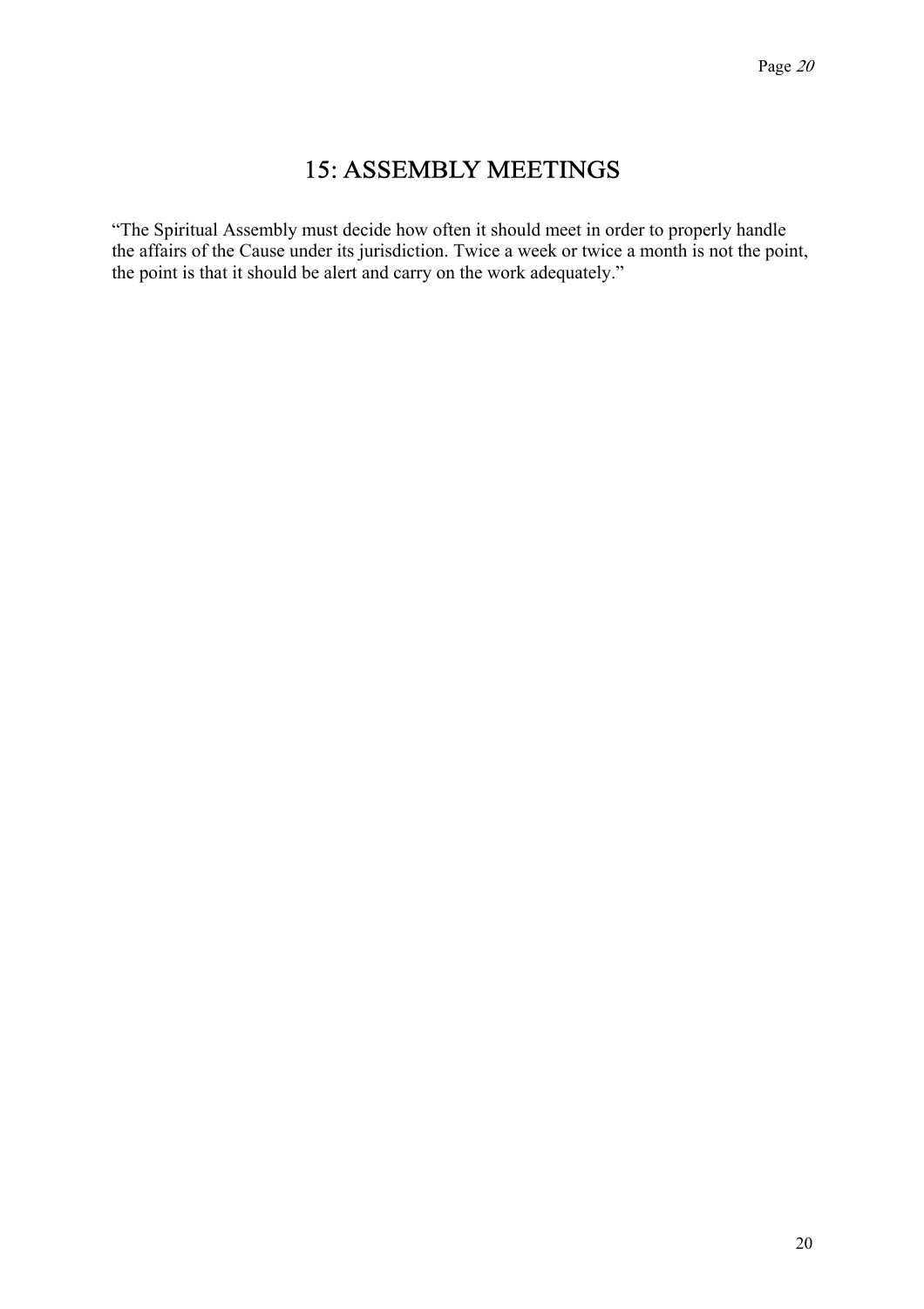# 15: ASSEMBLY MEETINGS

"The Spiritual Assembly must decide how often it should meet in order to properly handle the affairs of the Cause under its jurisdiction. Twice a week or twice a month is not the point, the point is that it should be alert and carry on the work adequately."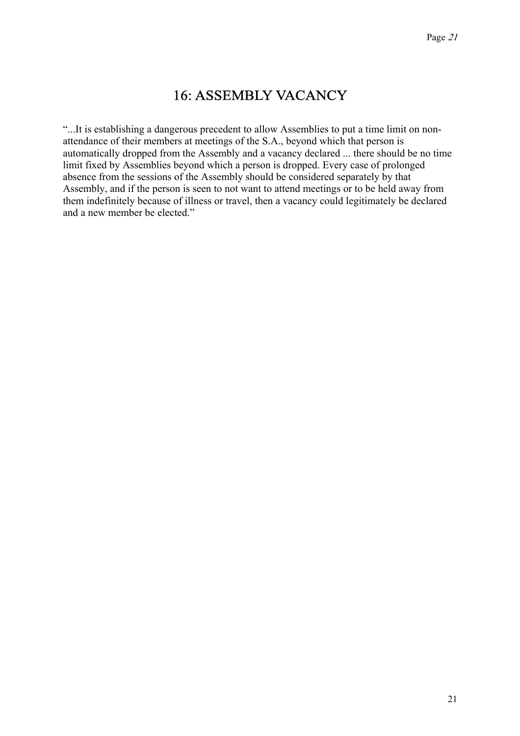# 16: ASSEMBLY VACANCY

"...It is establishing a dangerous precedent to allow Assemblies to put a time limit on non-attendance of their members at meetings of the S.A., beyond which that person is automatically dropped from the Assembly and a vacancy declared ... there should be no time limit fixed by Assemblies beyond which a person is dropped. Every case of prolonged absence from the sessions of the Assembly should be considered separately by that Assembly, and if the person is seen to not want to attend meetings or to be held away from them indefinitely because of illness or travel, then a vacancy could legitimately be declared and a new member be elected."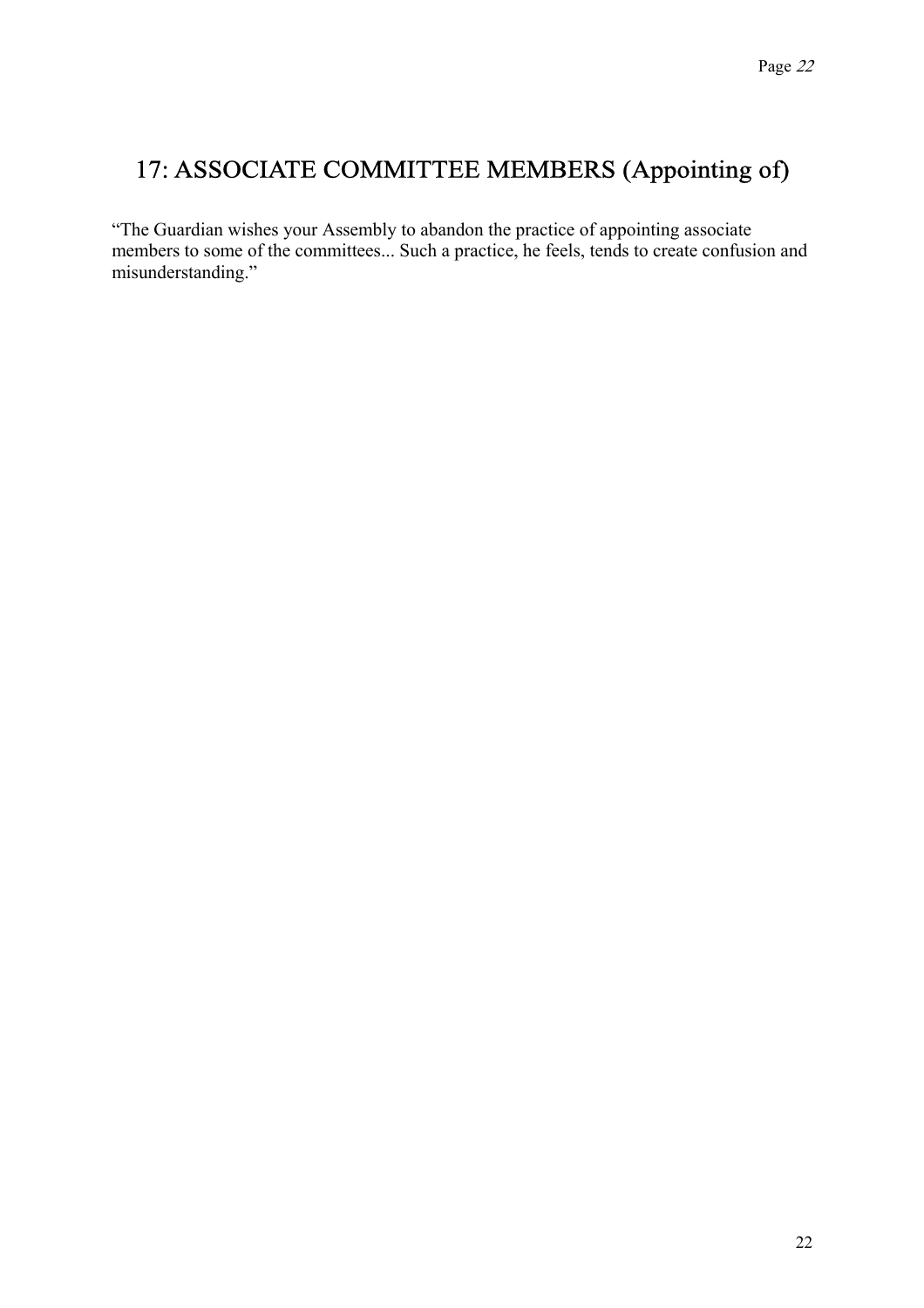# 17: ASSOCIATE COMMITTEE MEMBERS (Appointing of)

"The Guardian wishes your Assembly to abandon the practice of appointing associate members to some of the committees... Such a practice, he feels, tends to create confusion and misunderstanding."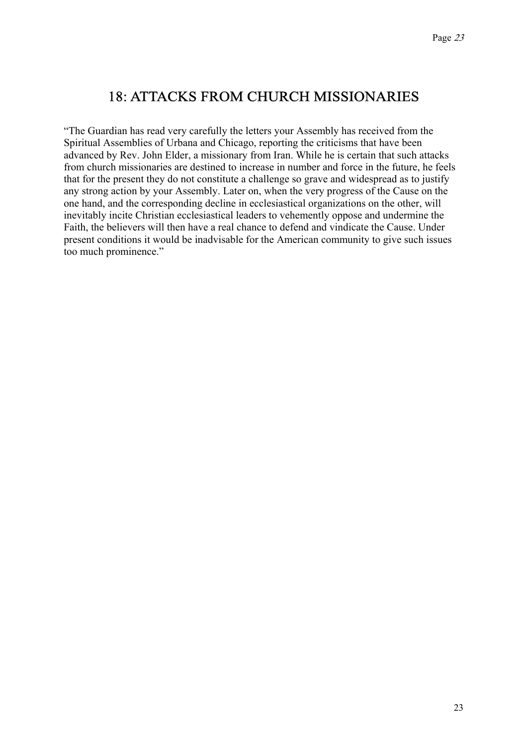## 18: ATTACKS FROM CHURCH MISSIONARIES

"The Guardian has read very carefully the letters your Assembly has received from the Spiritual Assemblies of Urbana and Chicago, reporting the criticisms that have been advanced by Rev. John Elder, a missionary from Iran. While he is certain that such attacks from church missionaries are destined to increase in number and force in the future, he feels that for the present they do not constitute a challenge so grave and widespread as to justify any strong action by your Assembly. Later on, when the very progress of the Cause on the one hand, and the corresponding decline in ecclesiastical organizations on the other, will inevitably incite Christian ecclesiastical leaders to vehemently oppose and undermine the Faith, the believers will then have a real chance to defend and vindicate the Cause. Under present conditions it would be inadvisable for the American community to give such issues too much prominence."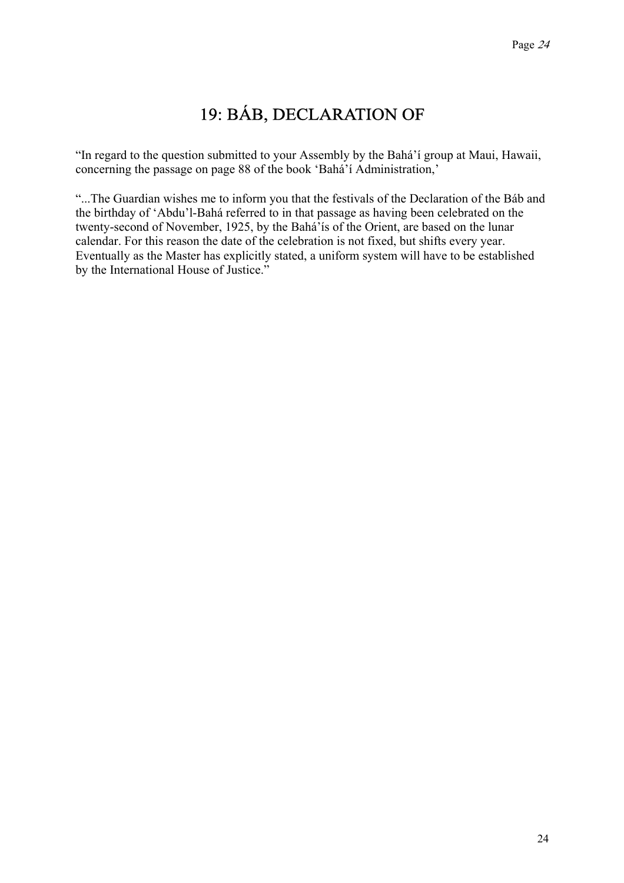# 19: BÁB, DECLARATION OF

"In regard to the question submitted to your Assembly by the Bahá'í group at Maui, Hawaii, concerning the passage on page 88 of the book 'Bahá'í Administration,'

"...The Guardian wishes me to inform you that the festivals of the Declaration of the Báb and the birthday of 'Abdu'l-Bahá referred to in that passage as having been celebrated on the twenty-second of November, 1925, by the Bahá'ís of the Orient, are based on the lunar calendar. For this reason the date of the celebration is not fixed, but shifts every year. Eventually as the Master has explicitly stated, a uniform system will have to be established by the International House of Justice."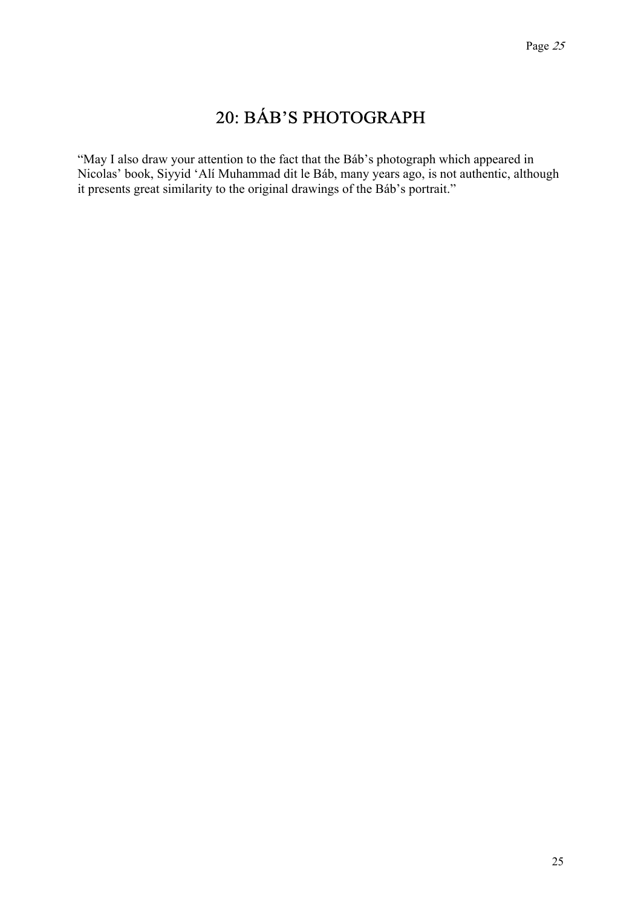# 20: BÁB'S PHOTOGRAPH

"May I also draw your attention to the fact that the Báb's photograph which appeared in Nicolas' book, Siyyid 'Alí Muhammad dit le Báb, many years ago, is not authentic, although it presents great similarity to the original drawings of the Báb's portrait."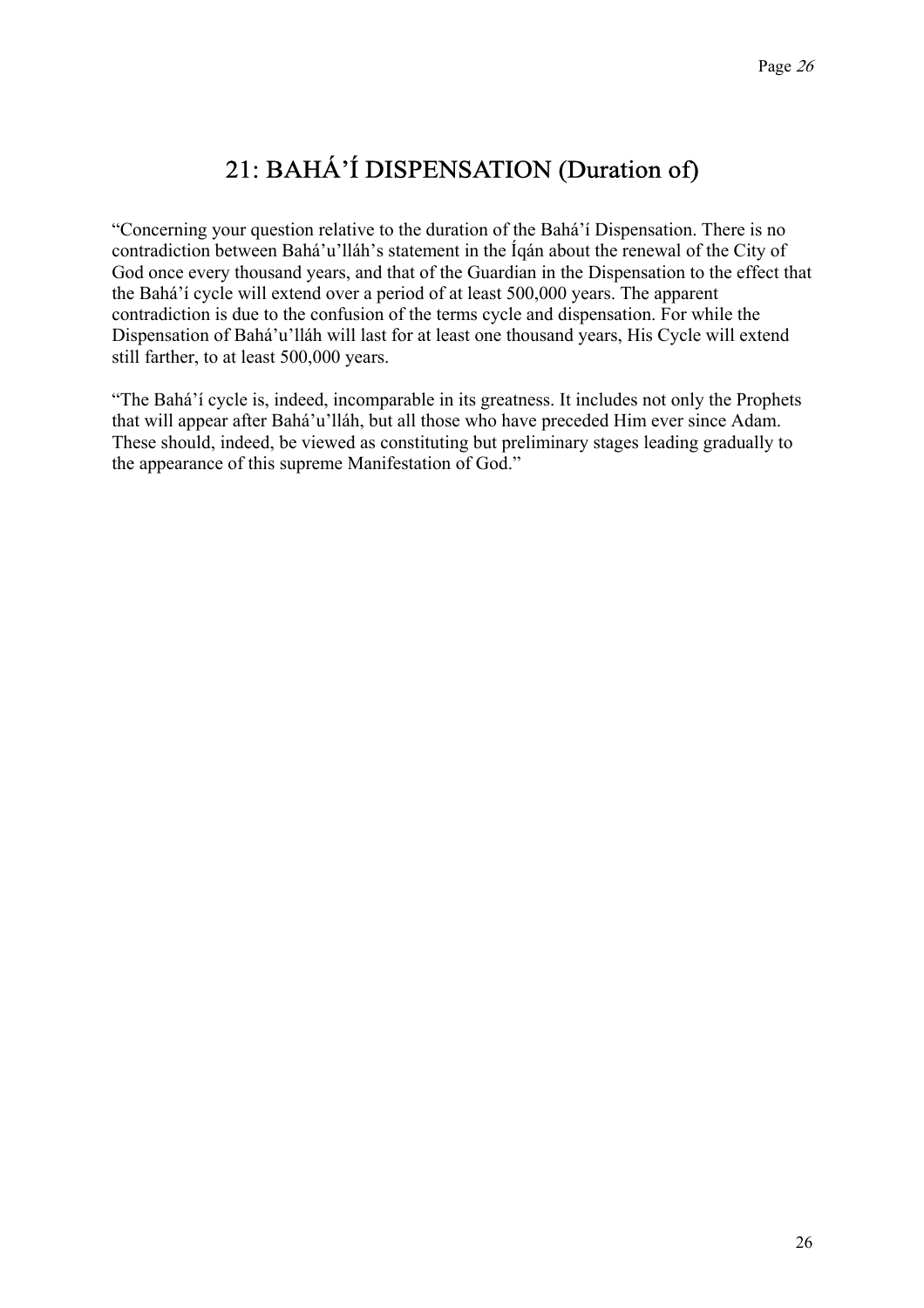# 21: BAHÁ'Í DISPENSATION (Duration of)

"Concerning your question relative to the duration of the Bahá'í Dispensation. There is no contradiction between Bahá'u'lláh's statement in the Íqán about the renewal of the City of God once every thousand years, and that of the Guardian in the Dispensation to the effect that the Bahá'í cycle will extend over a period of at least 500,000 years. The apparent contradiction is due to the confusion of the terms cycle and dispensation. For while the Dispensation of Bahá'u'lláh will last for at least one thousand years, His Cycle will extend still farther, to at least 500,000 years.

"The Bahá'í cycle is, indeed, incomparable in its greatness. It includes not only the Prophets that will appear after Bahá'u'lláh, but all those who have preceded Him ever since Adam. These should, indeed, be viewed as constituting but preliminary stages leading gradually to the appearance of this supreme Manifestation of God."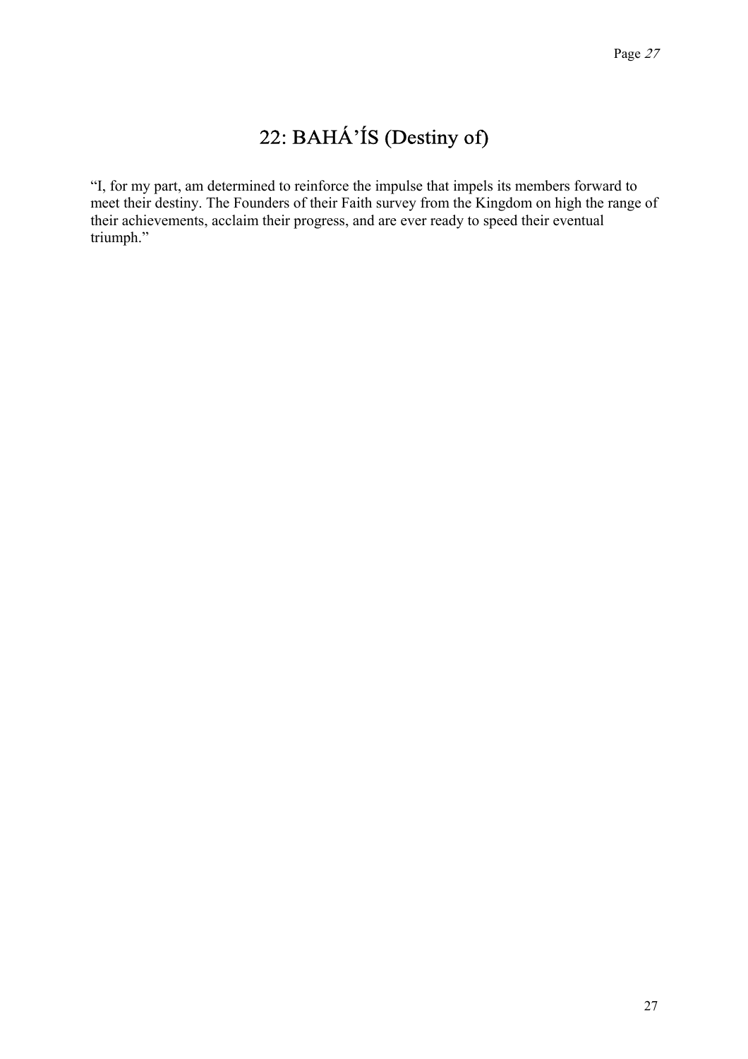# 22: BAHÁ'ÍS (Destiny of)

"I, for my part, am determined to reinforce the impulse that impels its members forward to meet their destiny. The Founders of their Faith survey from the Kingdom on high the range of their achievements, acclaim their progress, and are ever ready to speed their eventual triumph."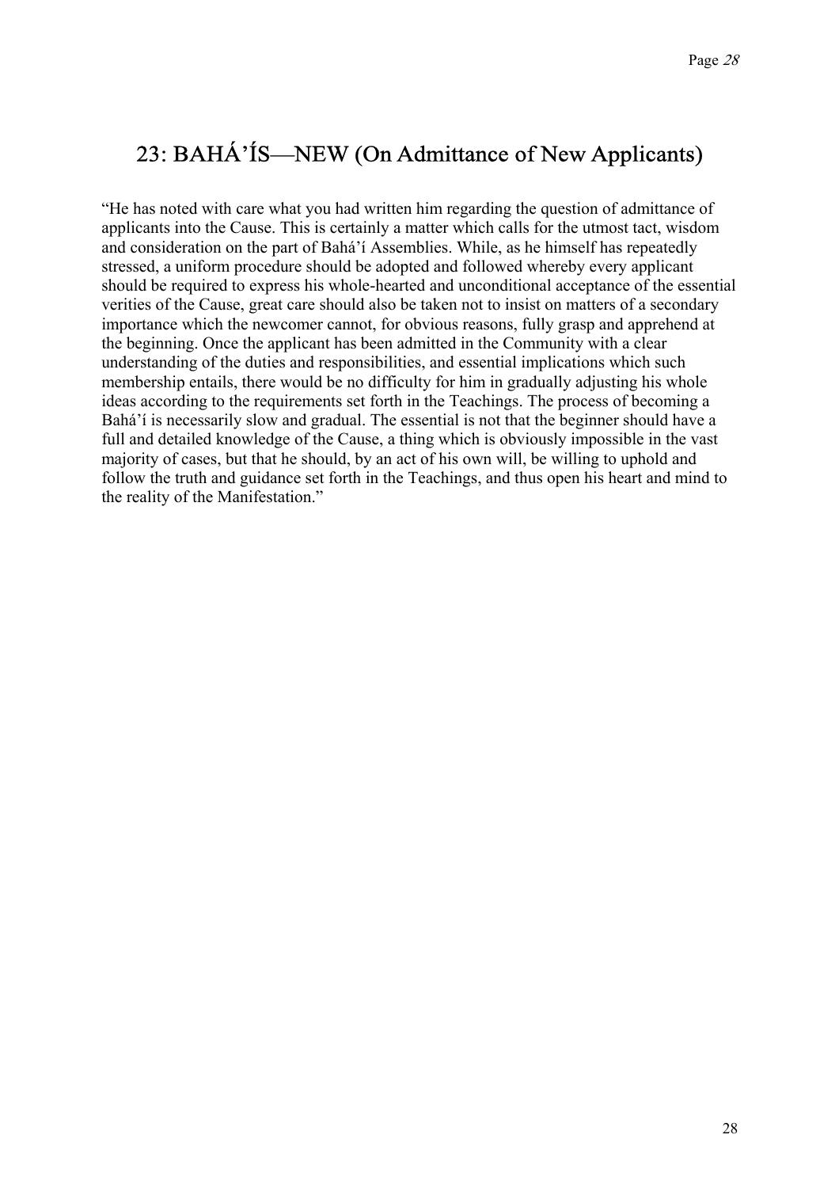## 23: BAHÁ'ÍS—NEW (On Admittance of New Applicants)

"He has noted with care what you had written him regarding the question of admittance of applicants into the Cause. This is certainly a matter which calls for the utmost tact, wisdom and consideration on the part of Bahá'í Assemblies. While, as he himself has repeatedly stressed, a uniform procedure should be adopted and followed whereby every applicant should be required to express his whole-hearted and unconditional acceptance of the essential verities of the Cause, great care should also be taken not to insist on matters of a secondary importance which the newcomer cannot, for obvious reasons, fully grasp and apprehend at the beginning. Once the applicant has been admitted in the Community with a clear understanding of the duties and responsibilities, and essential implications which such membership entails, there would be no difficulty for him in gradually adjusting his whole ideas according to the requirements set forth in the Teachings. The process of becoming a Bahá'í is necessarily slow and gradual. The essential is not that the beginner should have a full and detailed knowledge of the Cause, a thing which is obviously impossible in the vast majority of cases, but that he should, by an act of his own will, be willing to uphold and follow the truth and guidance set forth in the Teachings, and thus open his heart and mind to the reality of the Manifestation."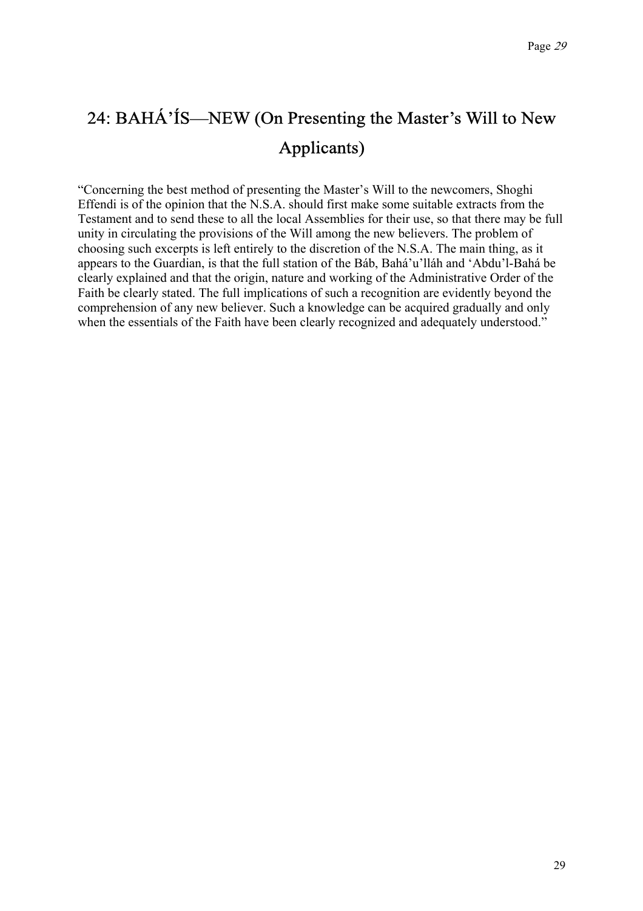## 24: BAHÁ'ÍS—NEW (On Presenting the Master's Will to New Applicants)

"Concerning the best method of presenting the Master's Will to the newcomers, Shoghi Effendi is of the opinion that the N.S.A. should first make some suitable extracts from the Testament and to send these to all the local Assemblies for their use, so that there may be full unity in circulating the provisions of the Will among the new believers. The problem of choosing such excerpts is left entirely to the discretion of the N.S.A. The main thing, as it appears to the Guardian, is that the full station of the Báb, Bahá'u'lláh and 'Abdu'l-Bahá be clearly explained and that the origin, nature and working of the Administrative Order of the Faith be clearly stated. The full implications of such a recognition are evidently beyond the comprehension of any new believer. Such a knowledge can be acquired gradually and only when the essentials of the Faith have been clearly recognized and adequately understood."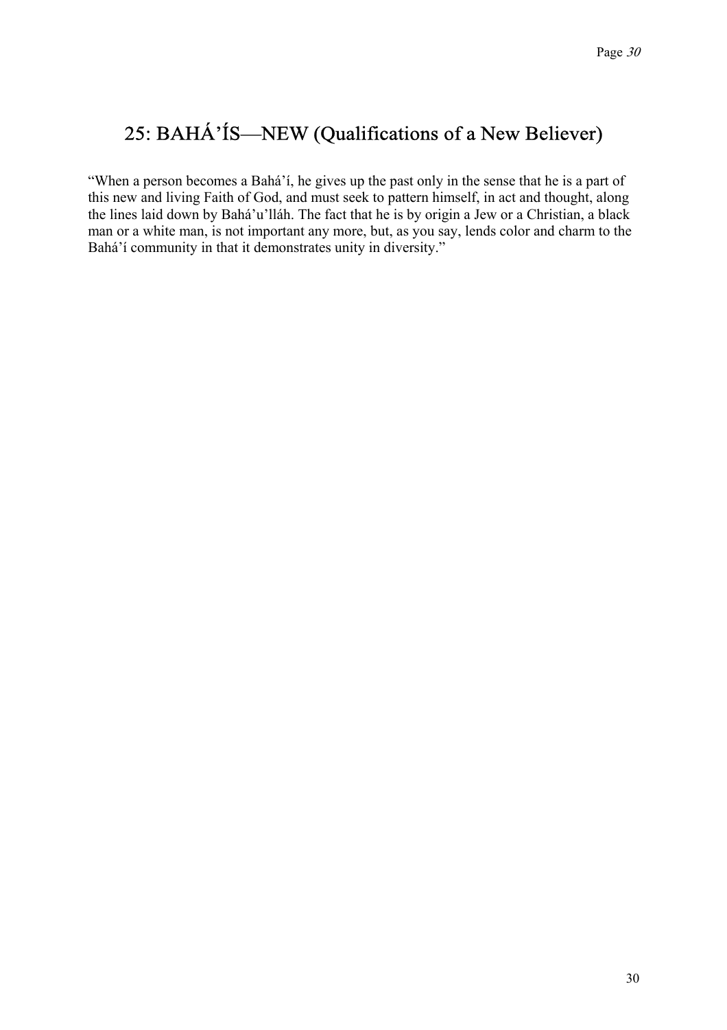## 25: BAHÁ’ÍS—NEW (Qualifications of a New Believer)

“When a person becomes a Bahá’í, he gives up the past only in the sense that he is a part of this new and living Faith of God, and must seek to pattern himself, in act and thought, along the lines laid down by Bahá’u’lláh. The fact that he is by origin a Jew or a Christian, a black man or a white man, is not important any more, but, as you say, lends color and charm to the Bahá’í community in that it demonstrates unity in diversity.”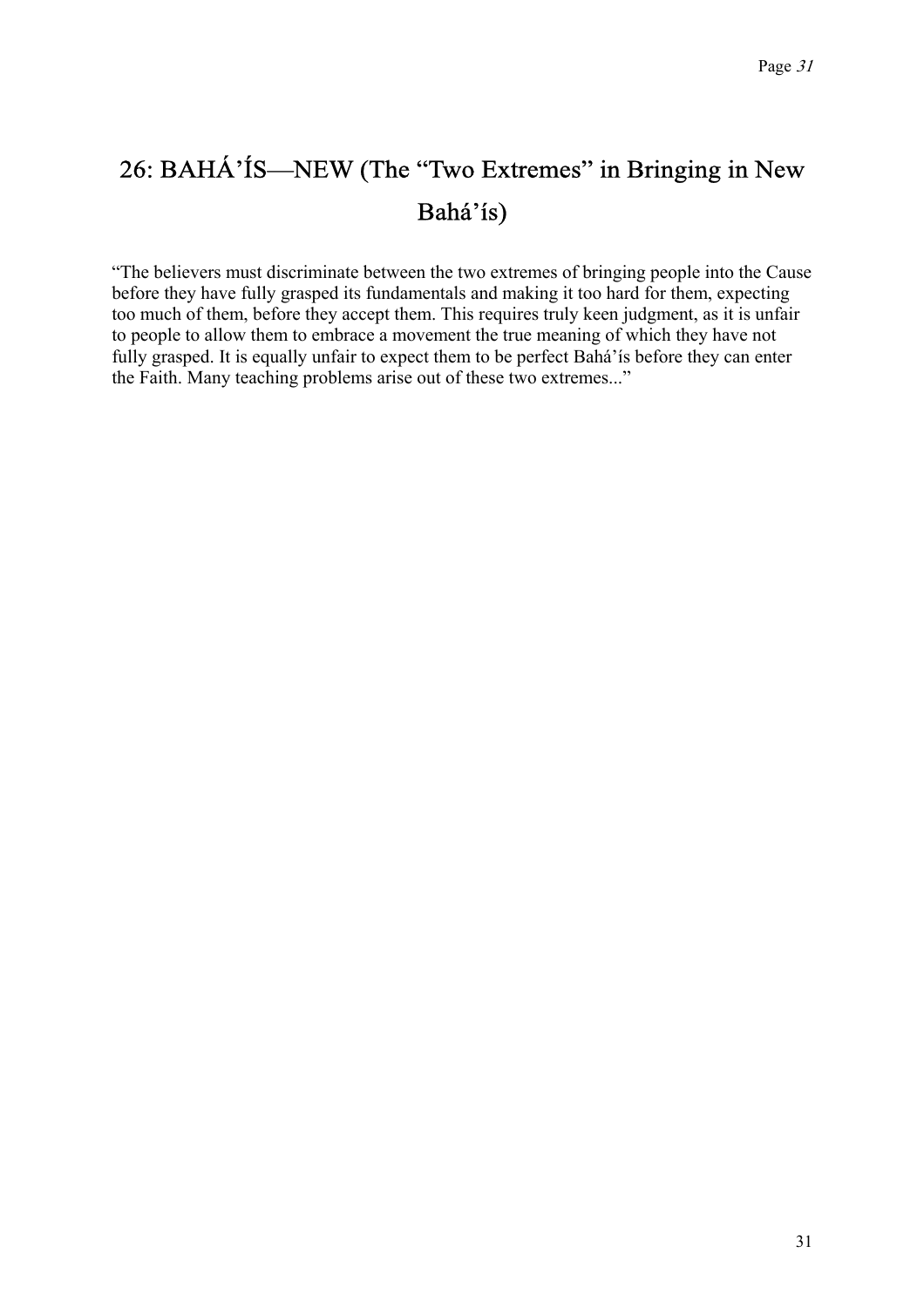## 26: BAHÁ'ÍS—NEW (The "Two Extremes" in Bringing in New Bahá'ís)

"The believers must discriminate between the two extremes of bringing people into the Cause before they have fully grasped its fundamentals and making it too hard for them, expecting too much of them, before they accept them. This requires truly keen judgment, as it is unfair to people to allow them to embrace a movement the true meaning of which they have not fully grasped. It is equally unfair to expect them to be perfect Bahá'ís before they can enter the Faith. Many teaching problems arise out of these two extremes..."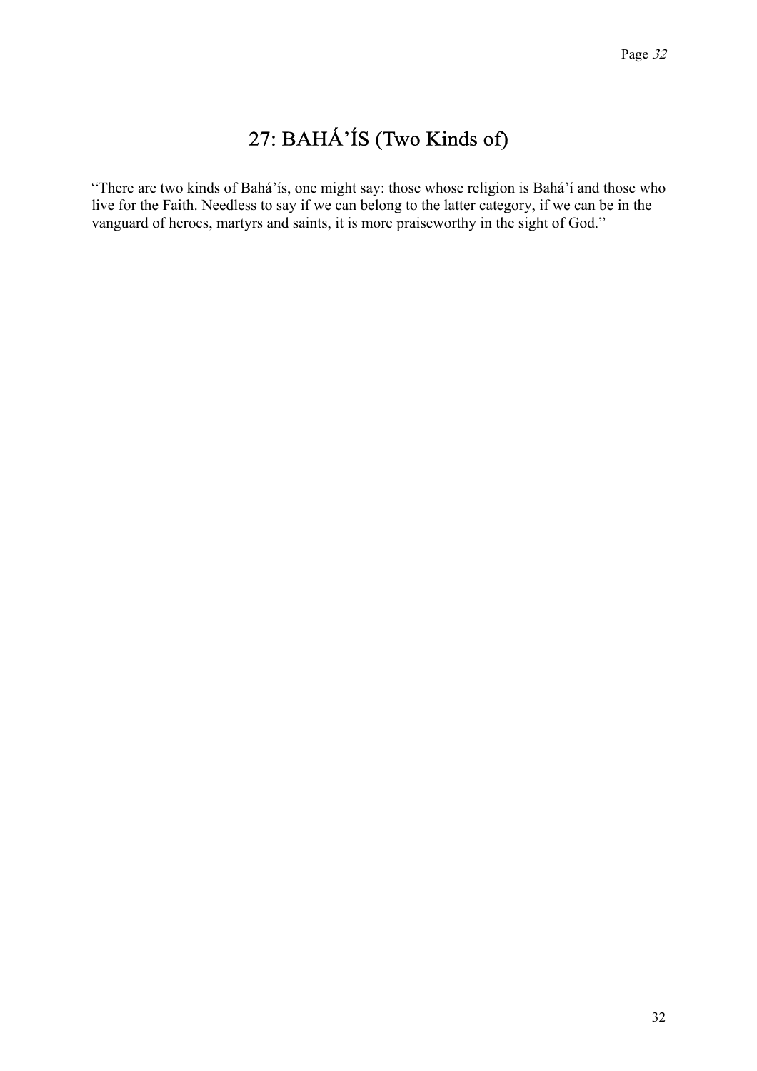# 27: BAHÁ'ÍS (Two Kinds of)

"There are two kinds of Bahá'ís, one might say: those whose religion is Bahá'í and those who live for the Faith. Needless to say if we can belong to the latter category, if we can be in the vanguard of heroes, martyrs and saints, it is more praiseworthy in the sight of God."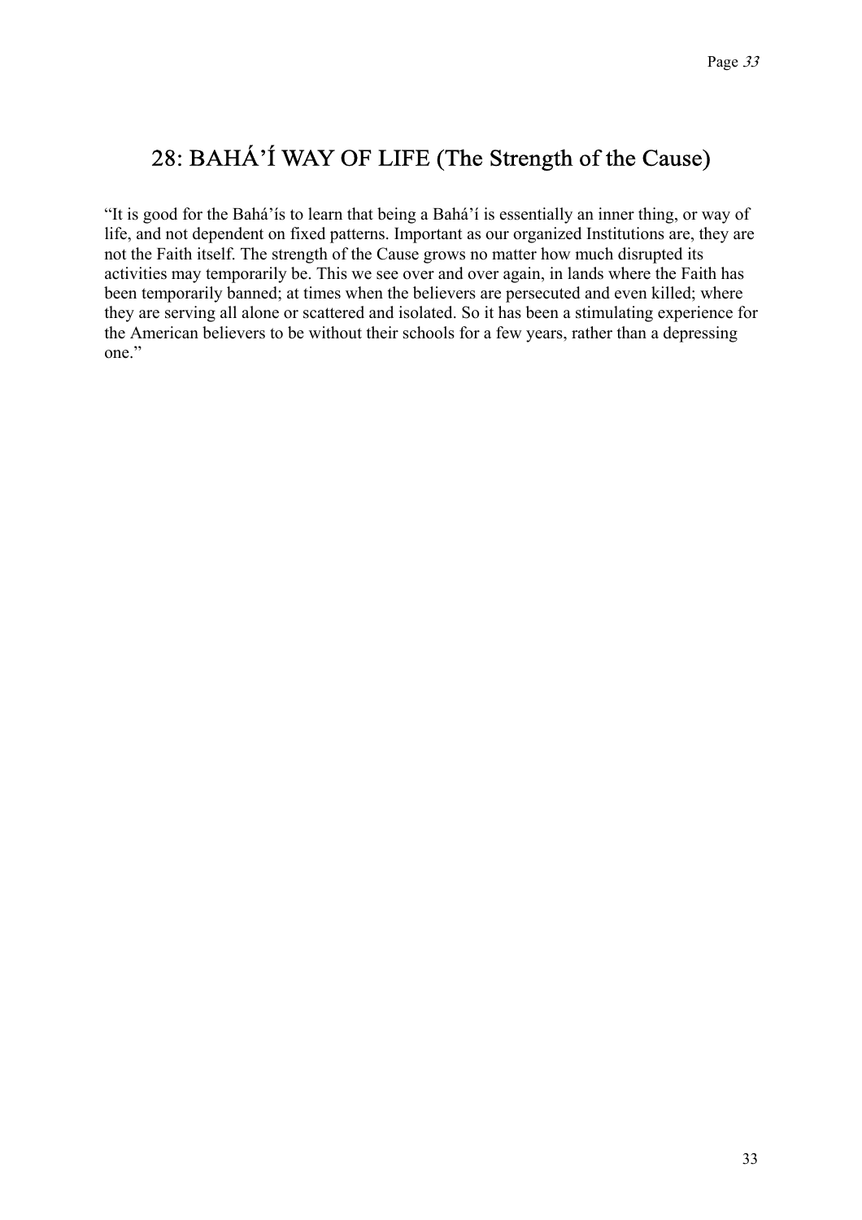# 28: BAHÁ’Í WAY OF LIFE (The Strength of the Cause)

“It is good for the Bahá’ís to learn that being a Bahá’í is essentially an inner thing, or way of life, and not dependent on fixed patterns. Important as our organized Institutions are, they are not the Faith itself. The strength of the Cause grows no matter how much disrupted its activities may temporarily be. This we see over and over again, in lands where the Faith has been temporarily banned; at times when the believers are persecuted and even killed; where they are serving all alone or scattered and isolated. So it has been a stimulating experience for the American believers to be without their schools for a few years, rather than a depressing one.”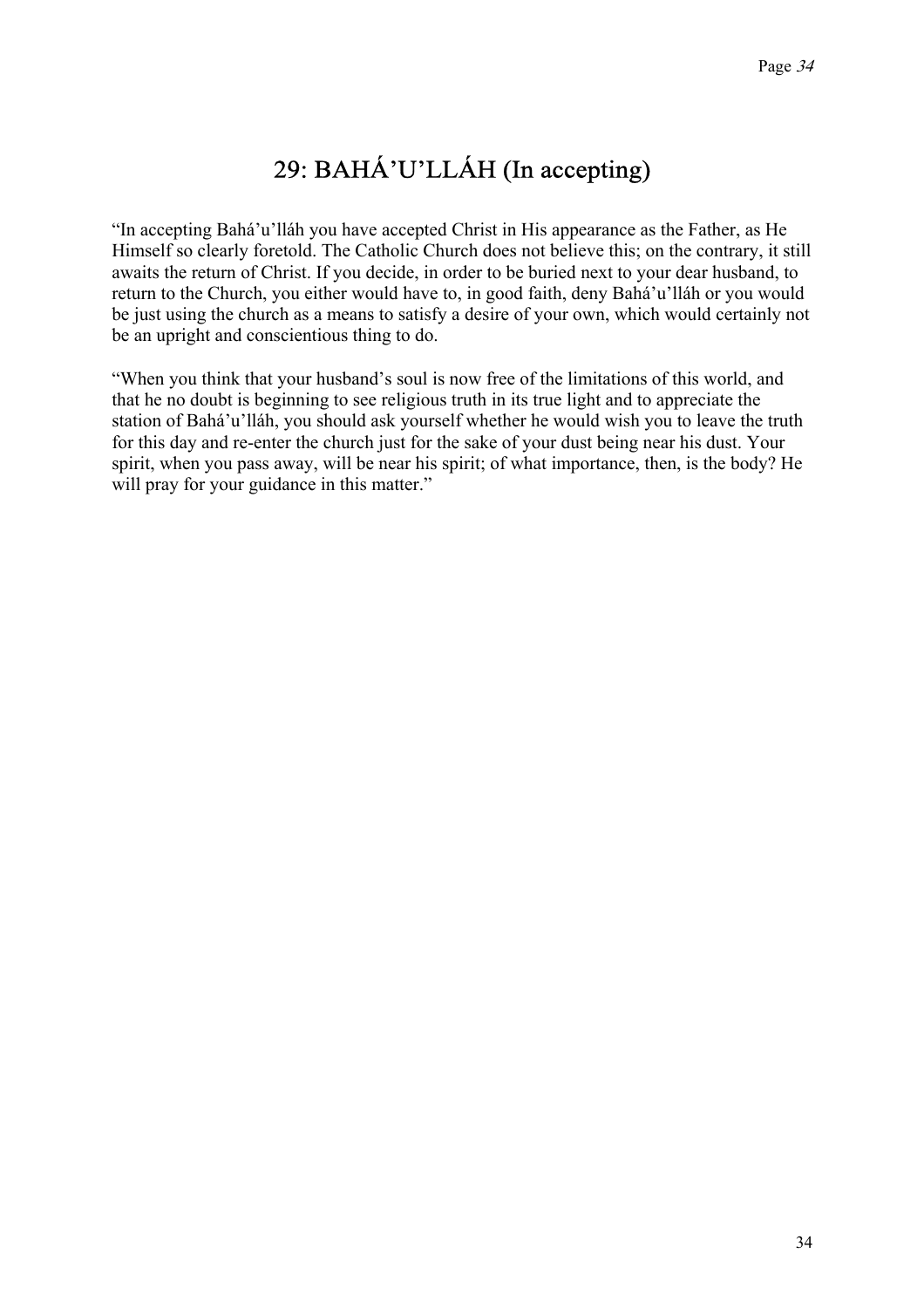# 29: BAHÁ'U'LLÁH (In accepting)

"In accepting Bahá'u'lláh you have accepted Christ in His appearance as the Father, as He Himself so clearly foretold. The Catholic Church does not believe this; on the contrary, it still awaits the return of Christ. If you decide, in order to be buried next to your dear husband, to return to the Church, you either would have to, in good faith, deny Bahá'u'lláh or you would be just using the church as a means to satisfy a desire of your own, which would certainly not be an upright and conscientious thing to do.

"When you think that your husband's soul is now free of the limitations of this world, and that he no doubt is beginning to see religious truth in its true light and to appreciate the station of Bahá'u'lláh, you should ask yourself whether he would wish you to leave the truth for this day and re-enter the church just for the sake of your dust being near his dust. Your spirit, when you pass away, will be near his spirit; of what importance, then, is the body? He will pray for your guidance in this matter."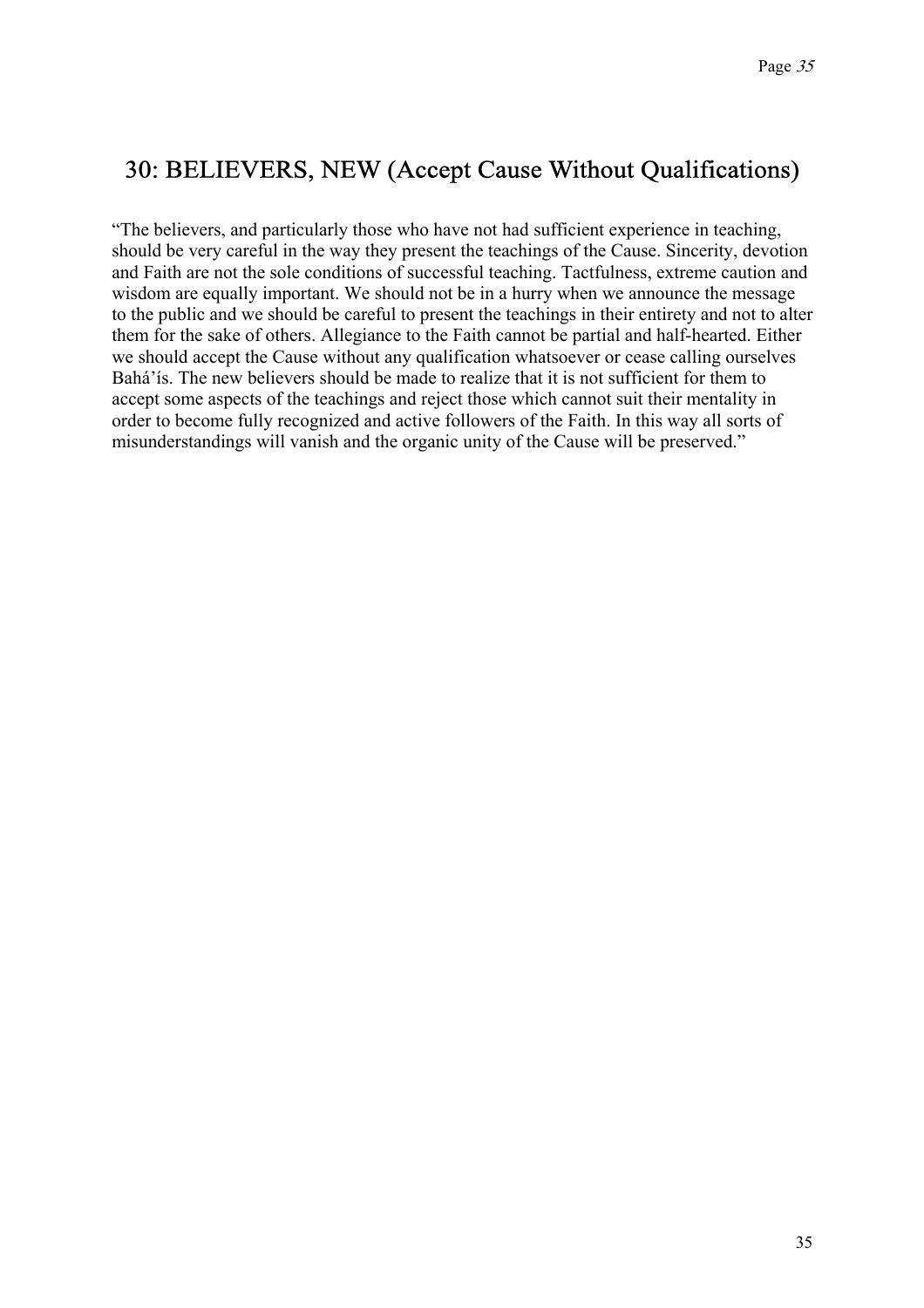## 30: BELIEVERS, NEW (Accept Cause Without Qualifications)

“The believers, and particularly those who have not had sufficient experience in teaching, should be very careful in the way they present the teachings of the Cause. Sincerity, devotion and Faith are not the sole conditions of successful teaching. Tactfulness, extreme caution and wisdom are equally important. We should not be in a hurry when we announce the message to the public and we should be careful to present the teachings in their entirety and not to alter them for the sake of others. Allegiance to the Faith cannot be partial and half-hearted. Either we should accept the Cause without any qualification whatsoever or cease calling ourselves Bahá’ís. The new believers should be made to realize that it is not sufficient for them to accept some aspects of the teachings and reject those which cannot suit their mentality in order to become fully recognized and active followers of the Faith. In this way all sorts of misunderstandings will vanish and the organic unity of the Cause will be preserved.”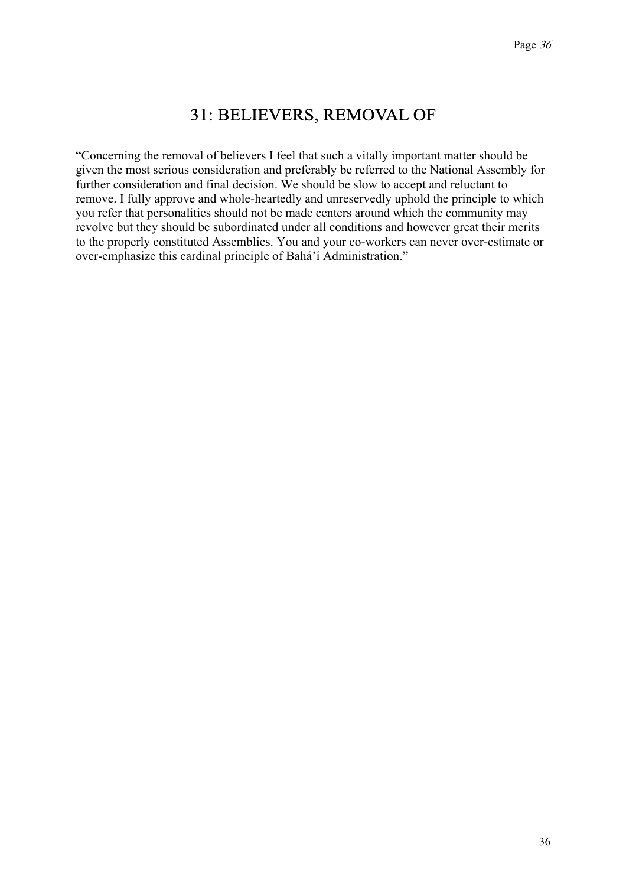# 31: BELIEVERS, REMOVAL OF

"Concerning the removal of believers I feel that such a vitally important matter should be given the most serious consideration and preferably be referred to the National Assembly for further consideration and final decision. We should be slow to accept and reluctant to remove. I fully approve and whole-heartedly and unreservedly uphold the principle to which you refer that personalities should not be made centers around which the community may revolve but they should be subordinated under all conditions and however great their merits to the properly constituted Assemblies. You and your co-workers can never over-estimate or over-emphasize this cardinal principle of Bahá'í Administration."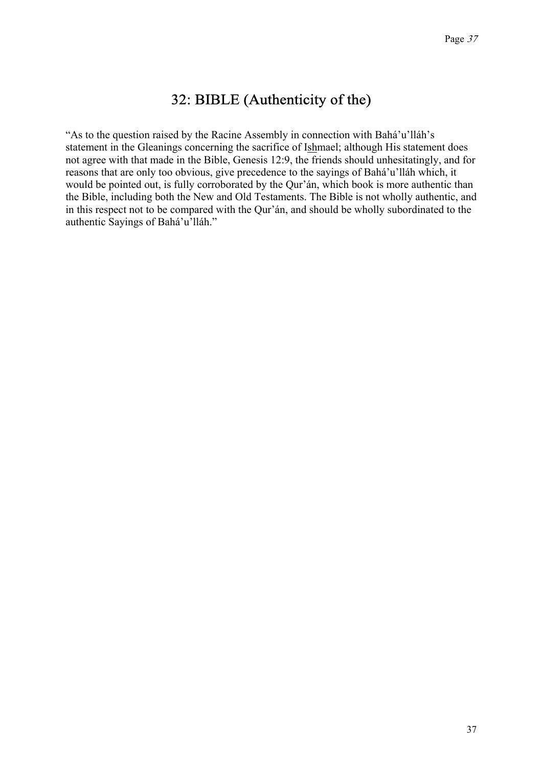# 32: BIBLE (Authenticity of the)

“As to the question raised by the Racine Assembly in connection with Bahá’u’lláh’s statement in the Gleanings concerning the sacrifice of Ishmael; although His statement does not agree with that made in the Bible, Genesis 12:9, the friends should unhesitatingly, and for reasons that are only too obvious, give precedence to the sayings of Bahá’u’lláh which, it would be pointed out, is fully corroborated by the Qur’án, which book is more authentic than the Bible, including both the New and Old Testaments. The Bible is not wholly authentic, and in this respect not to be compared with the Qur’án, and should be wholly subordinated to the authentic Sayings of Bahá’u’lláh.”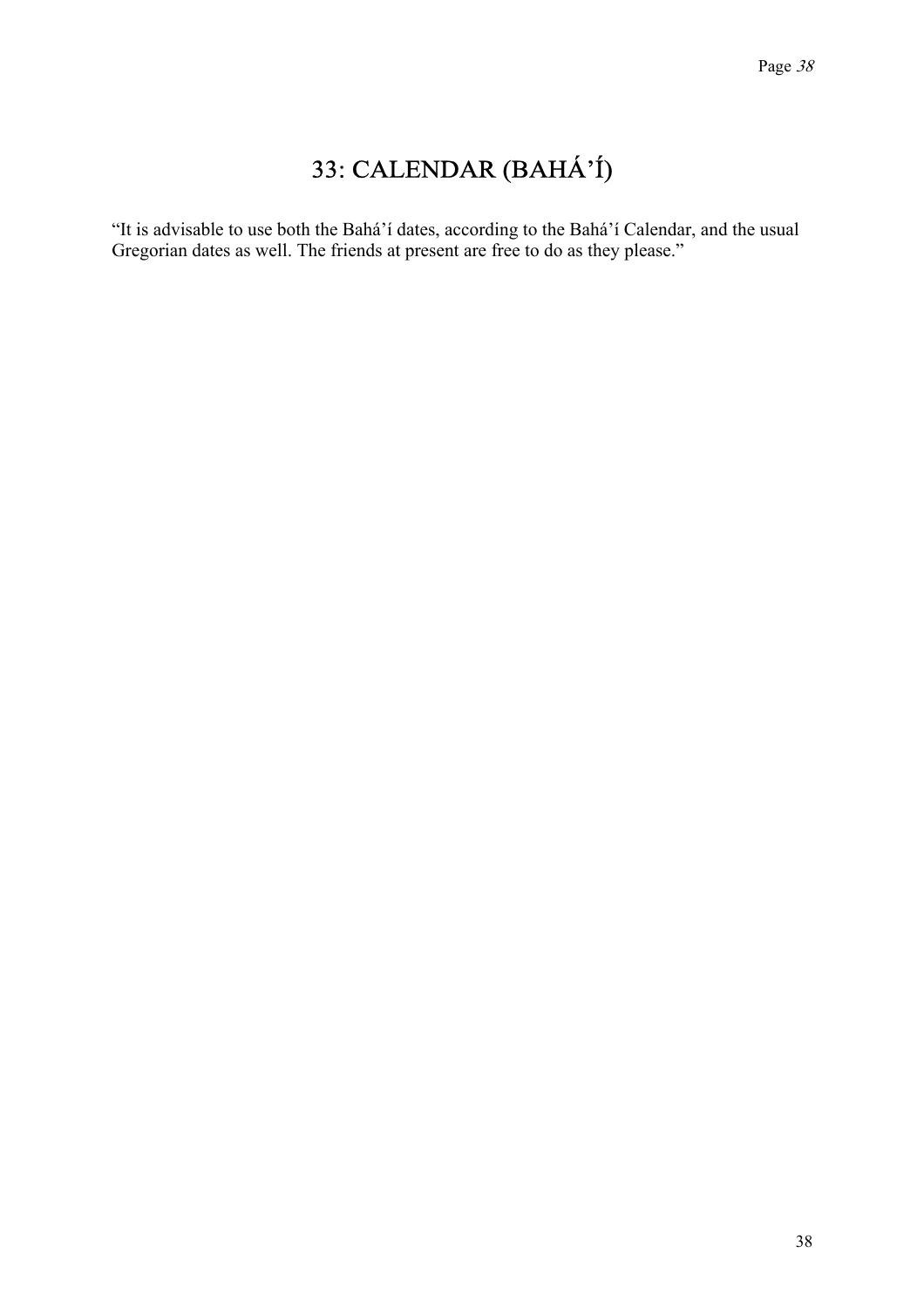# 33: CALENDAR (BAHÁ'Í)

"It is advisable to use both the Bahá'í dates, according to the Bahá'í Calendar, and the usual Gregorian dates as well. The friends at present are free to do as they please."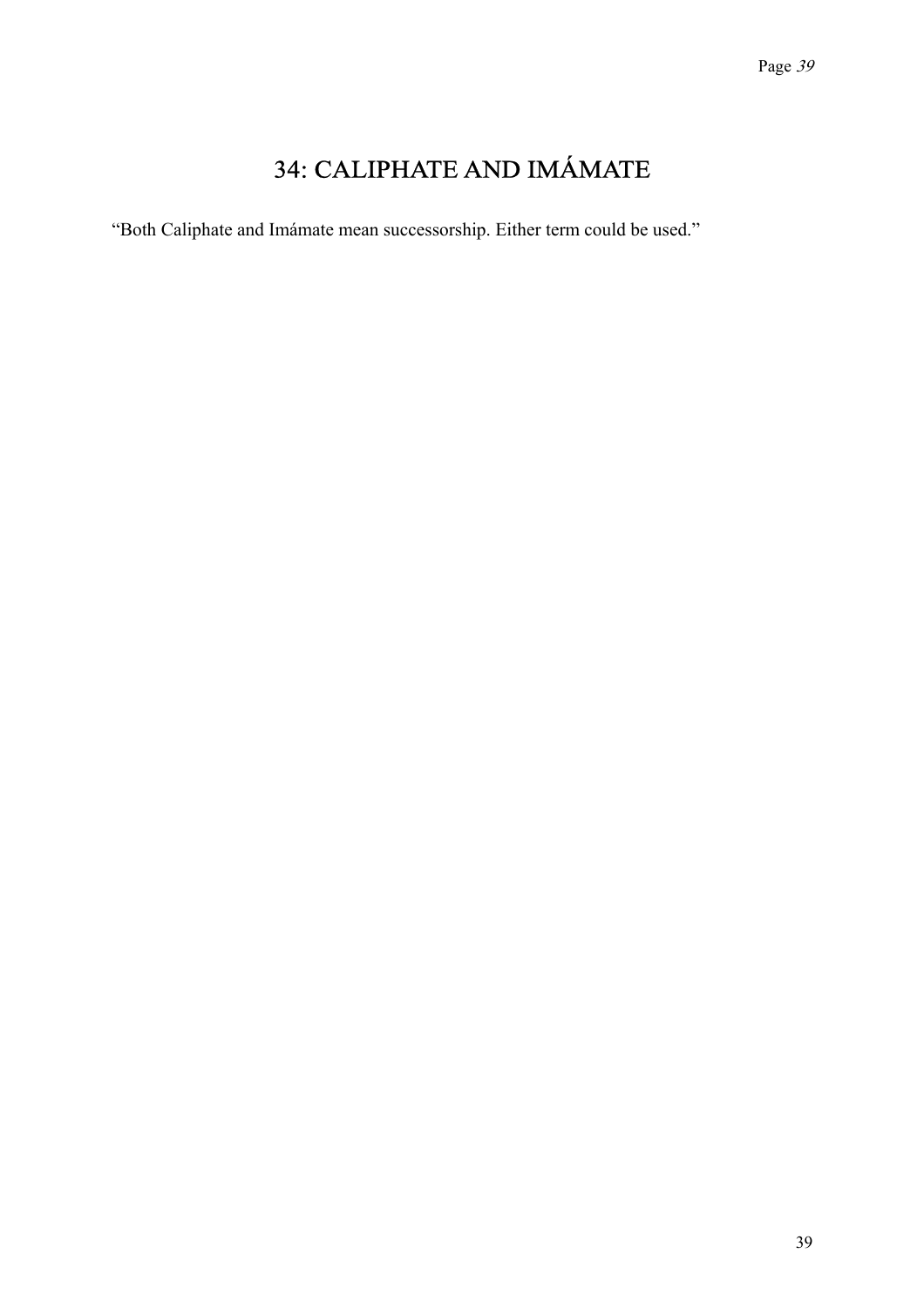# 34: CALIPHATE AND IMÁMATE

"Both Caliphate and Imámate mean successorship. Either term could be used."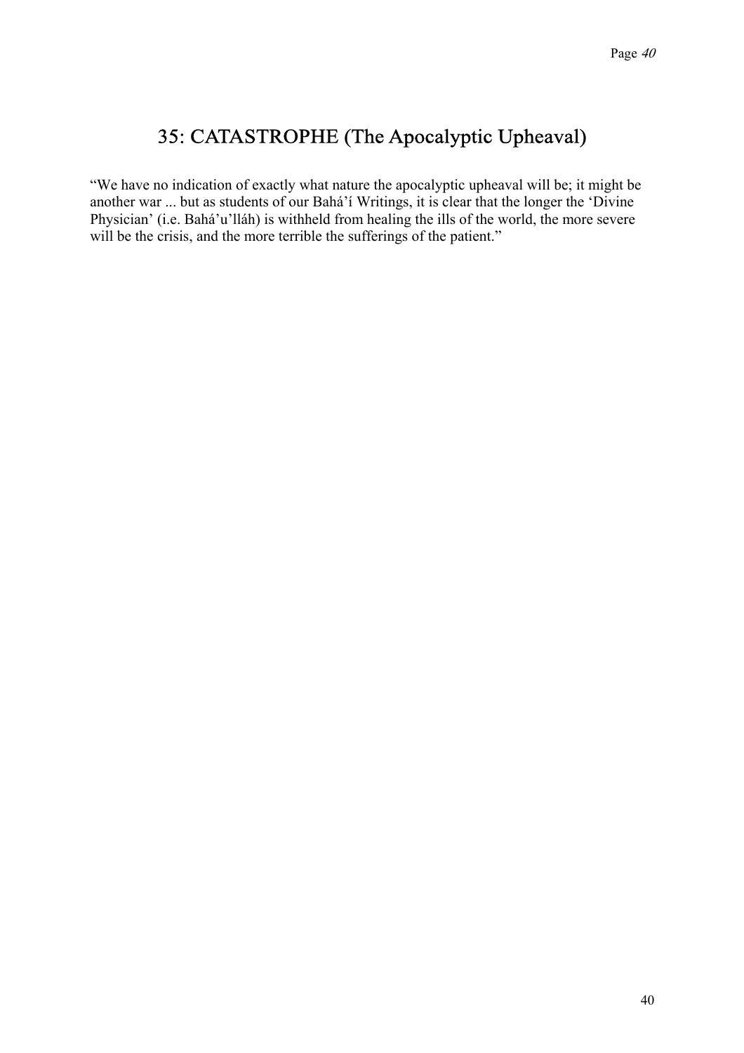## 35: CATASTROPHE (The Apocalyptic Upheaval)

"We have no indication of exactly what nature the apocalyptic upheaval will be; it might be another war ... but as students of our Bahá'í Writings, it is clear that the longer the 'Divine Physician' (i.e. Bahá'u'lláh) is withheld from healing the ills of the world, the more severe will be the crisis, and the more terrible the sufferings of the patient."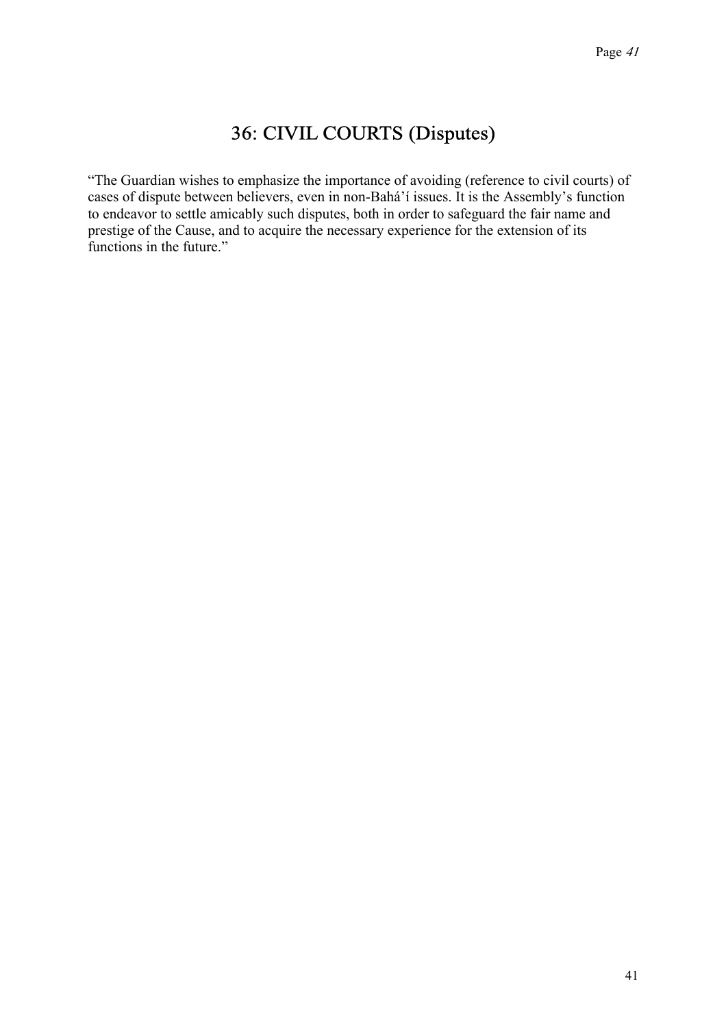# 36: CIVIL COURTS (Disputes)

"The Guardian wishes to emphasize the importance of avoiding (reference to civil courts) of cases of dispute between believers, even in non-Bahá'í issues. It is the Assembly's function to endeavor to settle amicably such disputes, both in order to safeguard the fair name and prestige of the Cause, and to acquire the necessary experience for the extension of its functions in the future."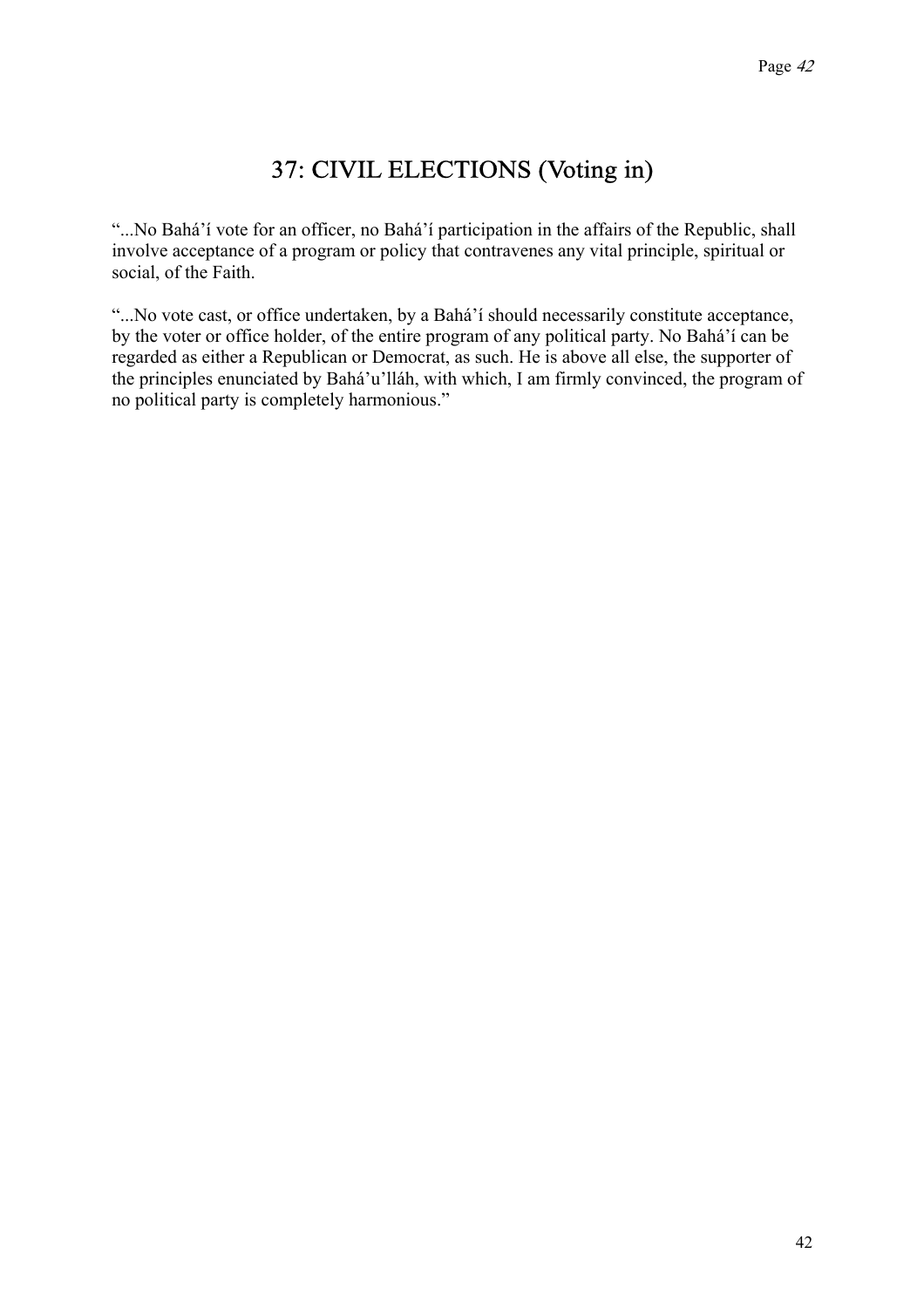# 37: CIVIL ELECTIONS (Voting in)

"...No Bahá'í vote for an officer, no Bahá'í participation in the affairs of the Republic, shall involve acceptance of a program or policy that contravenes any vital principle, spiritual or social, of the Faith.

"...No vote cast, or office undertaken, by a Bahá'í should necessarily constitute acceptance, by the voter or office holder, of the entire program of any political party. No Bahá'í can be regarded as either a Republican or Democrat, as such. He is above all else, the supporter of the principles enunciated by Bahá'u'lláh, with which, I am firmly convinced, the program of no political party is completely harmonious."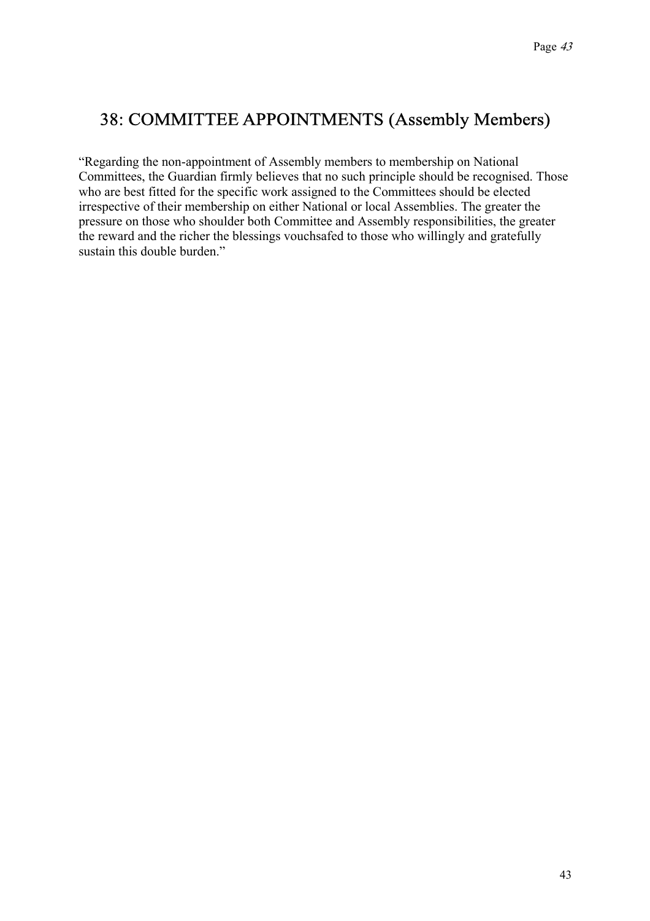## 38: COMMITTEE APPOINTMENTS (Assembly Members)

"Regarding the non-appointment of Assembly members to membership on National Committees, the Guardian firmly believes that no such principle should be recognised. Those who are best fitted for the specific work assigned to the Committees should be elected irrespective of their membership on either National or local Assemblies. The greater the pressure on those who shoulder both Committee and Assembly responsibilities, the greater the reward and the richer the blessings vouchsafed to those who willingly and gratefully sustain this double burden."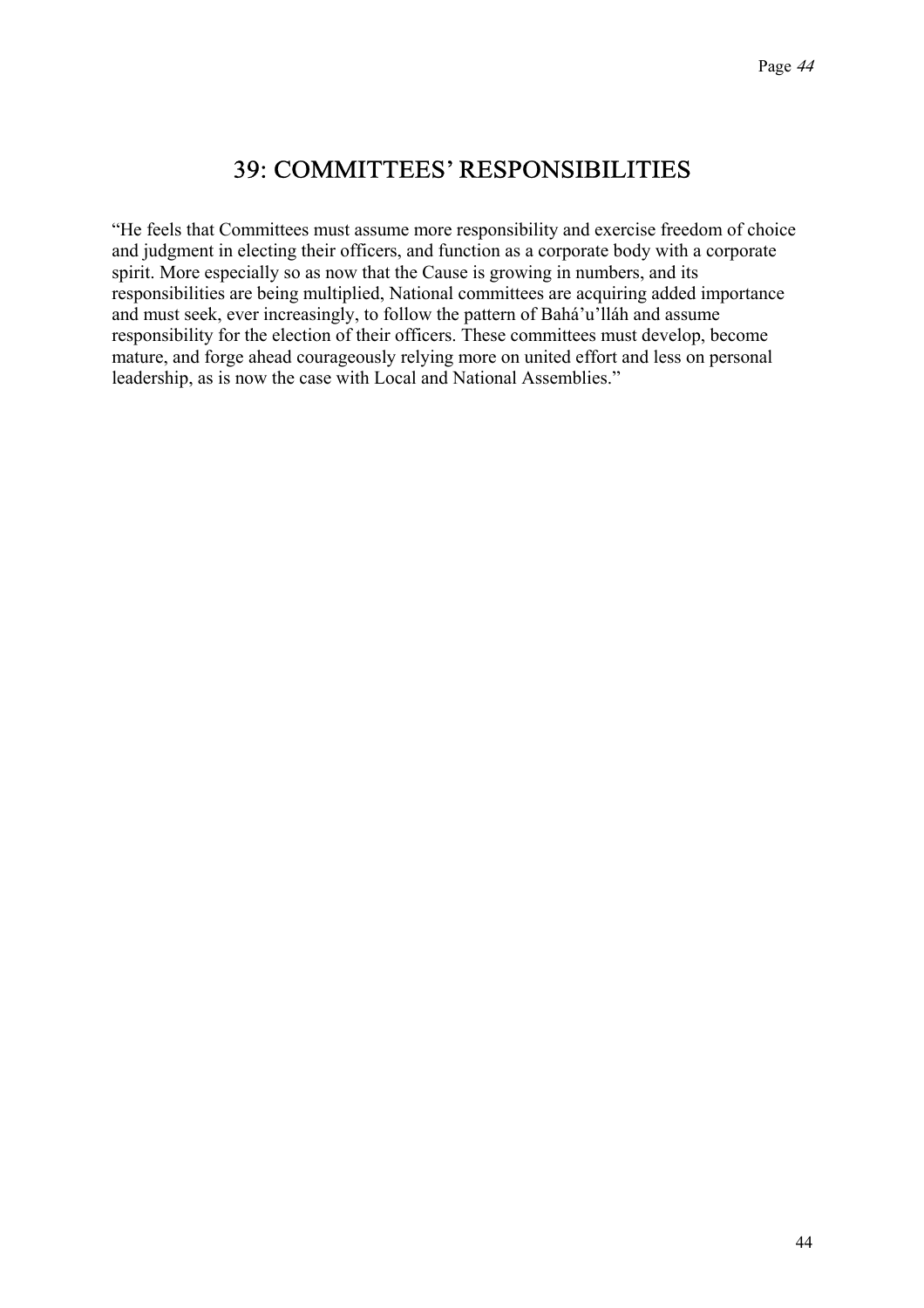## 39: COMMITTEES' RESPONSIBILITIES

"He feels that Committees must assume more responsibility and exercise freedom of choice and judgment in electing their officers, and function as a corporate body with a corporate spirit. More especially so as now that the Cause is growing in numbers, and its responsibilities are being multiplied, National committees are acquiring added importance and must seek, ever increasingly, to follow the pattern of Bahá'u'lláh and assume responsibility for the election of their officers. These committees must develop, become mature, and forge ahead courageously relying more on united effort and less on personal leadership, as is now the case with Local and National Assemblies."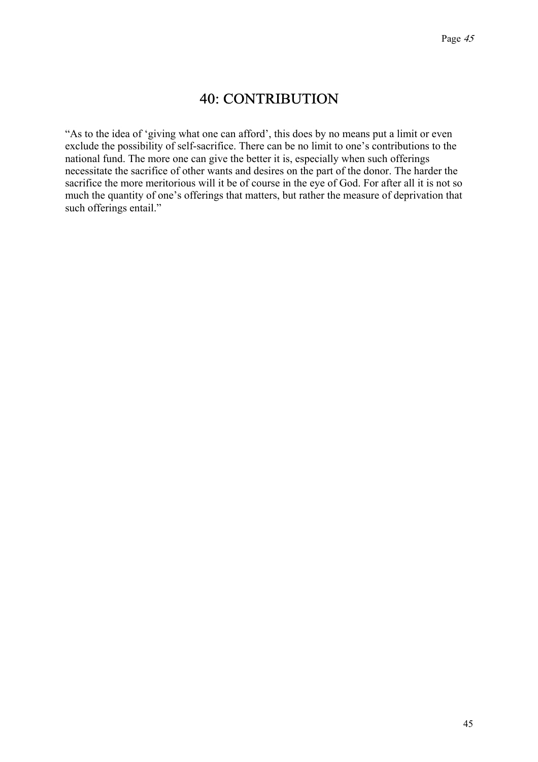# 40: CONTRIBUTION

“As to the idea of ‘giving what one can afford’, this does by no means put a limit or even exclude the possibility of self-sacrifice. There can be no limit to one’s contributions to the national fund. The more one can give the better it is, especially when such offerings necessitate the sacrifice of other wants and desires on the part of the donor. The harder the sacrifice the more meritorious will it be of course in the eye of God. For after all it is not so much the quantity of one’s offerings that matters, but rather the measure of deprivation that such offerings entail.”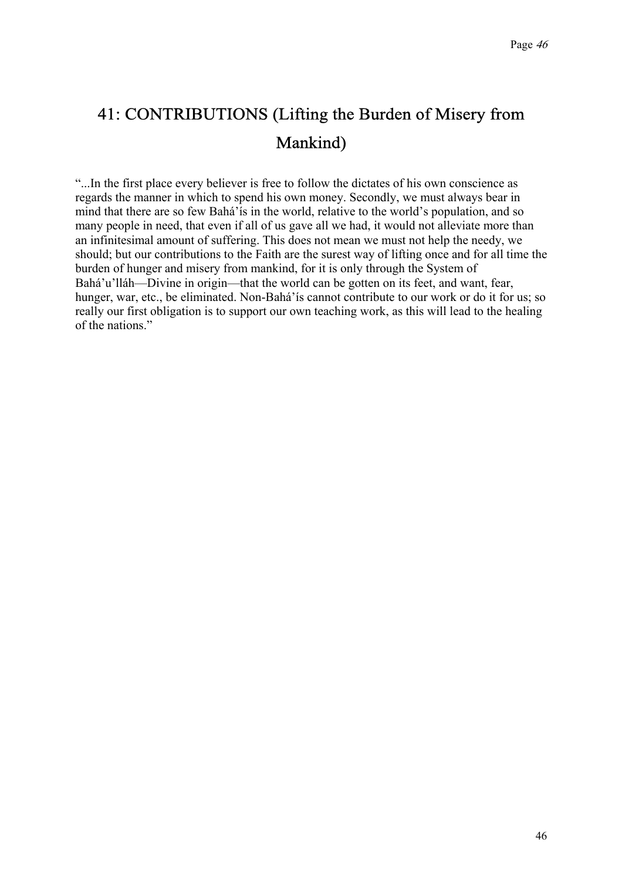# 41: CONTRIBUTIONS (Lifting the Burden of Misery from Mankind)

"...In the first place every believer is free to follow the dictates of his own conscience as regards the manner in which to spend his own money. Secondly, we must always bear in mind that there are so few Bahá'ís in the world, relative to the world's population, and so many people in need, that even if all of us gave all we had, it would not alleviate more than an infinitesimal amount of suffering. This does not mean we must not help the needy, we should; but our contributions to the Faith are the surest way of lifting once and for all time the burden of hunger and misery from mankind, for it is only through the System of Bahá'u'lláh—Divine in origin—that the world can be gotten on its feet, and want, fear, hunger, war, etc., be eliminated. Non-Bahá'ís cannot contribute to our work or do it for us; so really our first obligation is to support our own teaching work, as this will lead to the healing of the nations."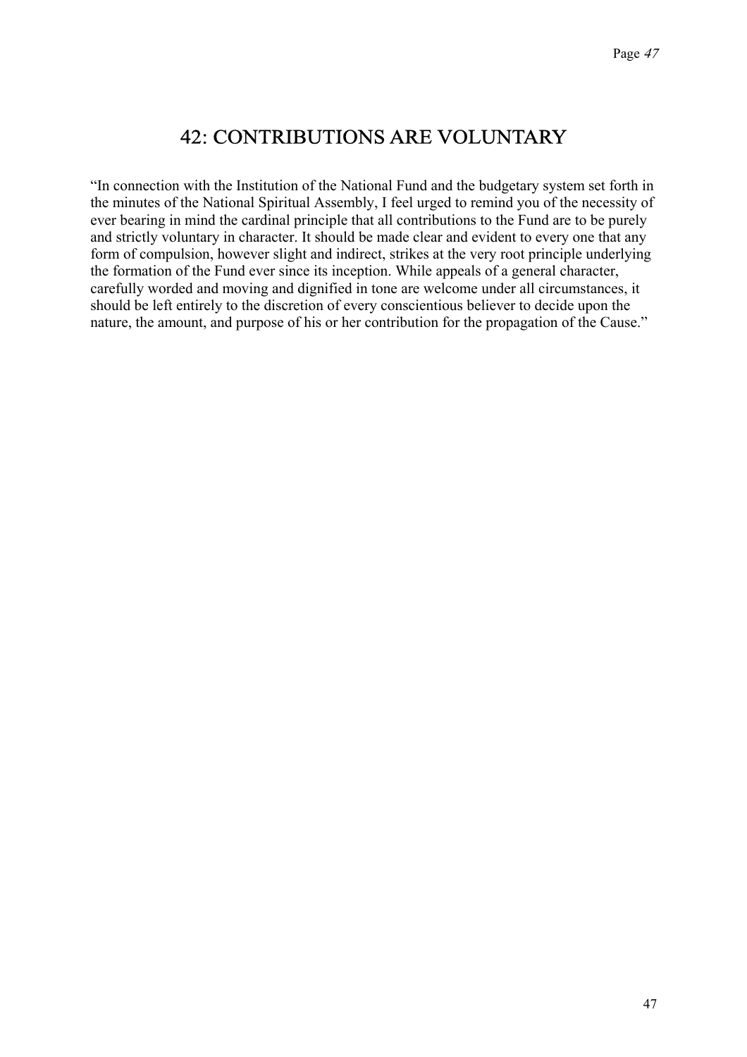## 42: CONTRIBUTIONS ARE VOLUNTARY

"In connection with the Institution of the National Fund and the budgetary system set forth in the minutes of the National Spiritual Assembly, I feel urged to remind you of the necessity of ever bearing in mind the cardinal principle that all contributions to the Fund are to be purely and strictly voluntary in character. It should be made clear and evident to every one that any form of compulsion, however slight and indirect, strikes at the very root principle underlying the formation of the Fund ever since its inception. While appeals of a general character, carefully worded and moving and dignified in tone are welcome under all circumstances, it should be left entirely to the discretion of every conscientious believer to decide upon the nature, the amount, and purpose of his or her contribution for the propagation of the Cause."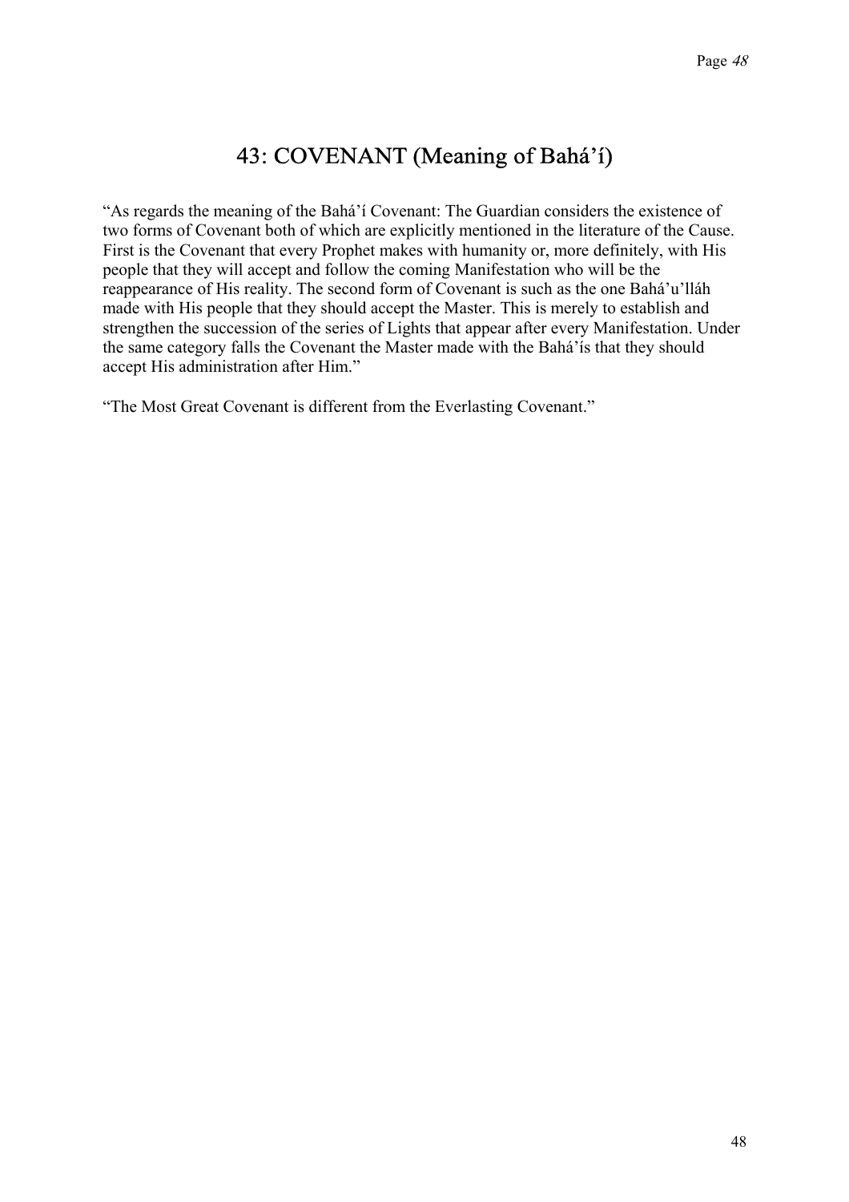# 43: COVENANT (Meaning of Bahá'í)

"As regards the meaning of the Bahá'í Covenant: The Guardian considers the existence of two forms of Covenant both of which are explicitly mentioned in the literature of the Cause. First is the Covenant that every Prophet makes with humanity or, more definitely, with His people that they will accept and follow the coming Manifestation who will be the reappearance of His reality. The second form of Covenant is such as the one Bahá'u'lláh made with His people that they should accept the Master. This is merely to establish and strengthen the succession of the series of Lights that appear after every Manifestation. Under the same category falls the Covenant the Master made with the Bahá'ís that they should accept His administration after Him."

"The Most Great Covenant is different from the Everlasting Covenant."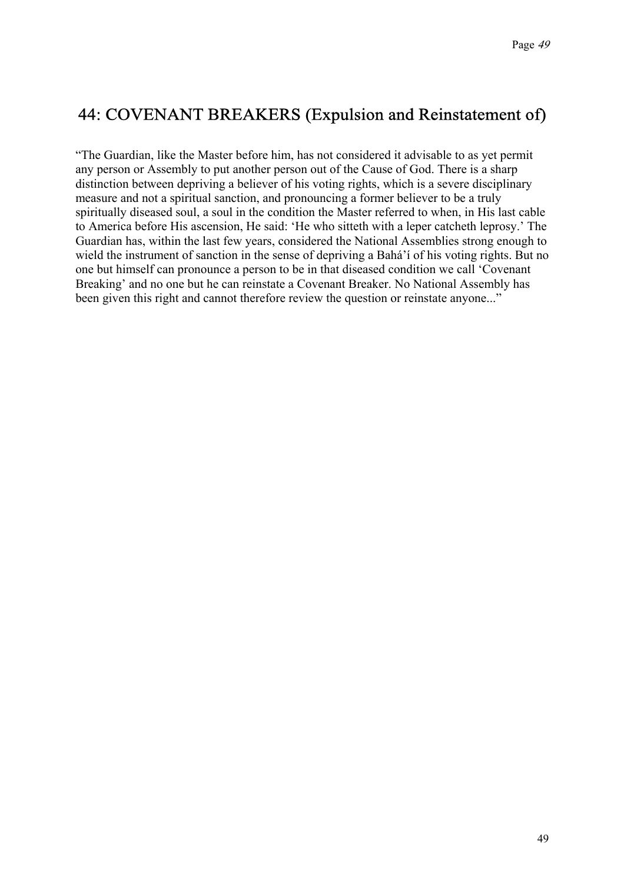## 44: COVENANT BREAKERS (Expulsion and Reinstatement of)

“The Guardian, like the Master before him, has not considered it advisable to as yet permit any person or Assembly to put another person out of the Cause of God. There is a sharp distinction between depriving a believer of his voting rights, which is a severe disciplinary measure and not a spiritual sanction, and pronouncing a former believer to be a truly spiritually diseased soul, a soul in the condition the Master referred to when, in His last cable to America before His ascension, He said: ‘He who sitteth with a leper catcheth leprosy.’ The Guardian has, within the last few years, considered the National Assemblies strong enough to wield the instrument of sanction in the sense of depriving a Bahá’í of his voting rights. But no one but himself can pronounce a person to be in that diseased condition we call ‘Covenant Breaking’ and no one but he can reinstate a Covenant Breaker. No National Assembly has been given this right and cannot therefore review the question or reinstate anyone...”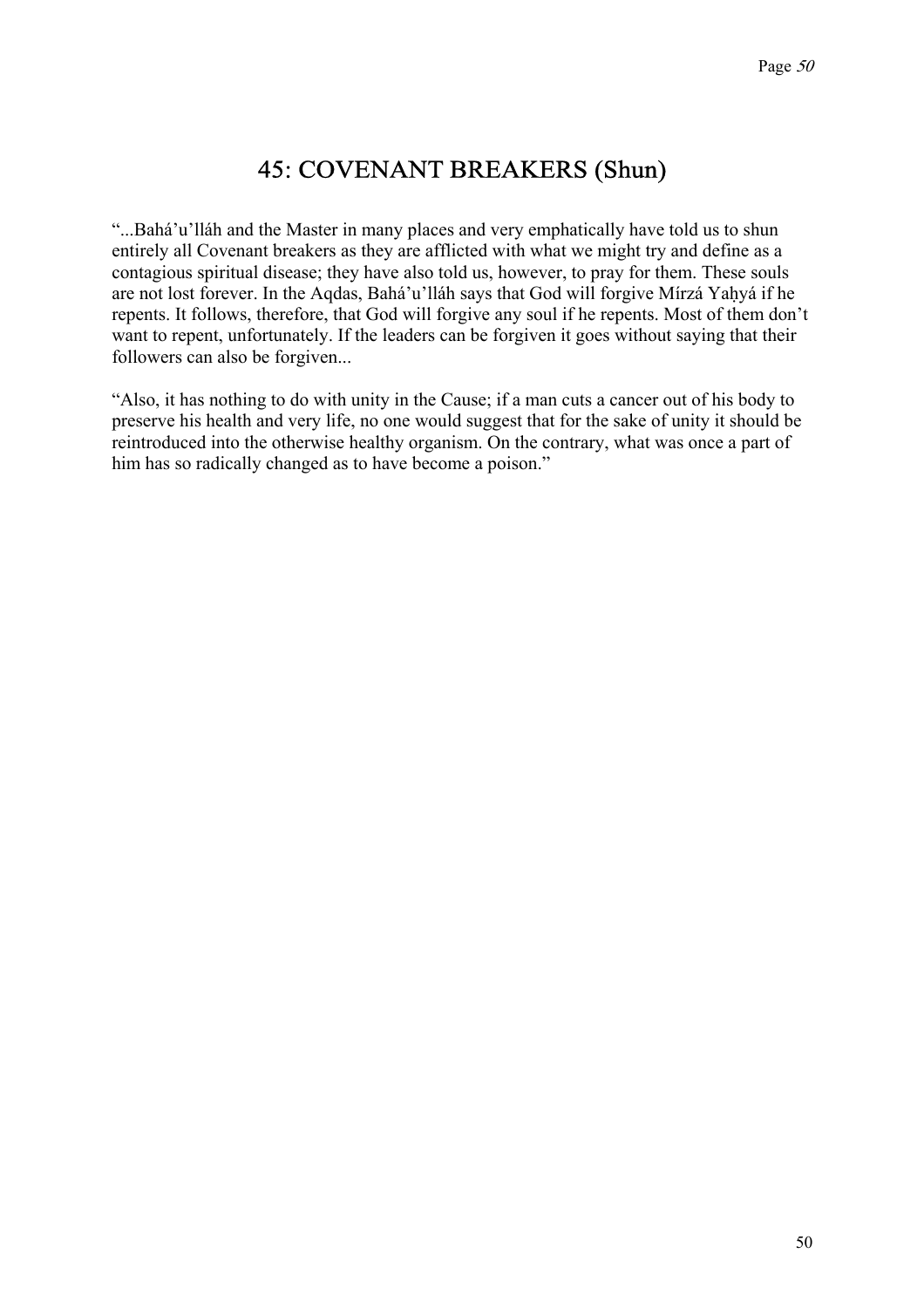## 45: COVENANT BREAKERS (Shun)

"...Bahá'u'lláh and the Master in many places and very emphatically have told us to shun entirely all Covenant breakers as they are afflicted with what we might try and define as a contagious spiritual disease; they have also told us, however, to pray for them. These souls are not lost forever. In the Aqdas, Bahá'u'lláh says that God will forgive Mírzá Yaḥyá if he repents. It follows, therefore, that God will forgive any soul if he repents. Most of them don't want to repent, unfortunately. If the leaders can be forgiven it goes without saying that their followers can also be forgiven...

"Also, it has nothing to do with unity in the Cause; if a man cuts a cancer out of his body to preserve his health and very life, no one would suggest that for the sake of unity it should be reintroduced into the otherwise healthy organism. On the contrary, what was once a part of him has so radically changed as to have become a poison."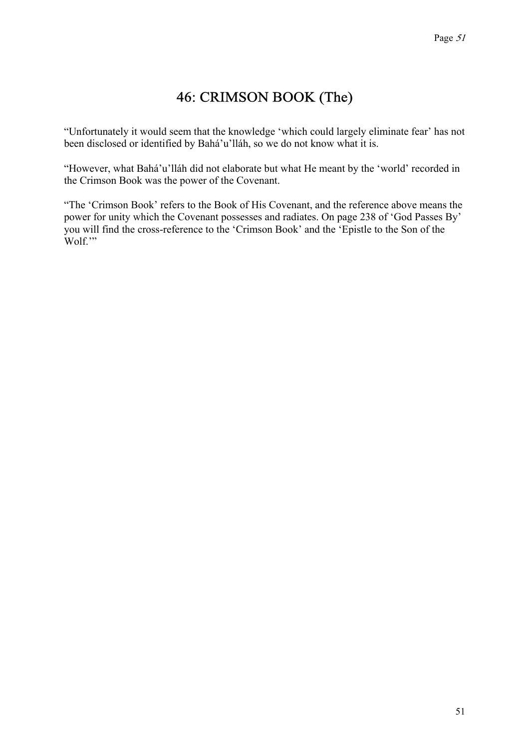# 46: CRIMSON BOOK (The)

“Unfortunately it would seem that the knowledge ‘which could largely eliminate fear’ has not been disclosed or identified by Bahá’u’lláh, so we do not know what it is.

“However, what Bahá’u’lláh did not elaborate but what He meant by the ‘world’ recorded in the Crimson Book was the power of the Covenant.

“The ‘Crimson Book’ refers to the Book of His Covenant, and the reference above means the power for unity which the Covenant possesses and radiates. On page 238 of ‘God Passes By’ you will find the cross-reference to the ‘Crimson Book’ and the ‘Epistle to the Son of the Wolf.’”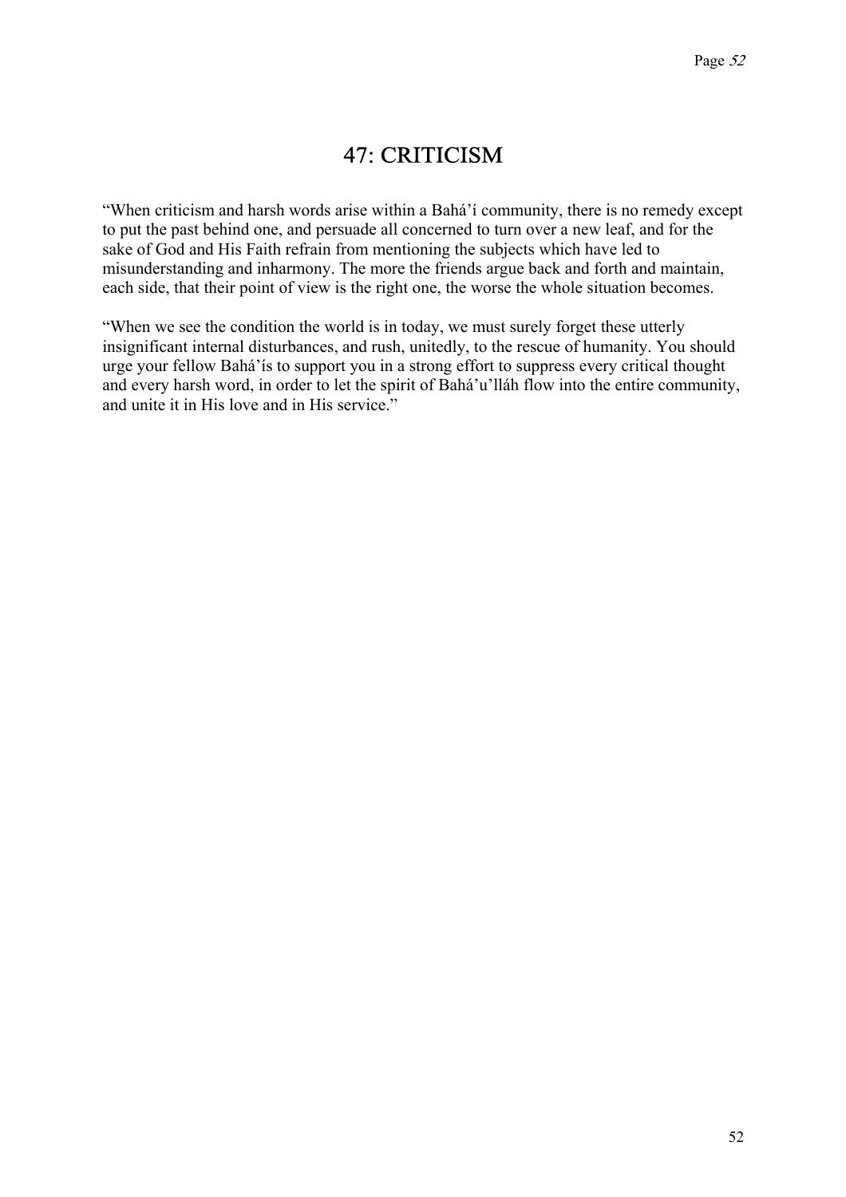# 47: CRITICISM

“When criticism and harsh words arise within a Bahá’í community, there is no remedy except to put the past behind one, and persuade all concerned to turn over a new leaf, and for the sake of God and His Faith refrain from mentioning the subjects which have led to misunderstanding and inharmony. The more the friends argue back and forth and maintain, each side, that their point of view is the right one, the worse the whole situation becomes.

“When we see the condition the world is in today, we must surely forget these utterly insignificant internal disturbances, and rush, unitedly, to the rescue of humanity. You should urge your fellow Bahá’ís to support you in a strong effort to suppress every critical thought and every harsh word, in order to let the spirit of Bahá’u’lláh flow into the entire community, and unite it in His love and in His service.”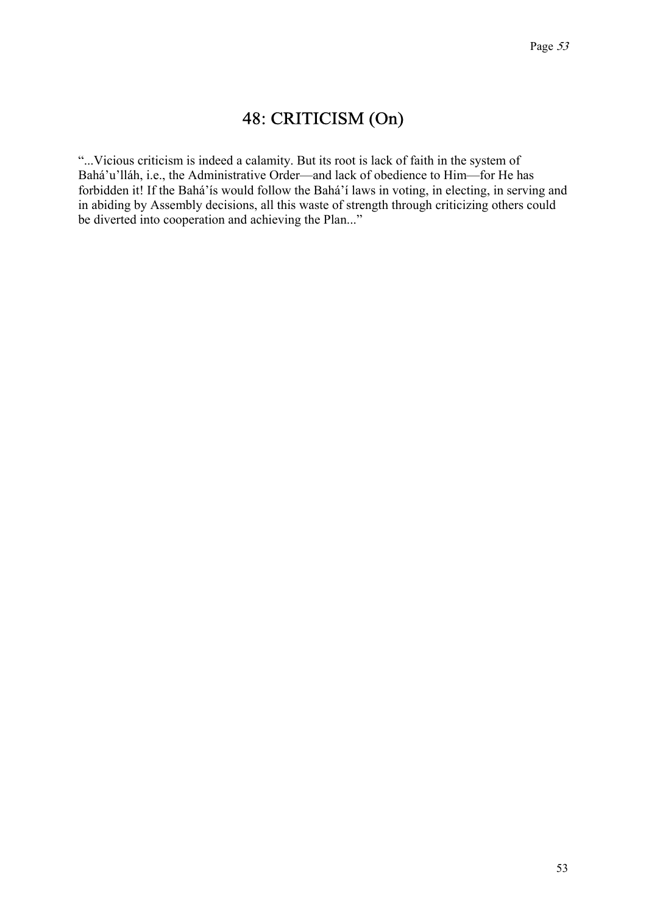# 48: CRITICISM (On)

"...Vicious criticism is indeed a calamity. But its root is lack of faith in the system of Bahá'u'lláh, i.e., the Administrative Order—and lack of obedience to Him—for He has forbidden it! If the Bahá'ís would follow the Bahá'í laws in voting, in electing, in serving and in abiding by Assembly decisions, all this waste of strength through criticizing others could be diverted into cooperation and achieving the Plan..."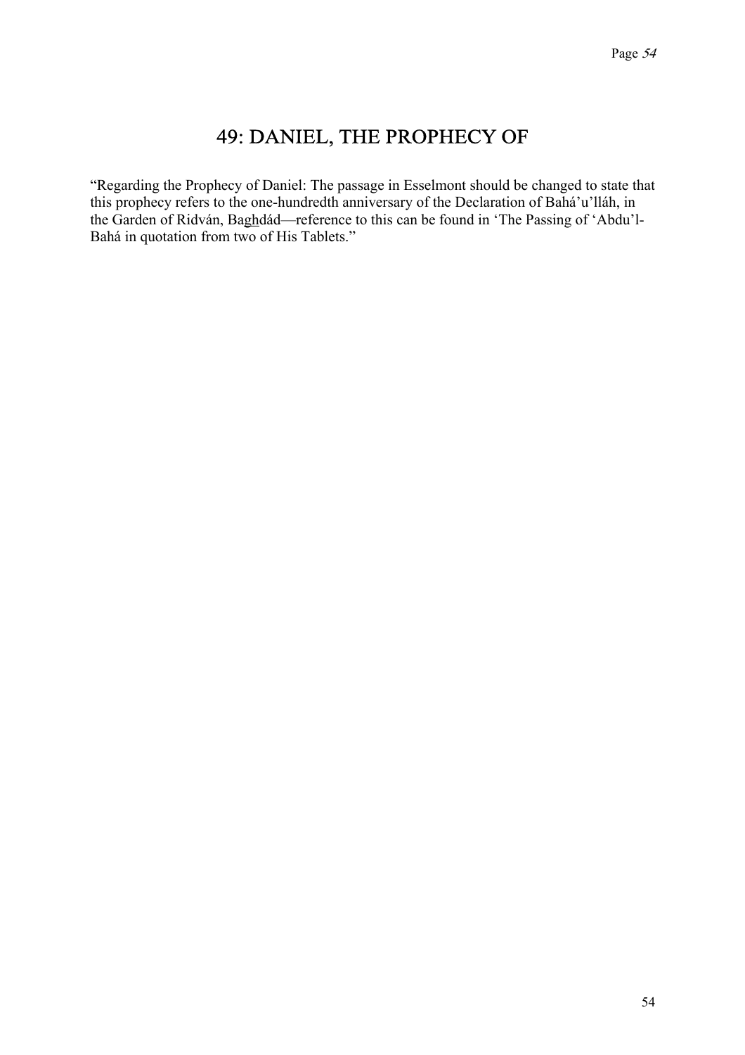# 49: DANIEL, THE PROPHECY OF

"Regarding the Prophecy of Daniel: The passage in Esselmont should be changed to state that this prophecy refers to the one-hundredth anniversary of the Declaration of Bahá'u'lláh, in the Garden of Ridván, Baghdád—reference to this can be found in 'The Passing of 'Abdu'l-Bahá in quotation from two of His Tablets."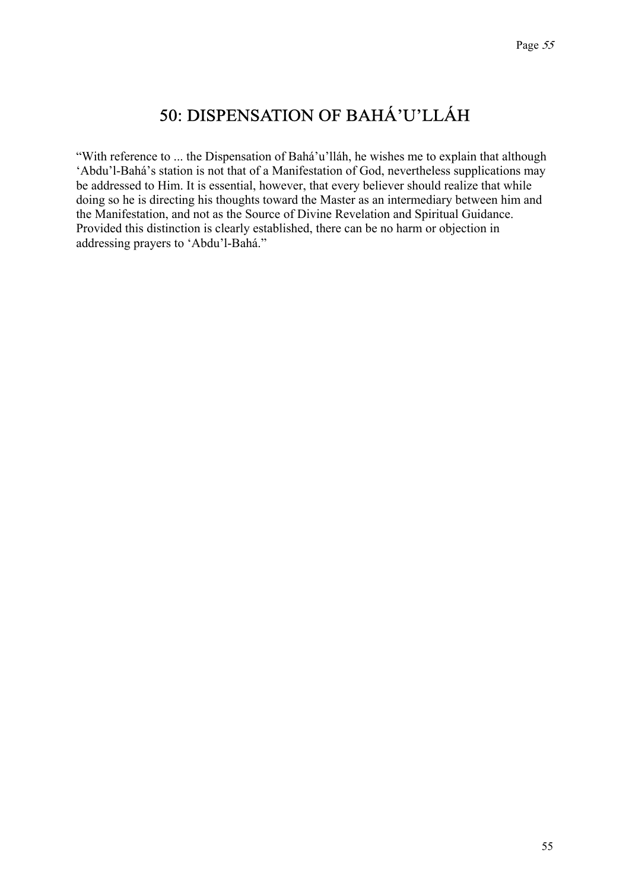# 50: DISPENSATION OF BAHÁ'U'LLÁH

"With reference to ... the Dispensation of Bahá'u'lláh, he wishes me to explain that although 'Abdu'l-Bahá's station is not that of a Manifestation of God, nevertheless supplications may be addressed to Him. It is essential, however, that every believer should realize that while doing so he is directing his thoughts toward the Master as an intermediary between him and the Manifestation, and not as the Source of Divine Revelation and Spiritual Guidance. Provided this distinction is clearly established, there can be no harm or objection in addressing prayers to 'Abdu'l-Bahá."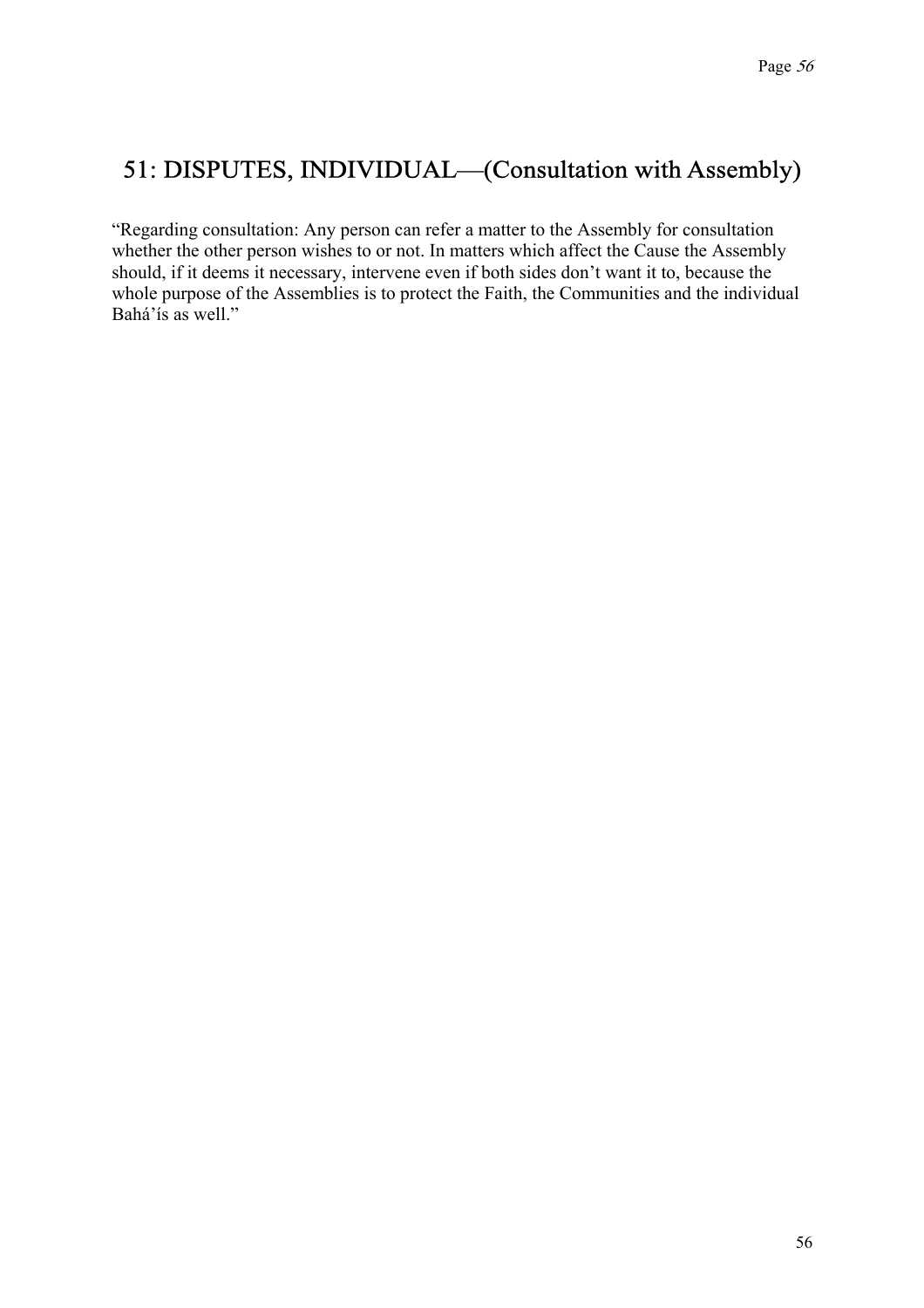## 51: DISPUTES, INDIVIDUAL—(Consultation with Assembly)

"Regarding consultation: Any person can refer a matter to the Assembly for consultation whether the other person wishes to or not. In matters which affect the Cause the Assembly should, if it deems it necessary, intervene even if both sides don't want it to, because the whole purpose of the Assemblies is to protect the Faith, the Communities and the individual Bahá'ís as well."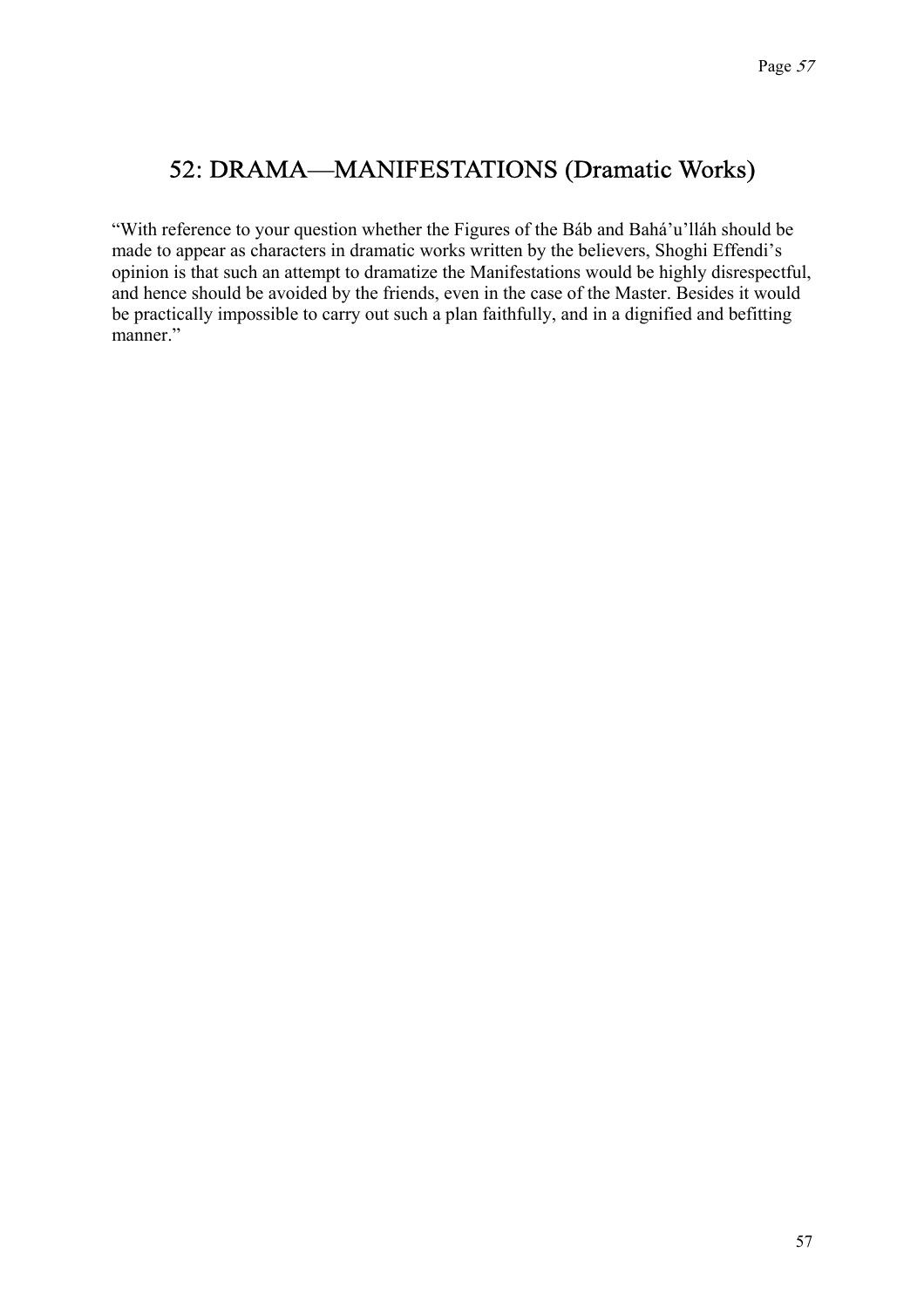## 52: DRAMA—MANIFESTATIONS (Dramatic Works)

“With reference to your question whether the Figures of the Báb and Bahá’u’lláh should be made to appear as characters in dramatic works written by the believers, Shoghi Effendi’s opinion is that such an attempt to dramatize the Manifestations would be highly disrespectful, and hence should be avoided by the friends, even in the case of the Master. Besides it would be practically impossible to carry out such a plan faithfully, and in a dignified and befitting manner.”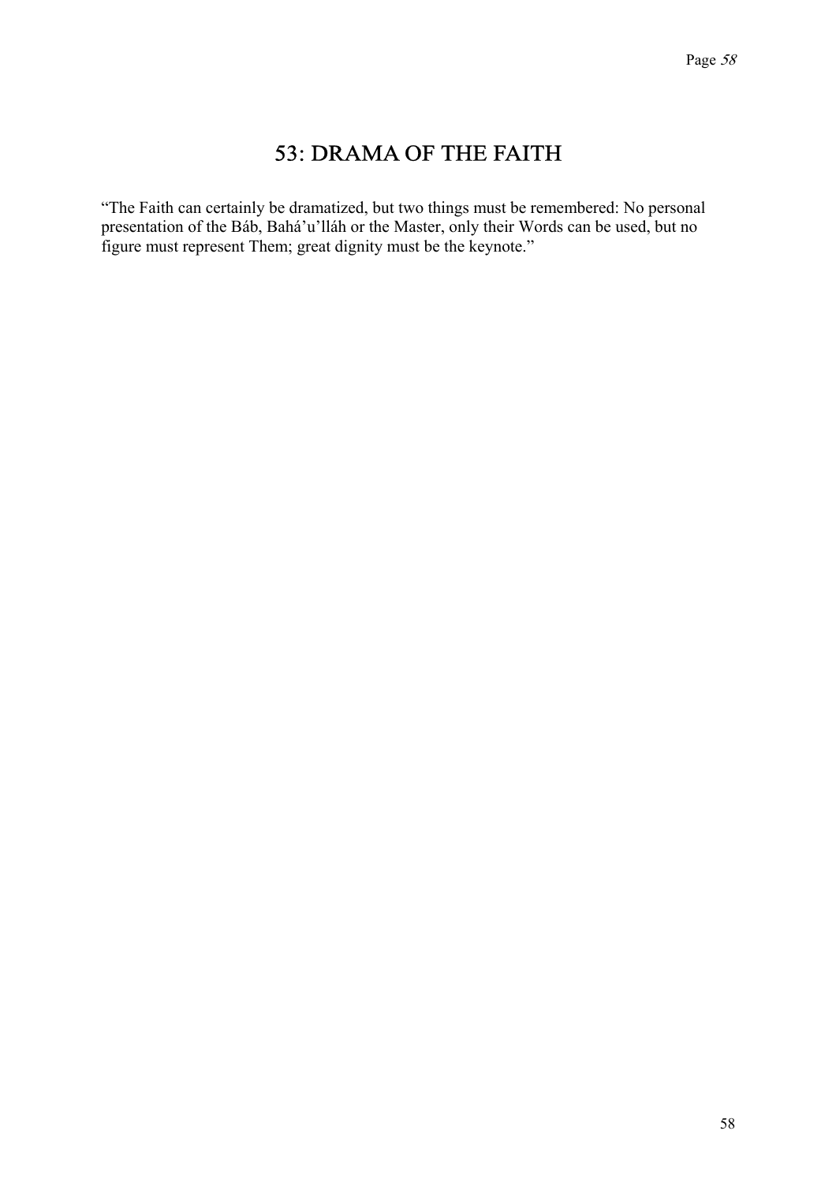# 53: DRAMA OF THE FAITH

“The Faith can certainly be dramatized, but two things must be remembered: No personal presentation of the Báb, Bahá’u’lláh or the Master, only their Words can be used, but no figure must represent Them; great dignity must be the keynote.”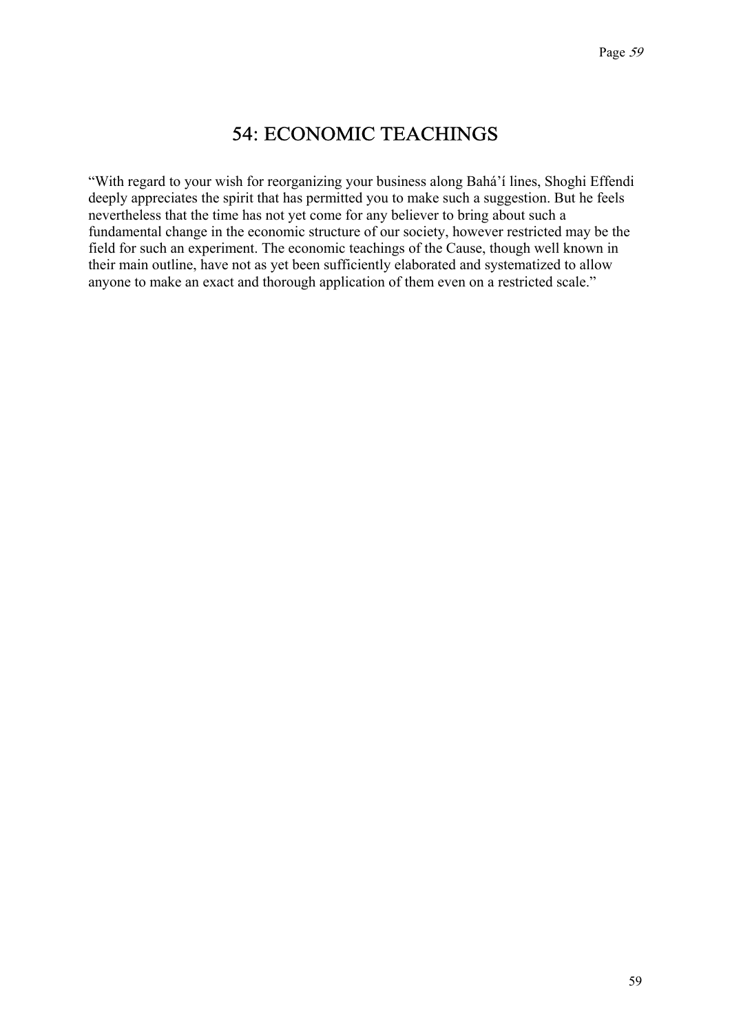# 54: ECONOMIC TEACHINGS

"With regard to your wish for reorganizing your business along Bahá'í lines, Shoghi Effendi deeply appreciates the spirit that has permitted you to make such a suggestion. But he feels nevertheless that the time has not yet come for any believer to bring about such a fundamental change in the economic structure of our society, however restricted may be the field for such an experiment. The economic teachings of the Cause, though well known in their main outline, have not as yet been sufficiently elaborated and systematized to allow anyone to make an exact and thorough application of them even on a restricted scale."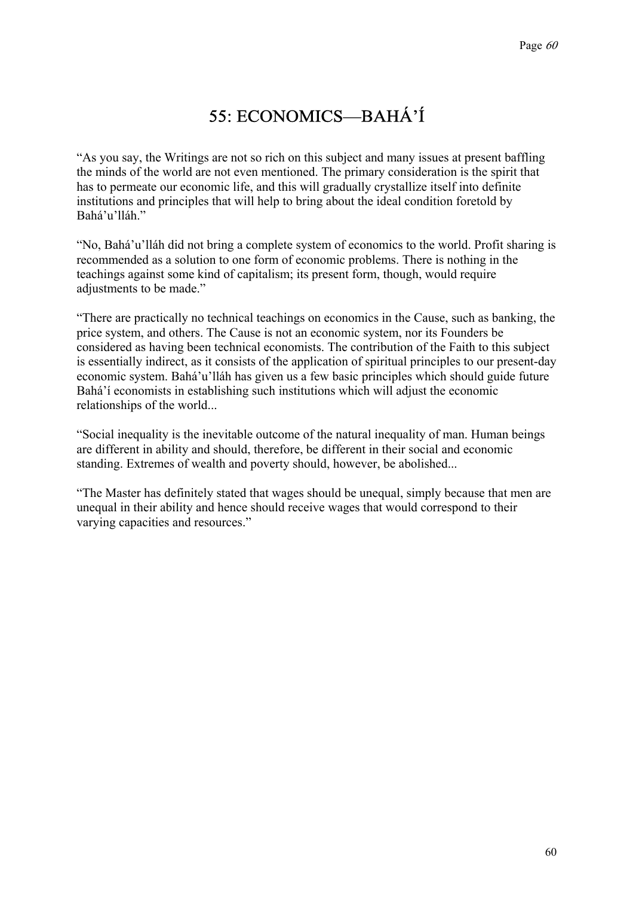# 55: ECONOMICS—BAHÁ'Í

"As you say, the Writings are not so rich on this subject and many issues at present baffling the minds of the world are not even mentioned. The primary consideration is the spirit that has to permeate our economic life, and this will gradually crystallize itself into definite institutions and principles that will help to bring about the ideal condition foretold by Bahá'u'lláh."

"No, Bahá'u'lláh did not bring a complete system of economics to the world. Profit sharing is recommended as a solution to one form of economic problems. There is nothing in the teachings against some kind of capitalism; its present form, though, would require adjustments to be made."

"There are practically no technical teachings on economics in the Cause, such as banking, the price system, and others. The Cause is not an economic system, nor its Founders be considered as having been technical economists. The contribution of the Faith to this subject is essentially indirect, as it consists of the application of spiritual principles to our present-day economic system. Bahá'u'lláh has given us a few basic principles which should guide future Bahá'í economists in establishing such institutions which will adjust the economic relationships of the world...

"Social inequality is the inevitable outcome of the natural inequality of man. Human beings are different in ability and should, therefore, be different in their social and economic standing. Extremes of wealth and poverty should, however, be abolished...

"The Master has definitely stated that wages should be unequal, simply because that men are unequal in their ability and hence should receive wages that would correspond to their varying capacities and resources."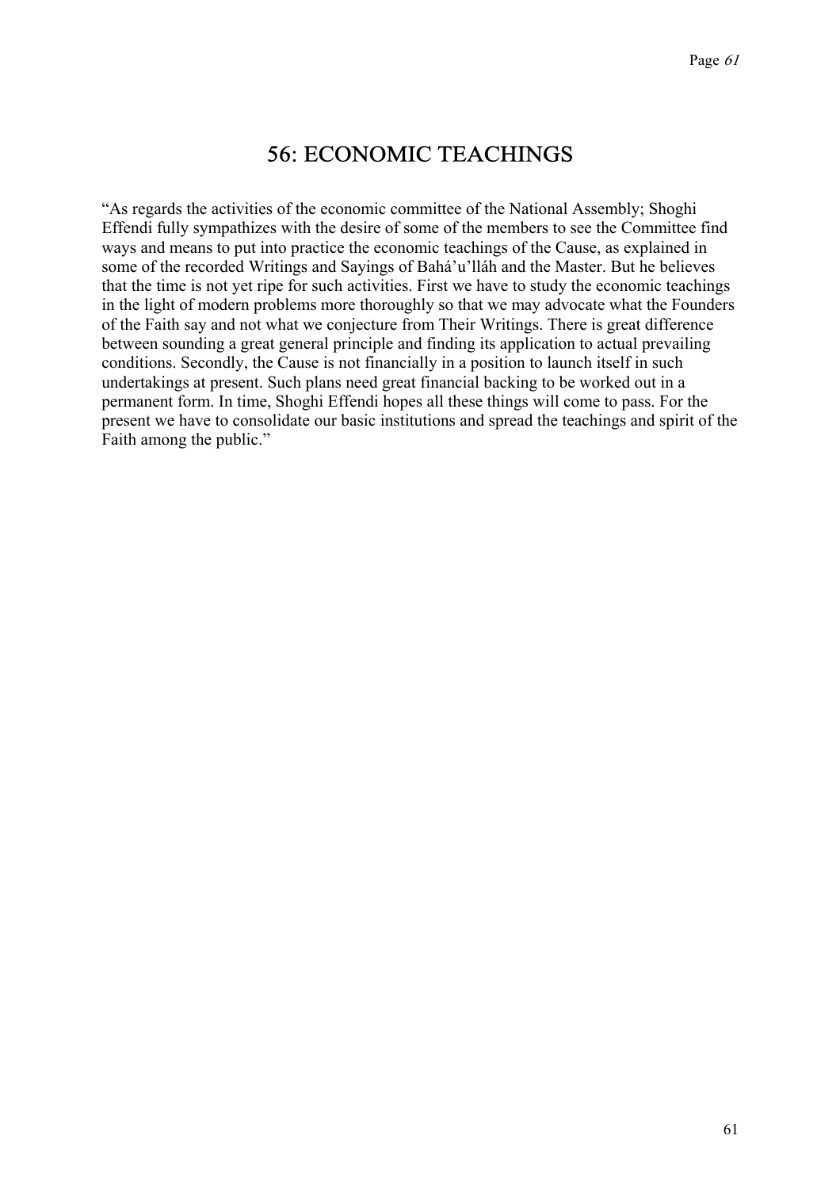# 56: ECONOMIC TEACHINGS

"As regards the activities of the economic committee of the National Assembly; Shoghi Effendi fully sympathizes with the desire of some of the members to see the Committee find ways and means to put into practice the economic teachings of the Cause, as explained in some of the recorded Writings and Sayings of Bahá'u'lláh and the Master. But he believes that the time is not yet ripe for such activities. First we have to study the economic teachings in the light of modern problems more thoroughly so that we may advocate what the Founders of the Faith say and not what we conjecture from Their Writings. There is great difference between sounding a great general principle and finding its application to actual prevailing conditions. Secondly, the Cause is not financially in a position to launch itself in such undertakings at present. Such plans need great financial backing to be worked out in a permanent form. In time, Shoghi Effendi hopes all these things will come to pass. For the present we have to consolidate our basic institutions and spread the teachings and spirit of the Faith among the public."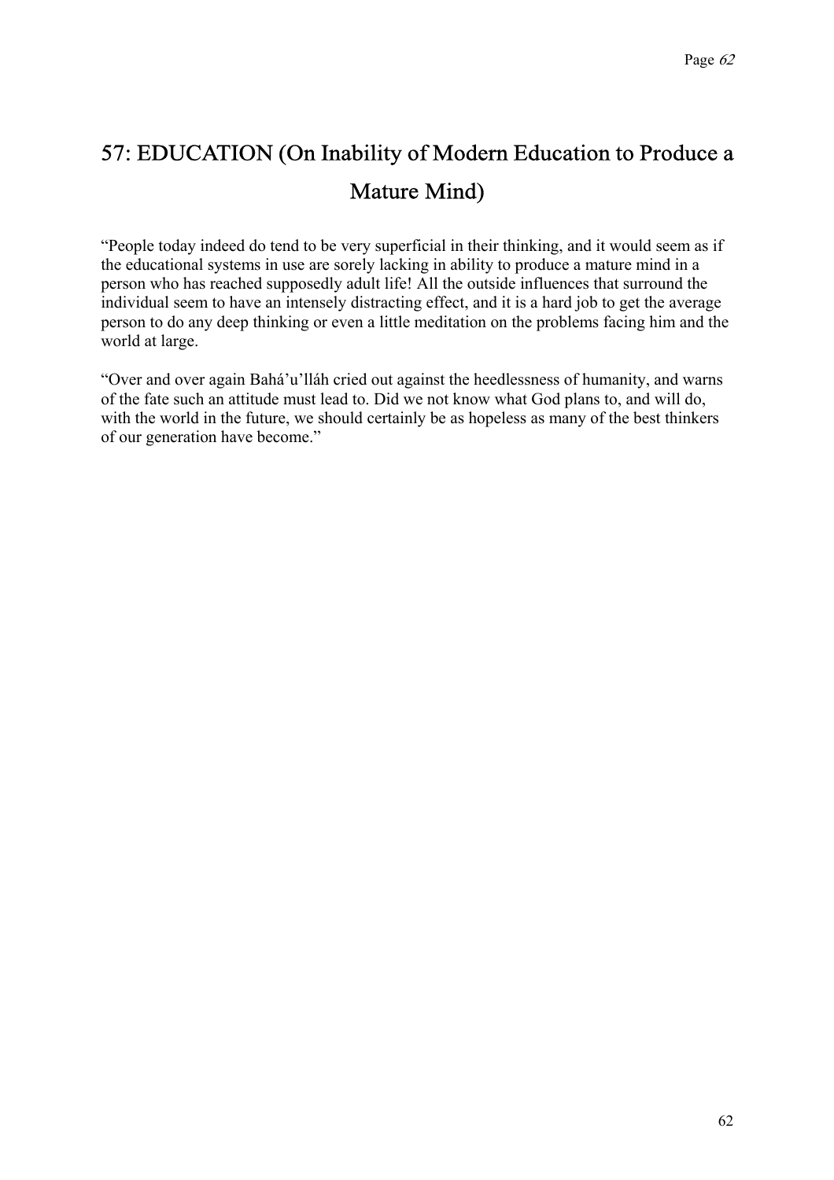# 57: EDUCATION (On Inability of Modern Education to Produce a Mature Mind)

“People today indeed do tend to be very superficial in their thinking, and it would seem as if the educational systems in use are sorely lacking in ability to produce a mature mind in a person who has reached supposedly adult life! All the outside influences that surround the individual seem to have an intensely distracting effect, and it is a hard job to get the average person to do any deep thinking or even a little meditation on the problems facing him and the world at large.

“Over and over again Bahá’u’lláh cried out against the heedlessness of humanity, and warns of the fate such an attitude must lead to. Did we not know what God plans to, and will do, with the world in the future, we should certainly be as hopeless as many of the best thinkers of our generation have become.”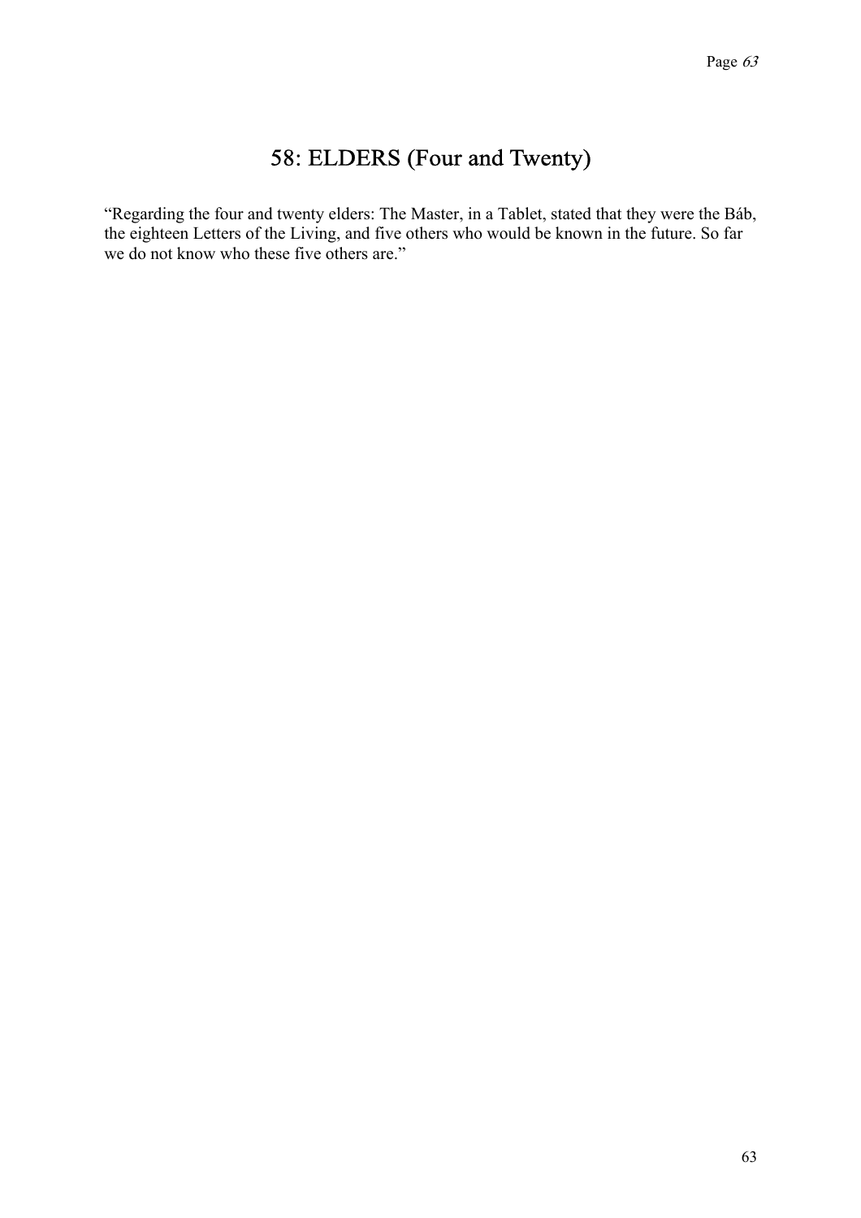# 58: ELDERS (Four and Twenty)

"Regarding the four and twenty elders: The Master, in a Tablet, stated that they were the Báb, the eighteen Letters of the Living, and five others who would be known in the future. So far we do not know who these five others are."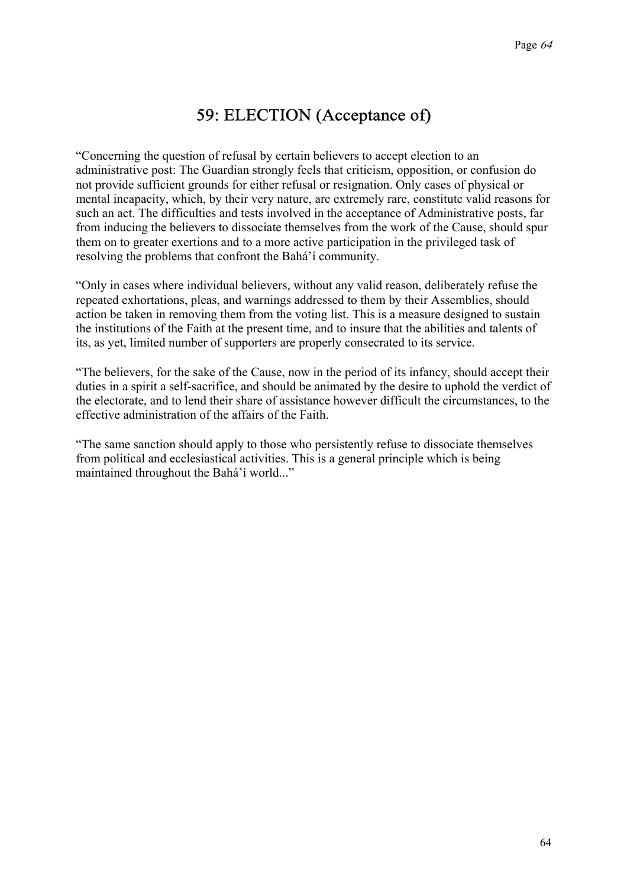# 59: ELECTION (Acceptance of)

"Concerning the question of refusal by certain believers to accept election to an administrative post: The Guardian strongly feels that criticism, opposition, or confusion do not provide sufficient grounds for either refusal or resignation. Only cases of physical or mental incapacity, which, by their very nature, are extremely rare, constitute valid reasons for such an act. The difficulties and tests involved in the acceptance of Administrative posts, far from inducing the believers to dissociate themselves from the work of the Cause, should spur them on to greater exertions and to a more active participation in the privileged task of resolving the problems that confront the Bahá'í community.

"Only in cases where individual believers, without any valid reason, deliberately refuse the repeated exhortations, pleas, and warnings addressed to them by their Assemblies, should action be taken in removing them from the voting list. This is a measure designed to sustain the institutions of the Faith at the present time, and to insure that the abilities and talents of its, as yet, limited number of supporters are properly consecrated to its service.

"The believers, for the sake of the Cause, now in the period of its infancy, should accept their duties in a spirit a self-sacrifice, and should be animated by the desire to uphold the verdict of the electorate, and to lend their share of assistance however difficult the circumstances, to the effective administration of the affairs of the Faith.

"The same sanction should apply to those who persistently refuse to dissociate themselves from political and ecclesiastical activities. This is a general principle which is being maintained throughout the Bahá'í world..."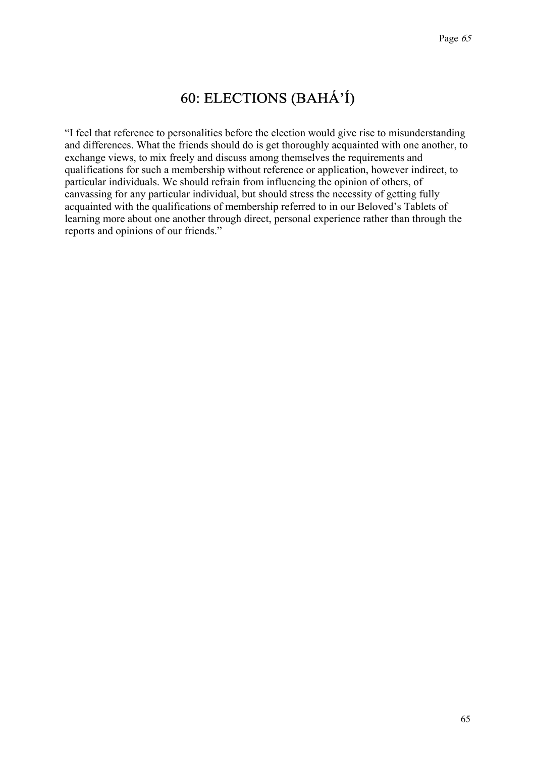# 60: ELECTIONS (BAHÁ'Í)

"I feel that reference to personalities before the election would give rise to misunderstanding and differences. What the friends should do is get thoroughly acquainted with one another, to exchange views, to mix freely and discuss among themselves the requirements and qualifications for such a membership without reference or application, however indirect, to particular individuals. We should refrain from influencing the opinion of others, of canvassing for any particular individual, but should stress the necessity of getting fully acquainted with the qualifications of membership referred to in our Beloved's Tablets of learning more about one another through direct, personal experience rather than through the reports and opinions of our friends."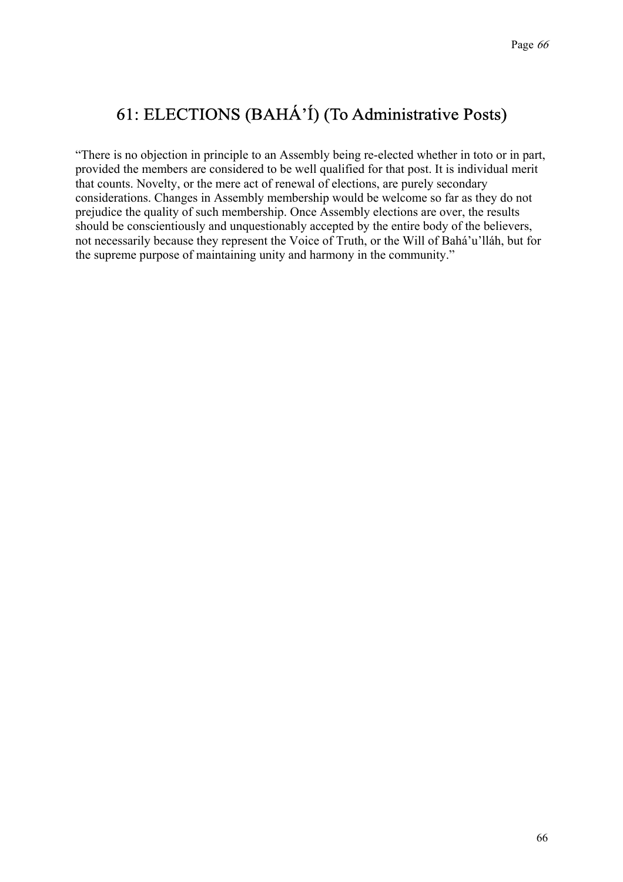# 61: ELECTIONS (BAHÁ'Í) (To Administrative Posts)

"There is no objection in principle to an Assembly being re-elected whether in toto or in part, provided the members are considered to be well qualified for that post. It is individual merit that counts. Novelty, or the mere act of renewal of elections, are purely secondary considerations. Changes in Assembly membership would be welcome so far as they do not prejudice the quality of such membership. Once Assembly elections are over, the results should be conscientiously and unquestionably accepted by the entire body of the believers, not necessarily because they represent the Voice of Truth, or the Will of Bahá'u'lláh, but for the supreme purpose of maintaining unity and harmony in the community."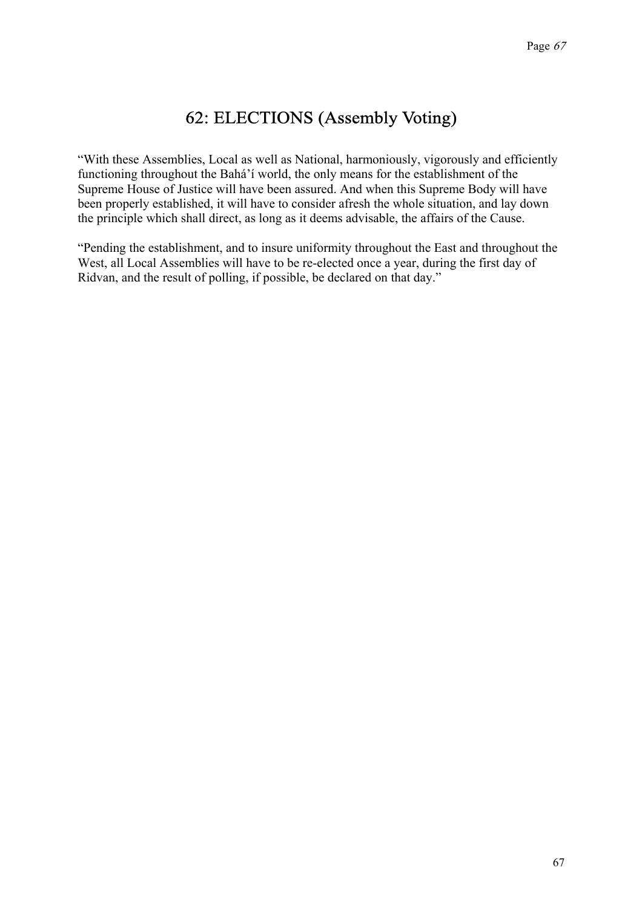# 62: ELECTIONS (Assembly Voting)

“With these Assemblies, Local as well as National, harmoniously, vigorously and efficiently functioning throughout the Bahá’í world, the only means for the establishment of the Supreme House of Justice will have been assured. And when this Supreme Body will have been properly established, it will have to consider afresh the whole situation, and lay down the principle which shall direct, as long as it deems advisable, the affairs of the Cause.

“Pending the establishment, and to insure uniformity throughout the East and throughout the West, all Local Assemblies will have to be re-elected once a year, during the first day of Ridvan, and the result of polling, if possible, be declared on that day.”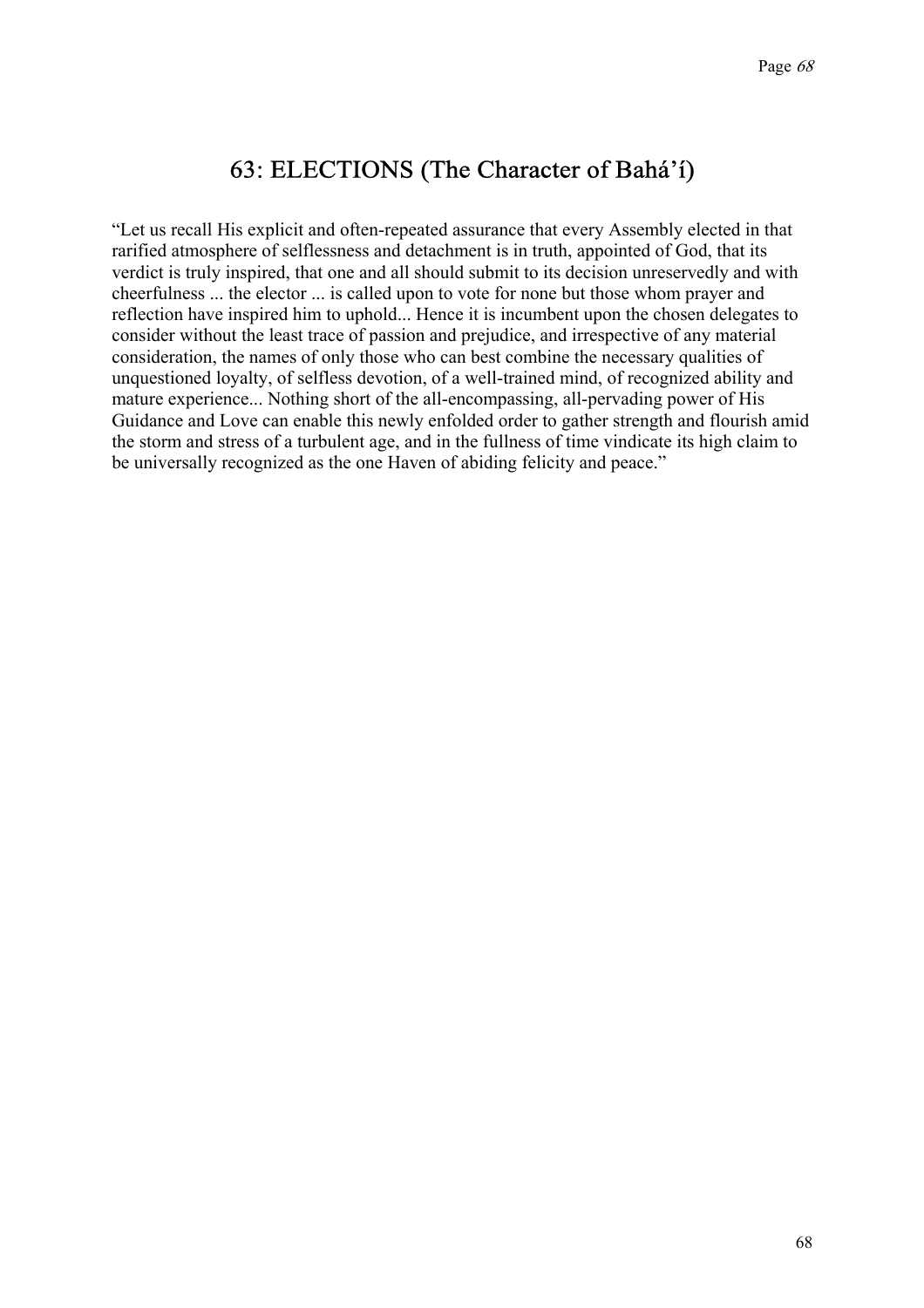## 63: ELECTIONS (The Character of Bahá’í)

“Let us recall His explicit and often-repeated assurance that every Assembly elected in that rarified atmosphere of selflessness and detachment is in truth, appointed of God, that its verdict is truly inspired, that one and all should submit to its decision unreservedly and with cheerfulness ... the elector ... is called upon to vote for none but those whom prayer and reflection have inspired him to uphold... Hence it is incumbent upon the chosen delegates to consider without the least trace of passion and prejudice, and irrespective of any material consideration, the names of only those who can best combine the necessary qualities of unquestioned loyalty, of selfless devotion, of a well-trained mind, of recognized ability and mature experience... Nothing short of the all-encompassing, all-pervading power of His Guidance and Love can enable this newly enfolded order to gather strength and flourish amid the storm and stress of a turbulent age, and in the fullness of time vindicate its high claim to be universally recognized as the one Haven of abiding felicity and peace.”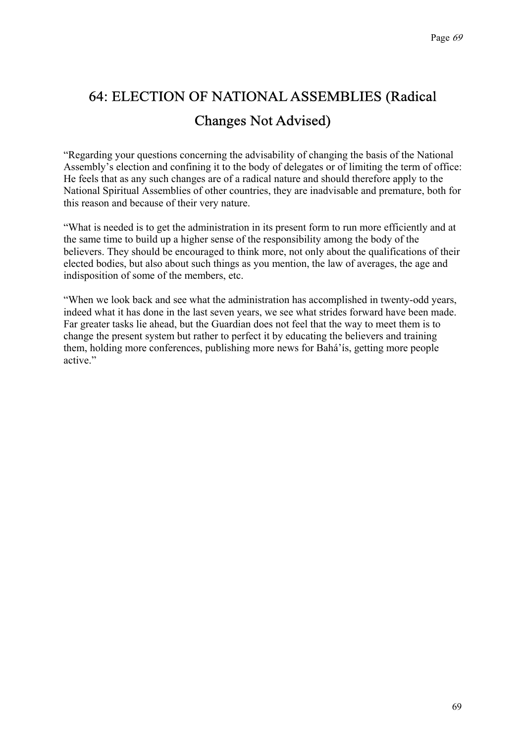# 64: ELECTION OF NATIONAL ASSEMBLIES (Radical Changes Not Advised)

“Regarding your questions concerning the advisability of changing the basis of the National Assembly’s election and confining it to the body of delegates or of limiting the term of office: He feels that as any such changes are of a radical nature and should therefore apply to the National Spiritual Assemblies of other countries, they are inadvisable and premature, both for this reason and because of their very nature.

“What is needed is to get the administration in its present form to run more efficiently and at the same time to build up a higher sense of the responsibility among the body of the believers. They should be encouraged to think more, not only about the qualifications of their elected bodies, but also about such things as you mention, the law of averages, the age and indisposition of some of the members, etc.

“When we look back and see what the administration has accomplished in twenty-odd years, indeed what it has done in the last seven years, we see what strides forward have been made. Far greater tasks lie ahead, but the Guardian does not feel that the way to meet them is to change the present system but rather to perfect it by educating the believers and training them, holding more conferences, publishing more news for Bahá’ís, getting more people active.”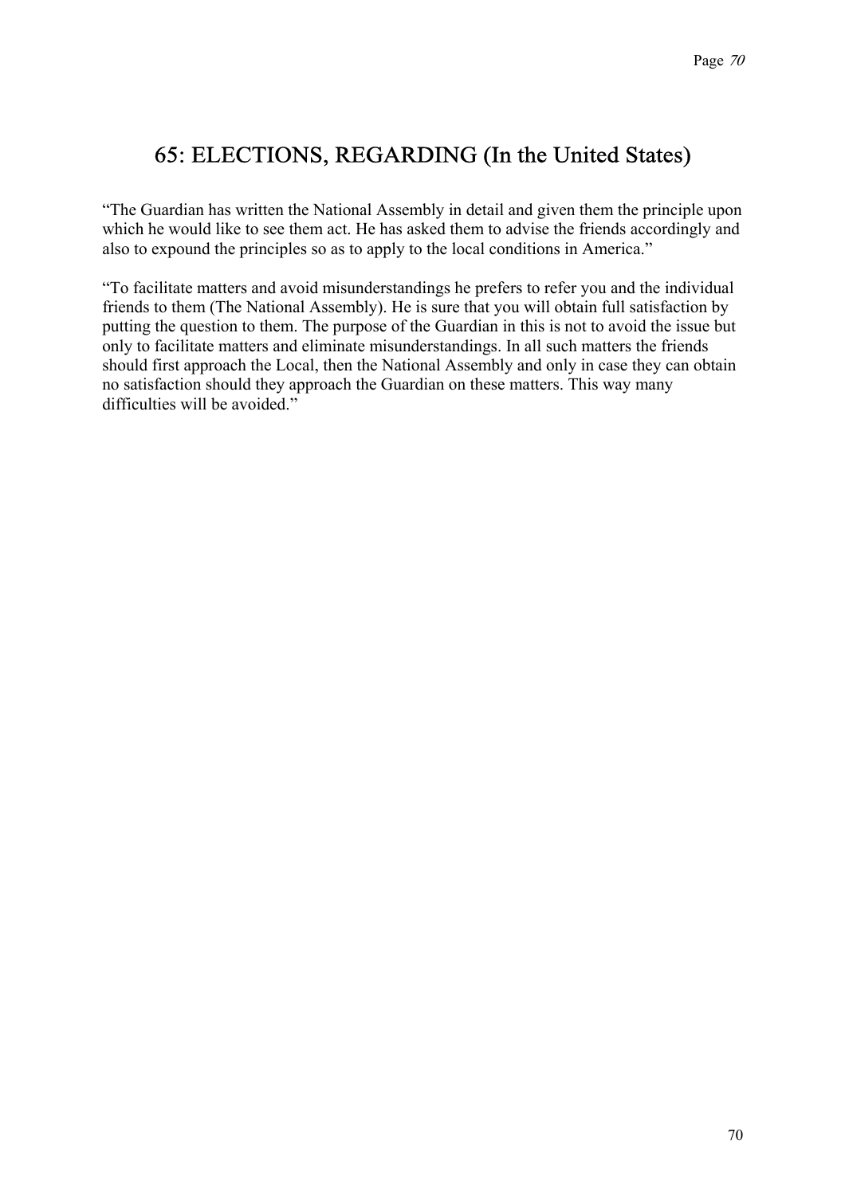## 65: ELECTIONS, REGARDING (In the United States)

"The Guardian has written the National Assembly in detail and given them the principle upon which he would like to see them act. He has asked them to advise the friends accordingly and also to expound the principles so as to apply to the local conditions in America."

"To facilitate matters and avoid misunderstandings he prefers to refer you and the individual friends to them (The National Assembly). He is sure that you will obtain full satisfaction by putting the question to them. The purpose of the Guardian in this is not to avoid the issue but only to facilitate matters and eliminate misunderstandings. In all such matters the friends should first approach the Local, then the National Assembly and only in case they can obtain no satisfaction should they approach the Guardian on these matters. This way many difficulties will be avoided."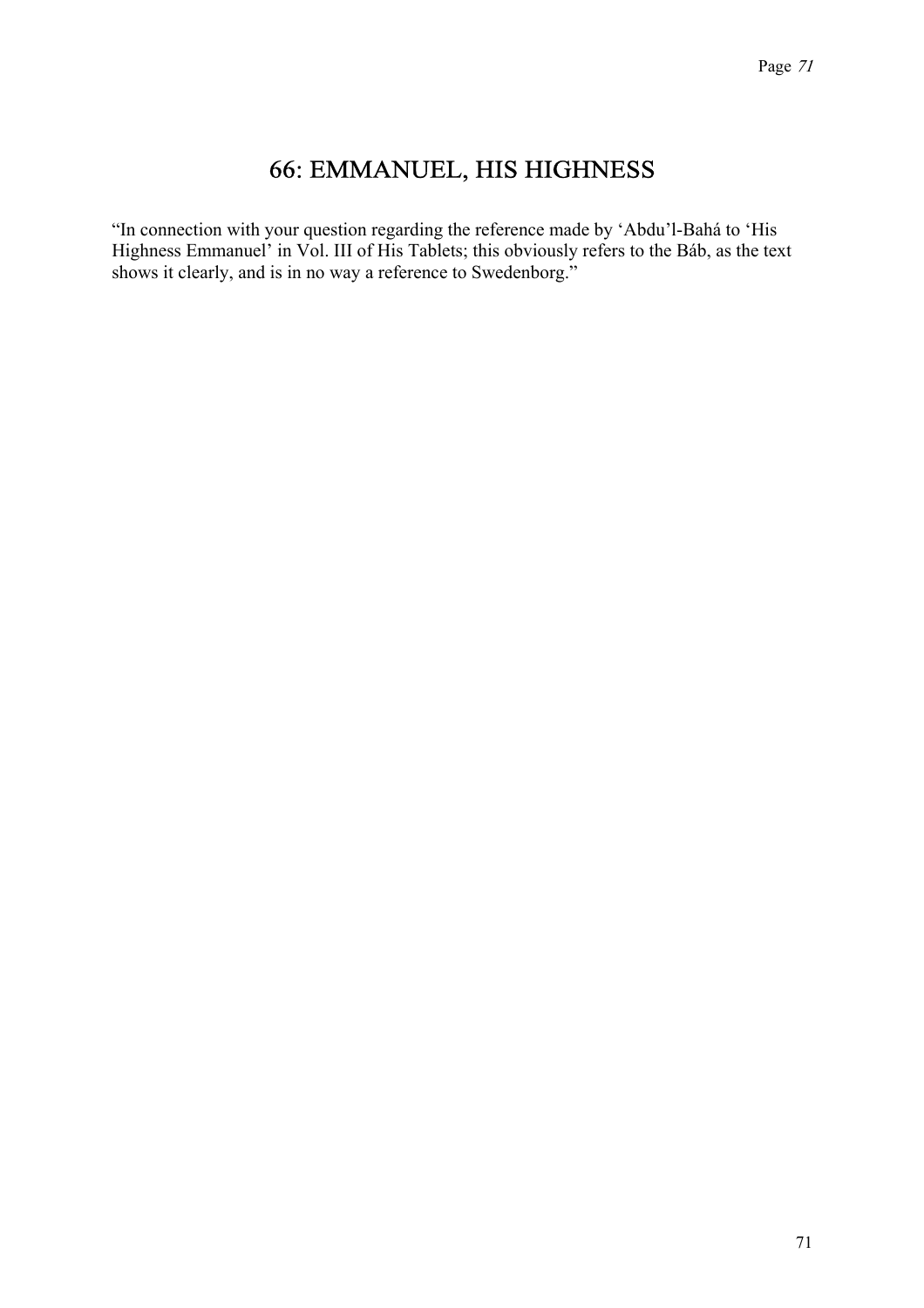# 66: EMMANUEL, HIS HIGHNESS

"In connection with your question regarding the reference made by 'Abdu'l-Bahá to 'His Highness Emmanuel' in Vol. III of His Tablets; this obviously refers to the Báb, as the text shows it clearly, and is in no way a reference to Swedenborg."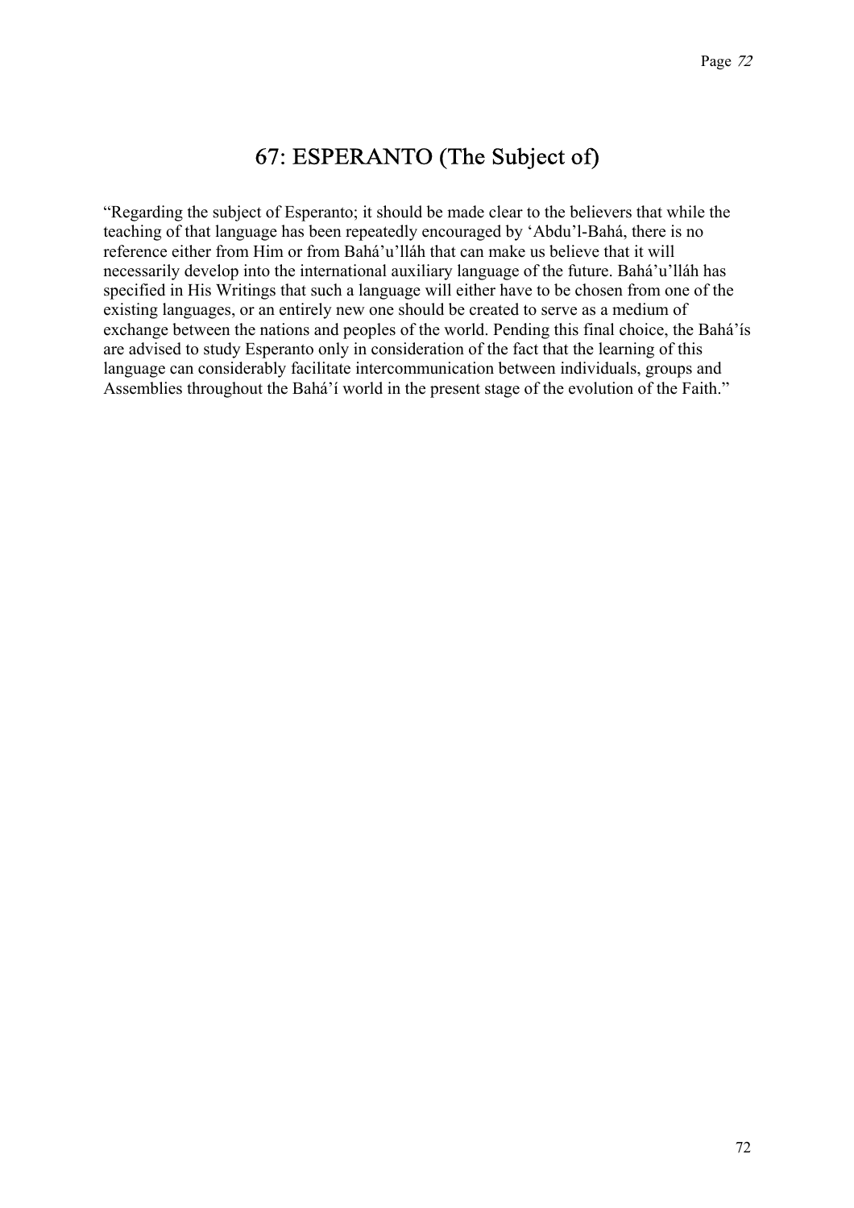# 67: ESPERANTO (The Subject of)

"Regarding the subject of Esperanto; it should be made clear to the believers that while the teaching of that language has been repeatedly encouraged by 'Abdu'l-Bahá, there is no reference either from Him or from Bahá'u'lláh that can make us believe that it will necessarily develop into the international auxiliary language of the future. Bahá'u'lláh has specified in His Writings that such a language will either have to be chosen from one of the existing languages, or an entirely new one should be created to serve as a medium of exchange between the nations and peoples of the world. Pending this final choice, the Bahá'ís are advised to study Esperanto only in consideration of the fact that the learning of this language can considerably facilitate intercommunication between individuals, groups and Assemblies throughout the Bahá'í world in the present stage of the evolution of the Faith."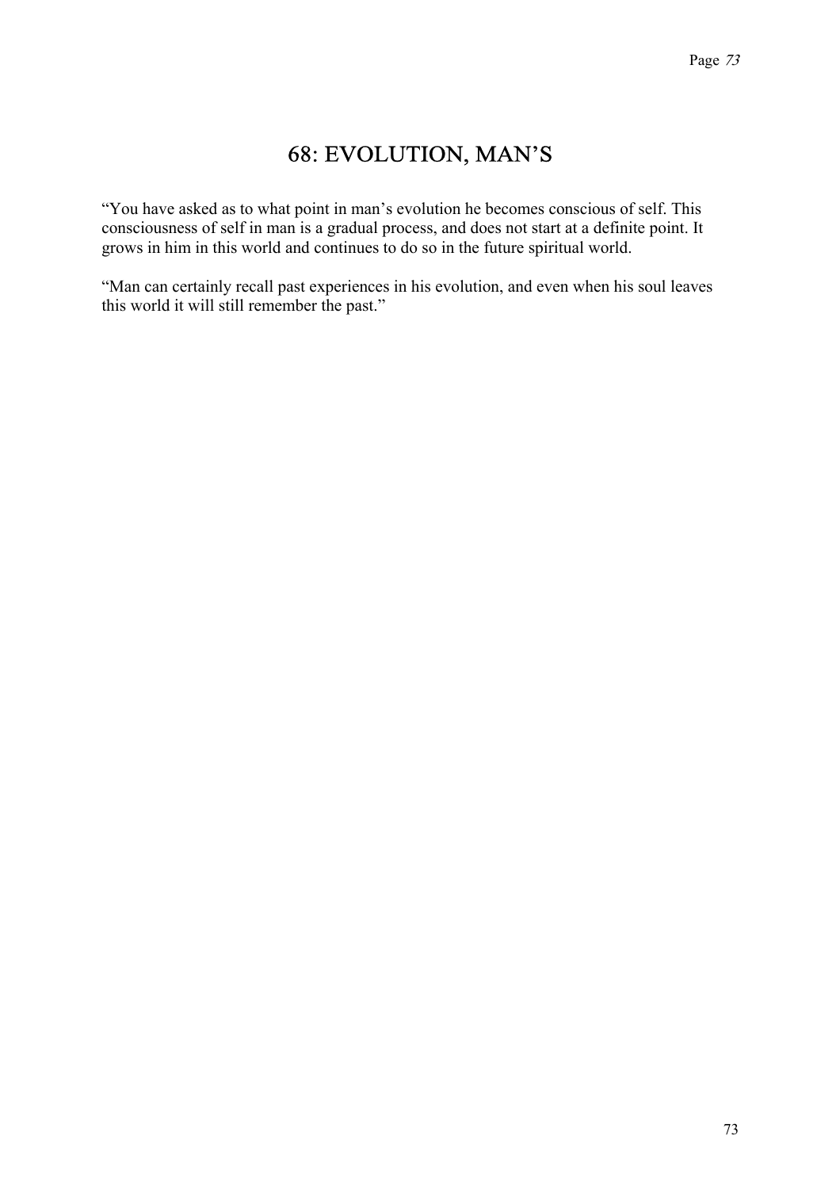# 68: EVOLUTION, MAN'S

"You have asked as to what point in man's evolution he becomes conscious of self. This consciousness of self in man is a gradual process, and does not start at a definite point. It grows in him in this world and continues to do so in the future spiritual world.

"Man can certainly recall past experiences in his evolution, and even when his soul leaves this world it will still remember the past."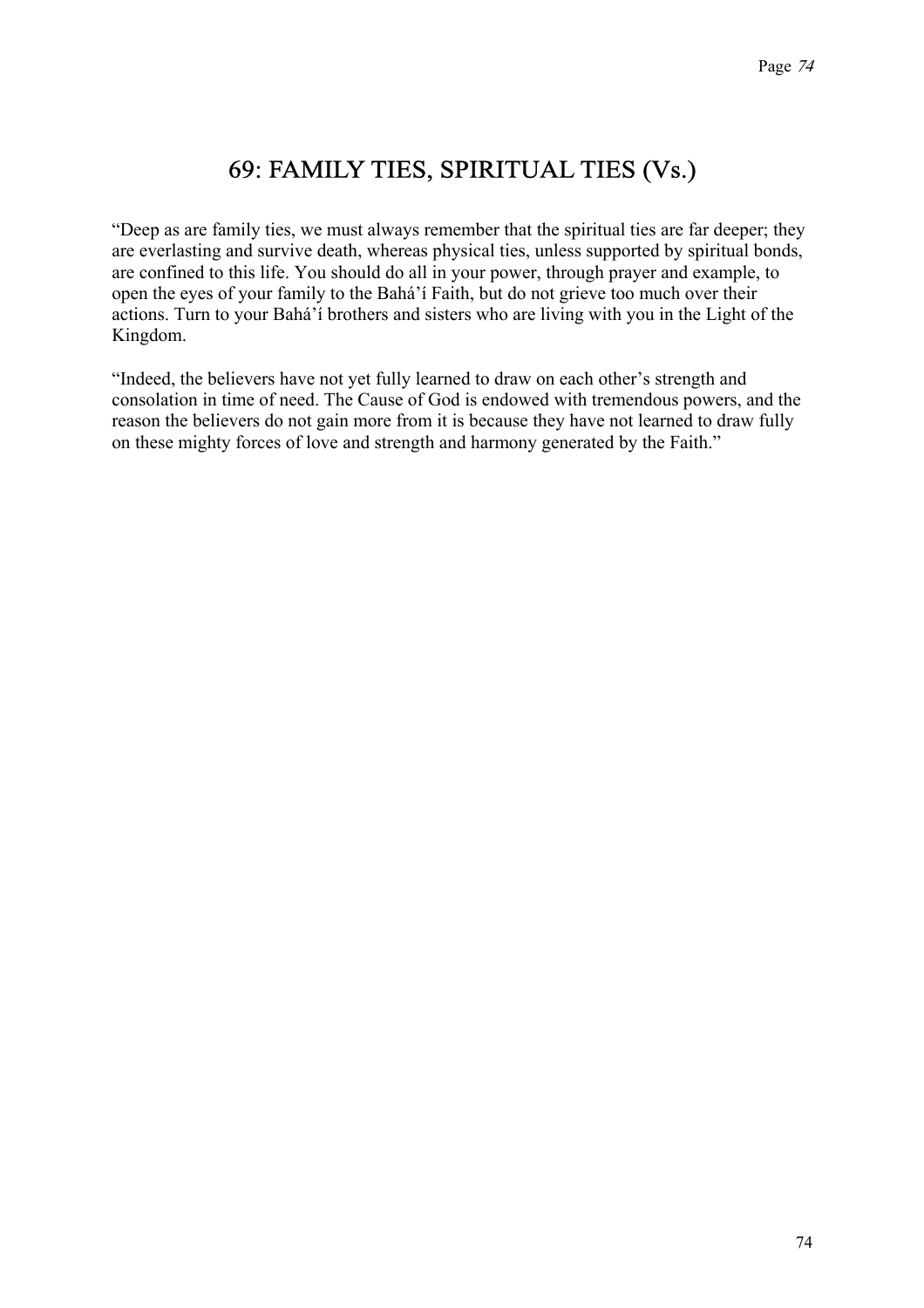## 69: FAMILY TIES, SPIRITUAL TIES (Vs.)

“Deep as are family ties, we must always remember that the spiritual ties are far deeper; they are everlasting and survive death, whereas physical ties, unless supported by spiritual bonds, are confined to this life. You should do all in your power, through prayer and example, to open the eyes of your family to the Bahá’í Faith, but do not grieve too much over their actions. Turn to your Bahá’í brothers and sisters who are living with you in the Light of the Kingdom.

“Indeed, the believers have not yet fully learned to draw on each other’s strength and consolation in time of need. The Cause of God is endowed with tremendous powers, and the reason the believers do not gain more from it is because they have not learned to draw fully on these mighty forces of love and strength and harmony generated by the Faith.”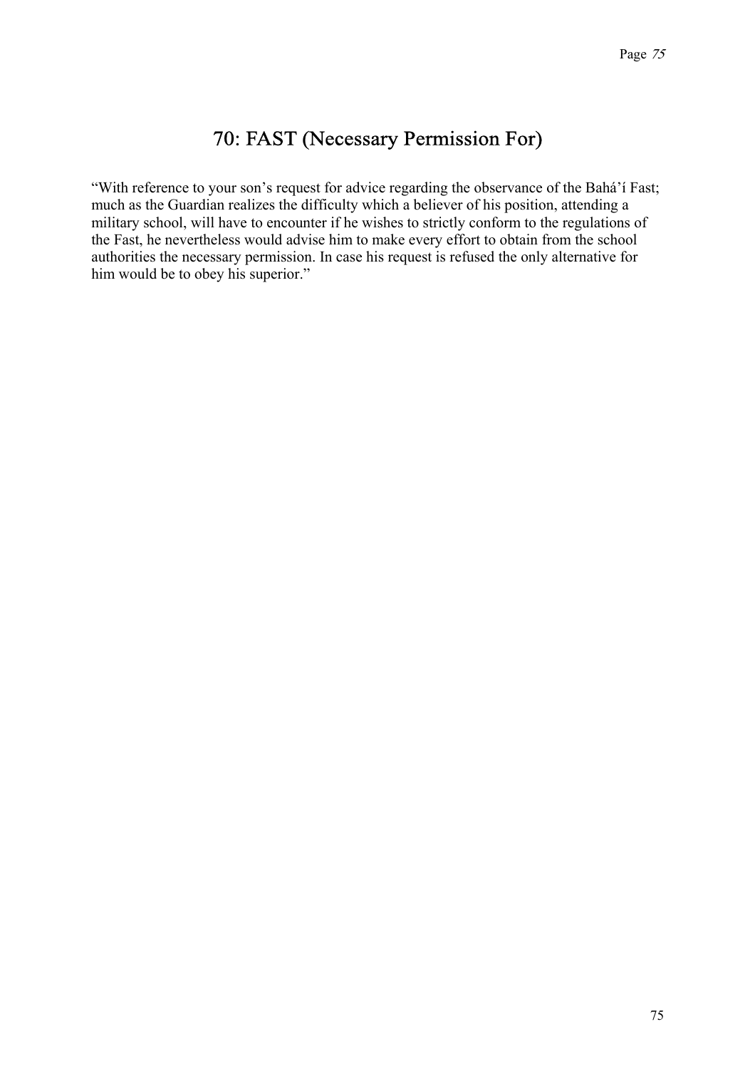# 70: FAST (Necessary Permission For)

“With reference to your son’s request for advice regarding the observance of the Bahá’í Fast; much as the Guardian realizes the difficulty which a believer of his position, attending a military school, will have to encounter if he wishes to strictly conform to the regulations of the Fast, he nevertheless would advise him to make every effort to obtain from the school authorities the necessary permission. In case his request is refused the only alternative for him would be to obey his superior.”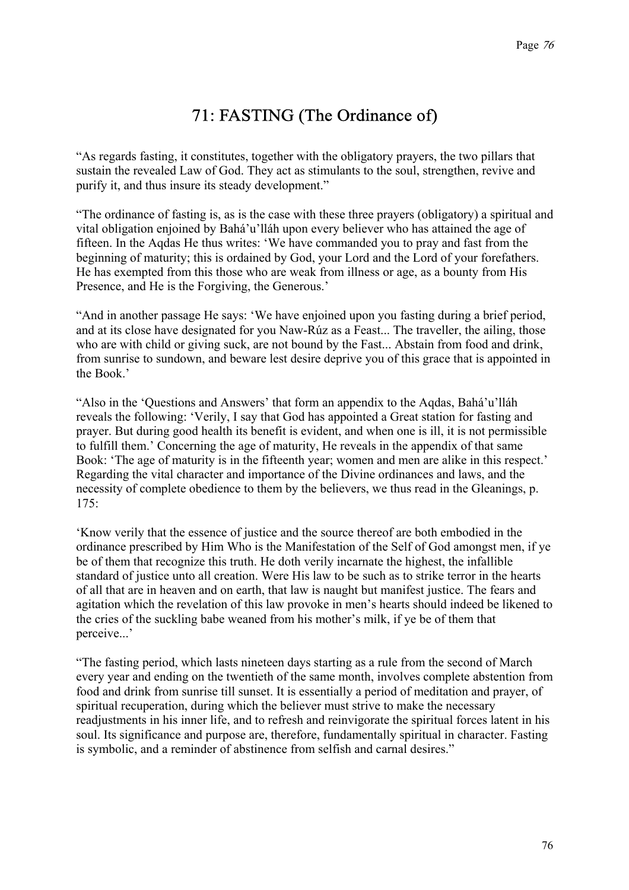# 71: FASTING (The Ordinance of)

“As regards fasting, it constitutes, together with the obligatory prayers, the two pillars that sustain the revealed Law of God. They act as stimulants to the soul, strengthen, revive and purify it, and thus insure its steady development.”

“The ordinance of fasting is, as is the case with these three prayers (obligatory) a spiritual and vital obligation enjoined by Bahá’u’lláh upon every believer who has attained the age of fifteen. In the Aqdas He thus writes: ‘We have commanded you to pray and fast from the beginning of maturity; this is ordained by God, your Lord and the Lord of your forefathers. He has exempted from this those who are weak from illness or age, as a bounty from His Presence, and He is the Forgiving, the Generous.’

“And in another passage He says: ‘We have enjoined upon you fasting during a brief period, and at its close have designated for you Naw-Rúz as a Feast... The traveller, the ailing, those who are with child or giving suck, are not bound by the Fast... Abstain from food and drink, from sunrise to sundown, and beware lest desire deprive you of this grace that is appointed in the Book.’

“Also in the ‘Questions and Answers’ that form an appendix to the Aqdas, Bahá’u’lláh reveals the following: ‘Verily, I say that God has appointed a Great station for fasting and prayer. But during good health its benefit is evident, and when one is ill, it is not permissible to fulfill them.’ Concerning the age of maturity, He reveals in the appendix of that same Book: ‘The age of maturity is in the fifteenth year; women and men are alike in this respect.’ Regarding the vital character and importance of the Divine ordinances and laws, and the necessity of complete obedience to them by the believers, we thus read in the Gleanings, p. 175:

‘Know verily that the essence of justice and the source thereof are both embodied in the ordinance prescribed by Him Who is the Manifestation of the Self of God amongst men, if ye be of them that recognize this truth. He doth verily incarnate the highest, the infallible standard of justice unto all creation. Were His law to be such as to strike terror in the hearts of all that are in heaven and on earth, that law is naught but manifest justice. The fears and agitation which the revelation of this law provoke in men’s hearts should indeed be likened to the cries of the suckling babe weaned from his mother’s milk, if ye be of them that perceive...’

“The fasting period, which lasts nineteen days starting as a rule from the second of March every year and ending on the twentieth of the same month, involves complete abstention from food and drink from sunrise till sunset. It is essentially a period of meditation and prayer, of spiritual recuperation, during which the believer must strive to make the necessary readjustments in his inner life, and to refresh and reinvigorate the spiritual forces latent in his soul. Its significance and purpose are, therefore, fundamentally spiritual in character. Fasting is symbolic, and a reminder of abstinence from selfish and carnal desires.”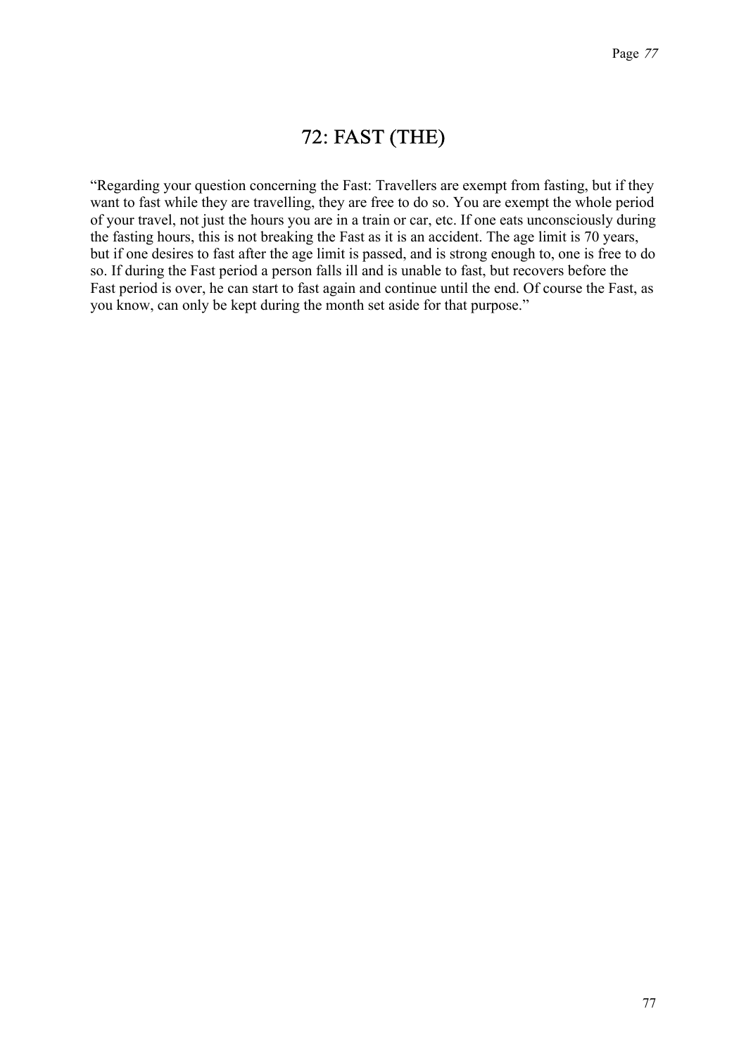# 72: FAST (THE)

"Regarding your question concerning the Fast: Travellers are exempt from fasting, but if they want to fast while they are travelling, they are free to do so. You are exempt the whole period of your travel, not just the hours you are in a train or car, etc. If one eats unconsciously during the fasting hours, this is not breaking the Fast as it is an accident. The age limit is 70 years, but if one desires to fast after the age limit is passed, and is strong enough to, one is free to do so. If during the Fast period a person falls ill and is unable to fast, but recovers before the Fast period is over, he can start to fast again and continue until the end. Of course the Fast, as you know, can only be kept during the month set aside for that purpose."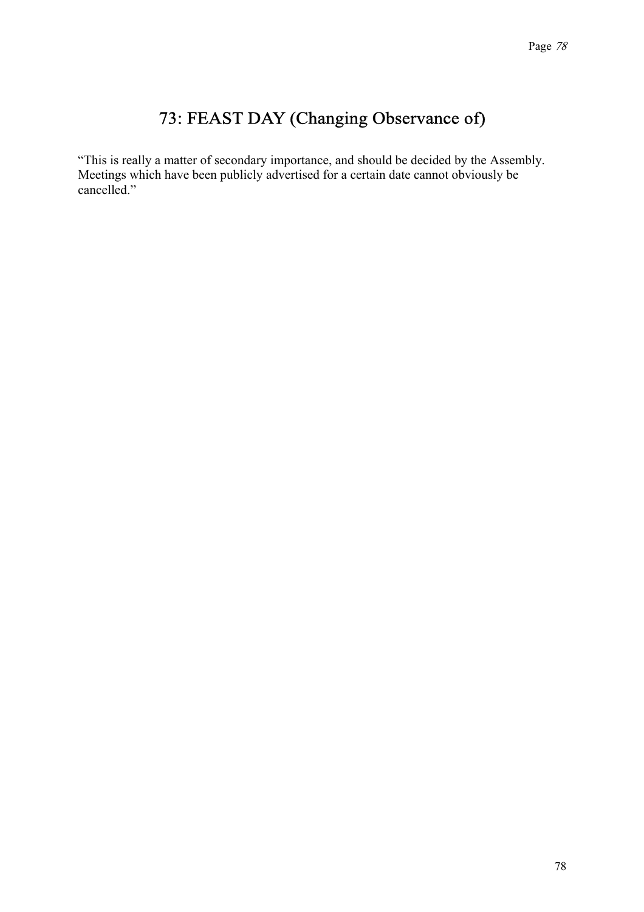# 73: FEAST DAY (Changing Observance of)

“This is really a matter of secondary importance, and should be decided by the Assembly. Meetings which have been publicly advertised for a certain date cannot obviously be cancelled.”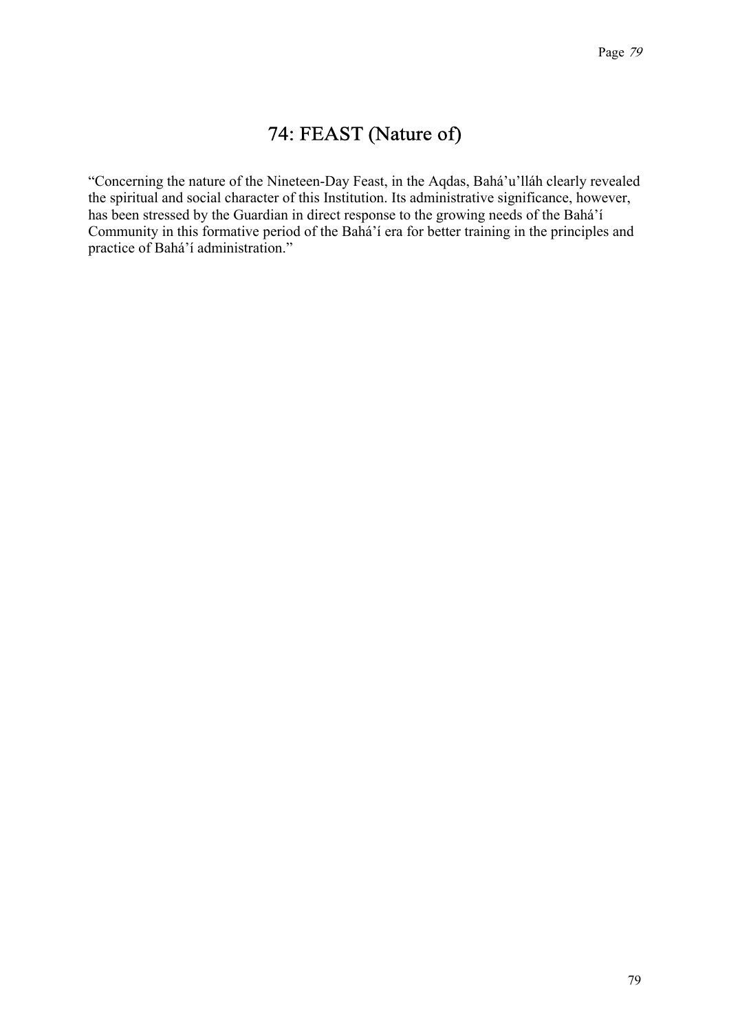# 74: FEAST (Nature of)

“Concerning the nature of the Nineteen-Day Feast, in the Aqdas, Bahá’u’lláh clearly revealed the spiritual and social character of this Institution. Its administrative significance, however, has been stressed by the Guardian in direct response to the growing needs of the Bahá’í Community in this formative period of the Bahá’í era for better training in the principles and practice of Bahá’í administration.”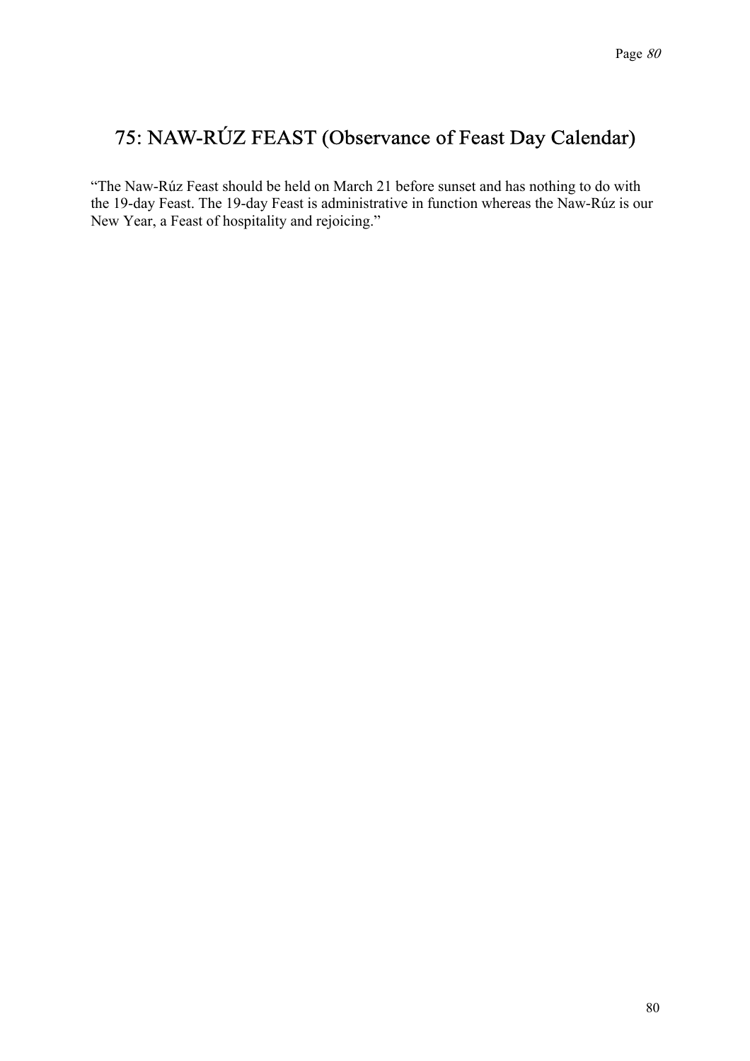## 75: NAW-RÚZ FEAST (Observance of Feast Day Calendar)

"The Naw-Rúz Feast should be held on March 21 before sunset and has nothing to do with the 19-day Feast. The 19-day Feast is administrative in function whereas the Naw-Rúz is our New Year, a Feast of hospitality and rejoicing."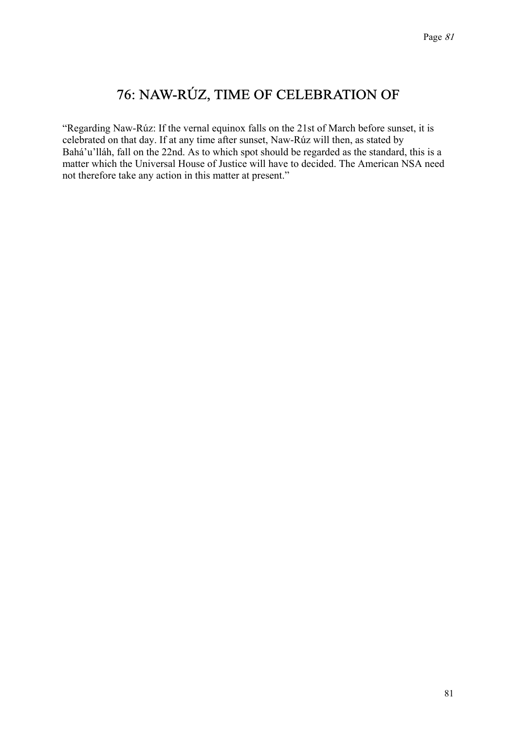# 76: NAW-RÚZ, TIME OF CELEBRATION OF

"Regarding Naw-Rúz: If the vernal equinox falls on the 21st of March before sunset, it is celebrated on that day. If at any time after sunset, Naw-Rúz will then, as stated by Bahá'u'lláh, fall on the 22nd. As to which spot should be regarded as the standard, this is a matter which the Universal House of Justice will have to decided. The American NSA need not therefore take any action in this matter at present."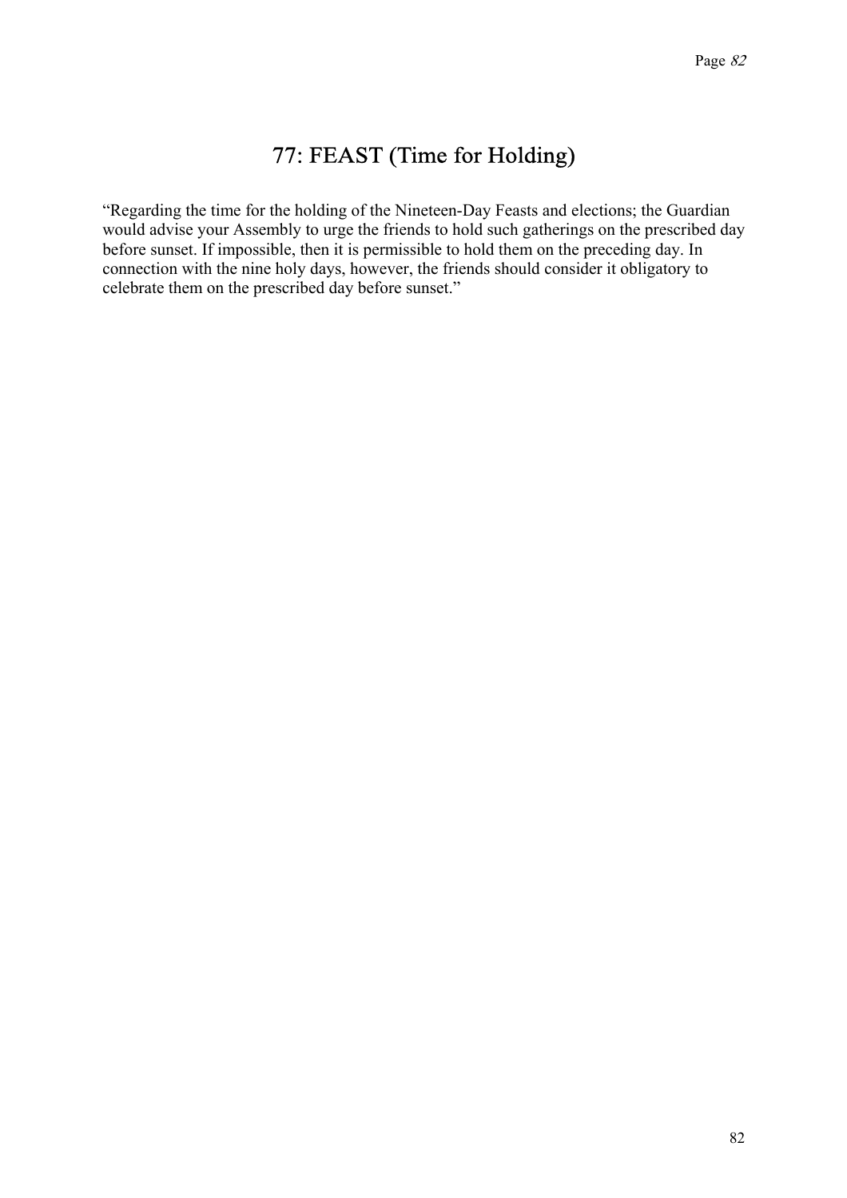# 77: FEAST (Time for Holding)

"Regarding the time for the holding of the Nineteen-Day Feasts and elections; the Guardian would advise your Assembly to urge the friends to hold such gatherings on the prescribed day before sunset. If impossible, then it is permissible to hold them on the preceding day. In connection with the nine holy days, however, the friends should consider it obligatory to celebrate them on the prescribed day before sunset."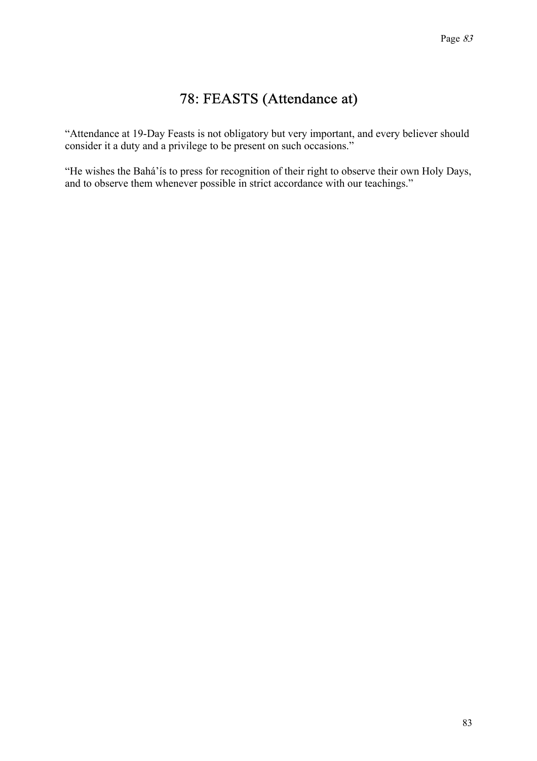# 78: FEASTS (Attendance at)

"Attendance at 19-Day Feasts is not obligatory but very important, and every believer should consider it a duty and a privilege to be present on such occasions."

"He wishes the Bahá'ís to press for recognition of their right to observe their own Holy Days, and to observe them whenever possible in strict accordance with our teachings."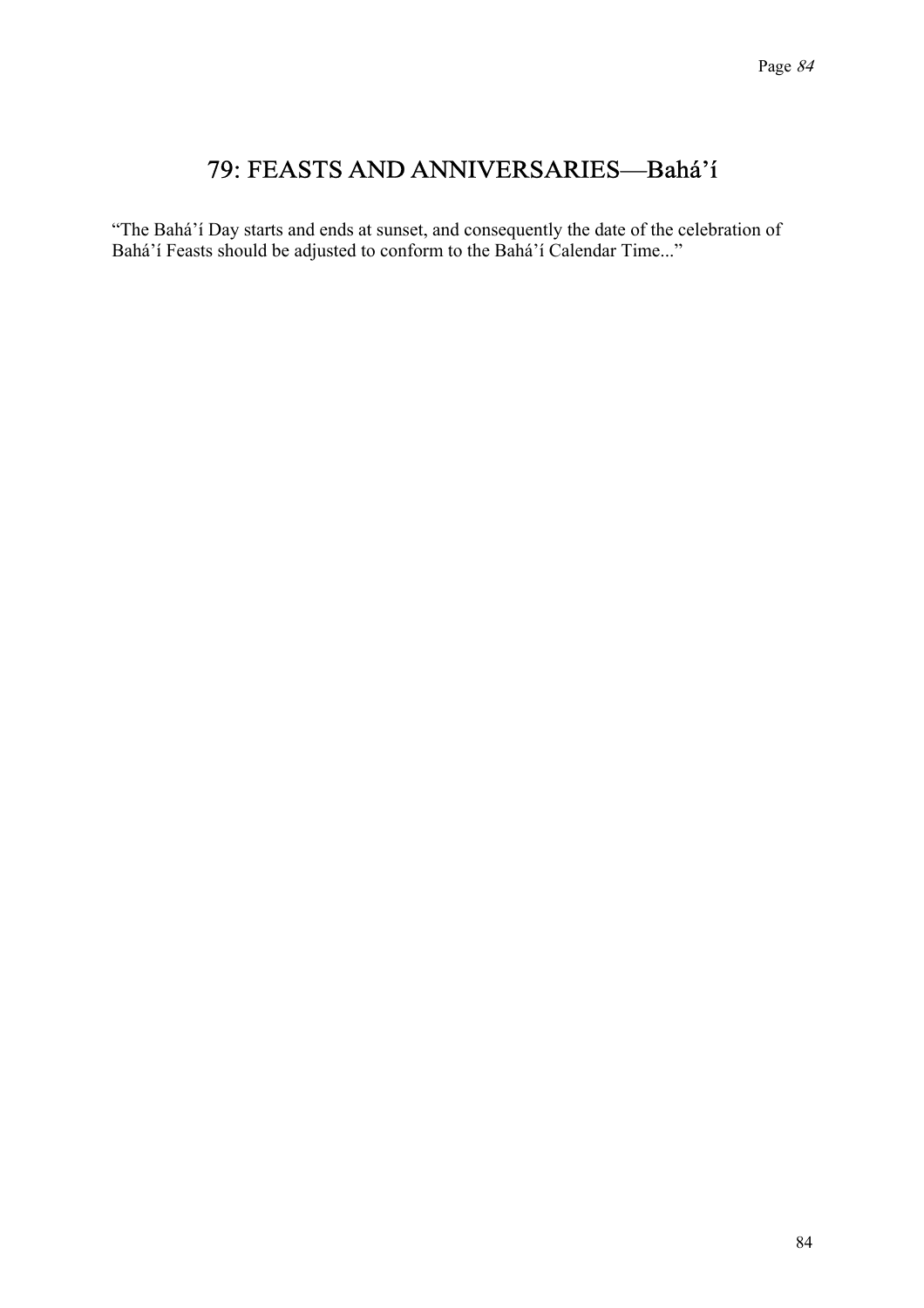# 79: FEASTS AND ANNIVERSARIES—Bahá'í

"The Bahá'í Day starts and ends at sunset, and consequently the date of the celebration of Bahá'í Feasts should be adjusted to conform to the Bahá'í Calendar Time..."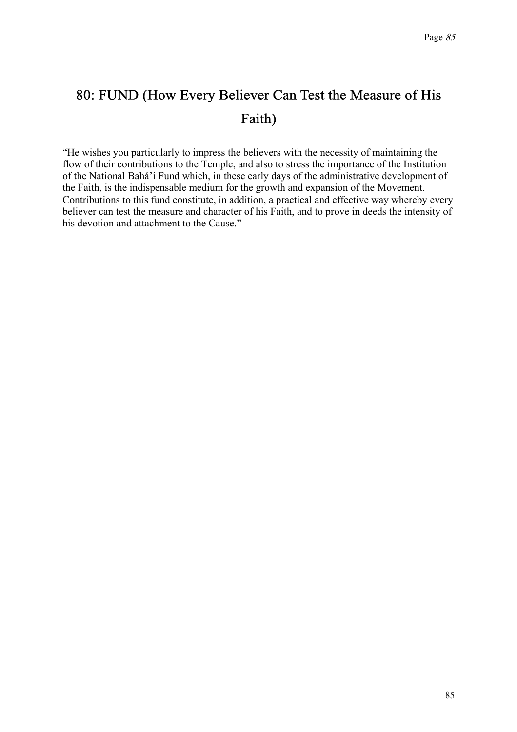## 80: FUND (How Every Believer Can Test the Measure of His Faith)

"He wishes you particularly to impress the believers with the necessity of maintaining the flow of their contributions to the Temple, and also to stress the importance of the Institution of the National Bahá'í Fund which, in these early days of the administrative development of the Faith, is the indispensable medium for the growth and expansion of the Movement. Contributions to this fund constitute, in addition, a practical and effective way whereby every believer can test the measure and character of his Faith, and to prove in deeds the intensity of his devotion and attachment to the Cause."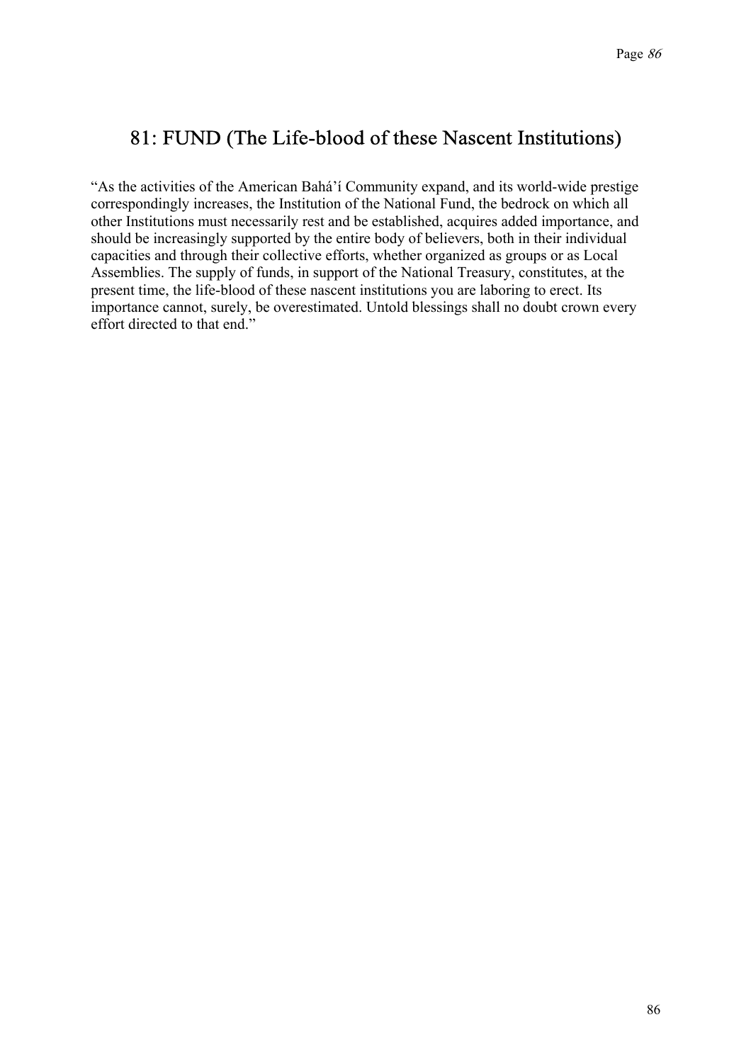## 81: FUND (The Life-blood of these Nascent Institutions)

"As the activities of the American Bahá'í Community expand, and its world-wide prestige correspondingly increases, the Institution of the National Fund, the bedrock on which all other Institutions must necessarily rest and be established, acquires added importance, and should be increasingly supported by the entire body of believers, both in their individual capacities and through their collective efforts, whether organized as groups or as Local Assemblies. The supply of funds, in support of the National Treasury, constitutes, at the present time, the life-blood of these nascent institutions you are laboring to erect. Its importance cannot, surely, be overestimated. Untold blessings shall no doubt crown every effort directed to that end."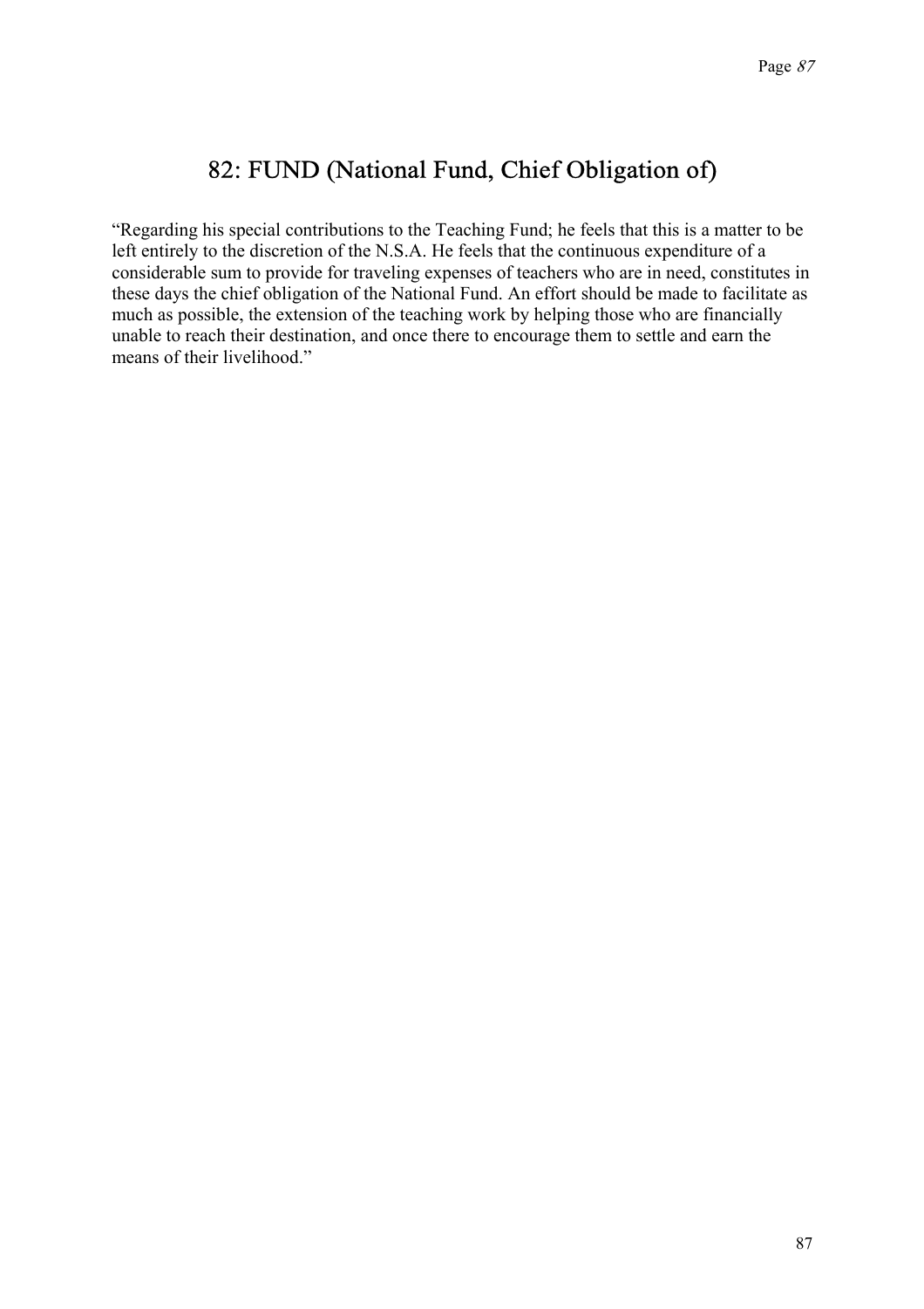## 82: FUND (National Fund, Chief Obligation of)

"Regarding his special contributions to the Teaching Fund; he feels that this is a matter to be left entirely to the discretion of the N.S.A. He feels that the continuous expenditure of a considerable sum to provide for traveling expenses of teachers who are in need, constitutes in these days the chief obligation of the National Fund. An effort should be made to facilitate as much as possible, the extension of the teaching work by helping those who are financially unable to reach their destination, and once there to encourage them to settle and earn the means of their livelihood."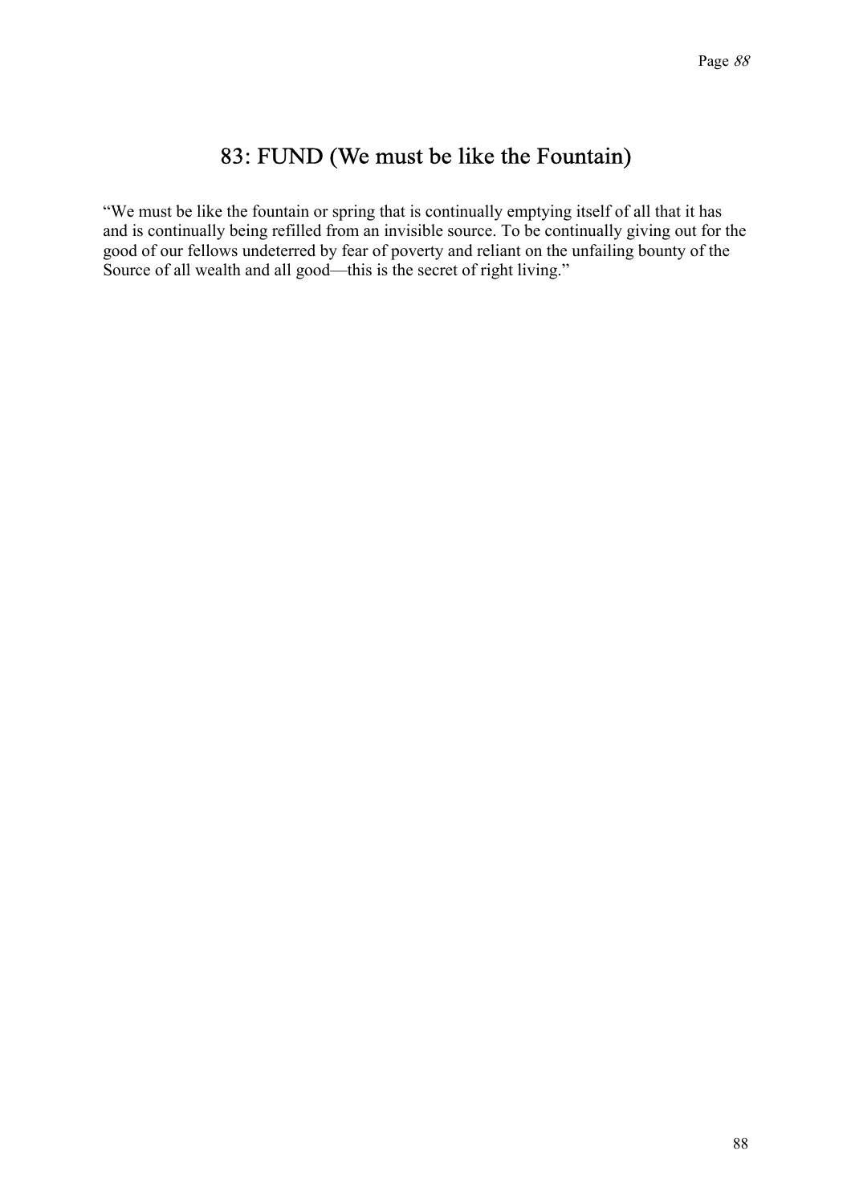# 83: FUND (We must be like the Fountain)

"We must be like the fountain or spring that is continually emptying itself of all that it has and is continually being refilled from an invisible source. To be continually giving out for the good of our fellows undeterred by fear of poverty and reliant on the unfailing bounty of the Source of all wealth and all good—this is the secret of right living."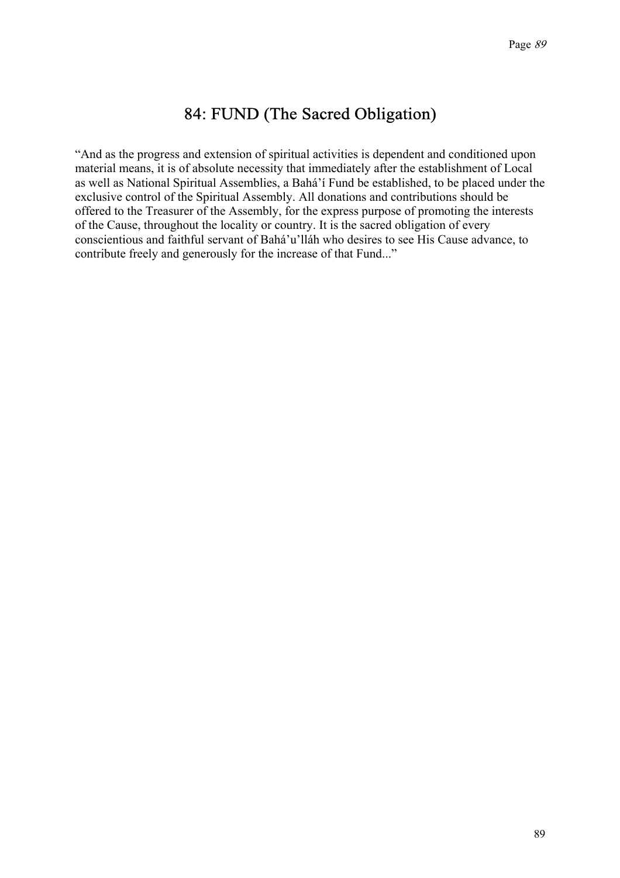# 84: FUND (The Sacred Obligation)

“And as the progress and extension of spiritual activities is dependent and conditioned upon material means, it is of absolute necessity that immediately after the establishment of Local as well as National Spiritual Assemblies, a Bahá’í Fund be established, to be placed under the exclusive control of the Spiritual Assembly. All donations and contributions should be offered to the Treasurer of the Assembly, for the express purpose of promoting the interests of the Cause, throughout the locality or country. It is the sacred obligation of every conscientious and faithful servant of Bahá’u’lláh who desires to see His Cause advance, to contribute freely and generously for the increase of that Fund...”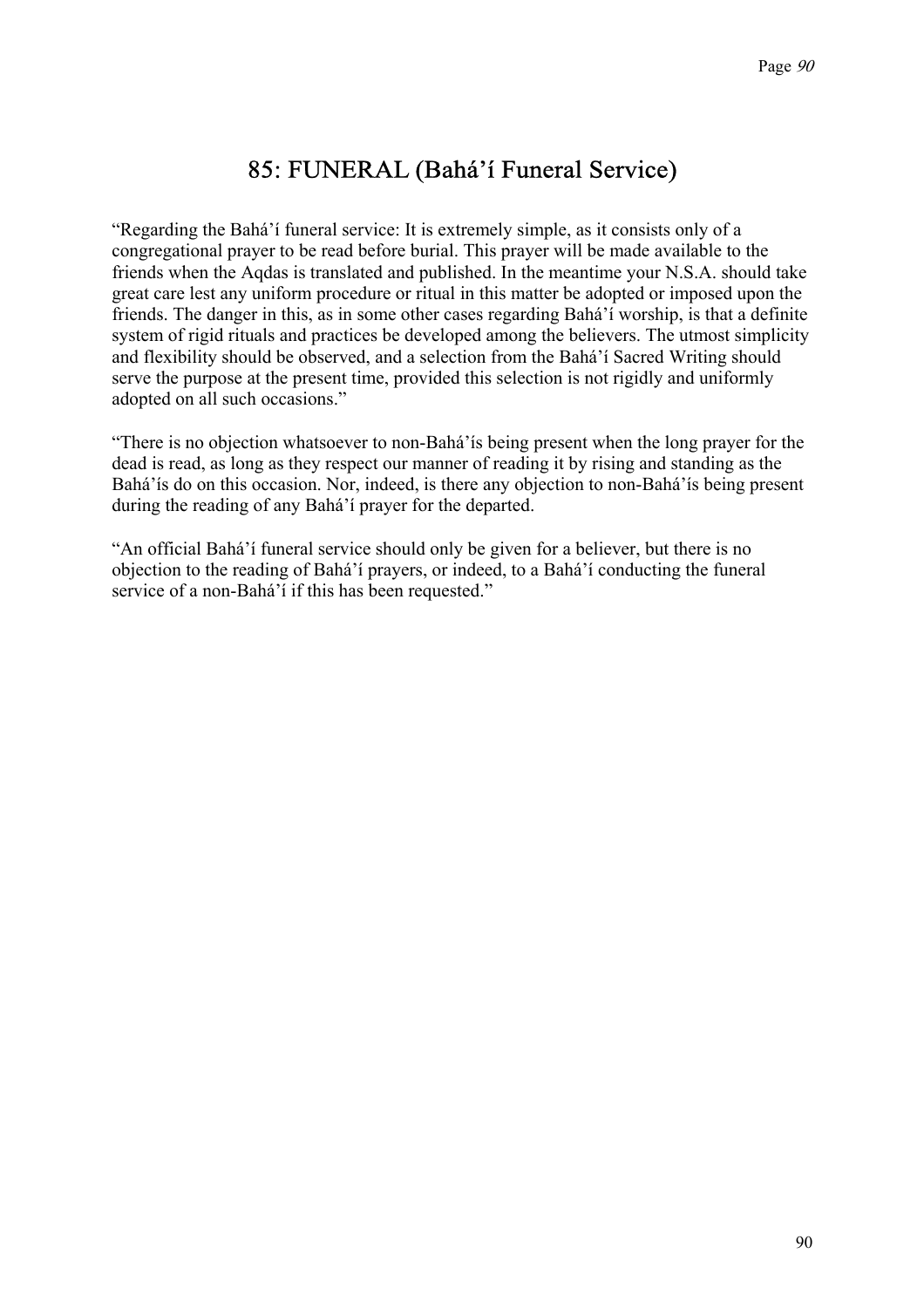# 85: FUNERAL (Bahá'í Funeral Service)

"Regarding the Bahá'í funeral service: It is extremely simple, as it consists only of a congregational prayer to be read before burial. This prayer will be made available to the friends when the Aqdas is translated and published. In the meantime your N.S.A. should take great care lest any uniform procedure or ritual in this matter be adopted or imposed upon the friends. The danger in this, as in some other cases regarding Bahá'í worship, is that a definite system of rigid rituals and practices be developed among the believers. The utmost simplicity and flexibility should be observed, and a selection from the Bahá'í Sacred Writing should serve the purpose at the present time, provided this selection is not rigidly and uniformly adopted on all such occasions."

"There is no objection whatsoever to non-Bahá'ís being present when the long prayer for the dead is read, as long as they respect our manner of reading it by rising and standing as the Bahá'ís do on this occasion. Nor, indeed, is there any objection to non-Bahá'ís being present during the reading of any Bahá'í prayer for the departed.

"An official Bahá'í funeral service should only be given for a believer, but there is no objection to the reading of Bahá'í prayers, or indeed, to a Bahá'í conducting the funeral service of a non-Bahá'í if this has been requested."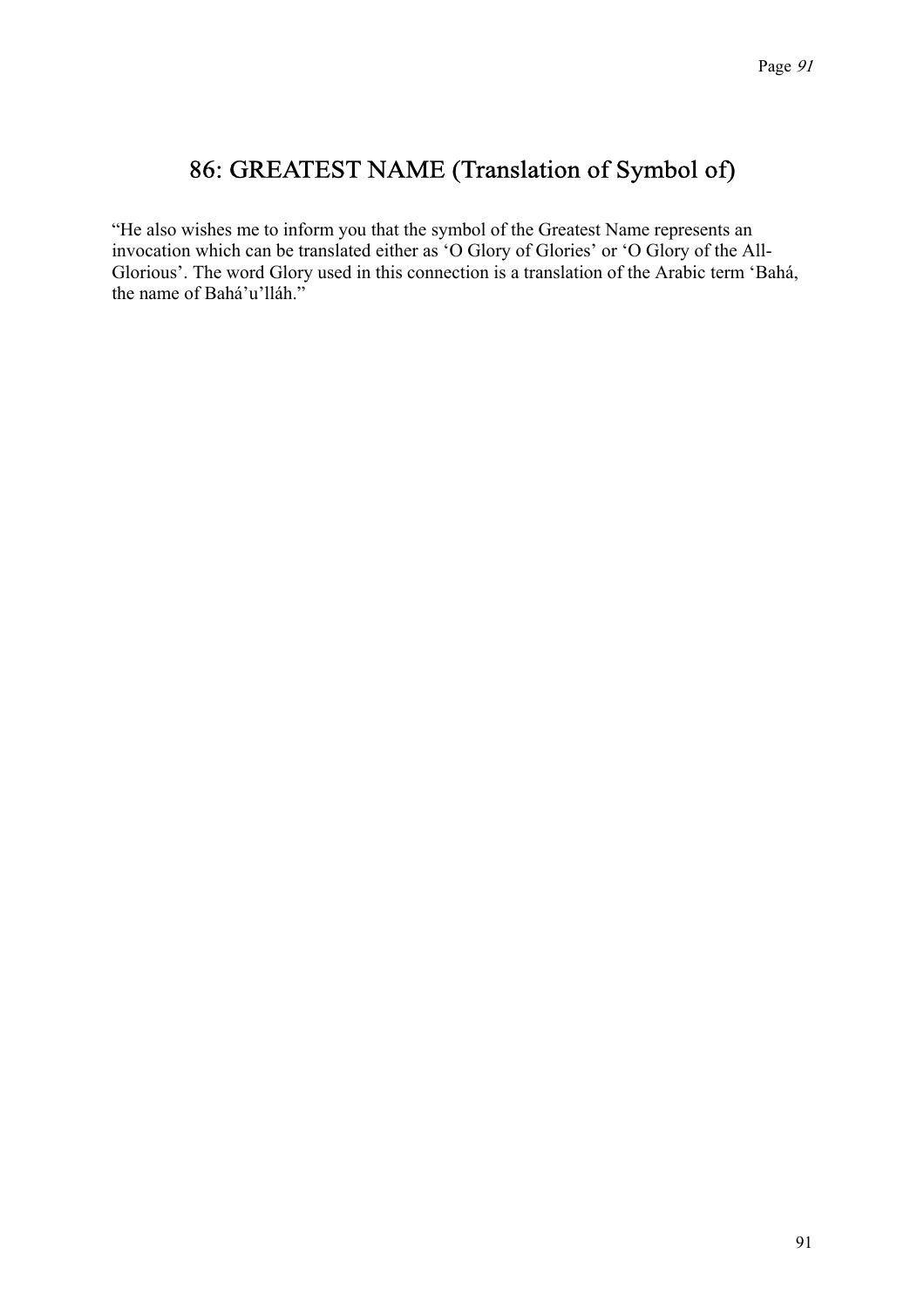# 86: GREATEST NAME (Translation of Symbol of)

"He also wishes me to inform you that the symbol of the Greatest Name represents an invocation which can be translated either as 'O Glory of Glories' or 'O Glory of the All-Glorious'. The word Glory used in this connection is a translation of the Arabic term 'Bahá, the name of Bahá'u'lláh."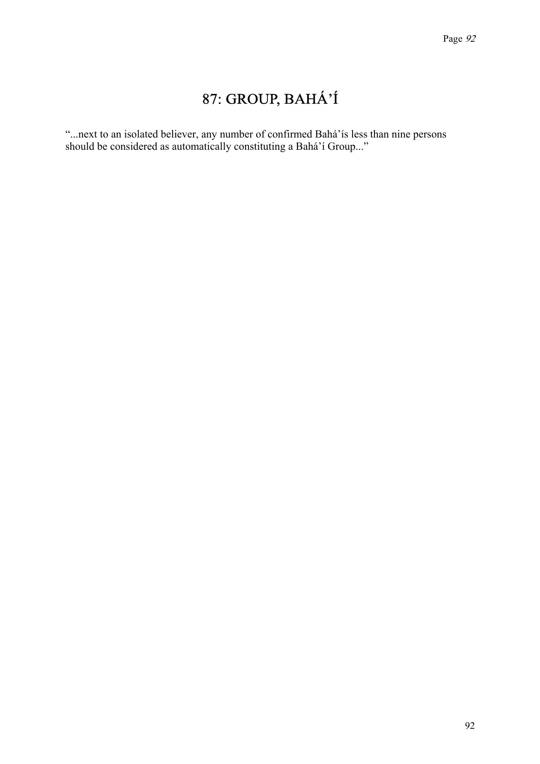# 87: GROUP, BAHÁ'Í

"...next to an isolated believer, any number of confirmed Bahá'ís less than nine persons should be considered as automatically constituting a Bahá'í Group..."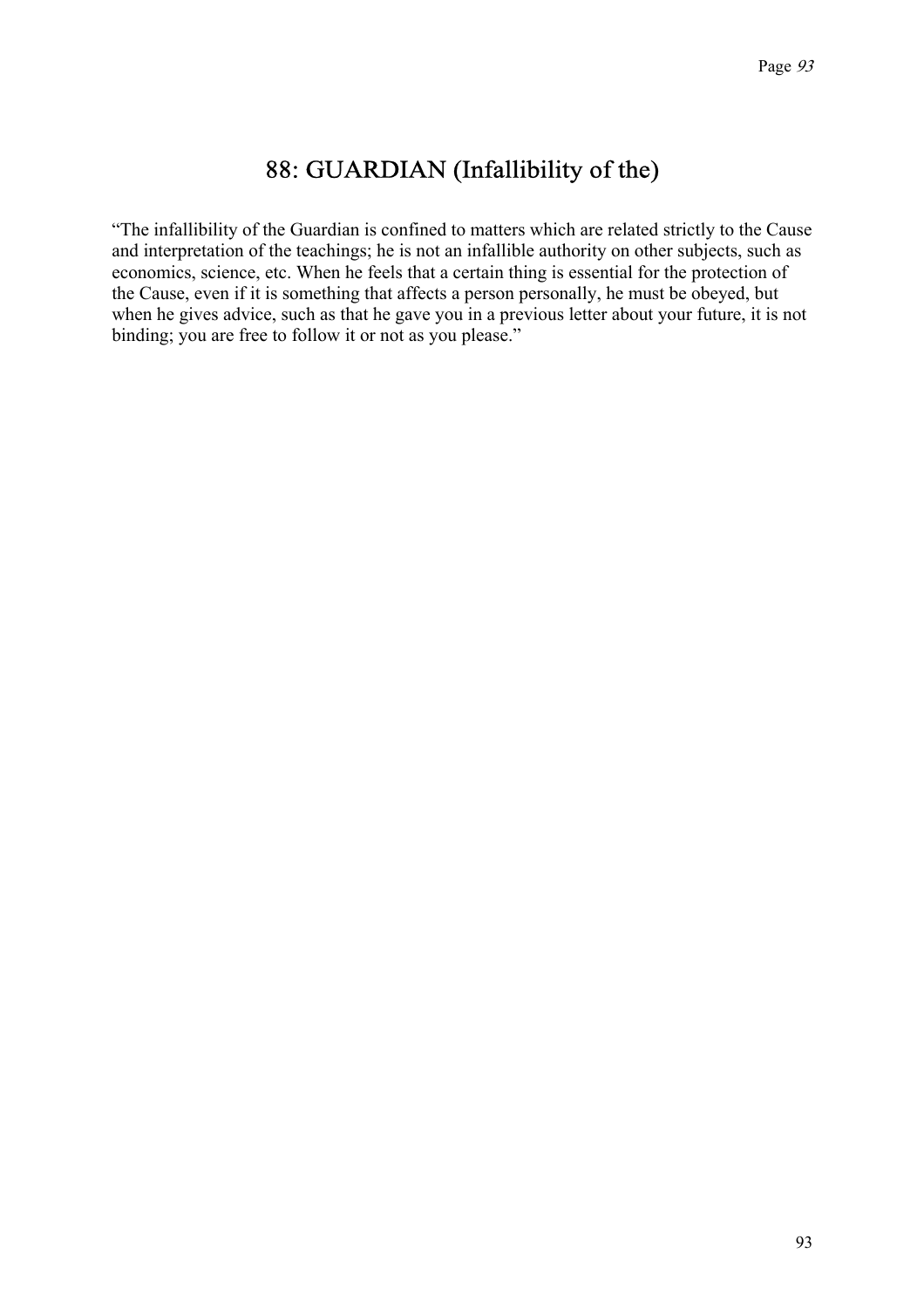# 88: GUARDIAN (Infallibility of the)

“The infallibility of the Guardian is confined to matters which are related strictly to the Cause and interpretation of the teachings; he is not an infallible authority on other subjects, such as economics, science, etc. When he feels that a certain thing is essential for the protection of the Cause, even if it is something that affects a person personally, he must be obeyed, but when he gives advice, such as that he gave you in a previous letter about your future, it is not binding; you are free to follow it or not as you please.”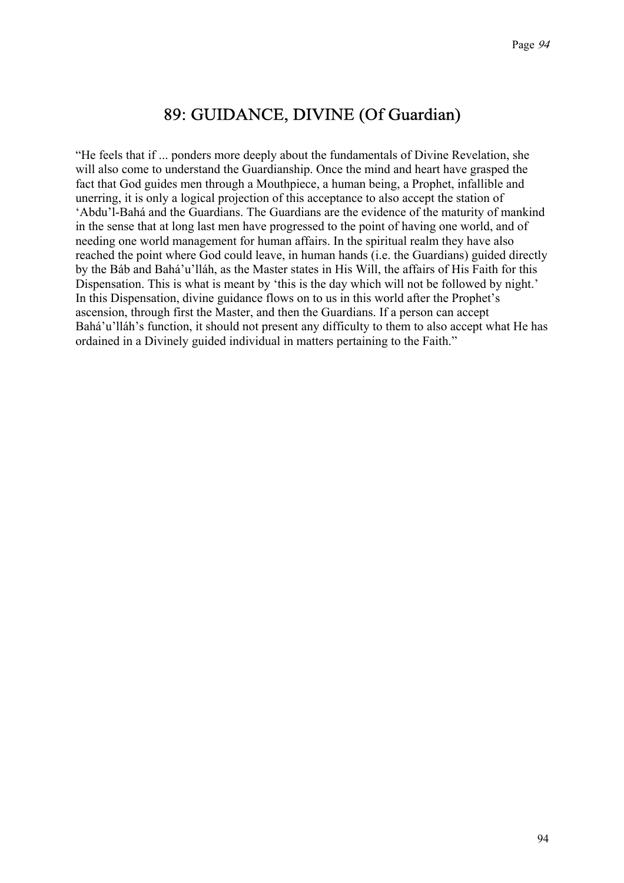## 89: GUIDANCE, DIVINE (Of Guardian)

"He feels that if ... ponders more deeply about the fundamentals of Divine Revelation, she will also come to understand the Guardianship. Once the mind and heart have grasped the fact that God guides men through a Mouthpiece, a human being, a Prophet, infallible and unerring, it is only a logical projection of this acceptance to also accept the station of 'Abdu'l-Bahá and the Guardians. The Guardians are the evidence of the maturity of mankind in the sense that at long last men have progressed to the point of having one world, and of needing one world management for human affairs. In the spiritual realm they have also reached the point where God could leave, in human hands (i.e. the Guardians) guided directly by the Báb and Bahá'u'lláh, as the Master states in His Will, the affairs of His Faith for this Dispensation. This is what is meant by 'this is the day which will not be followed by night.' In this Dispensation, divine guidance flows on to us in this world after the Prophet's ascension, through first the Master, and then the Guardians. If a person can accept Bahá'u'lláh's function, it should not present any difficulty to them to also accept what He has ordained in a Divinely guided individual in matters pertaining to the Faith."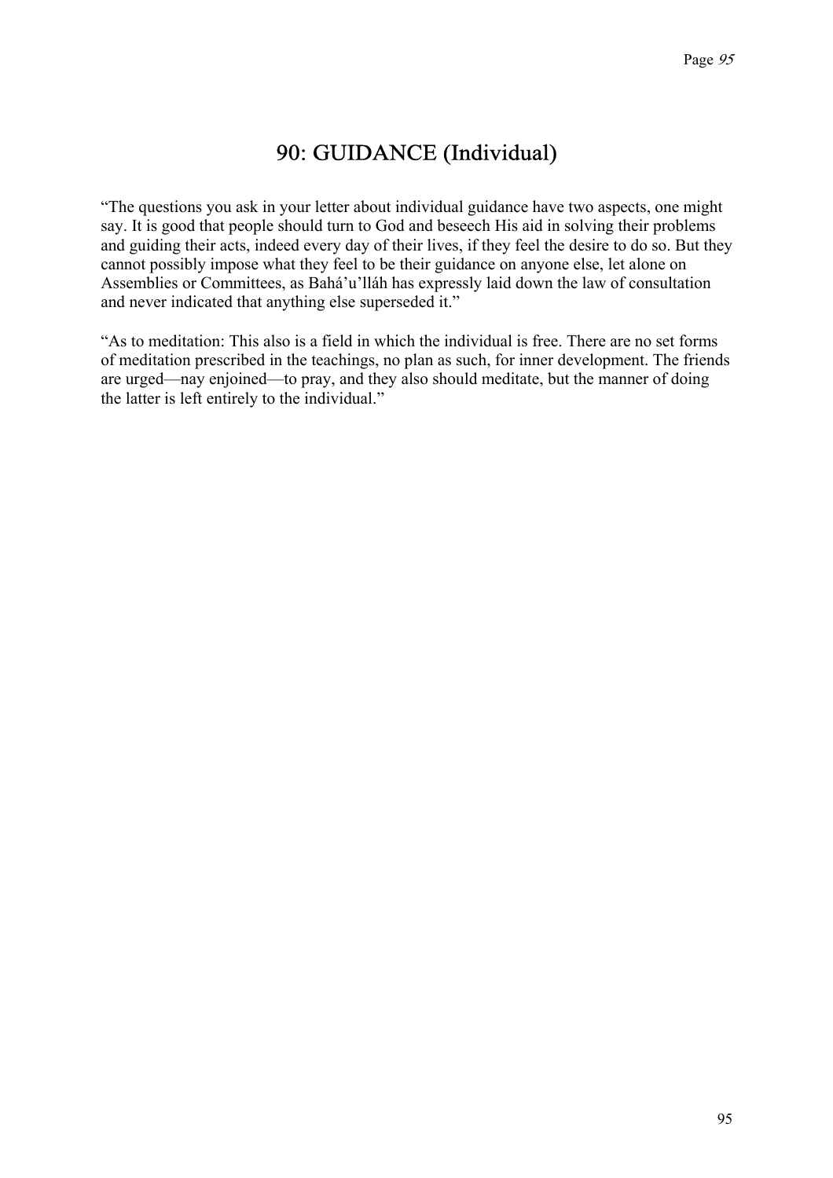## 90: GUIDANCE (Individual)

"The questions you ask in your letter about individual guidance have two aspects, one might say. It is good that people should turn to God and beseech His aid in solving their problems and guiding their acts, indeed every day of their lives, if they feel the desire to do so. But they cannot possibly impose what they feel to be their guidance on anyone else, let alone on Assemblies or Committees, as Bahá'u'lláh has expressly laid down the law of consultation and never indicated that anything else superseded it."

"As to meditation: This also is a field in which the individual is free. There are no set forms of meditation prescribed in the teachings, no plan as such, for inner development. The friends are urged—nay enjoined—to pray, and they also should meditate, but the manner of doing the latter is left entirely to the individual."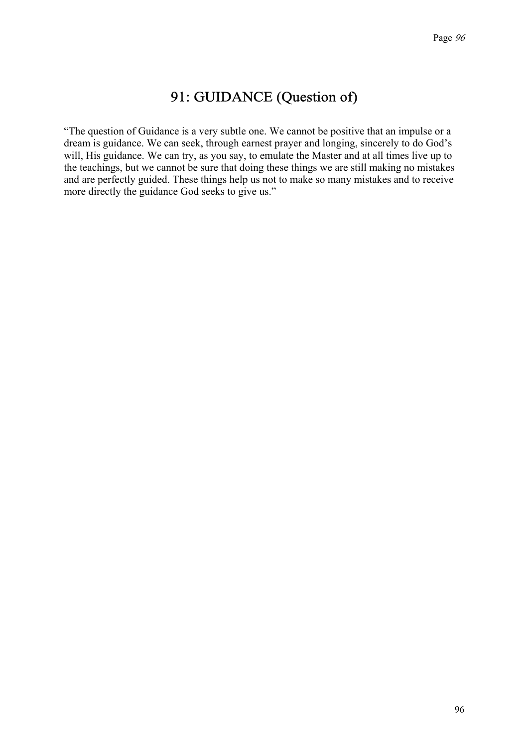# 91: GUIDANCE (Question of)

"The question of Guidance is a very subtle one. We cannot be positive that an impulse or a dream is guidance. We can seek, through earnest prayer and longing, sincerely to do God's will, His guidance. We can try, as you say, to emulate the Master and at all times live up to the teachings, but we cannot be sure that doing these things we are still making no mistakes and are perfectly guided. These things help us not to make so many mistakes and to receive more directly the guidance God seeks to give us."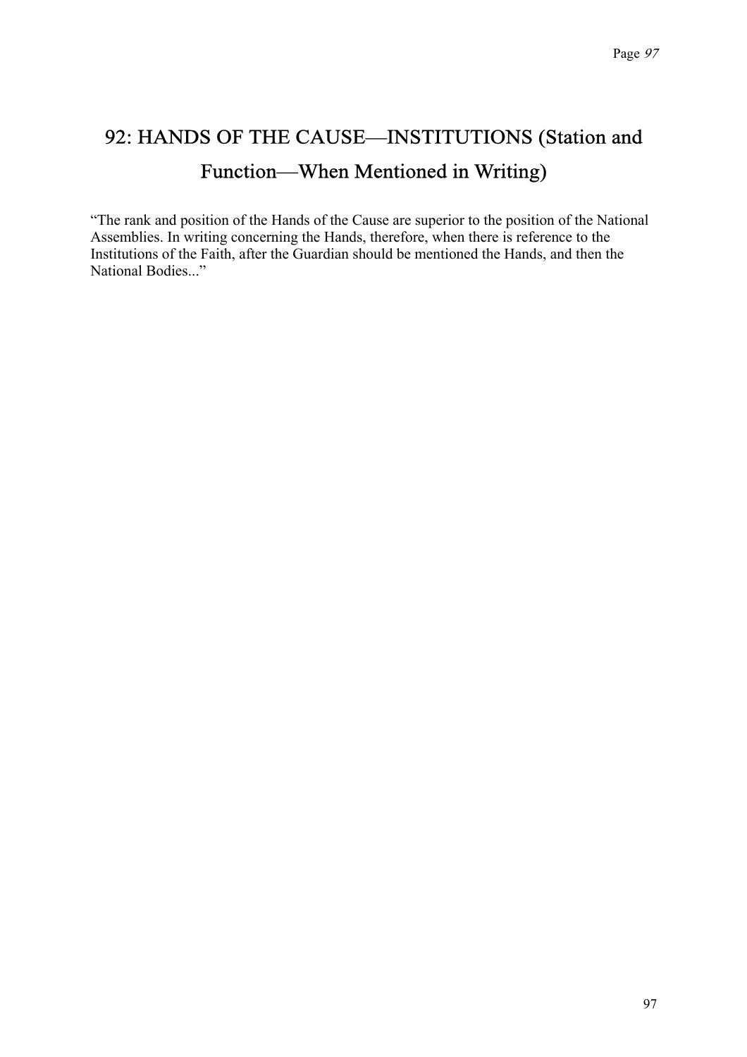# 92: HANDS OF THE CAUSE—INSTITUTIONS (Station and Function—When Mentioned in Writing)

"The rank and position of the Hands of the Cause are superior to the position of the National Assemblies. In writing concerning the Hands, therefore, when there is reference to the Institutions of the Faith, after the Guardian should be mentioned the Hands, and then the National Bodies..."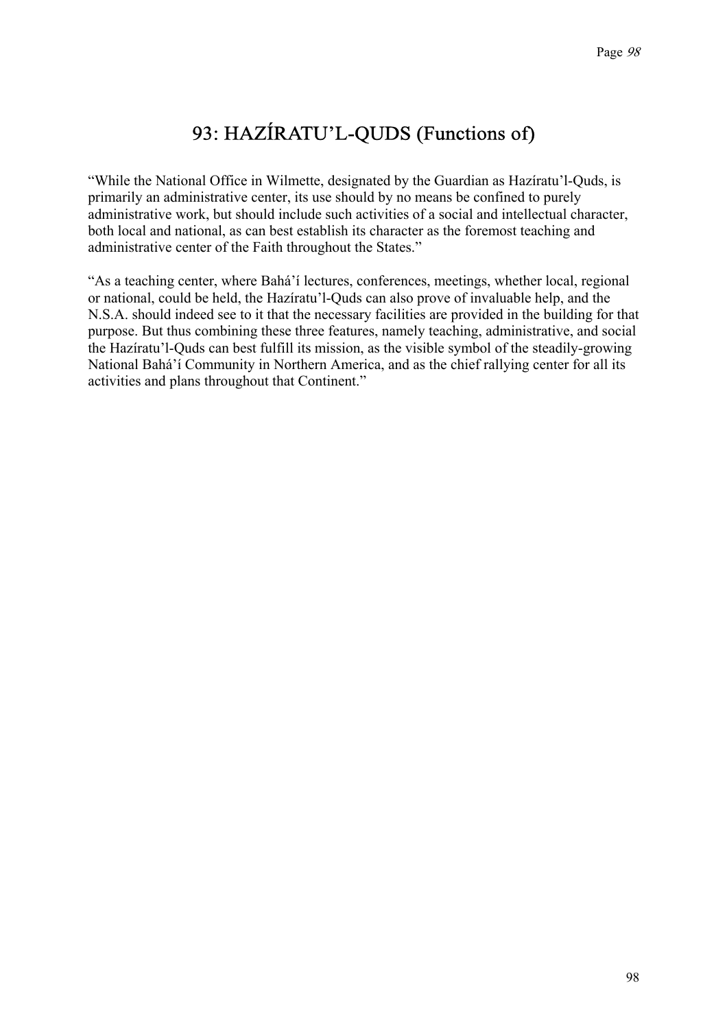# 93: HAZÍRATU'L-QUDS (Functions of)

"While the National Office in Wilmette, designated by the Guardian as Hazíratu'l-Quds, is primarily an administrative center, its use should by no means be confined to purely administrative work, but should include such activities of a social and intellectual character, both local and national, as can best establish its character as the foremost teaching and administrative center of the Faith throughout the States."

"As a teaching center, where Bahá'í lectures, conferences, meetings, whether local, regional or national, could be held, the Hazíratu'l-Quds can also prove of invaluable help, and the N.S.A. should indeed see to it that the necessary facilities are provided in the building for that purpose. But thus combining these three features, namely teaching, administrative, and social the Hazíratu'l-Quds can best fulfill its mission, as the visible symbol of the steadily-growing National Bahá'í Community in Northern America, and as the chief rallying center for all its activities and plans throughout that Continent."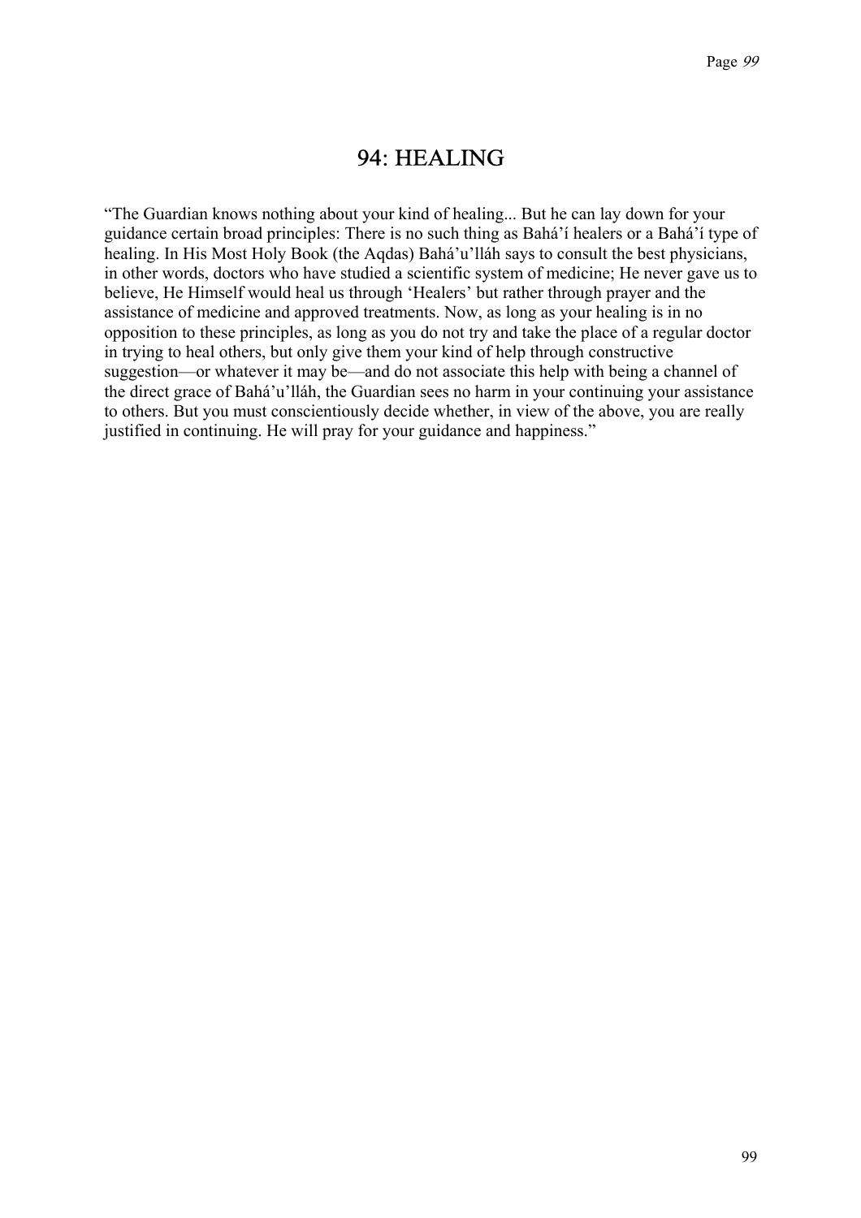## 94: HEALING

"The Guardian knows nothing about your kind of healing... But he can lay down for your guidance certain broad principles: There is no such thing as Bahá'í healers or a Bahá'í type of healing. In His Most Holy Book (the Aqdas) Bahá'u'lláh says to consult the best physicians, in other words, doctors who have studied a scientific system of medicine; He never gave us to believe, He Himself would heal us through 'Healers' but rather through prayer and the assistance of medicine and approved treatments. Now, as long as your healing is in no opposition to these principles, as long as you do not try and take the place of a regular doctor in trying to heal others, but only give them your kind of help through constructive suggestion—or whatever it may be—and do not associate this help with being a channel of the direct grace of Bahá'u'lláh, the Guardian sees no harm in your continuing your assistance to others. But you must conscientiously decide whether, in view of the above, you are really justified in continuing. He will pray for your guidance and happiness."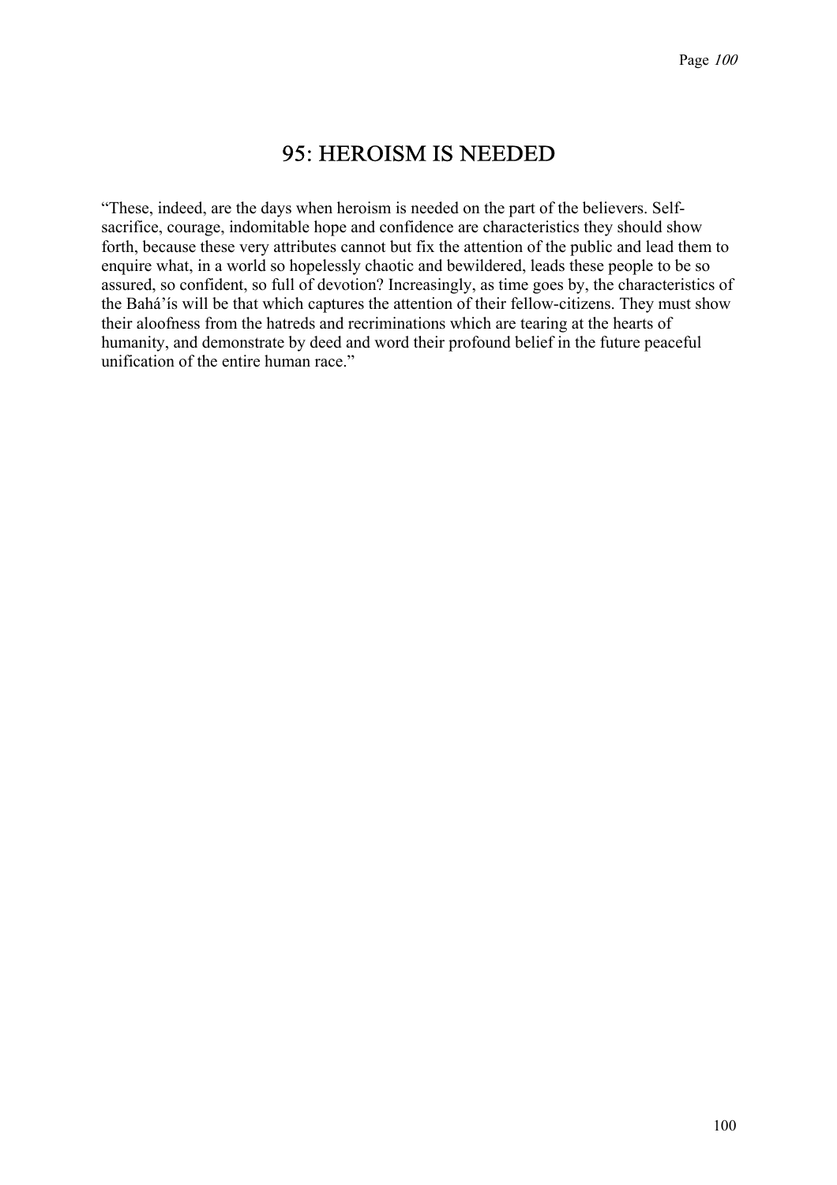# 95: HEROISM IS NEEDED

"These, indeed, are the days when heroism is needed on the part of the believers. Self-sacrifice, courage, indomitable hope and confidence are characteristics they should show forth, because these very attributes cannot but fix the attention of the public and lead them to enquire what, in a world so hopelessly chaotic and bewildered, leads these people to be so assured, so confident, so full of devotion? Increasingly, as time goes by, the characteristics of the Bahá'ís will be that which captures the attention of their fellow-citizens. They must show their aloofness from the hatreds and recriminations which are tearing at the hearts of humanity, and demonstrate by deed and word their profound belief in the future peaceful unification of the entire human race."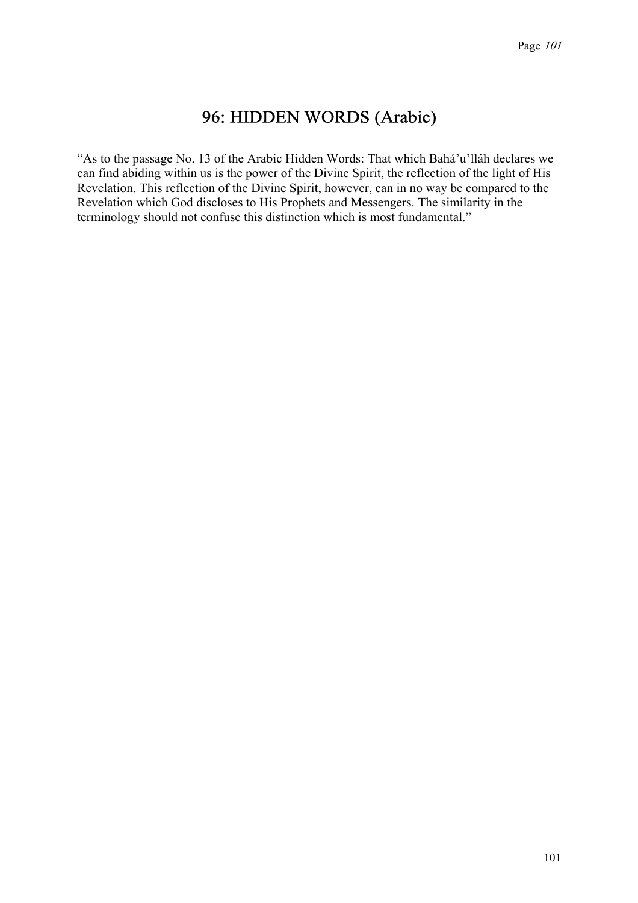## 96: HIDDEN WORDS (Arabic)

"As to the passage No. 13 of the Arabic Hidden Words: That which Bahá'u'lláh declares we can find abiding within us is the power of the Divine Spirit, the reflection of the light of His Revelation. This reflection of the Divine Spirit, however, can in no way be compared to the Revelation which God discloses to His Prophets and Messengers. The similarity in the terminology should not confuse this distinction which is most fundamental."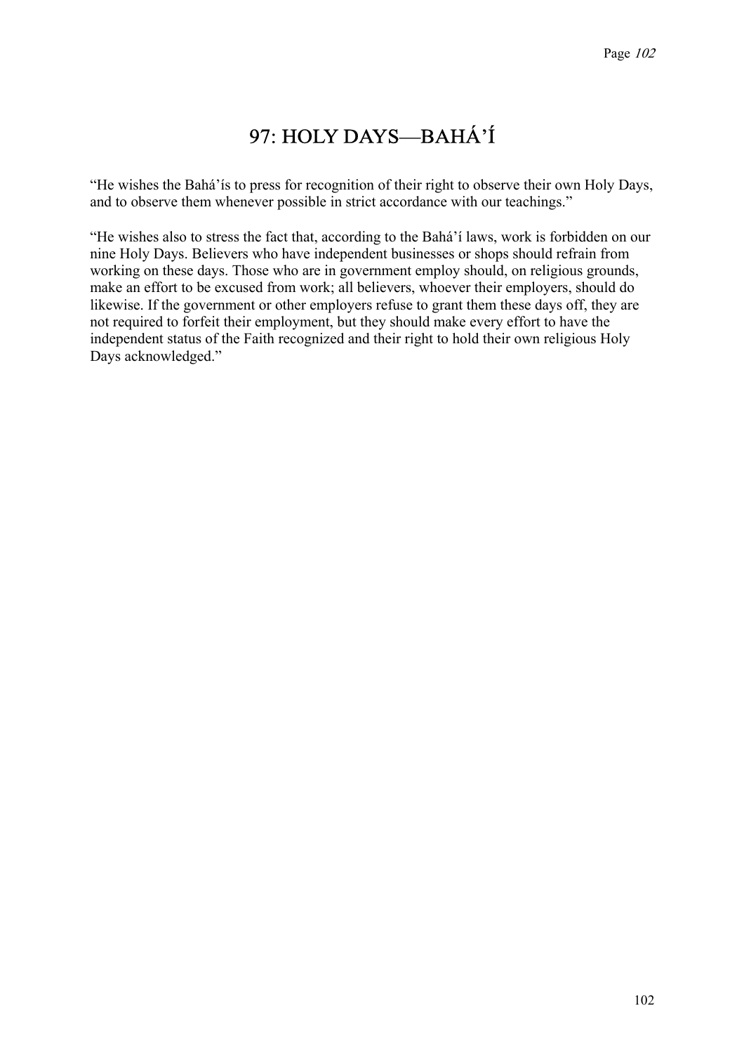# 97: HOLY DAYS—BAHÁ'Í

"He wishes the Bahá'ís to press for recognition of their right to observe their own Holy Days, and to observe them whenever possible in strict accordance with our teachings."

"He wishes also to stress the fact that, according to the Bahá'í laws, work is forbidden on our nine Holy Days. Believers who have independent businesses or shops should refrain from working on these days. Those who are in government employ should, on religious grounds, make an effort to be excused from work; all believers, whoever their employers, should do likewise. If the government or other employers refuse to grant them these days off, they are not required to forfeit their employment, but they should make every effort to have the independent status of the Faith recognized and their right to hold their own religious Holy Days acknowledged."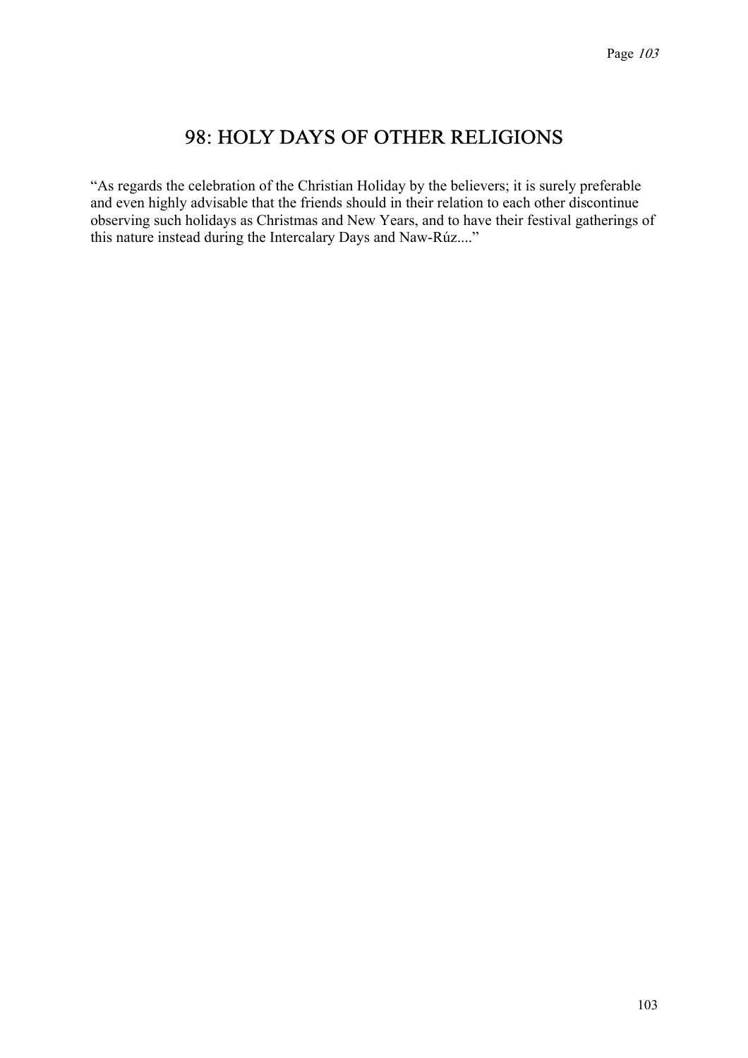# 98: HOLY DAYS OF OTHER RELIGIONS

"As regards the celebration of the Christian Holiday by the believers; it is surely preferable and even highly advisable that the friends should in their relation to each other discontinue observing such holidays as Christmas and New Years, and to have their festival gatherings of this nature instead during the Intercalary Days and Naw-Rúz...."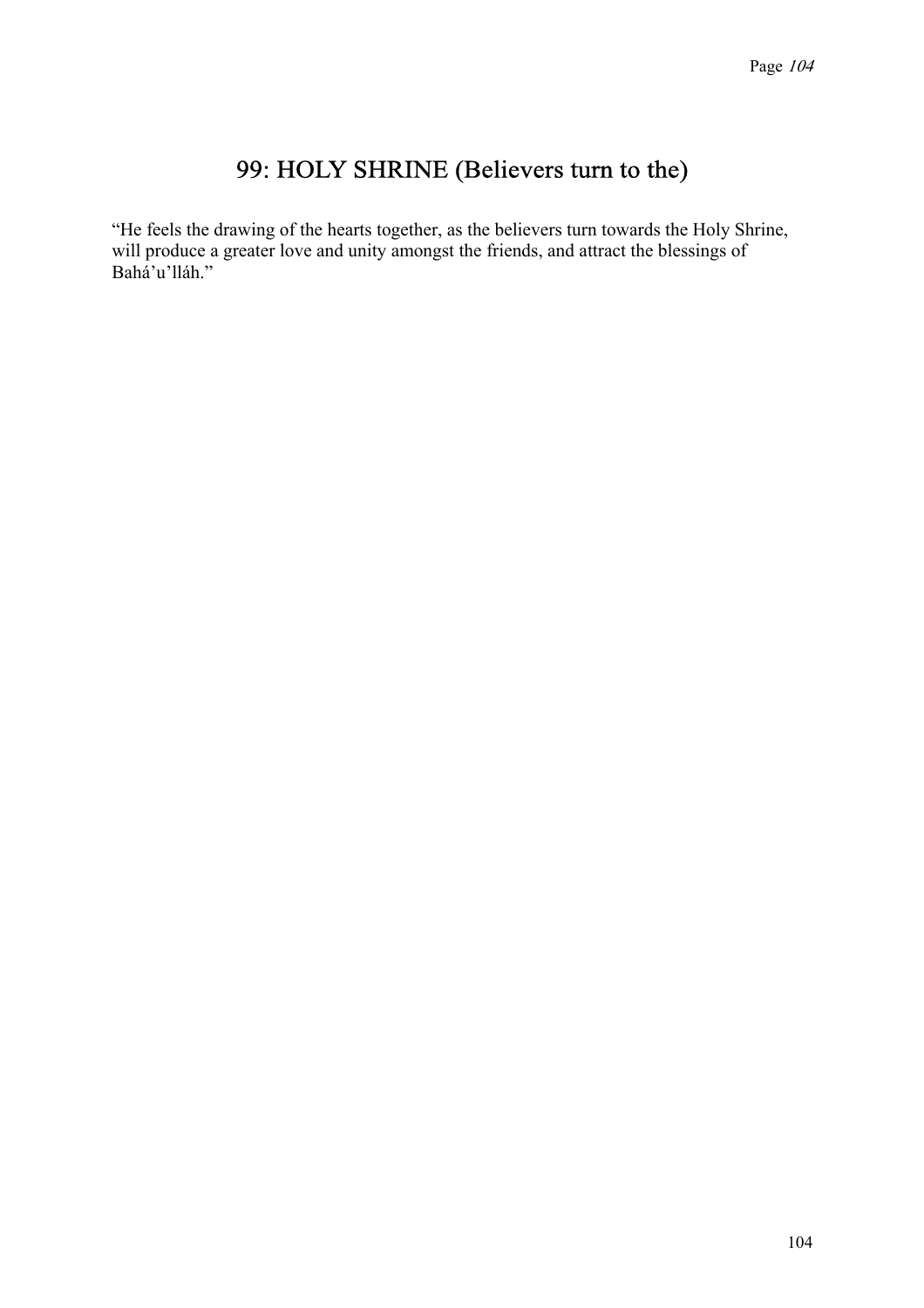# 99: HOLY SHRINE (Believers turn to the)

"He feels the drawing of the hearts together, as the believers turn towards the Holy Shrine, will produce a greater love and unity amongst the friends, and attract the blessings of Bahá'u'lláh."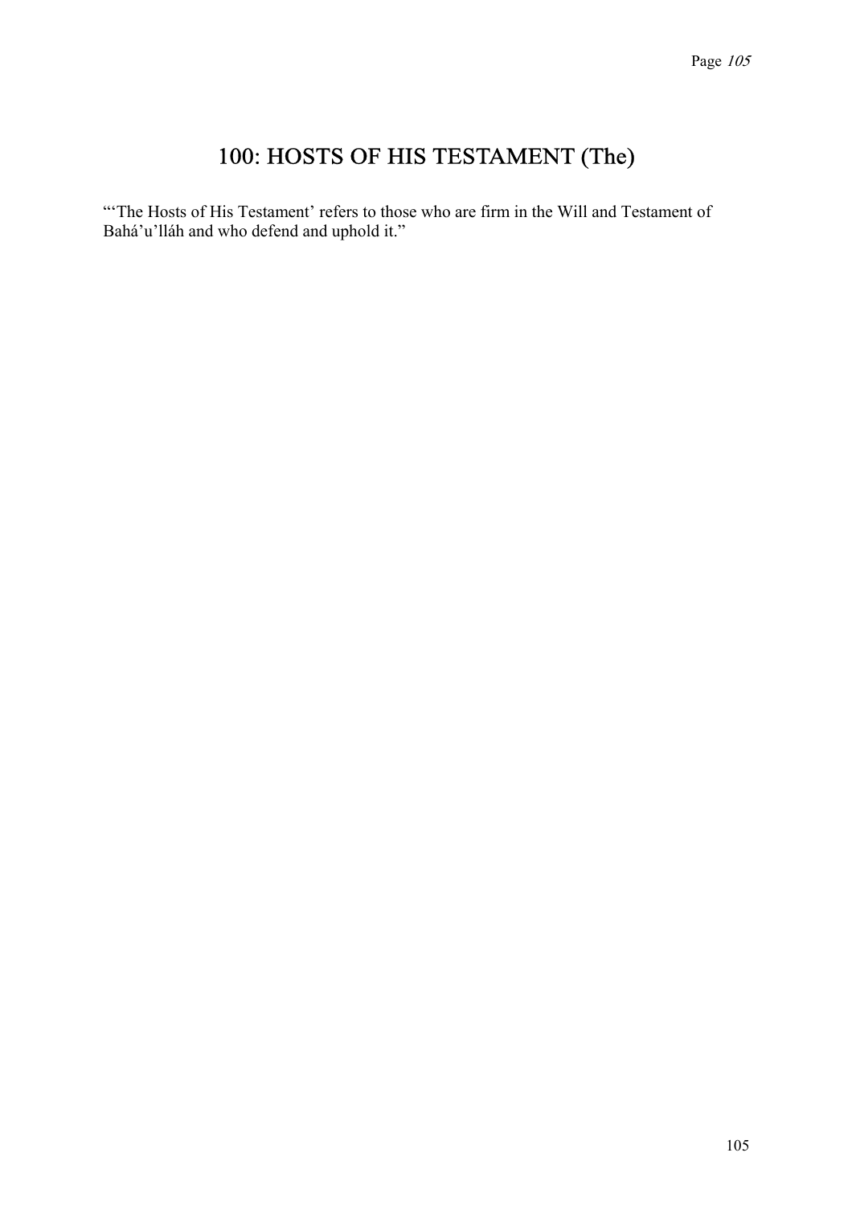# 100: HOSTS OF HIS TESTAMENT (The)

"'The Hosts of His Testament' refers to those who are firm in the Will and Testament of Bahá'u'lláh and who defend and uphold it."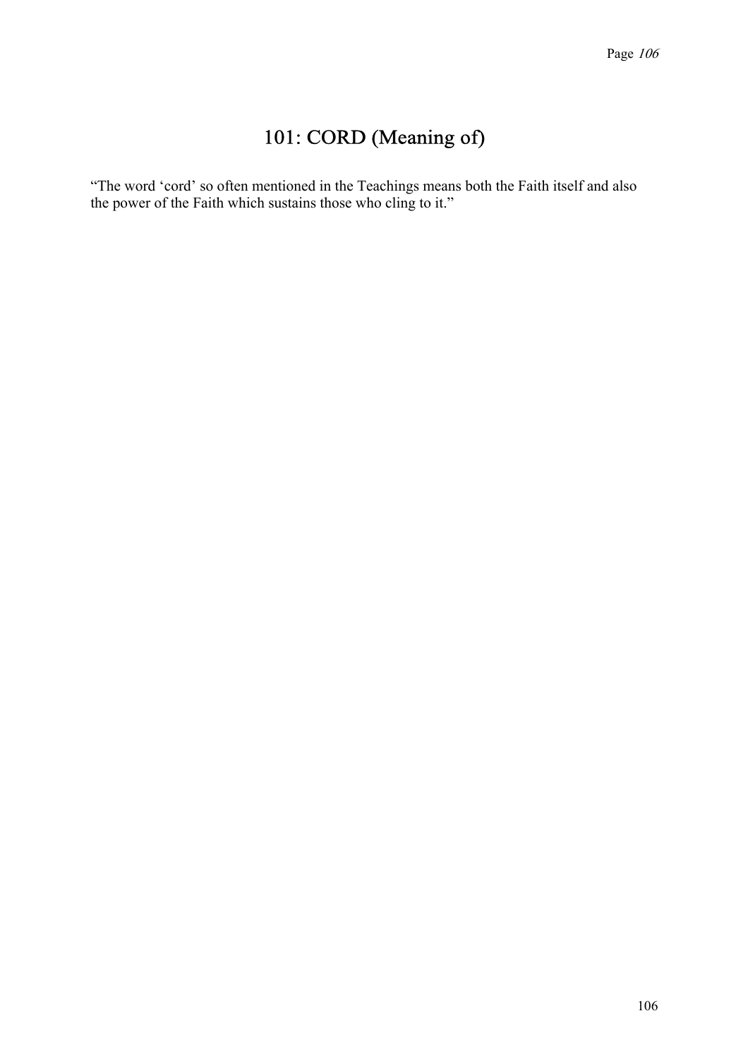# 101: CORD (Meaning of)

"The word 'cord' so often mentioned in the Teachings means both the Faith itself and also the power of the Faith which sustains those who cling to it."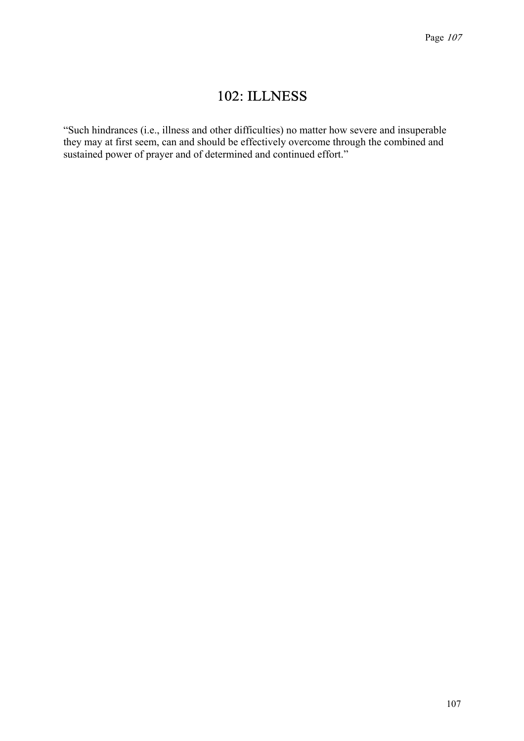# 102: ILLNESS

“Such hindrances (i.e., illness and other difficulties) no matter how severe and insuperable they may at first seem, can and should be effectively overcome through the combined and sustained power of prayer and of determined and continued effort.”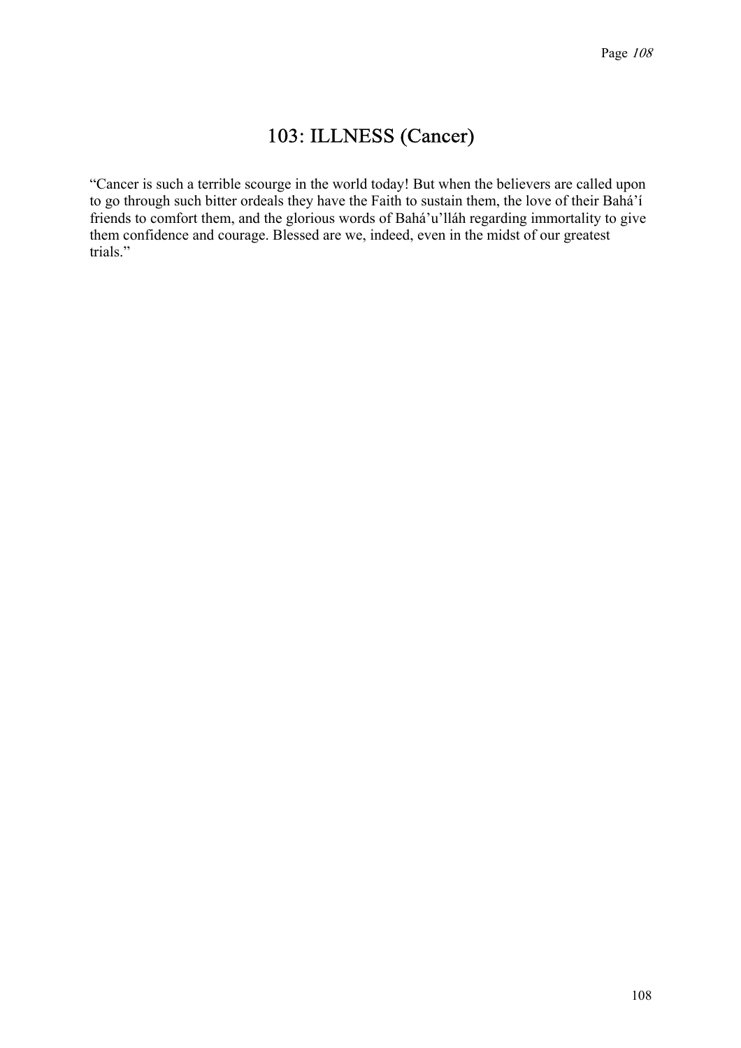# 103: ILLNESS (Cancer)

"Cancer is such a terrible scourge in the world today! But when the believers are called upon to go through such bitter ordeals they have the Faith to sustain them, the love of their Bahá'í friends to comfort them, and the glorious words of Bahá'u'lláh regarding immortality to give them confidence and courage. Blessed are we, indeed, even in the midst of our greatest trials."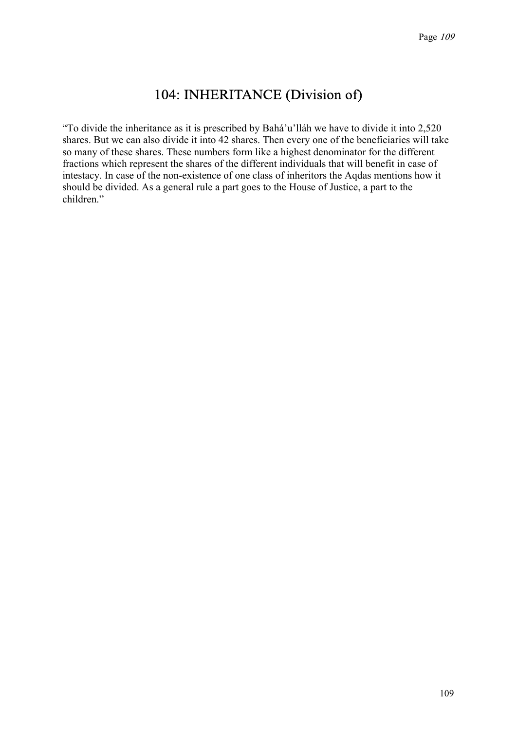# 104: INHERITANCE (Division of)

"To divide the inheritance as it is prescribed by Bahá'u'lláh we have to divide it into 2,520 shares. But we can also divide it into 42 shares. Then every one of the beneficiaries will take so many of these shares. These numbers form like a highest denominator for the different fractions which represent the shares of the different individuals that will benefit in case of intestacy. In case of the non-existence of one class of inheritors the Aqdas mentions how it should be divided. As a general rule a part goes to the House of Justice, a part to the children."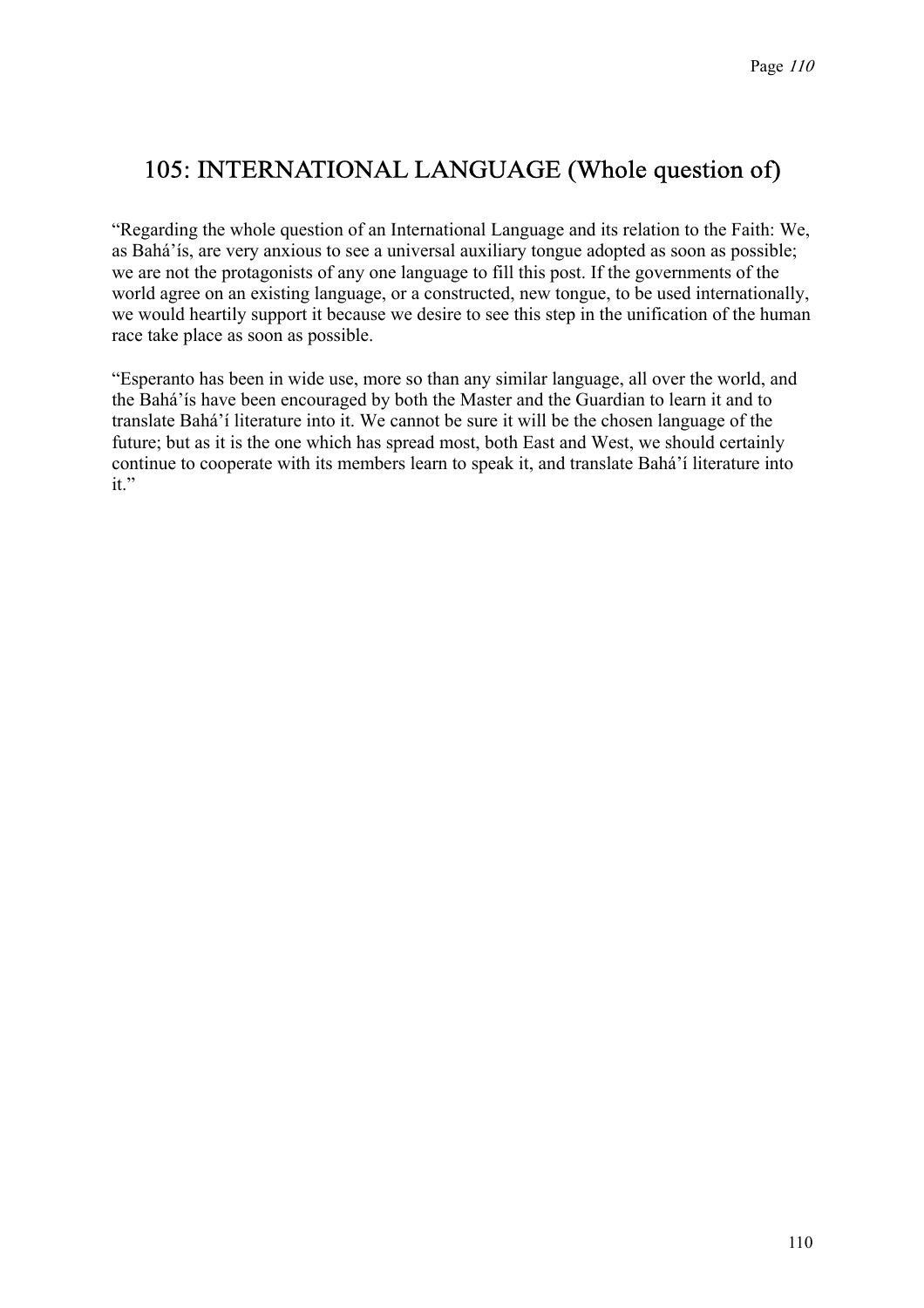## 105: INTERNATIONAL LANGUAGE (Whole question of)

"Regarding the whole question of an International Language and its relation to the Faith: We, as Bahá'ís, are very anxious to see a universal auxiliary tongue adopted as soon as possible; we are not the protagonists of any one language to fill this post. If the governments of the world agree on an existing language, or a constructed, new tongue, to be used internationally, we would heartily support it because we desire to see this step in the unification of the human race take place as soon as possible.

"Esperanto has been in wide use, more so than any similar language, all over the world, and the Bahá'ís have been encouraged by both the Master and the Guardian to learn it and to translate Bahá'í literature into it. We cannot be sure it will be the chosen language of the future; but as it is the one which has spread most, both East and West, we should certainly continue to cooperate with its members learn to speak it, and translate Bahá'í literature into it."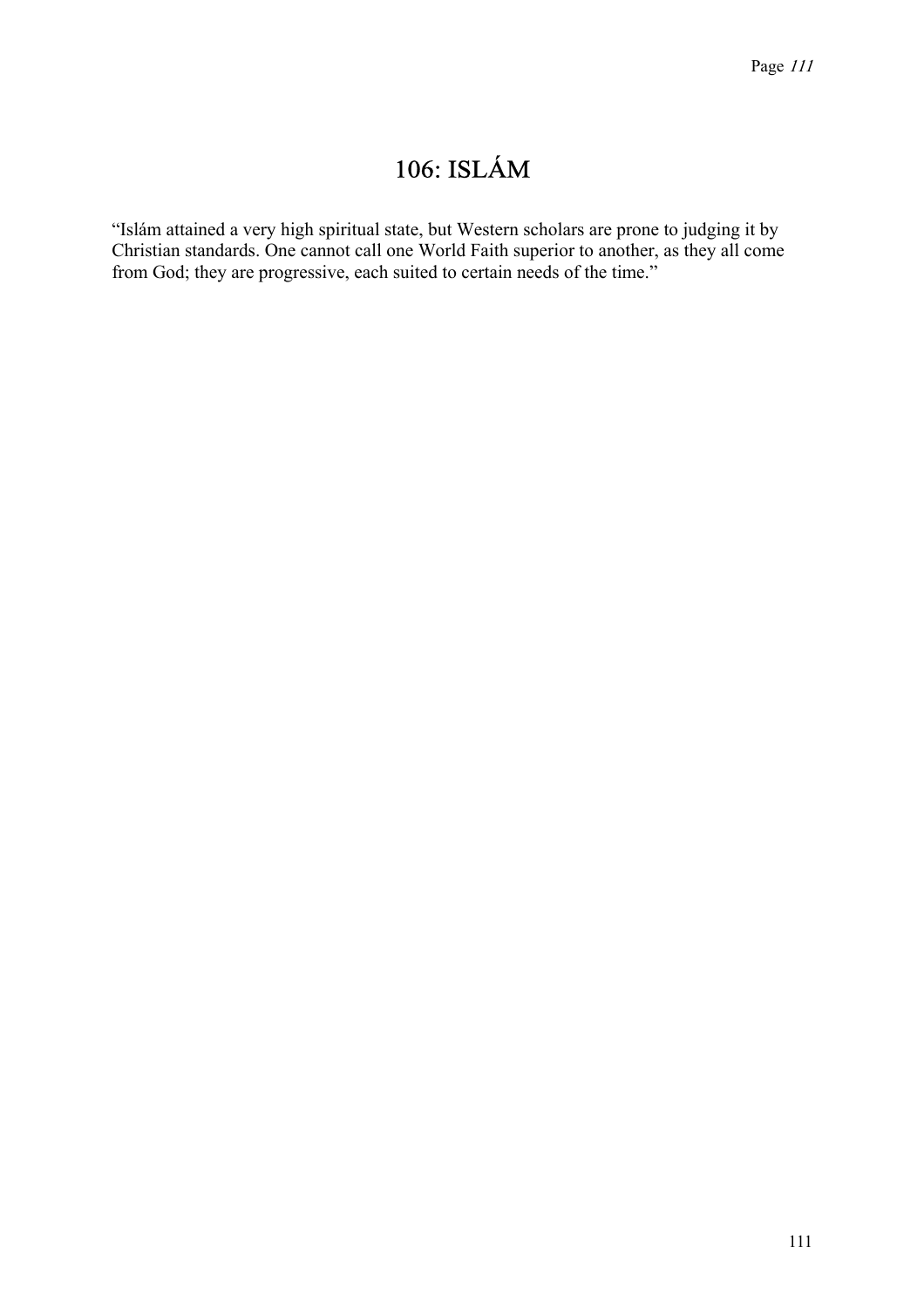# 106: ISLÁM

“Islám attained a very high spiritual state, but Western scholars are prone to judging it by Christian standards. One cannot call one World Faith superior to another, as they all come from God; they are progressive, each suited to certain needs of the time.”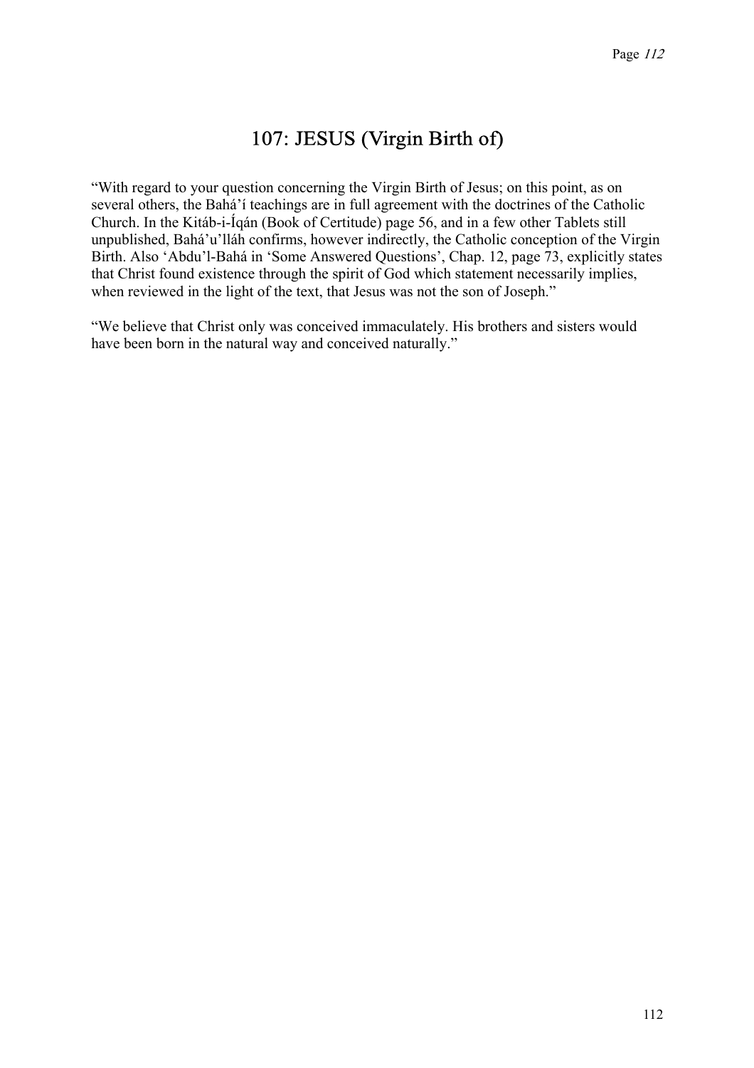# 107: JESUS (Virgin Birth of)

“With regard to your question concerning the Virgin Birth of Jesus; on this point, as on several others, the Bahá’í teachings are in full agreement with the doctrines of the Catholic Church. In the Kitáb-i-Íqán (Book of Certitude) page 56, and in a few other Tablets still unpublished, Bahá’u’lláh confirms, however indirectly, the Catholic conception of the Virgin Birth. Also ‘Abdu’l-Bahá in ‘Some Answered Questions’, Chap. 12, page 73, explicitly states that Christ found existence through the spirit of God which statement necessarily implies, when reviewed in the light of the text, that Jesus was not the son of Joseph.”

“We believe that Christ only was conceived immaculately. His brothers and sisters would have been born in the natural way and conceived naturally.”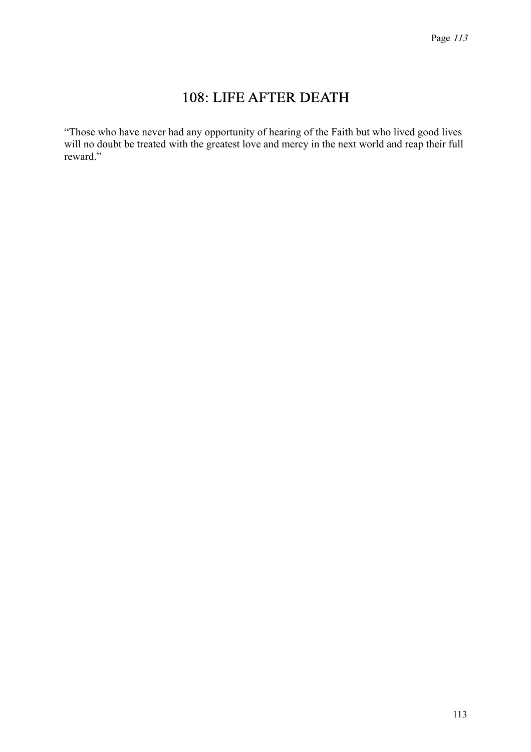# 108: LIFE AFTER DEATH

“Those who have never had any opportunity of hearing of the Faith but who lived good lives will no doubt be treated with the greatest love and mercy in the next world and reap their full reward.”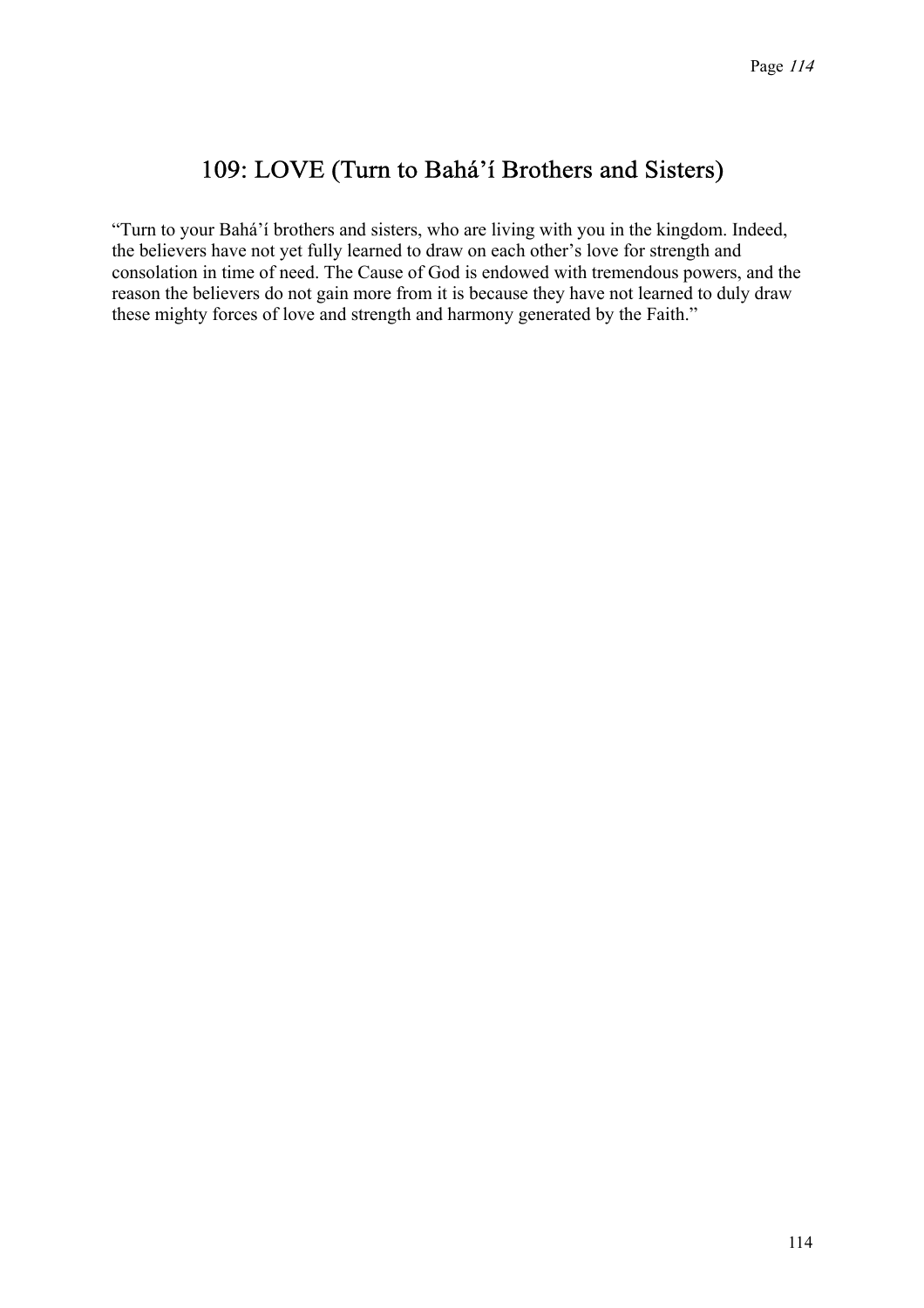## 109: LOVE (Turn to Bahá'í Brothers and Sisters)

"Turn to your Bahá'í brothers and sisters, who are living with you in the kingdom. Indeed, the believers have not yet fully learned to draw on each other's love for strength and consolation in time of need. The Cause of God is endowed with tremendous powers, and the reason the believers do not gain more from it is because they have not learned to duly draw these mighty forces of love and strength and harmony generated by the Faith."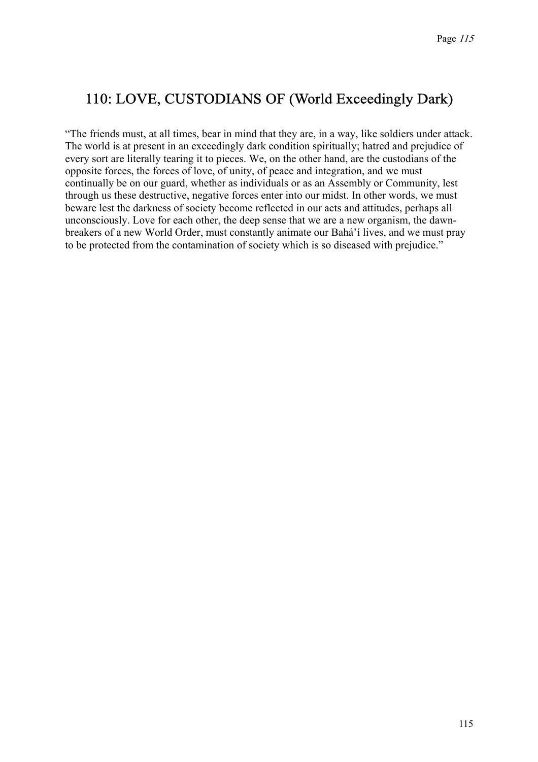## 110: LOVE, CUSTODIANS OF (World Exceedingly Dark)

"The friends must, at all times, bear in mind that they are, in a way, like soldiers under attack. The world is at present in an exceedingly dark condition spiritually; hatred and prejudice of every sort are literally tearing it to pieces. We, on the other hand, are the custodians of the opposite forces, the forces of love, of unity, of peace and integration, and we must continually be on our guard, whether as individuals or as an Assembly or Community, lest through us these destructive, negative forces enter into our midst. In other words, we must beware lest the darkness of society become reflected in our acts and attitudes, perhaps all unconsciously. Love for each other, the deep sense that we are a new organism, the dawn-breakers of a new World Order, must constantly animate our Bahá'í lives, and we must pray to be protected from the contamination of society which is so diseased with prejudice."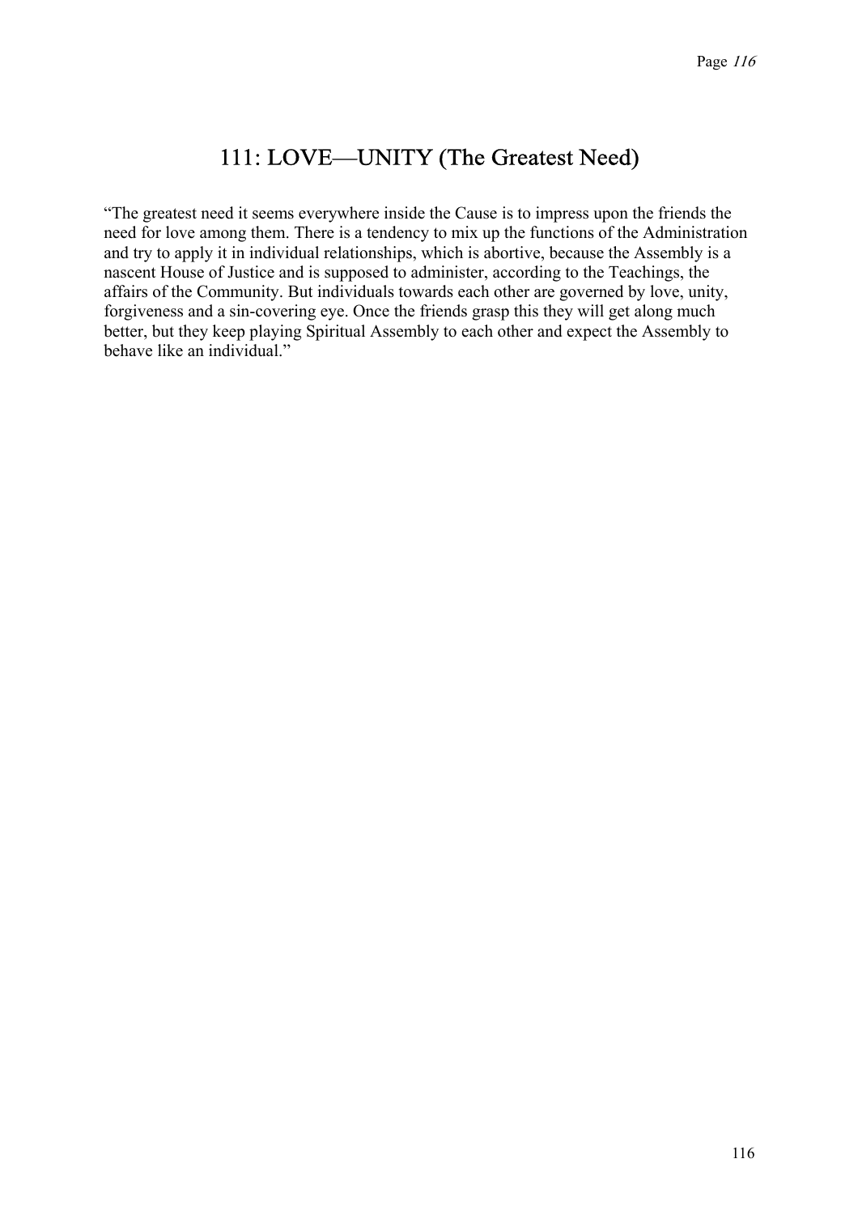# 111: LOVE—UNITY (The Greatest Need)

"The greatest need it seems everywhere inside the Cause is to impress upon the friends the need for love among them. There is a tendency to mix up the functions of the Administration and try to apply it in individual relationships, which is abortive, because the Assembly is a nascent House of Justice and is supposed to administer, according to the Teachings, the affairs of the Community. But individuals towards each other are governed by love, unity, forgiveness and a sin-covering eye. Once the friends grasp this they will get along much better, but they keep playing Spiritual Assembly to each other and expect the Assembly to behave like an individual."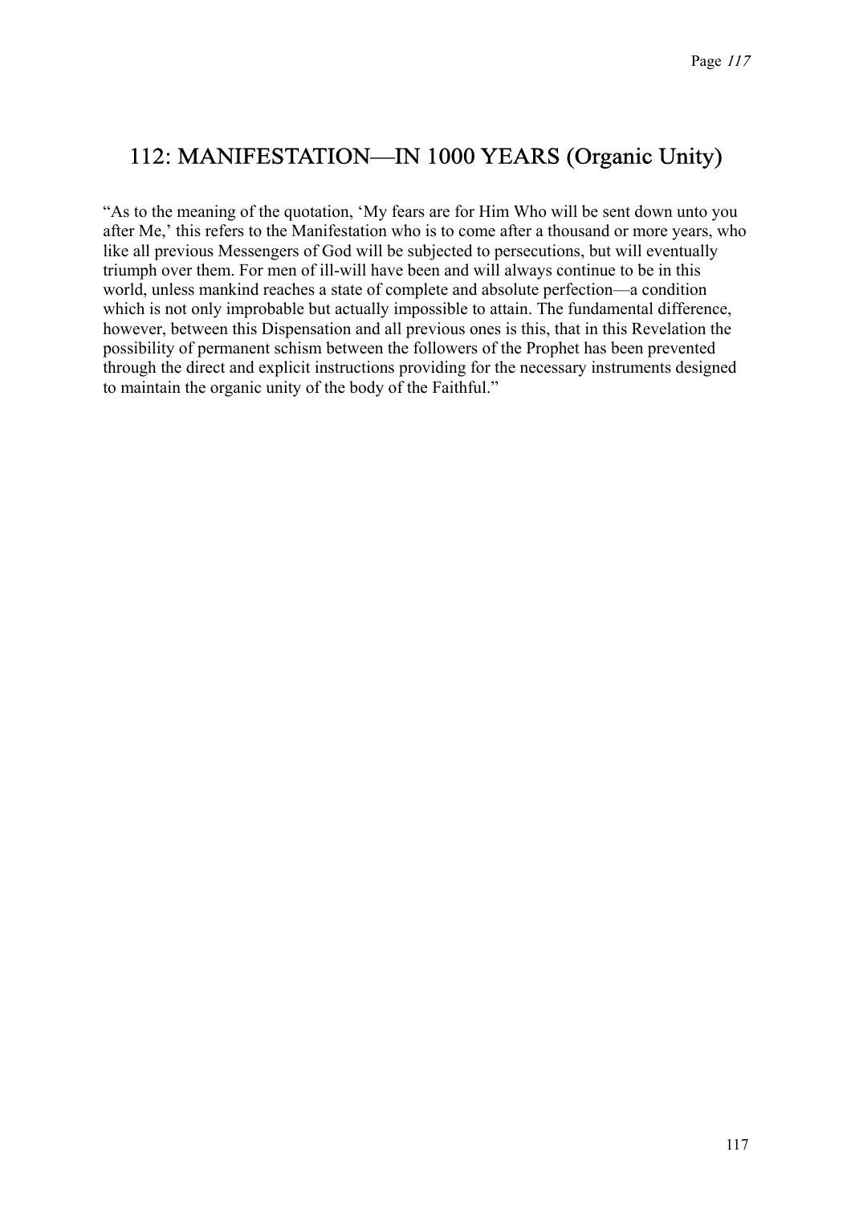## 112: MANIFESTATION—IN 1000 YEARS (Organic Unity)

"As to the meaning of the quotation, 'My fears are for Him Who will be sent down unto you after Me,' this refers to the Manifestation who is to come after a thousand or more years, who like all previous Messengers of God will be subjected to persecutions, but will eventually triumph over them. For men of ill-will have been and will always continue to be in this world, unless mankind reaches a state of complete and absolute perfection—a condition which is not only improbable but actually impossible to attain. The fundamental difference, however, between this Dispensation and all previous ones is this, that in this Revelation the possibility of permanent schism between the followers of the Prophet has been prevented through the direct and explicit instructions providing for the necessary instruments designed to maintain the organic unity of the body of the Faithful."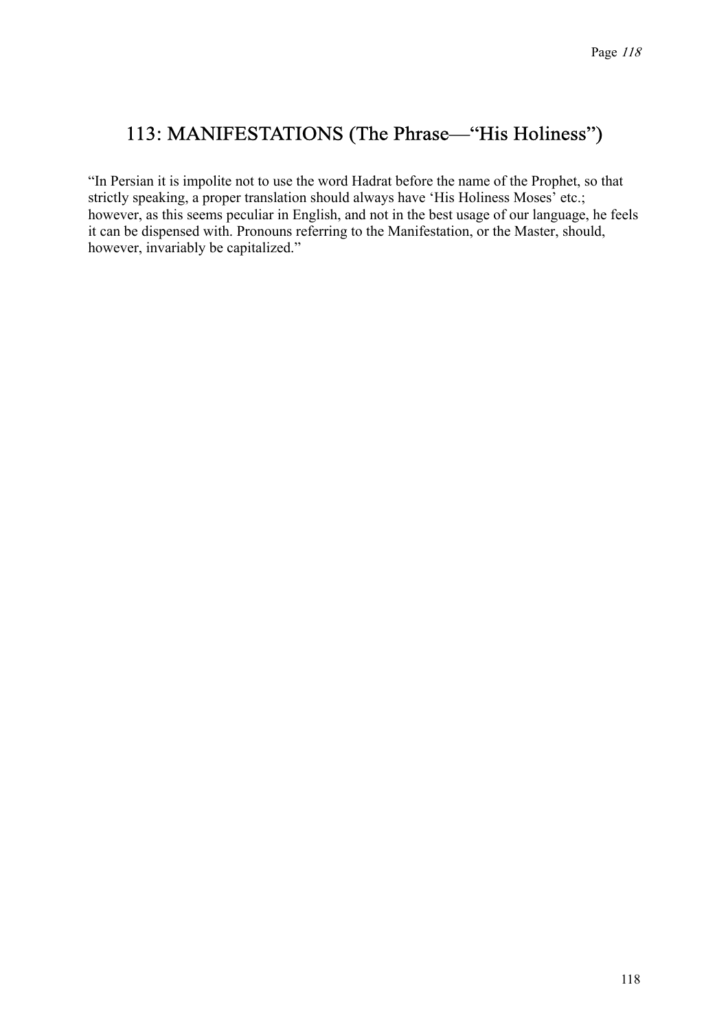## 113: MANIFESTATIONS (The Phrase—"His Holiness")

"In Persian it is impolite not to use the word Hadrat before the name of the Prophet, so that strictly speaking, a proper translation should always have 'His Holiness Moses' etc.; however, as this seems peculiar in English, and not in the best usage of our language, he feels it can be dispensed with. Pronouns referring to the Manifestation, or the Master, should, however, invariably be capitalized."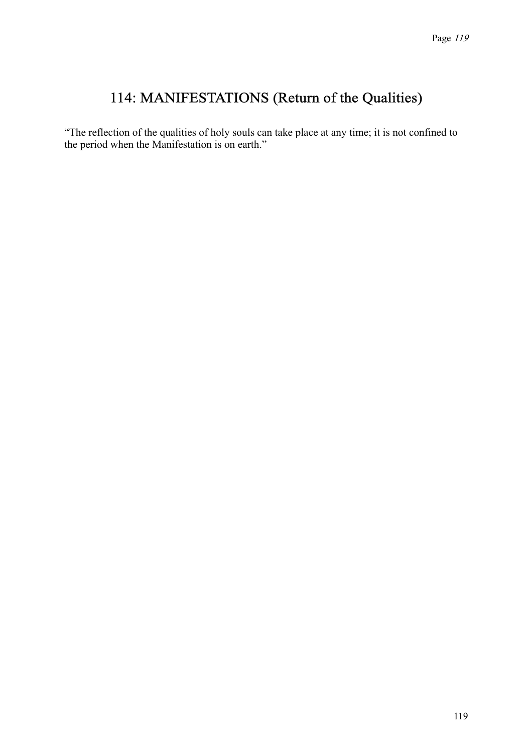# 114: MANIFESTATIONS (Return of the Qualities)

“The reflection of the qualities of holy souls can take place at any time; it is not confined to the period when the Manifestation is on earth.”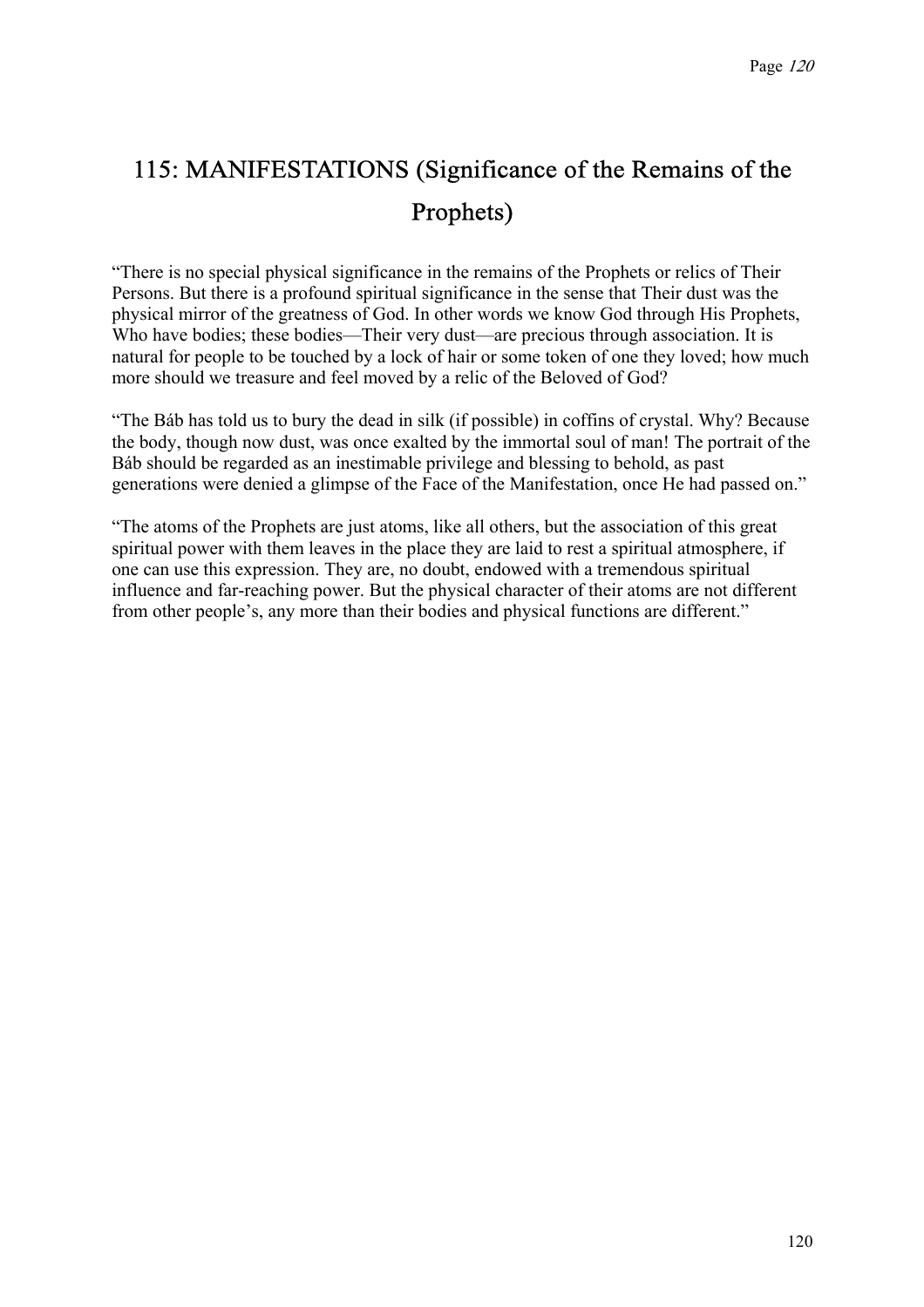# 115: MANIFESTATIONS (Significance of the Remains of the Prophets)

"There is no special physical significance in the remains of the Prophets or relics of Their Persons. But there is a profound spiritual significance in the sense that Their dust was the physical mirror of the greatness of God. In other words we know God through His Prophets, Who have bodies; these bodies—Their very dust—are precious through association. It is natural for people to be touched by a lock of hair or some token of one they loved; how much more should we treasure and feel moved by a relic of the Beloved of God?

"The Báb has told us to bury the dead in silk (if possible) in coffins of crystal. Why? Because the body, though now dust, was once exalted by the immortal soul of man! The portrait of the Báb should be regarded as an inestimable privilege and blessing to behold, as past generations were denied a glimpse of the Face of the Manifestation, once He had passed on."

"The atoms of the Prophets are just atoms, like all others, but the association of this great spiritual power with them leaves in the place they are laid to rest a spiritual atmosphere, if one can use this expression. They are, no doubt, endowed with a tremendous spiritual influence and far-reaching power. But the physical character of their atoms are not different from other people's, any more than their bodies and physical functions are different."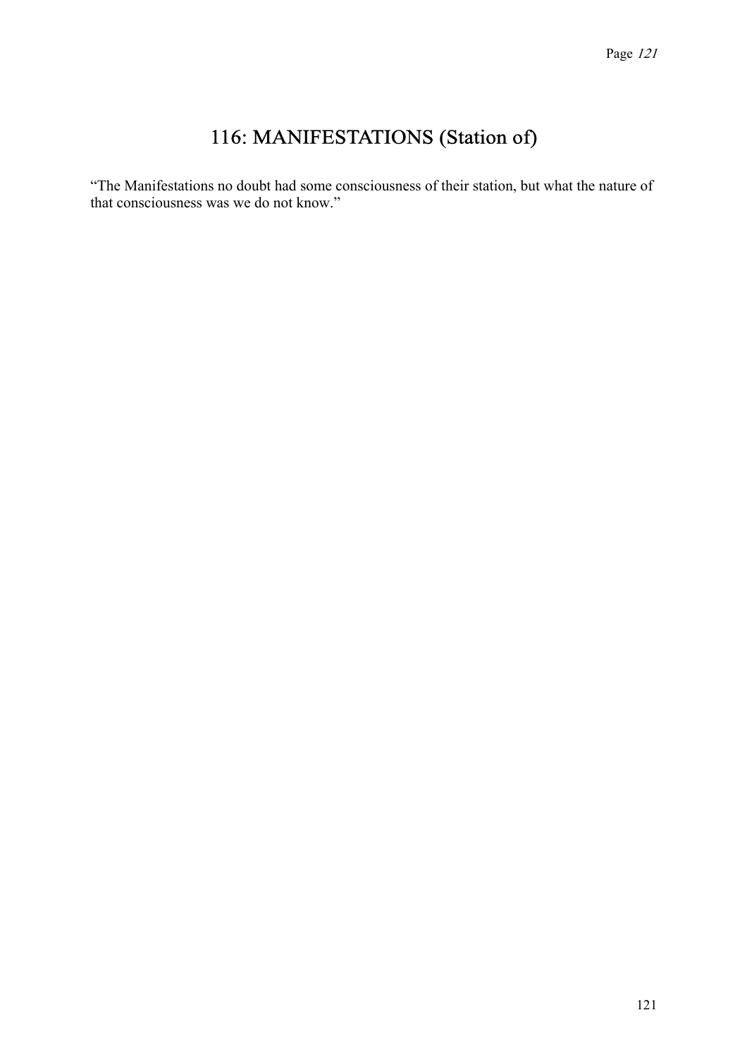# 116: MANIFESTATIONS (Station of)

"The Manifestations no doubt had some consciousness of their station, but what the nature of that consciousness was we do not know."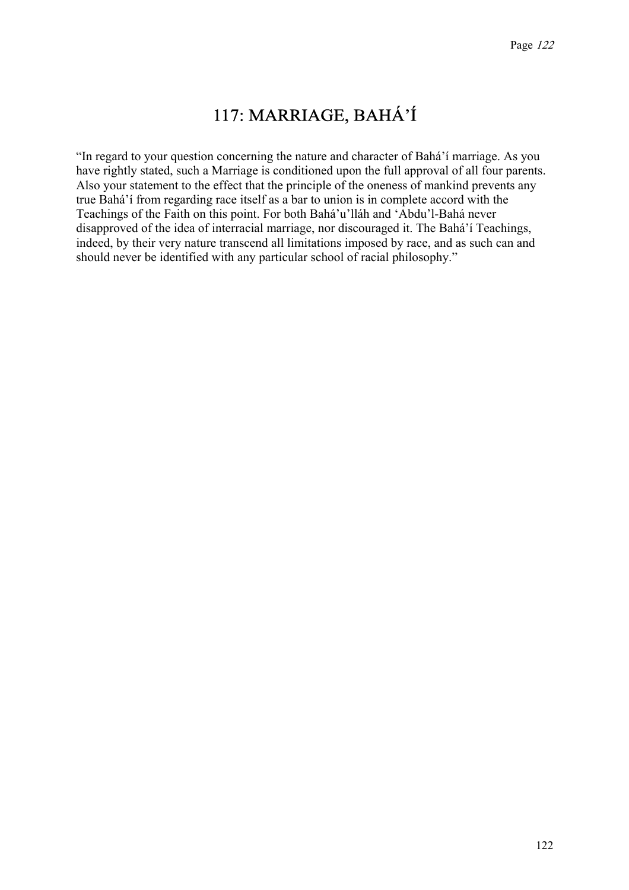# 117: MARRIAGE, BAHÁ'Í

"In regard to your question concerning the nature and character of Bahá'í marriage. As you have rightly stated, such a Marriage is conditioned upon the full approval of all four parents. Also your statement to the effect that the principle of the oneness of mankind prevents any true Bahá'í from regarding race itself as a bar to union is in complete accord with the Teachings of the Faith on this point. For both Bahá'u'lláh and 'Abdu'l-Bahá never disapproved of the idea of interracial marriage, nor discouraged it. The Bahá'í Teachings, indeed, by their very nature transcend all limitations imposed by race, and as such can and should never be identified with any particular school of racial philosophy."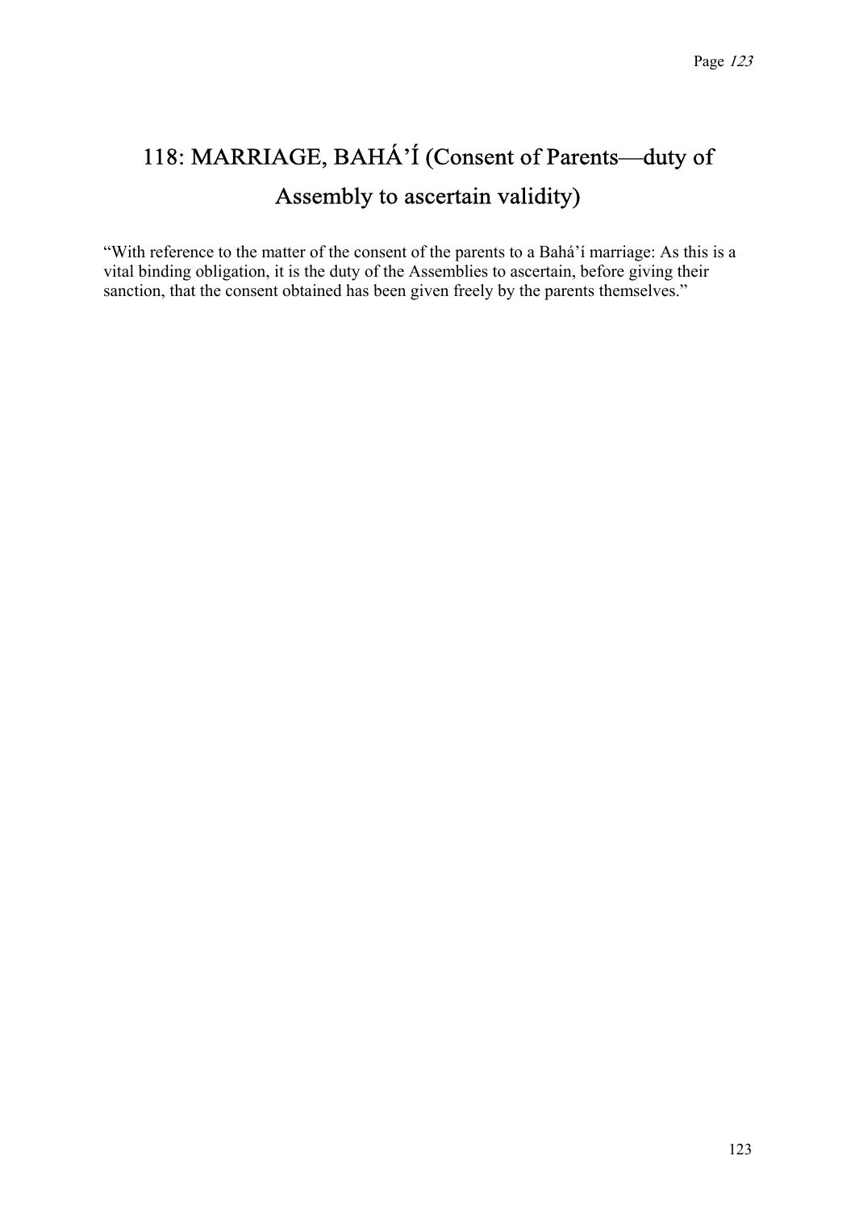# 118: MARRIAGE, BAHÁ'Í (Consent of Parents—duty of Assembly to ascertain validity)

"With reference to the matter of the consent of the parents to a Bahá'í marriage: As this is a vital binding obligation, it is the duty of the Assemblies to ascertain, before giving their sanction, that the consent obtained has been given freely by the parents themselves."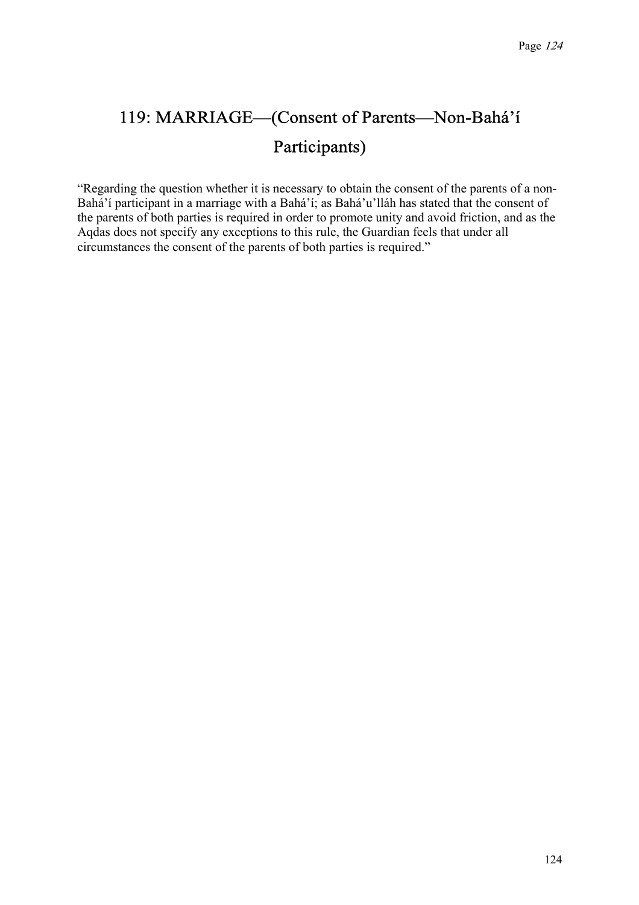# 119: MARRIAGE—(Consent of Parents—Non-Bahá'í Participants)

"Regarding the question whether it is necessary to obtain the consent of the parents of a non-Bahá'í participant in a marriage with a Bahá'í; as Bahá'u'lláh has stated that the consent of the parents of both parties is required in order to promote unity and avoid friction, and as the Aqdas does not specify any exceptions to this rule, the Guardian feels that under all circumstances the consent of the parents of both parties is required."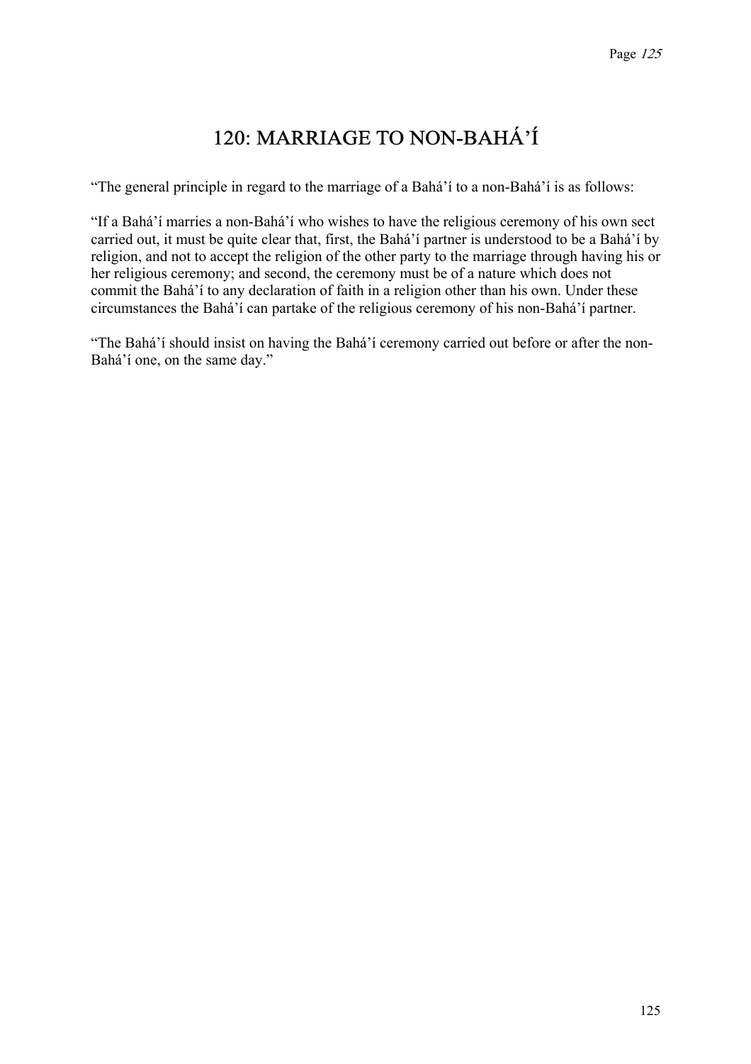# 120: MARRIAGE TO NON-BAHÁ'Í

"The general principle in regard to the marriage of a Bahá'í to a non-Bahá'í is as follows:

"If a Bahá'í marries a non-Bahá'í who wishes to have the religious ceremony of his own sect carried out, it must be quite clear that, first, the Bahá'í partner is understood to be a Bahá'í by religion, and not to accept the religion of the other party to the marriage through having his or her religious ceremony; and second, the ceremony must be of a nature which does not commit the Bahá'í to any declaration of faith in a religion other than his own. Under these circumstances the Bahá'í can partake of the religious ceremony of his non-Bahá'í partner.

"The Bahá'í should insist on having the Bahá'í ceremony carried out before or after the non-Bahá'í one, on the same day."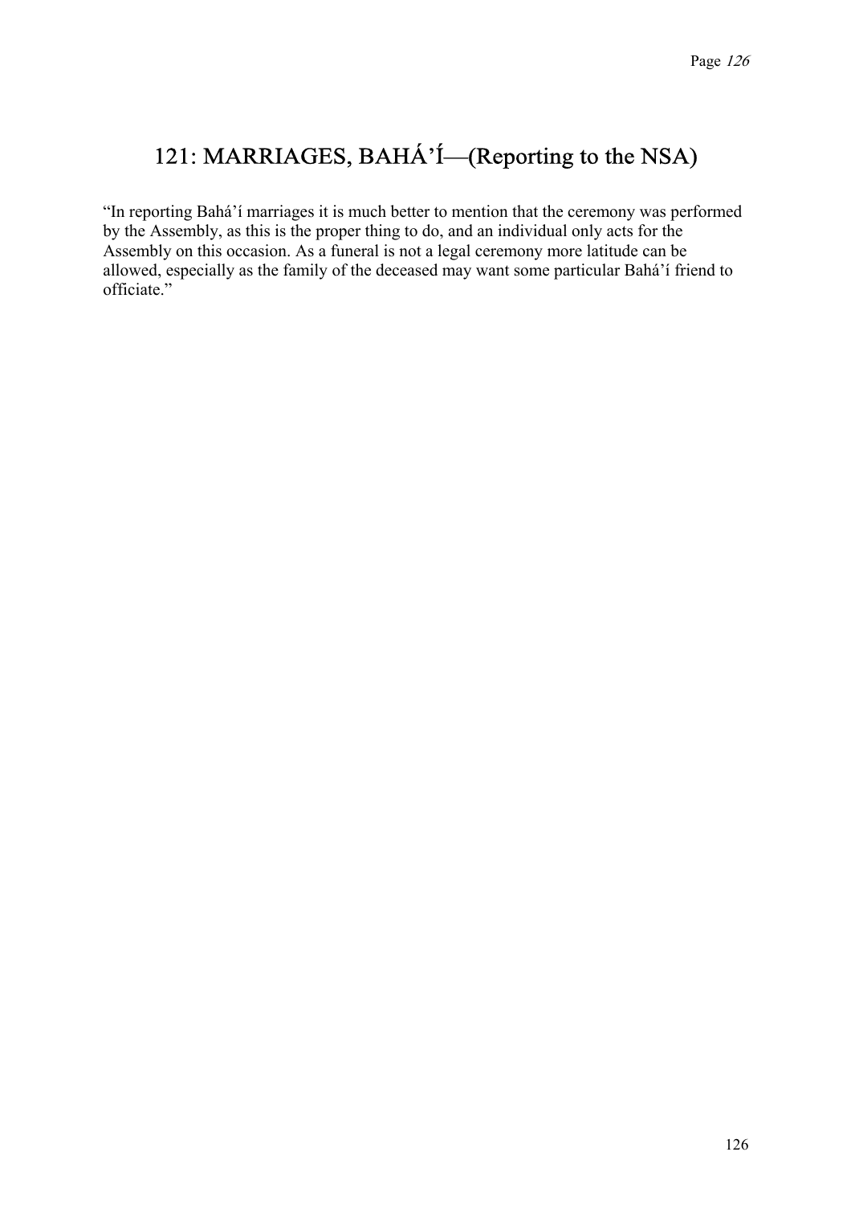# 121: MARRIAGES, BAHÁ'Í—(Reporting to the NSA)

"In reporting Bahá'í marriages it is much better to mention that the ceremony was performed by the Assembly, as this is the proper thing to do, and an individual only acts for the Assembly on this occasion. As a funeral is not a legal ceremony more latitude can be allowed, especially as the family of the deceased may want some particular Bahá'í friend to officiate."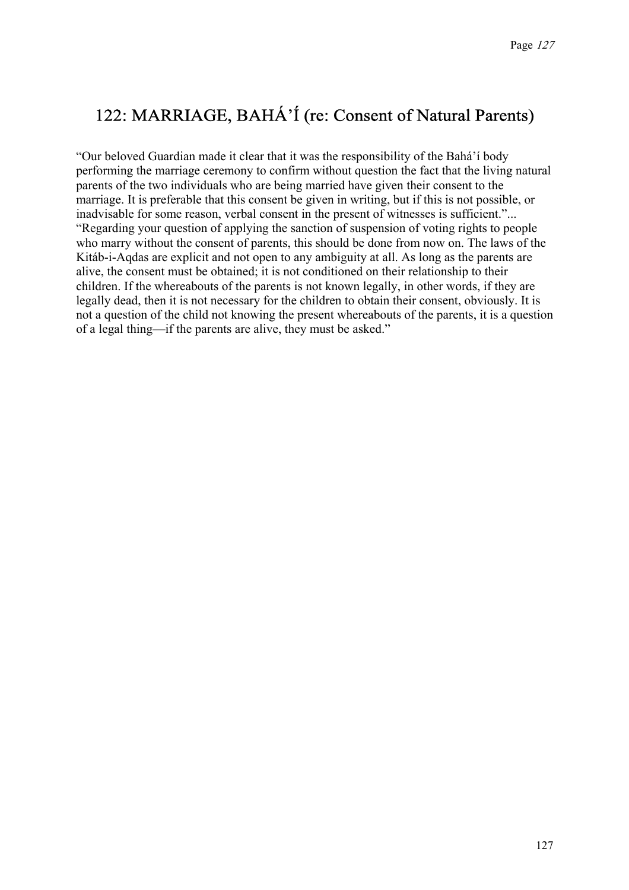## 122: MARRIAGE, BAHÁ'Í (re: Consent of Natural Parents)

"Our beloved Guardian made it clear that it was the responsibility of the Bahá'í body performing the marriage ceremony to confirm without question the fact that the living natural parents of the two individuals who are being married have given their consent to the marriage. It is preferable that this consent be given in writing, but if this is not possible, or inadvisable for some reason, verbal consent in the present of witnesses is sufficient."... "Regarding your question of applying the sanction of suspension of voting rights to people who marry without the consent of parents, this should be done from now on. The laws of the Kitáb-i-Aqdas are explicit and not open to any ambiguity at all. As long as the parents are alive, the consent must be obtained; it is not conditioned on their relationship to their children. If the whereabouts of the parents is not known legally, in other words, if they are legally dead, then it is not necessary for the children to obtain their consent, obviously. It is not a question of the child not knowing the present whereabouts of the parents, it is a question of a legal thing—if the parents are alive, they must be asked."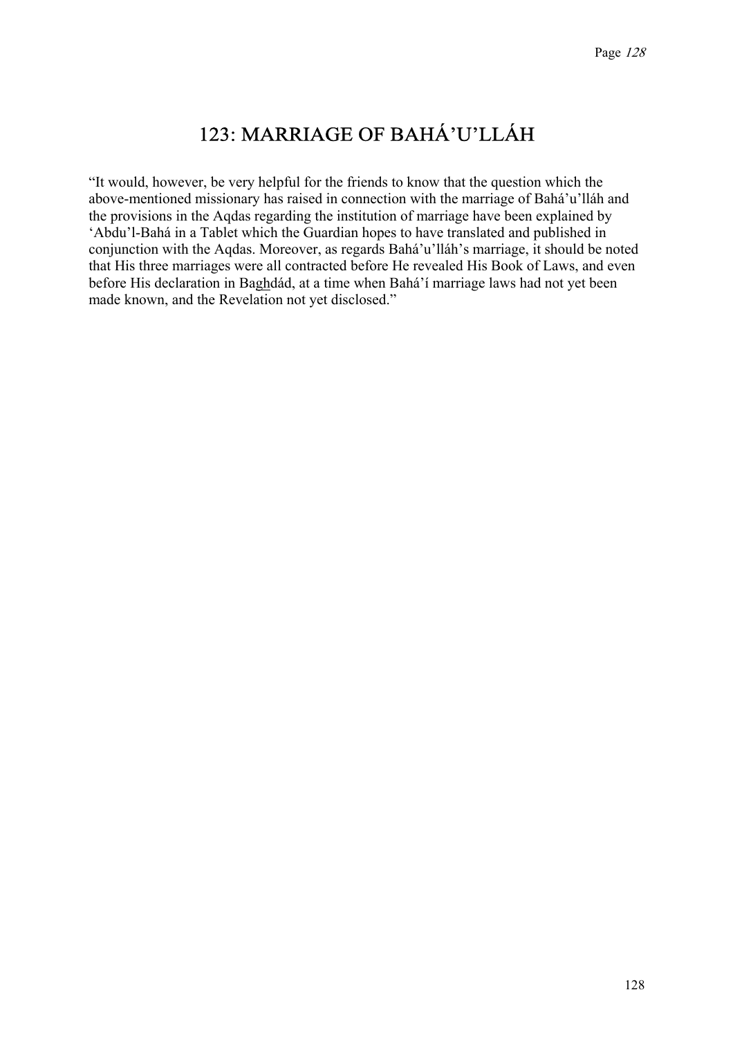# 123: MARRIAGE OF BAHÁ'U'LLÁH

"It would, however, be very helpful for the friends to know that the question which the above-mentioned missionary has raised in connection with the marriage of Bahá'u'lláh and the provisions in the Aqdas regarding the institution of marriage have been explained by 'Abdu'l-Bahá in a Tablet which the Guardian hopes to have translated and published in conjunction with the Aqdas. Moreover, as regards Bahá'u'lláh's marriage, it should be noted that His three marriages were all contracted before He revealed His Book of Laws, and even before His declaration in Baghdád, at a time when Bahá'í marriage laws had not yet been made known, and the Revelation not yet disclosed."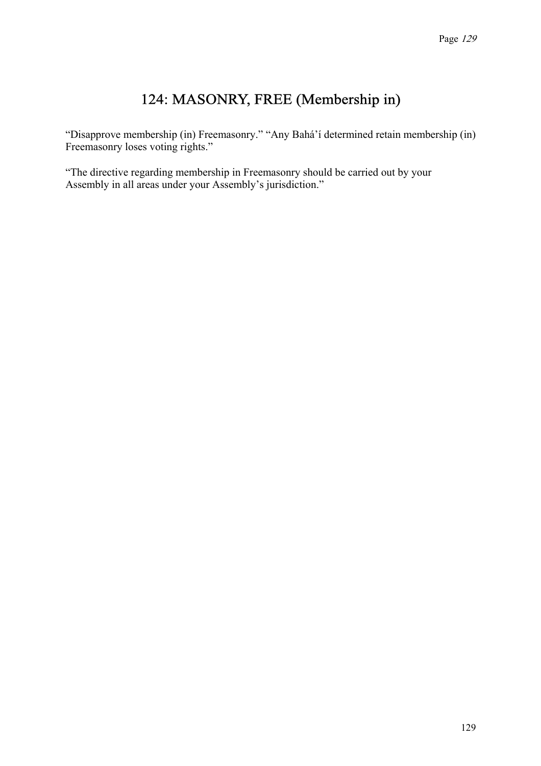# 124: MASONRY, FREE (Membership in)

“Disapprove membership (in) Freemasonry.” “Any Bahá’í determined retain membership (in) Freemasonry loses voting rights.”

“The directive regarding membership in Freemasonry should be carried out by your Assembly in all areas under your Assembly’s jurisdiction.”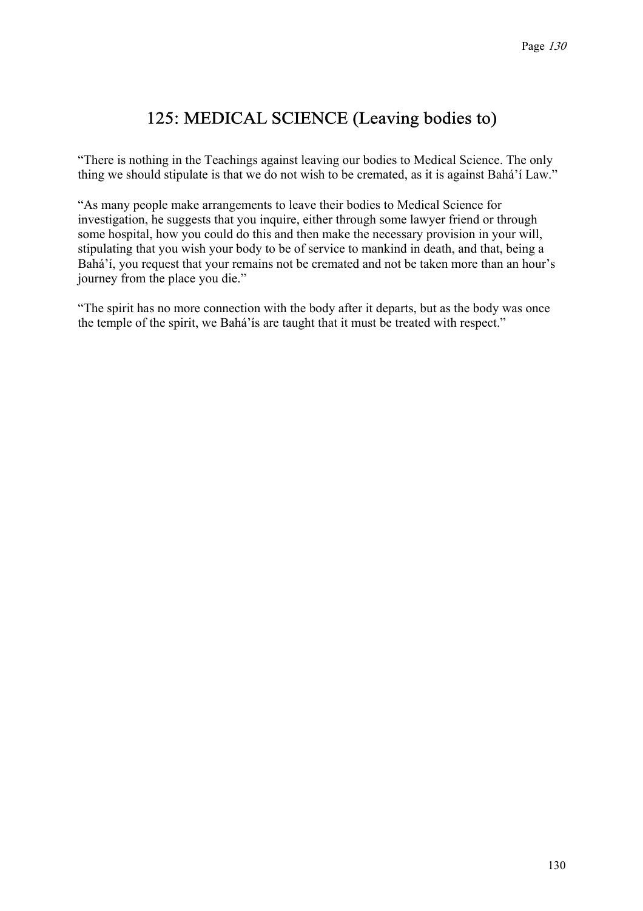# 125: MEDICAL SCIENCE (Leaving bodies to)

"There is nothing in the Teachings against leaving our bodies to Medical Science. The only thing we should stipulate is that we do not wish to be cremated, as it is against Bahá'í Law."

"As many people make arrangements to leave their bodies to Medical Science for investigation, he suggests that you inquire, either through some lawyer friend or through some hospital, how you could do this and then make the necessary provision in your will, stipulating that you wish your body to be of service to mankind in death, and that, being a Bahá'í, you request that your remains not be cremated and not be taken more than an hour's journey from the place you die."

"The spirit has no more connection with the body after it departs, but as the body was once the temple of the spirit, we Bahá'ís are taught that it must be treated with respect."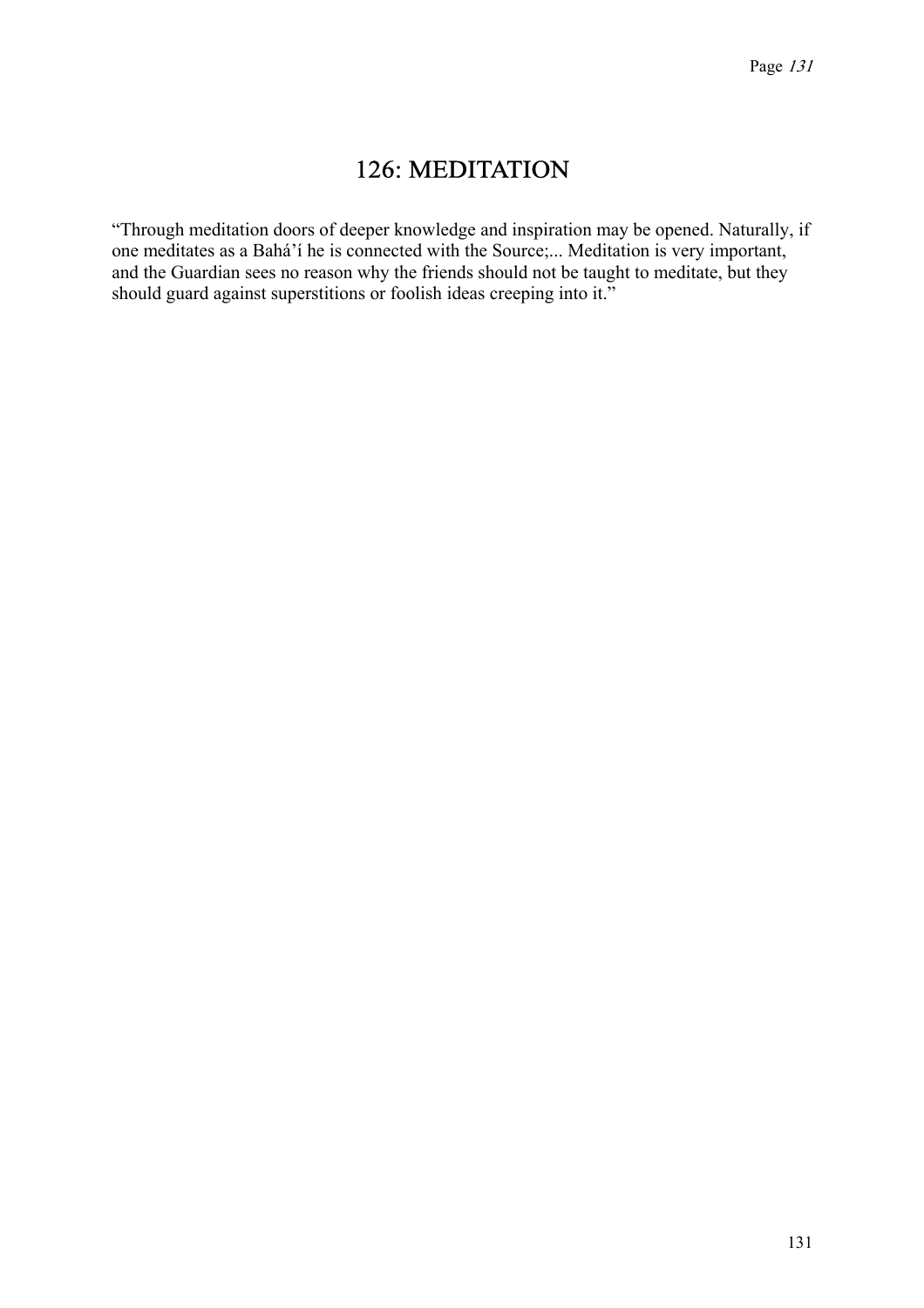# 126: MEDITATION

"Through meditation doors of deeper knowledge and inspiration may be opened. Naturally, if one meditates as a Bahá'í he is connected with the Source;... Meditation is very important, and the Guardian sees no reason why the friends should not be taught to meditate, but they should guard against superstitions or foolish ideas creeping into it."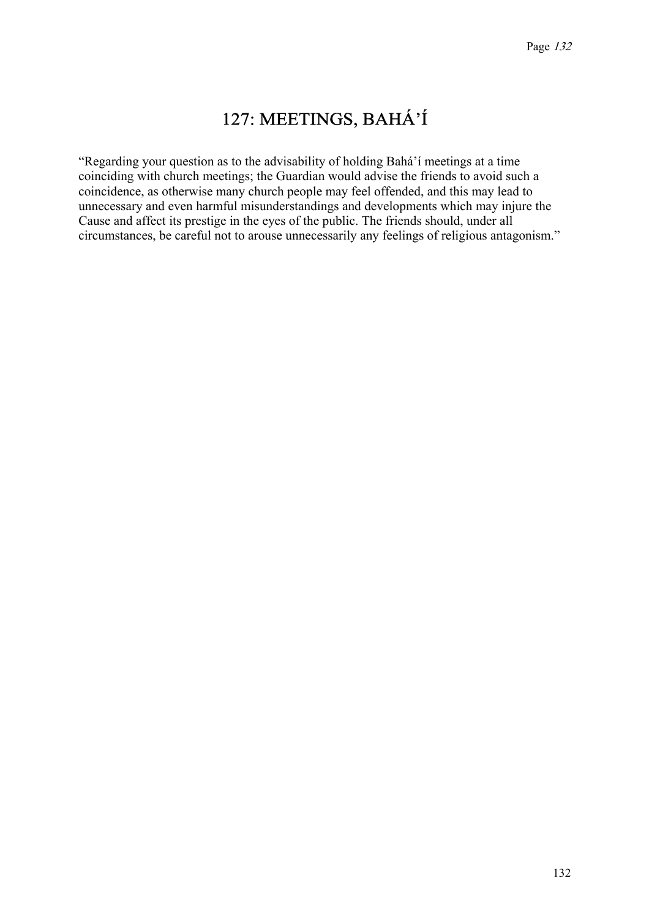# 127: MEETINGS, BAHÁ'Í

"Regarding your question as to the advisability of holding Bahá'í meetings at a time coinciding with church meetings; the Guardian would advise the friends to avoid such a coincidence, as otherwise many church people may feel offended, and this may lead to unnecessary and even harmful misunderstandings and developments which may injure the Cause and affect its prestige in the eyes of the public. The friends should, under all circumstances, be careful not to arouse unnecessarily any feelings of religious antagonism."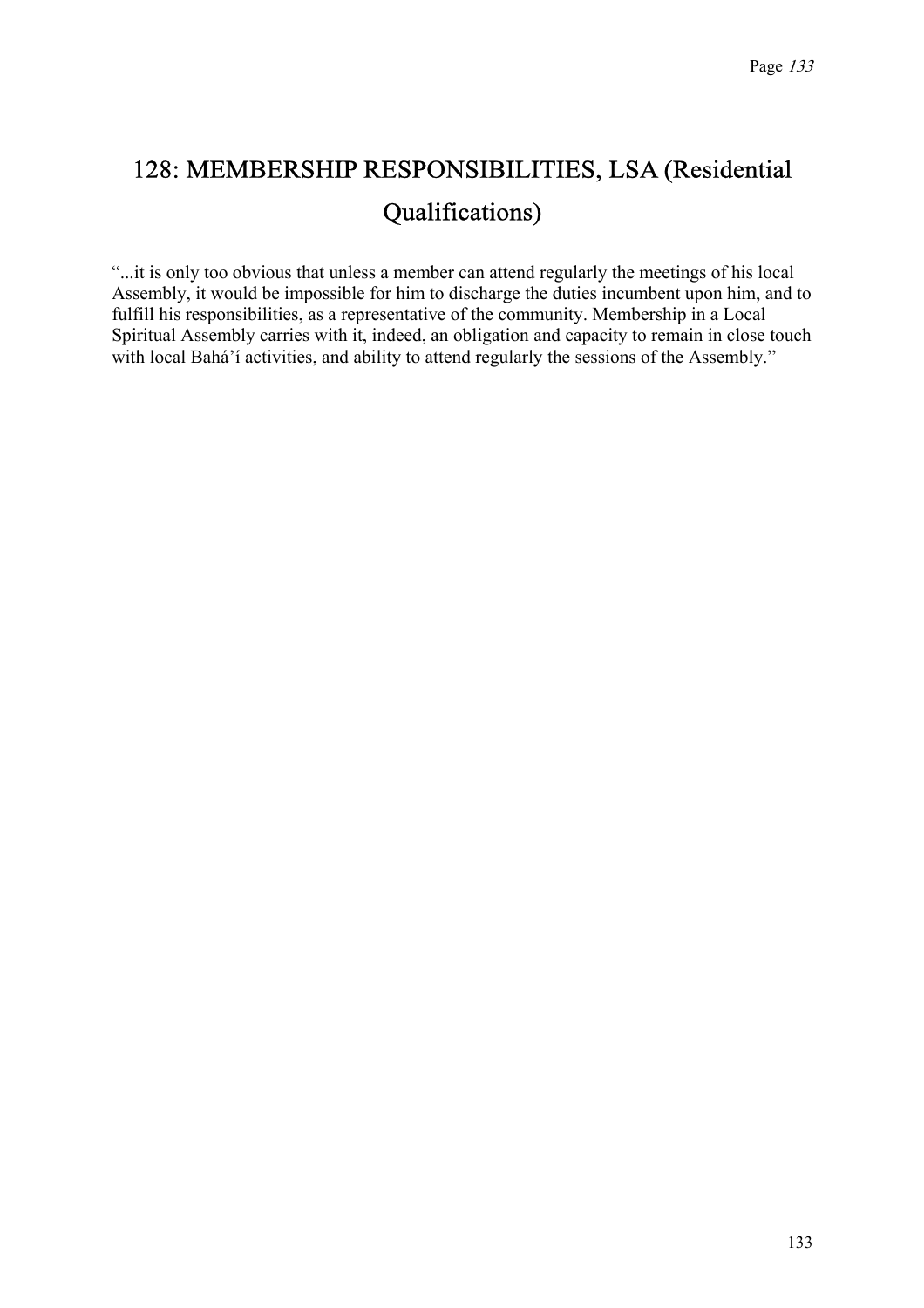# 128: MEMBERSHIP RESPONSIBILITIES, LSA (Residential Qualifications)

"...it is only too obvious that unless a member can attend regularly the meetings of his local Assembly, it would be impossible for him to discharge the duties incumbent upon him, and to fulfill his responsibilities, as a representative of the community. Membership in a Local Spiritual Assembly carries with it, indeed, an obligation and capacity to remain in close touch with local Bahá'í activities, and ability to attend regularly the sessions of the Assembly."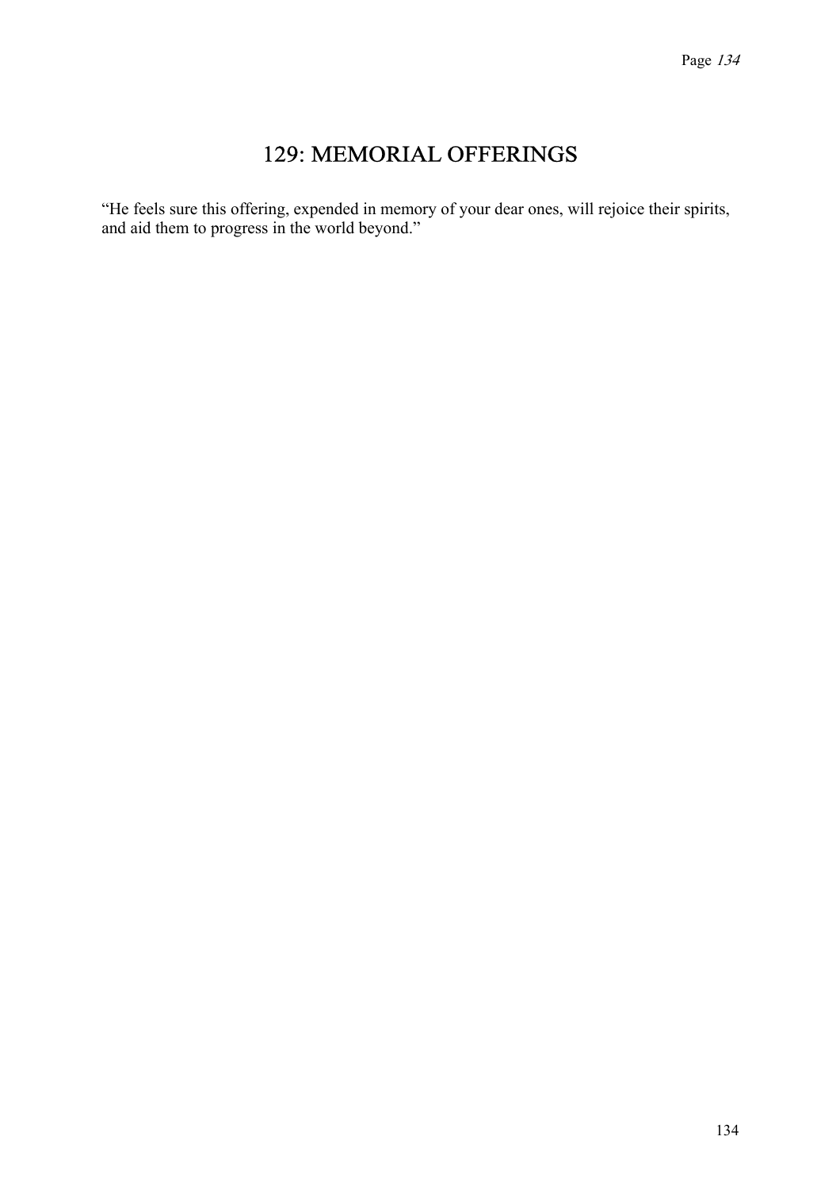# 129: MEMORIAL OFFERINGS

"He feels sure this offering, expended in memory of your dear ones, will rejoice their spirits, and aid them to progress in the world beyond."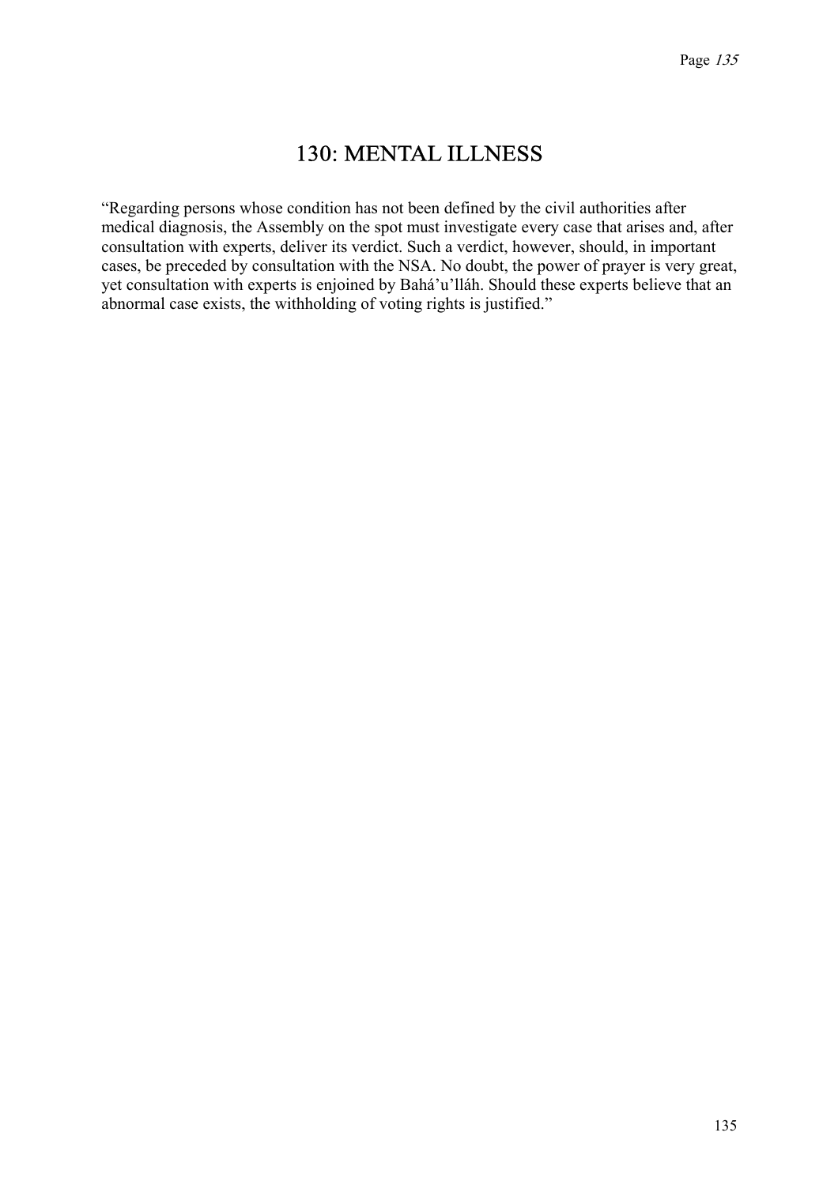# 130: MENTAL ILLNESS

"Regarding persons whose condition has not been defined by the civil authorities after medical diagnosis, the Assembly on the spot must investigate every case that arises and, after consultation with experts, deliver its verdict. Such a verdict, however, should, in important cases, be preceded by consultation with the NSA. No doubt, the power of prayer is very great, yet consultation with experts is enjoined by Bahá'u'lláh. Should these experts believe that an abnormal case exists, the withholding of voting rights is justified."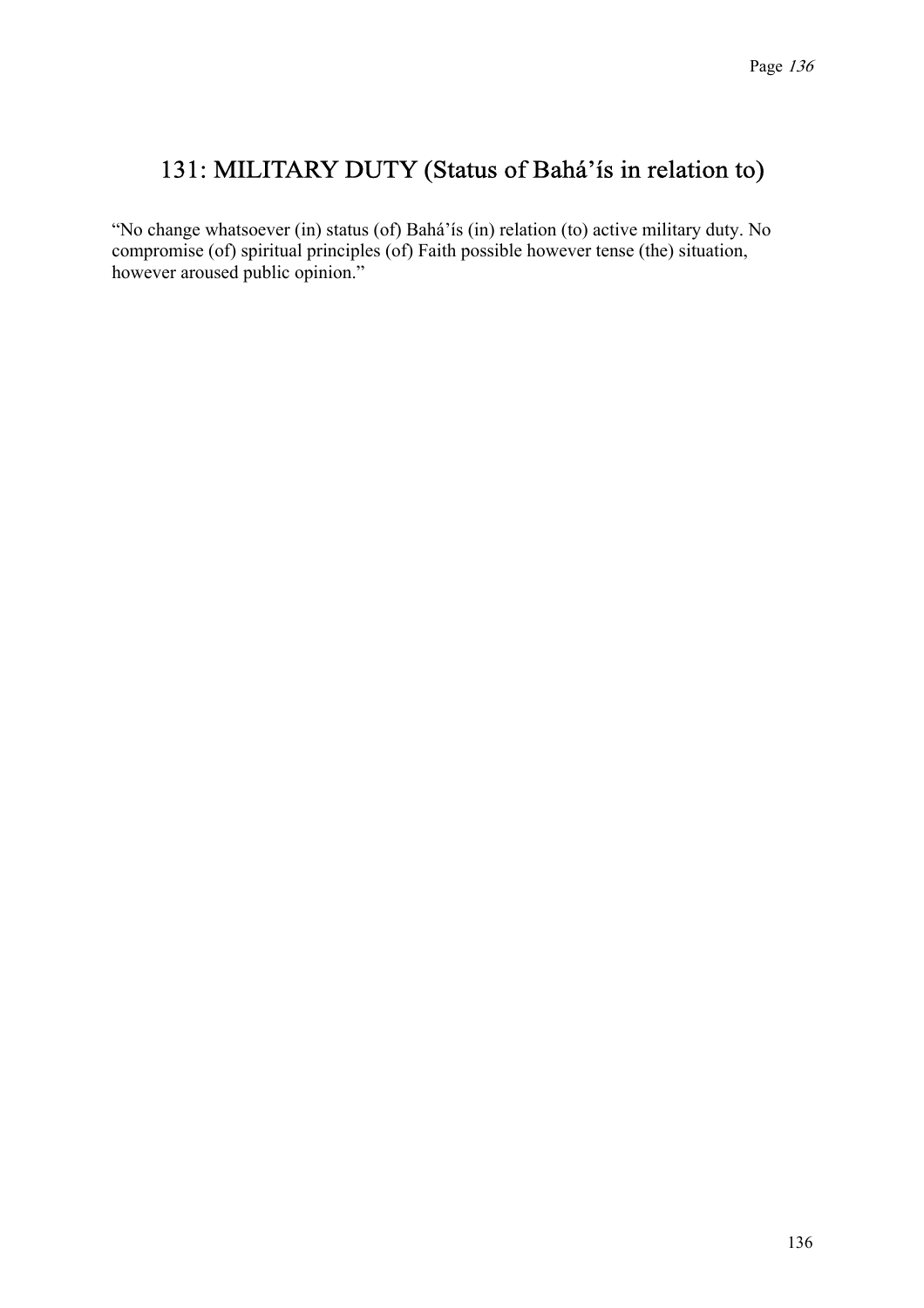## 131: MILITARY DUTY (Status of Bahá'ís in relation to)

"No change whatsoever (in) status (of) Bahá'ís (in) relation (to) active military duty. No compromise (of) spiritual principles (of) Faith possible however tense (the) situation, however aroused public opinion."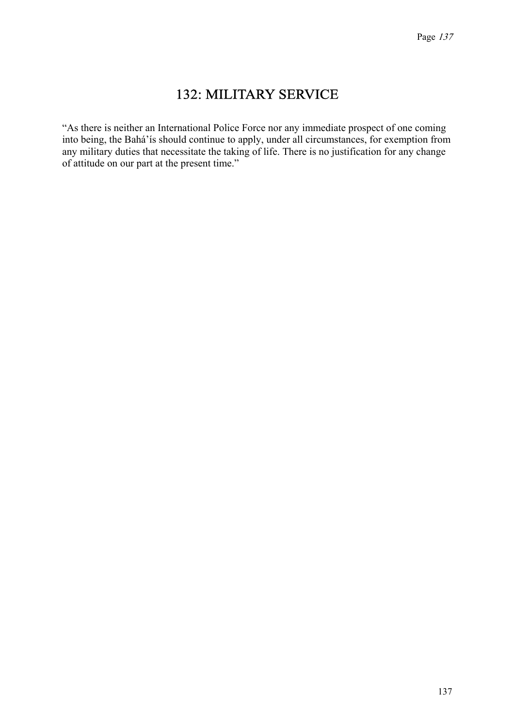# 132: MILITARY SERVICE

“As there is neither an International Police Force nor any immediate prospect of one coming into being, the Bahá’ís should continue to apply, under all circumstances, for exemption from any military duties that necessitate the taking of life. There is no justification for any change of attitude on our part at the present time.”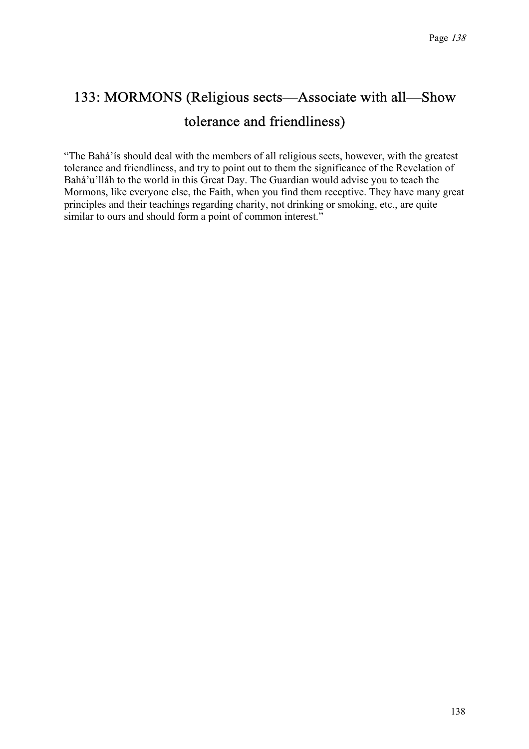## 133: MORMONS (Religious sects—Associate with all—Show tolerance and friendliness)

"The Bahá'ís should deal with the members of all religious sects, however, with the greatest tolerance and friendliness, and try to point out to them the significance of the Revelation of Bahá'u'lláh to the world in this Great Day. The Guardian would advise you to teach the Mormons, like everyone else, the Faith, when you find them receptive. They have many great principles and their teachings regarding charity, not drinking or smoking, etc., are quite similar to ours and should form a point of common interest."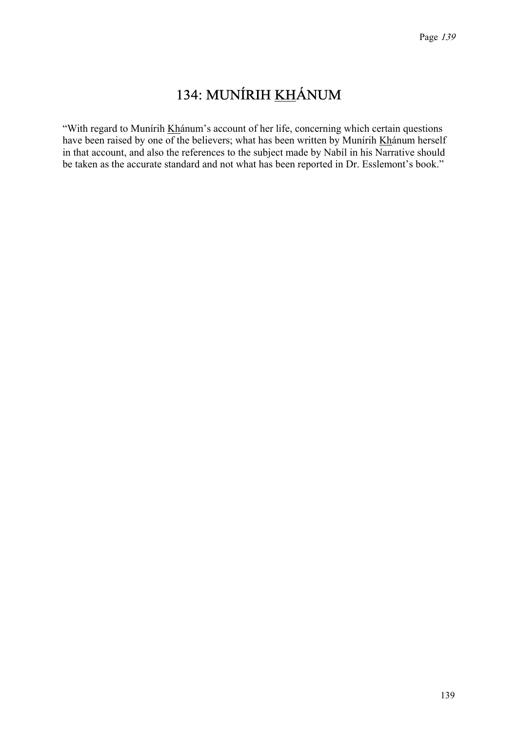# 134: MUNÍRIH KHÁNUM

"With regard to Munírih Khánum's account of her life, concerning which certain questions have been raised by one of the believers; what has been written by Munírih Khánum herself in that account, and also the references to the subject made by Nabíl in his Narrative should be taken as the accurate standard and not what has been reported in Dr. Esslemont's book."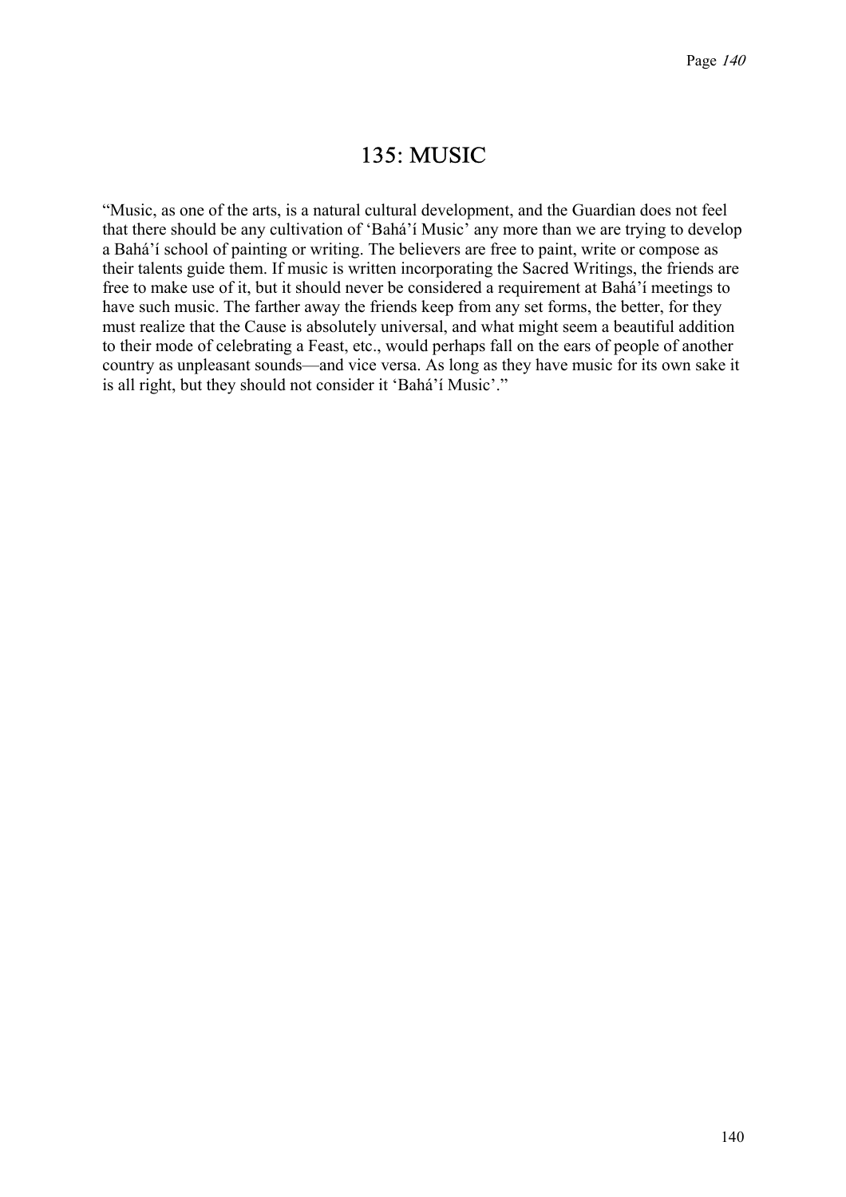# 135: MUSIC

"Music, as one of the arts, is a natural cultural development, and the Guardian does not feel that there should be any cultivation of 'Bahá'í Music' any more than we are trying to develop a Bahá'í school of painting or writing. The believers are free to paint, write or compose as their talents guide them. If music is written incorporating the Sacred Writings, the friends are free to make use of it, but it should never be considered a requirement at Bahá'í meetings to have such music. The farther away the friends keep from any set forms, the better, for they must realize that the Cause is absolutely universal, and what might seem a beautiful addition to their mode of celebrating a Feast, etc., would perhaps fall on the ears of people of another country as unpleasant sounds—and vice versa. As long as they have music for its own sake it is all right, but they should not consider it 'Bahá'í Music'."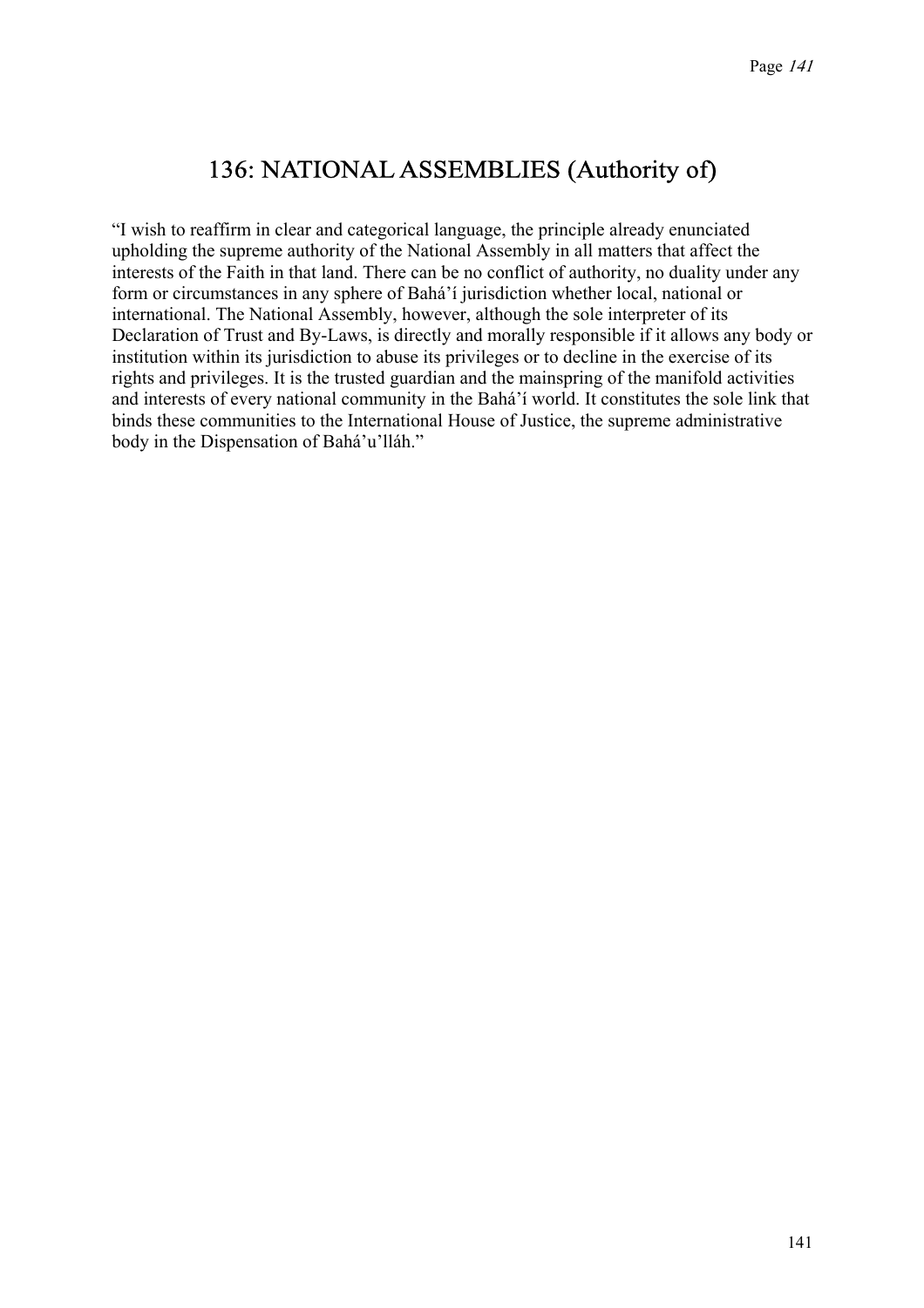## 136: NATIONAL ASSEMBLIES (Authority of)

"I wish to reaffirm in clear and categorical language, the principle already enunciated upholding the supreme authority of the National Assembly in all matters that affect the interests of the Faith in that land. There can be no conflict of authority, no duality under any form or circumstances in any sphere of Bahá'í jurisdiction whether local, national or international. The National Assembly, however, although the sole interpreter of its Declaration of Trust and By-Laws, is directly and morally responsible if it allows any body or institution within its jurisdiction to abuse its privileges or to decline in the exercise of its rights and privileges. It is the trusted guardian and the mainspring of the manifold activities and interests of every national community in the Bahá'í world. It constitutes the sole link that binds these communities to the International House of Justice, the supreme administrative body in the Dispensation of Bahá'u'lláh."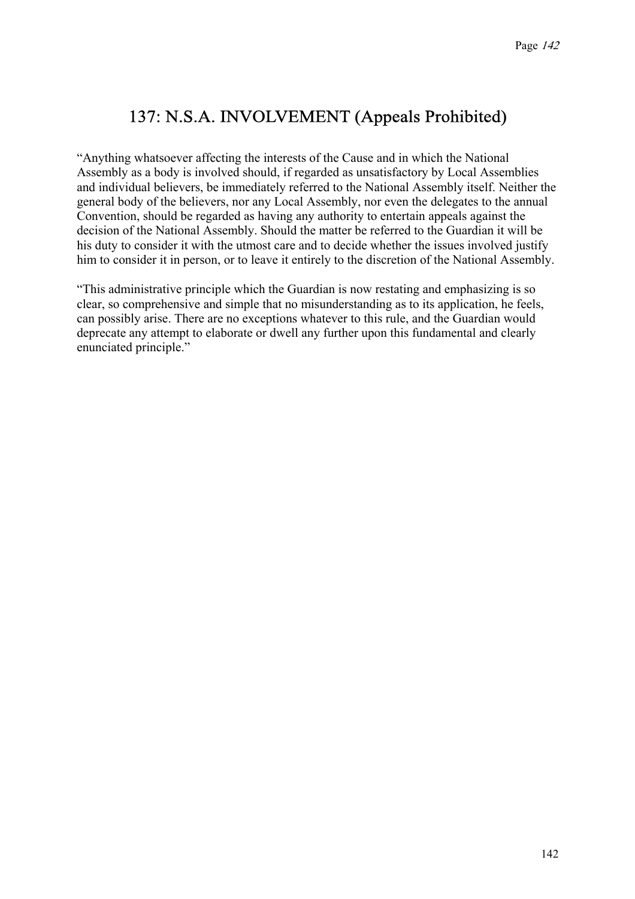# 137: N.S.A. INVOLVEMENT (Appeals Prohibited)

"Anything whatsoever affecting the interests of the Cause and in which the National Assembly as a body is involved should, if regarded as unsatisfactory by Local Assemblies and individual believers, be immediately referred to the National Assembly itself. Neither the general body of the believers, nor any Local Assembly, nor even the delegates to the annual Convention, should be regarded as having any authority to entertain appeals against the decision of the National Assembly. Should the matter be referred to the Guardian it will be his duty to consider it with the utmost care and to decide whether the issues involved justify him to consider it in person, or to leave it entirely to the discretion of the National Assembly.

"This administrative principle which the Guardian is now restating and emphasizing is so clear, so comprehensive and simple that no misunderstanding as to its application, he feels, can possibly arise. There are no exceptions whatever to this rule, and the Guardian would deprecate any attempt to elaborate or dwell any further upon this fundamental and clearly enunciated principle."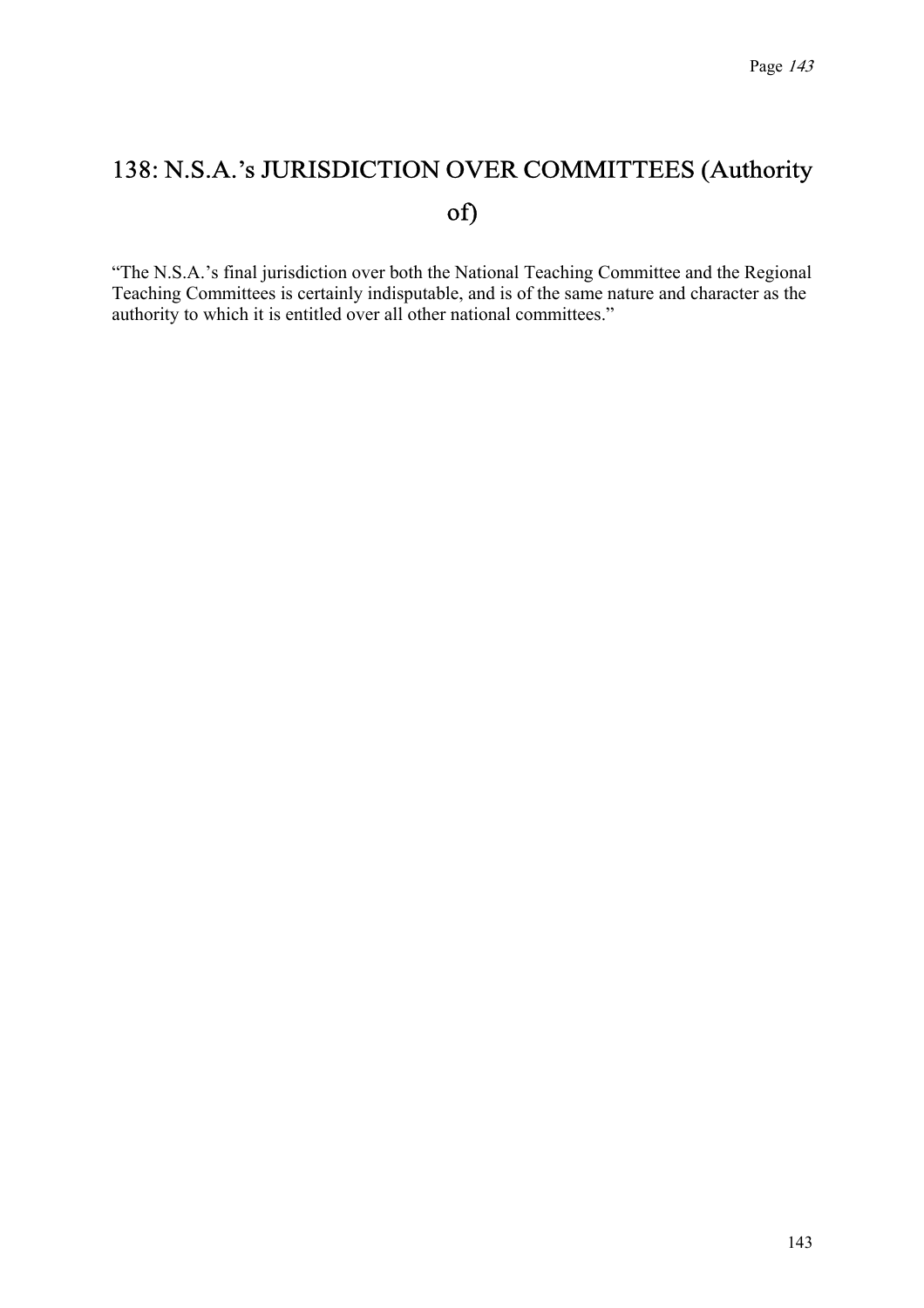# 138: N.S.A.'s JURISDICTION OVER COMMITTEES (Authority of)

"The N.S.A.'s final jurisdiction over both the National Teaching Committee and the Regional Teaching Committees is certainly indisputable, and is of the same nature and character as the authority to which it is entitled over all other national committees."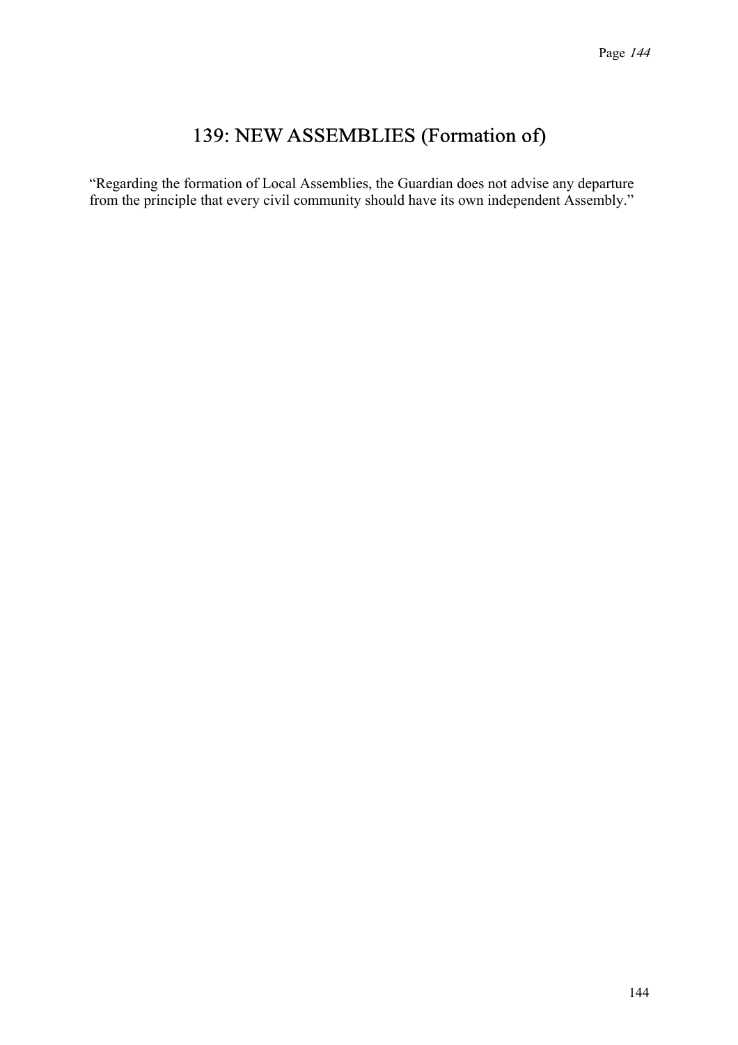# 139: NEW ASSEMBLIES (Formation of)

"Regarding the formation of Local Assemblies, the Guardian does not advise any departure from the principle that every civil community should have its own independent Assembly."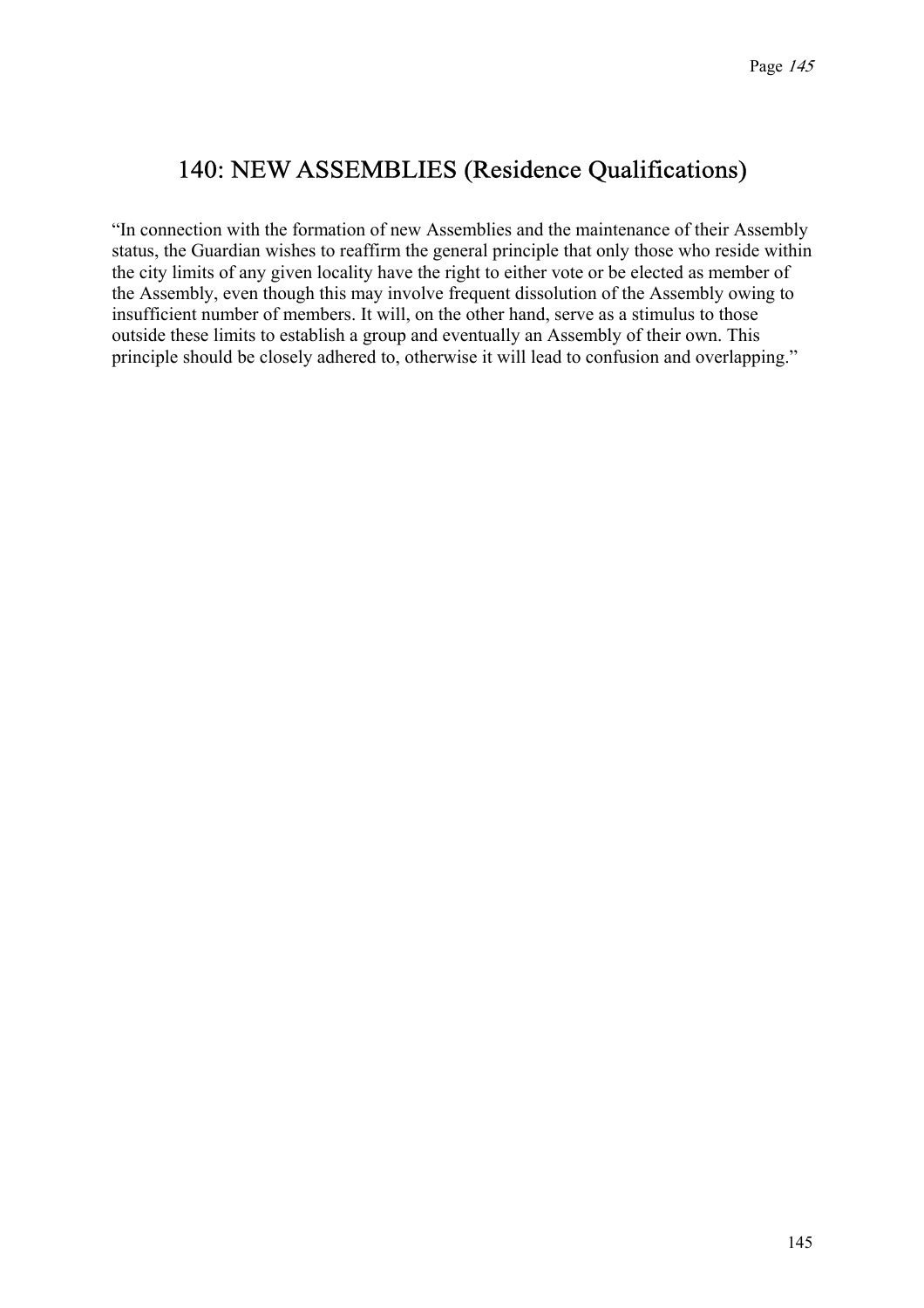## 140: NEW ASSEMBLIES (Residence Qualifications)

"In connection with the formation of new Assemblies and the maintenance of their Assembly status, the Guardian wishes to reaffirm the general principle that only those who reside within the city limits of any given locality have the right to either vote or be elected as member of the Assembly, even though this may involve frequent dissolution of the Assembly owing to insufficient number of members. It will, on the other hand, serve as a stimulus to those outside these limits to establish a group and eventually an Assembly of their own. This principle should be closely adhered to, otherwise it will lead to confusion and overlapping."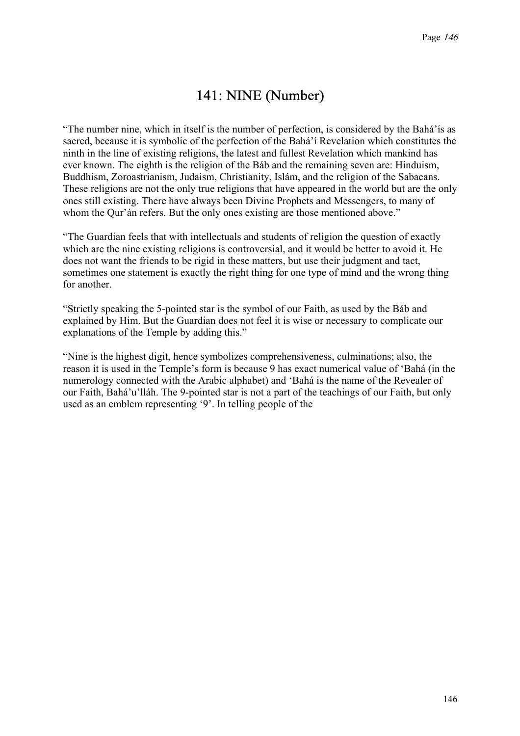# 141: NINE (Number)

“The number nine, which in itself is the number of perfection, is considered by the Bahá’ís as sacred, because it is symbolic of the perfection of the Bahá’í Revelation which constitutes the ninth in the line of existing religions, the latest and fullest Revelation which mankind has ever known. The eighth is the religion of the Báb and the remaining seven are: Hinduism, Buddhism, Zoroastrianism, Judaism, Christianity, Islám, and the religion of the Sabaeans. These religions are not the only true religions that have appeared in the world but are the only ones still existing. There have always been Divine Prophets and Messengers, to many of whom the Qur’án refers. But the only ones existing are those mentioned above.”

“The Guardian feels that with intellectuals and students of religion the question of exactly which are the nine existing religions is controversial, and it would be better to avoid it. He does not want the friends to be rigid in these matters, but use their judgment and tact, sometimes one statement is exactly the right thing for one type of mind and the wrong thing for another.

“Strictly speaking the 5-pointed star is the symbol of our Faith, as used by the Báb and explained by Him. But the Guardian does not feel it is wise or necessary to complicate our explanations of the Temple by adding this.”

“Nine is the highest digit, hence symbolizes comprehensiveness, culminations; also, the reason it is used in the Temple’s form is because 9 has exact numerical value of ‘Bahá (in the numerology connected with the Arabic alphabet) and ‘Bahá is the name of the Revealer of our Faith, Bahá’u’lláh. The 9-pointed star is not a part of the teachings of our Faith, but only used as an emblem representing ‘9’. In telling people of the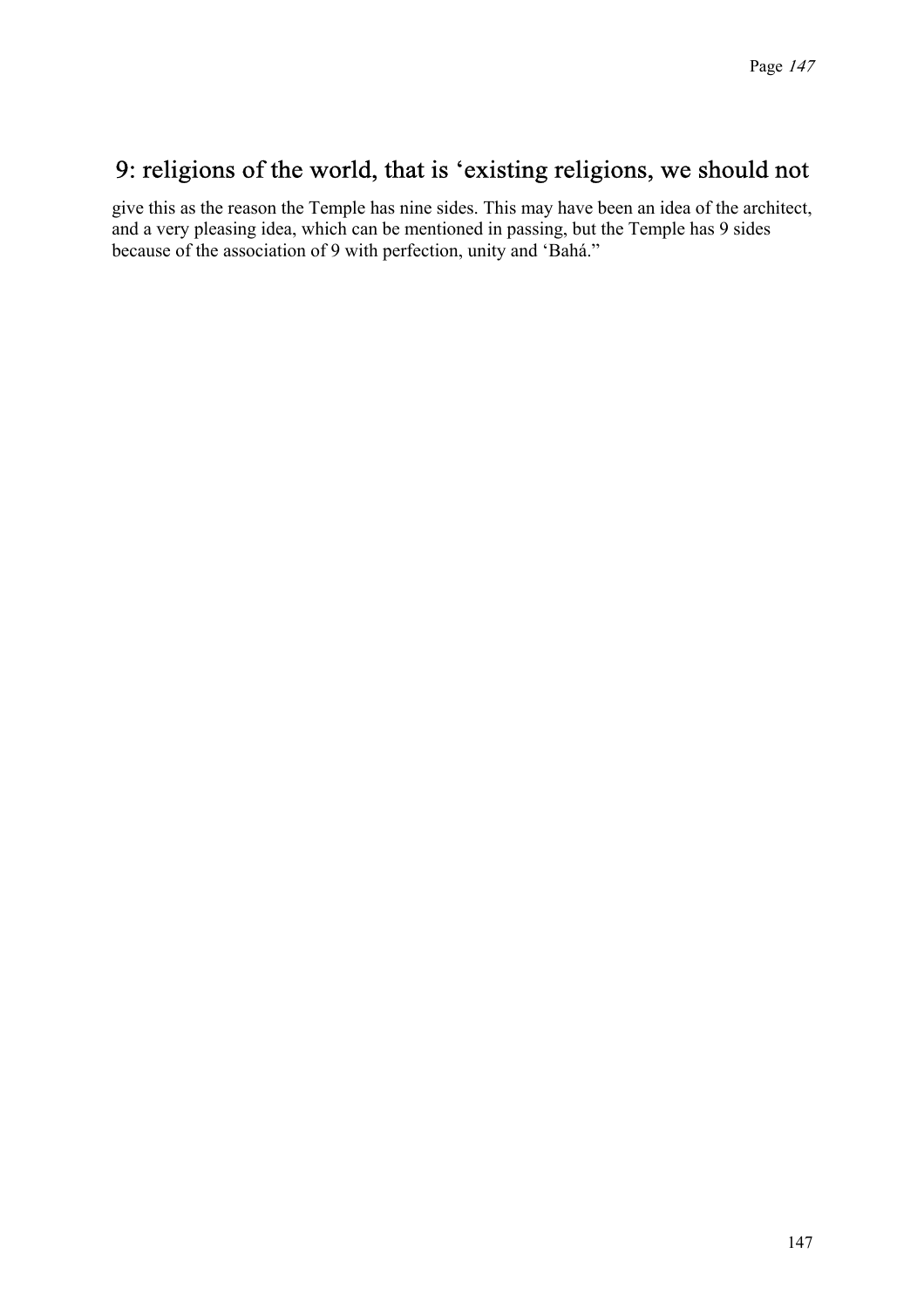9: religions of the world, that is 'existing religions, we should not give this as the reason the Temple has nine sides. This may have been an idea of the architect, and a very pleasing idea, which can be mentioned in passing, but the Temple has 9 sides because of the association of 9 with perfection, unity and 'Bahá."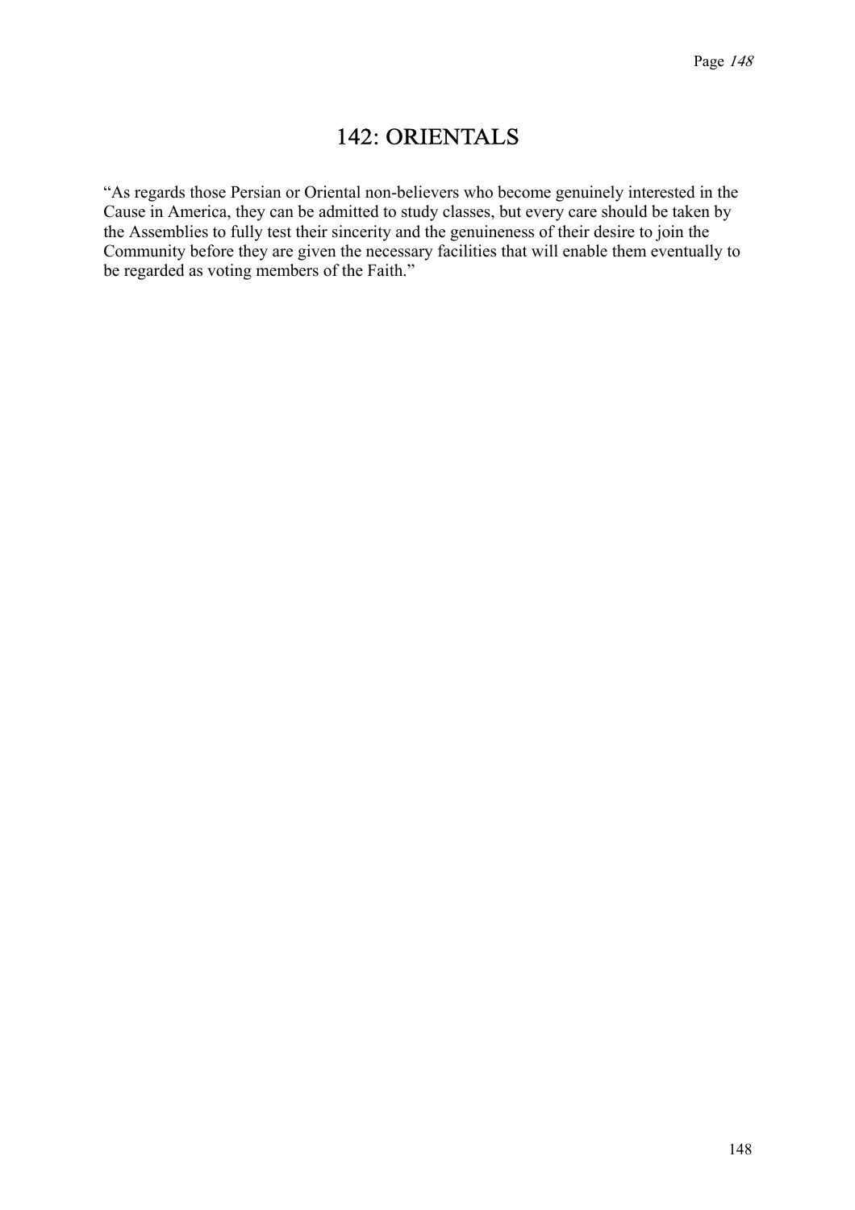# 142: ORIENTALS

"As regards those Persian or Oriental non-believers who become genuinely interested in the Cause in America, they can be admitted to study classes, but every care should be taken by the Assemblies to fully test their sincerity and the genuineness of their desire to join the Community before they are given the necessary facilities that will enable them eventually to be regarded as voting members of the Faith."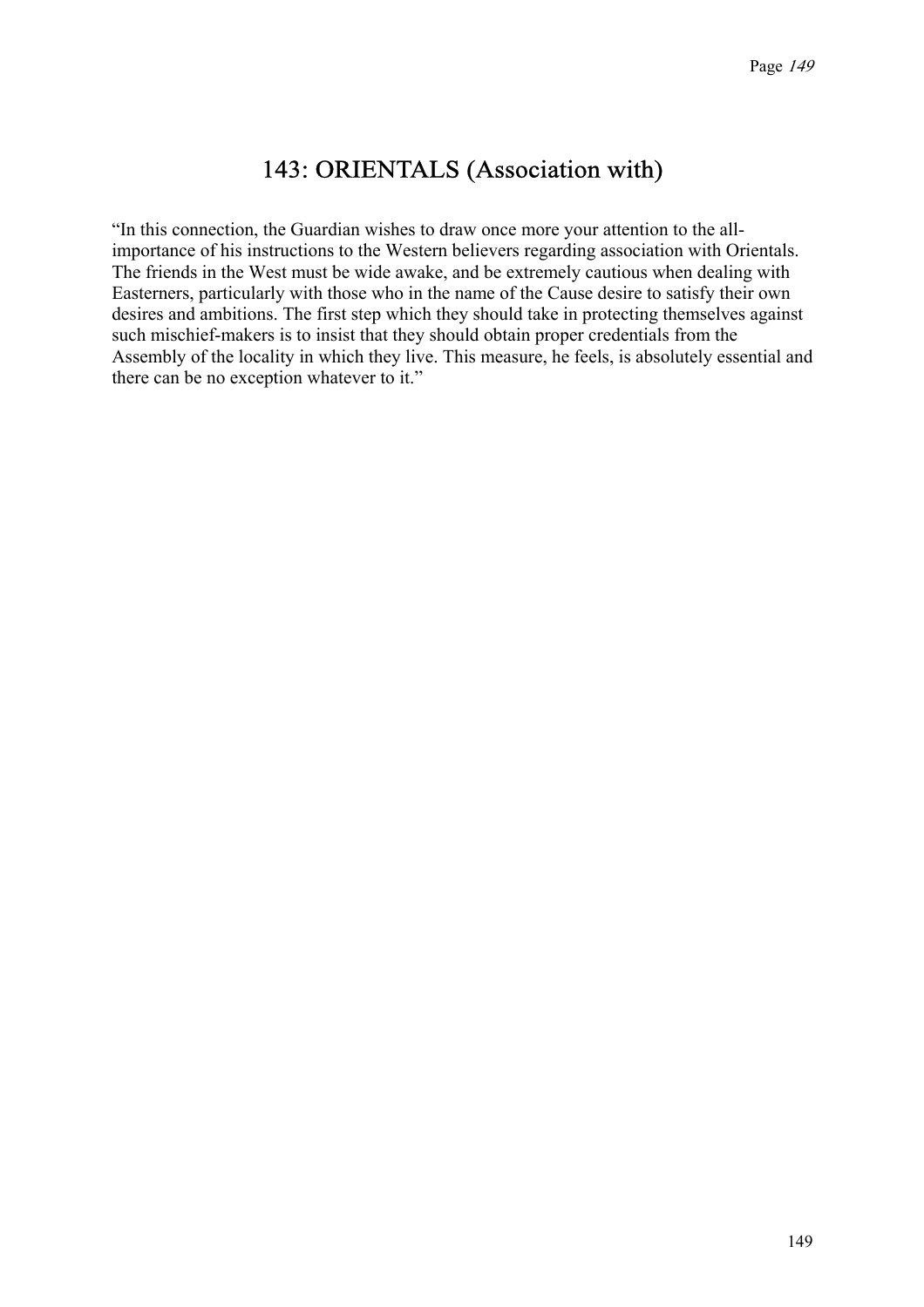# 143: ORIENTALS (Association with)

"In this connection, the Guardian wishes to draw once more your attention to the all-importance of his instructions to the Western believers regarding association with Orientals. The friends in the West must be wide awake, and be extremely cautious when dealing with Easterners, particularly with those who in the name of the Cause desire to satisfy their own desires and ambitions. The first step which they should take in protecting themselves against such mischief-makers is to insist that they should obtain proper credentials from the Assembly of the locality in which they live. This measure, he feels, is absolutely essential and there can be no exception whatever to it."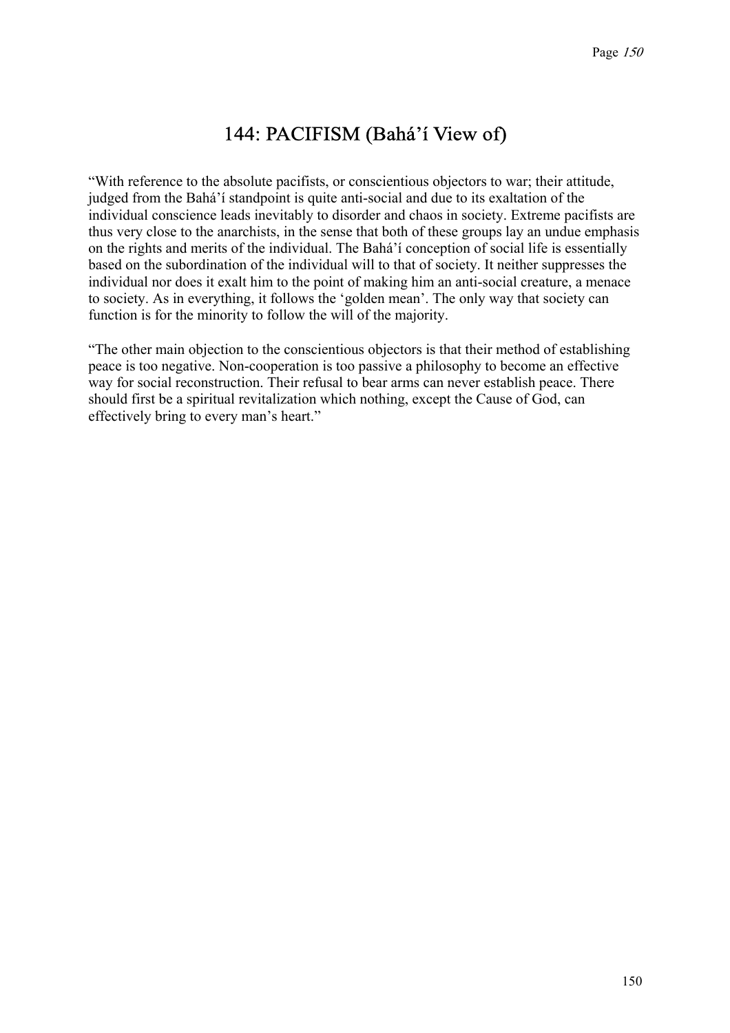# 144: PACIFISM (Bahá'í View of)

"With reference to the absolute pacifists, or conscientious objectors to war; their attitude, judged from the Bahá'í standpoint is quite anti-social and due to its exaltation of the individual conscience leads inevitably to disorder and chaos in society. Extreme pacifists are thus very close to the anarchists, in the sense that both of these groups lay an undue emphasis on the rights and merits of the individual. The Bahá'í conception of social life is essentially based on the subordination of the individual will to that of society. It neither suppresses the individual nor does it exalt him to the point of making him an anti-social creature, a menace to society. As in everything, it follows the 'golden mean'. The only way that society can function is for the minority to follow the will of the majority.

"The other main objection to the conscientious objectors is that their method of establishing peace is too negative. Non-cooperation is too passive a philosophy to become an effective way for social reconstruction. Their refusal to bear arms can never establish peace. There should first be a spiritual revitalization which nothing, except the Cause of God, can effectively bring to every man's heart."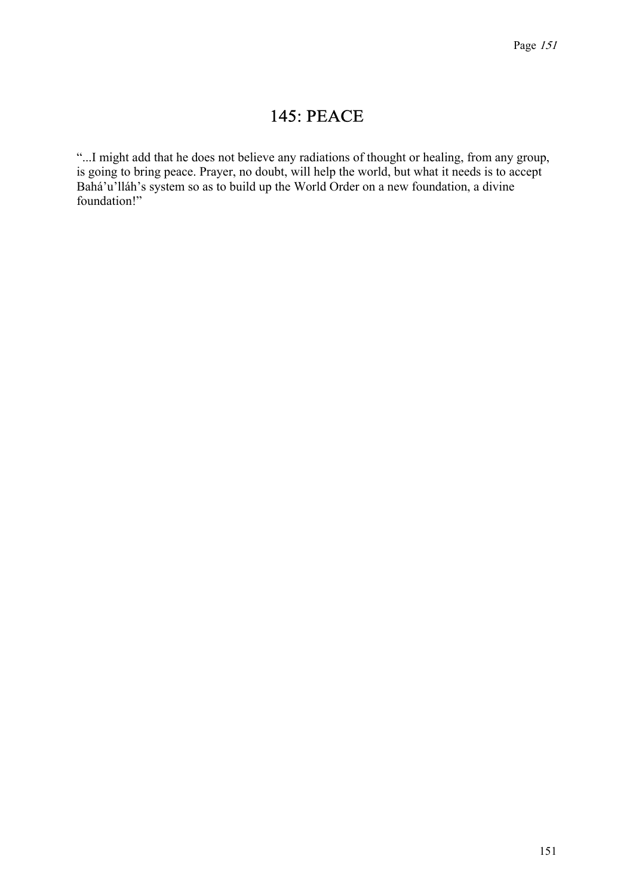# 145: PEACE

"...I might add that he does not believe any radiations of thought or healing, from any group, is going to bring peace. Prayer, no doubt, will help the world, but what it needs is to accept Bahá'u'lláh's system so as to build up the World Order on a new foundation, a divine foundation!"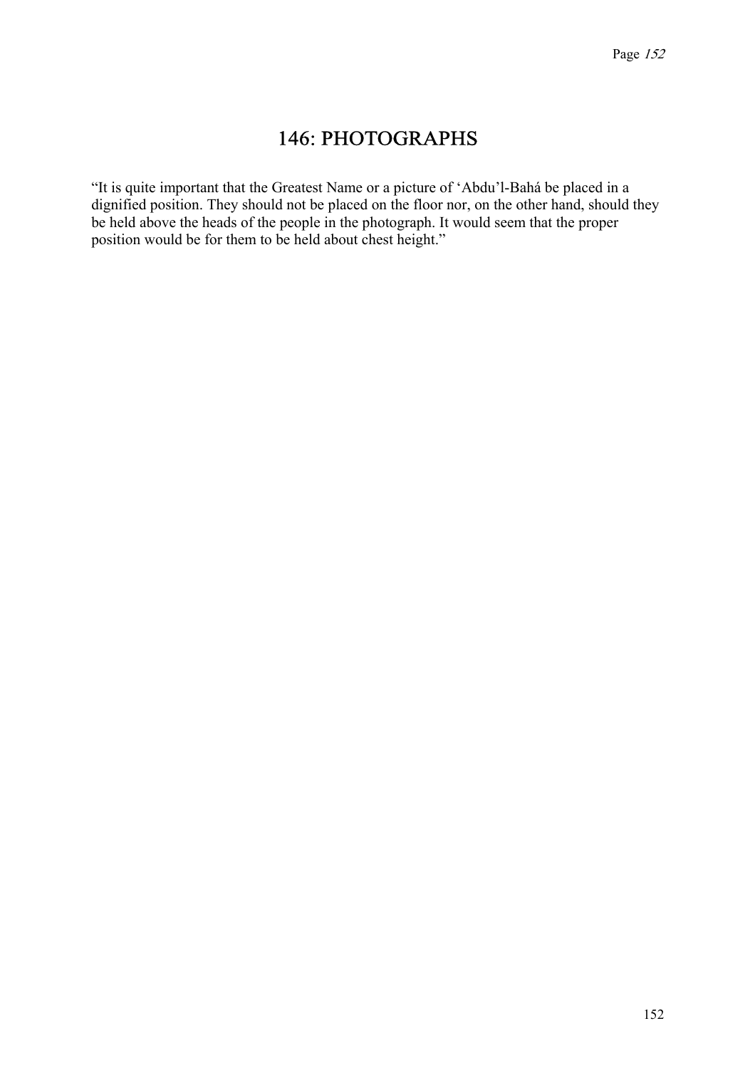# 146: PHOTOGRAPHS

"It is quite important that the Greatest Name or a picture of 'Abdu'l-Bahá be placed in a dignified position. They should not be placed on the floor nor, on the other hand, should they be held above the heads of the people in the photograph. It would seem that the proper position would be for them to be held about chest height."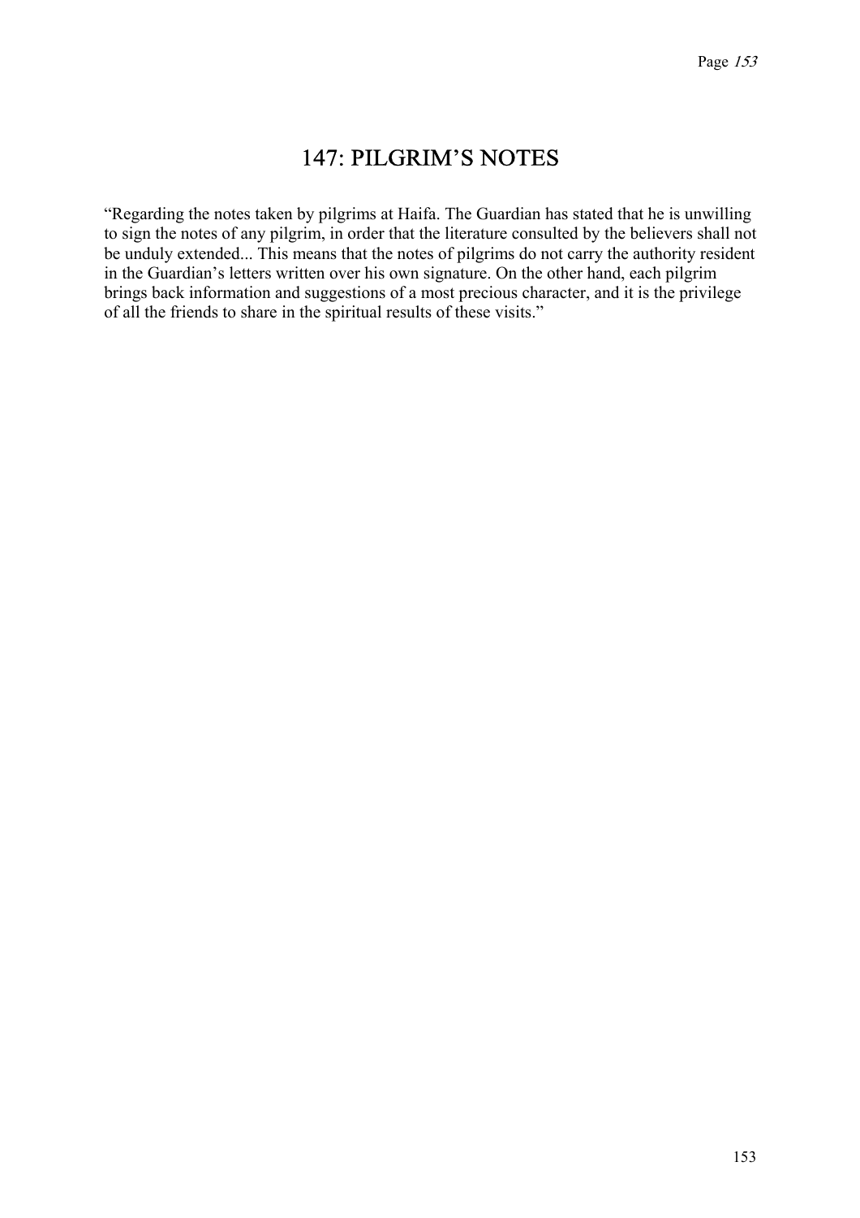# 147: PILGRIM'S NOTES

"Regarding the notes taken by pilgrims at Haifa. The Guardian has stated that he is unwilling to sign the notes of any pilgrim, in order that the literature consulted by the believers shall not be unduly extended... This means that the notes of pilgrims do not carry the authority resident in the Guardian's letters written over his own signature. On the other hand, each pilgrim brings back information and suggestions of a most precious character, and it is the privilege of all the friends to share in the spiritual results of these visits."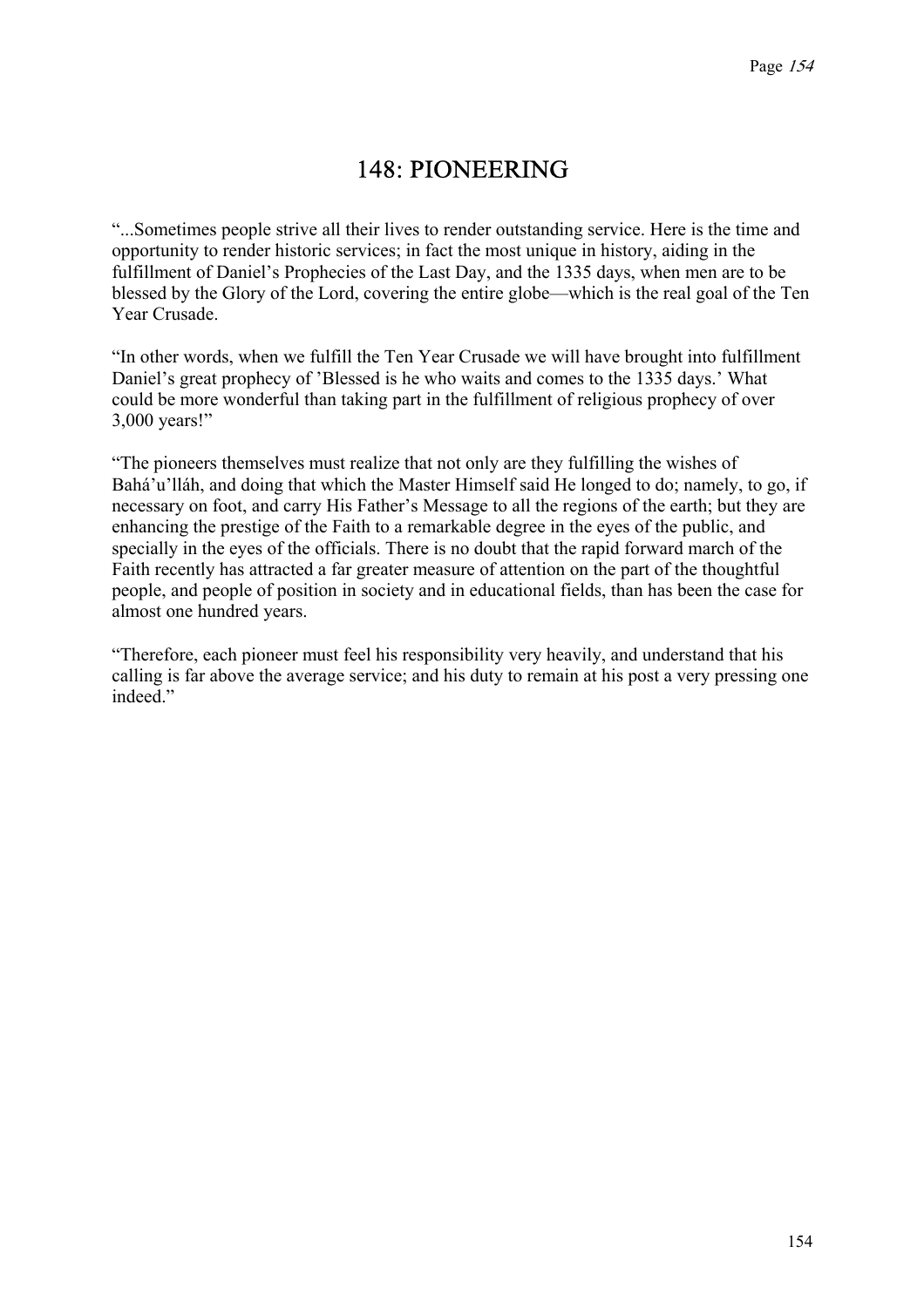# 148: PIONEERING

"...Sometimes people strive all their lives to render outstanding service. Here is the time and opportunity to render historic services; in fact the most unique in history, aiding in the fulfillment of Daniel's Prophecies of the Last Day, and the 1335 days, when men are to be blessed by the Glory of the Lord, covering the entire globe—which is the real goal of the Ten Year Crusade.

"In other words, when we fulfill the Ten Year Crusade we will have brought into fulfillment Daniel's great prophecy of 'Blessed is he who waits and comes to the 1335 days.' What could be more wonderful than taking part in the fulfillment of religious prophecy of over 3,000 years!"

"The pioneers themselves must realize that not only are they fulfilling the wishes of Bahá'u'lláh, and doing that which the Master Himself said He longed to do; namely, to go, if necessary on foot, and carry His Father's Message to all the regions of the earth; but they are enhancing the prestige of the Faith to a remarkable degree in the eyes of the public, and specially in the eyes of the officials. There is no doubt that the rapid forward march of the Faith recently has attracted a far greater measure of attention on the part of the thoughtful people, and people of position in society and in educational fields, than has been the case for almost one hundred years.

"Therefore, each pioneer must feel his responsibility very heavily, and understand that his calling is far above the average service; and his duty to remain at his post a very pressing one indeed."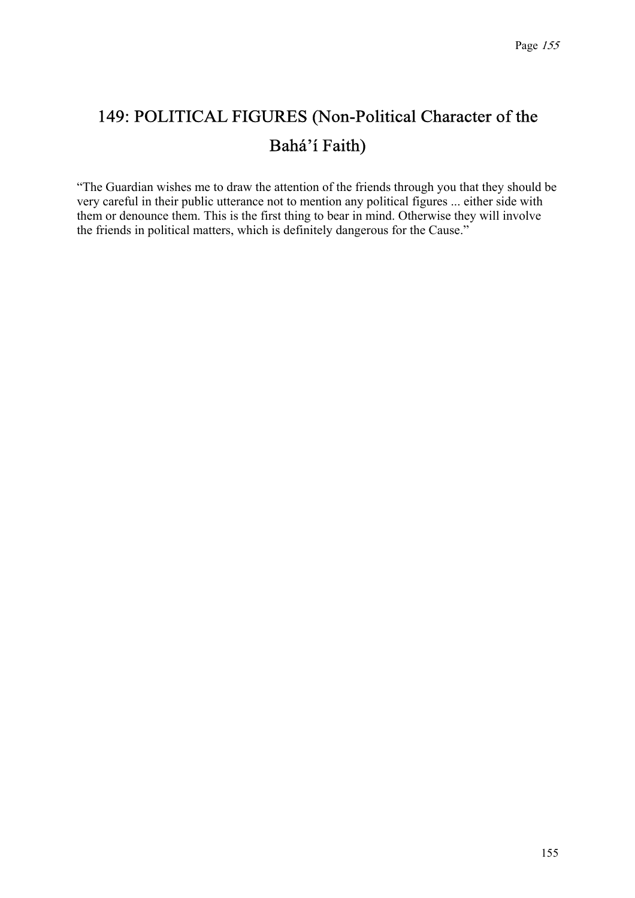# 149: POLITICAL FIGURES (Non-Political Character of the Bahá'í Faith)

"The Guardian wishes me to draw the attention of the friends through you that they should be very careful in their public utterance not to mention any political figures ... either side with them or denounce them. This is the first thing to bear in mind. Otherwise they will involve the friends in political matters, which is definitely dangerous for the Cause."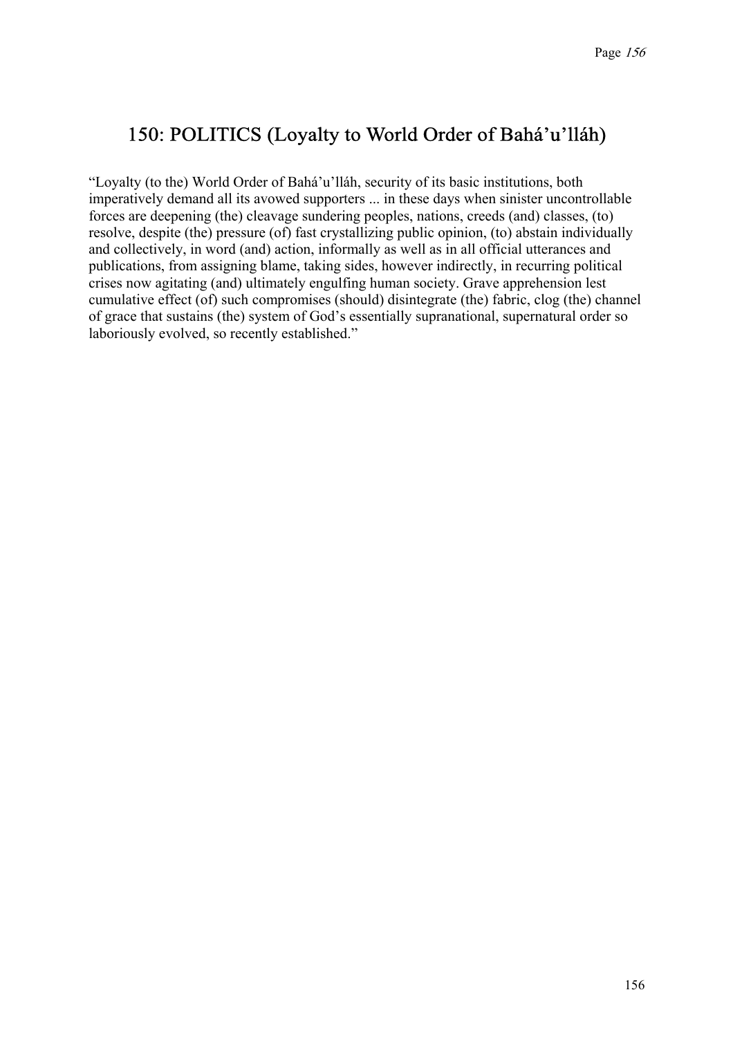## 150: POLITICS (Loyalty to World Order of Bahá'u'lláh)

"Loyalty (to the) World Order of Bahá'u'lláh, security of its basic institutions, both imperatively demand all its avowed supporters ... in these days when sinister uncontrollable forces are deepening (the) cleavage sundering peoples, nations, creeds (and) classes, (to) resolve, despite (the) pressure (of) fast crystallizing public opinion, (to) abstain individually and collectively, in word (and) action, informally as well as in all official utterances and publications, from assigning blame, taking sides, however indirectly, in recurring political crises now agitating (and) ultimately engulfing human society. Grave apprehension lest cumulative effect (of) such compromises (should) disintegrate (the) fabric, clog (the) channel of grace that sustains (the) system of God's essentially supranational, supernatural order so laboriously evolved, so recently established."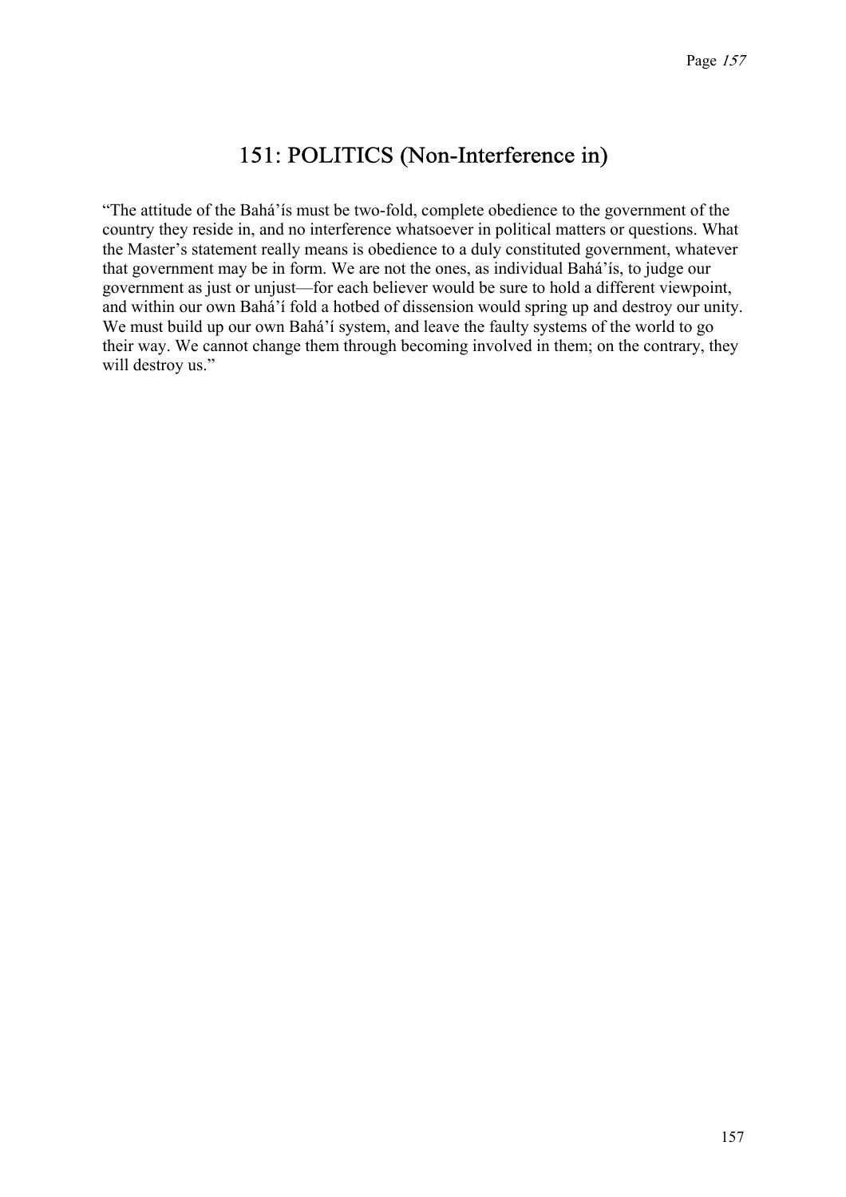# 151: POLITICS (Non-Interference in)

"The attitude of the Bahá'ís must be two-fold, complete obedience to the government of the country they reside in, and no interference whatsoever in political matters or questions. What the Master's statement really means is obedience to a duly constituted government, whatever that government may be in form. We are not the ones, as individual Bahá'ís, to judge our government as just or unjust—for each believer would be sure to hold a different viewpoint, and within our own Bahá'í fold a hotbed of dissension would spring up and destroy our unity. We must build up our own Bahá'í system, and leave the faulty systems of the world to go their way. We cannot change them through becoming involved in them; on the contrary, they will destroy us."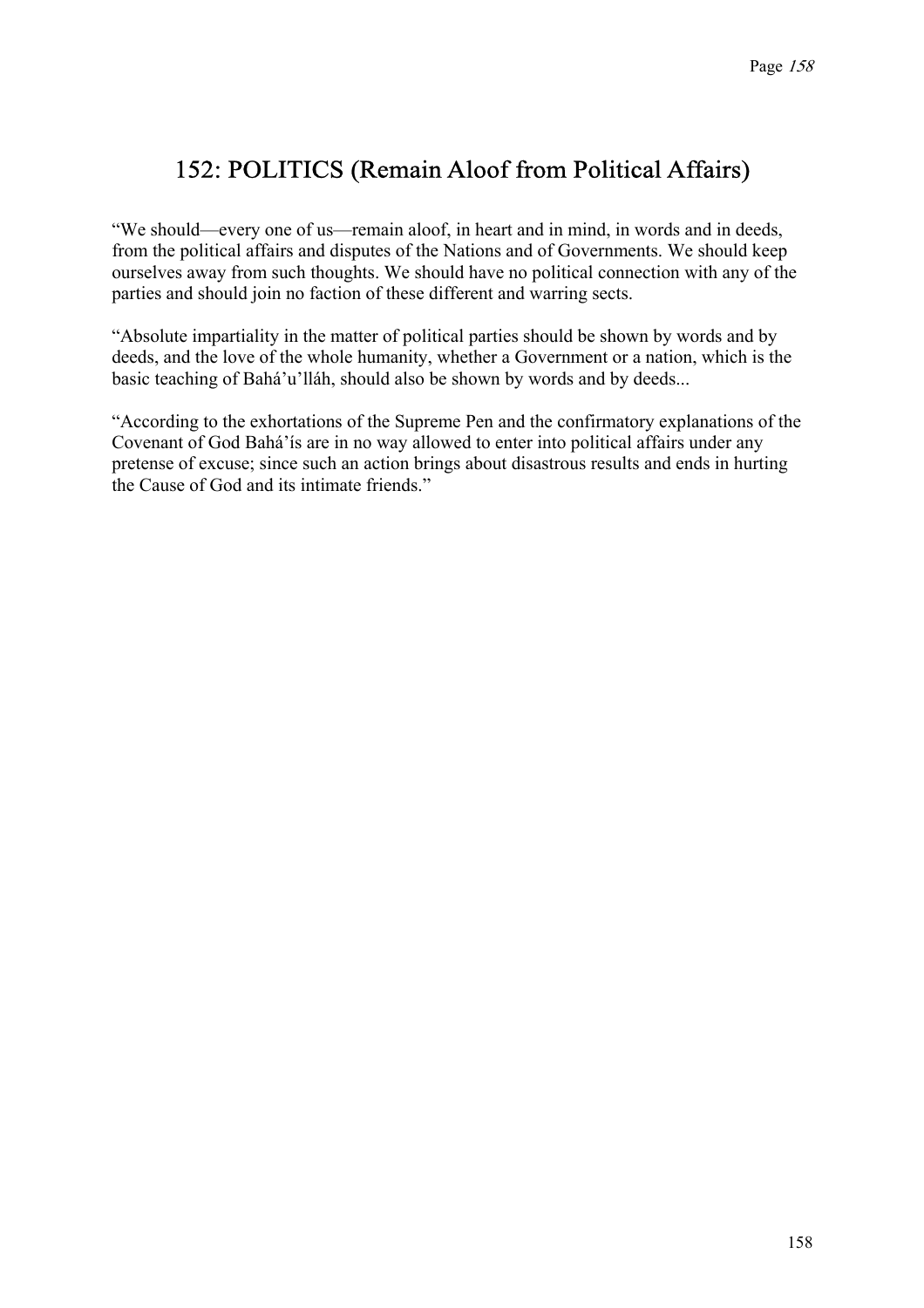## 152: POLITICS (Remain Aloof from Political Affairs)

"We should—every one of us—remain aloof, in heart and in mind, in words and in deeds, from the political affairs and disputes of the Nations and of Governments. We should keep ourselves away from such thoughts. We should have no political connection with any of the parties and should join no faction of these different and warring sects.

"Absolute impartiality in the matter of political parties should be shown by words and by deeds, and the love of the whole humanity, whether a Government or a nation, which is the basic teaching of Bahá'u'lláh, should also be shown by words and by deeds...

"According to the exhortations of the Supreme Pen and the confirmatory explanations of the Covenant of God Bahá'ís are in no way allowed to enter into political affairs under any pretense of excuse; since such an action brings about disastrous results and ends in hurting the Cause of God and its intimate friends."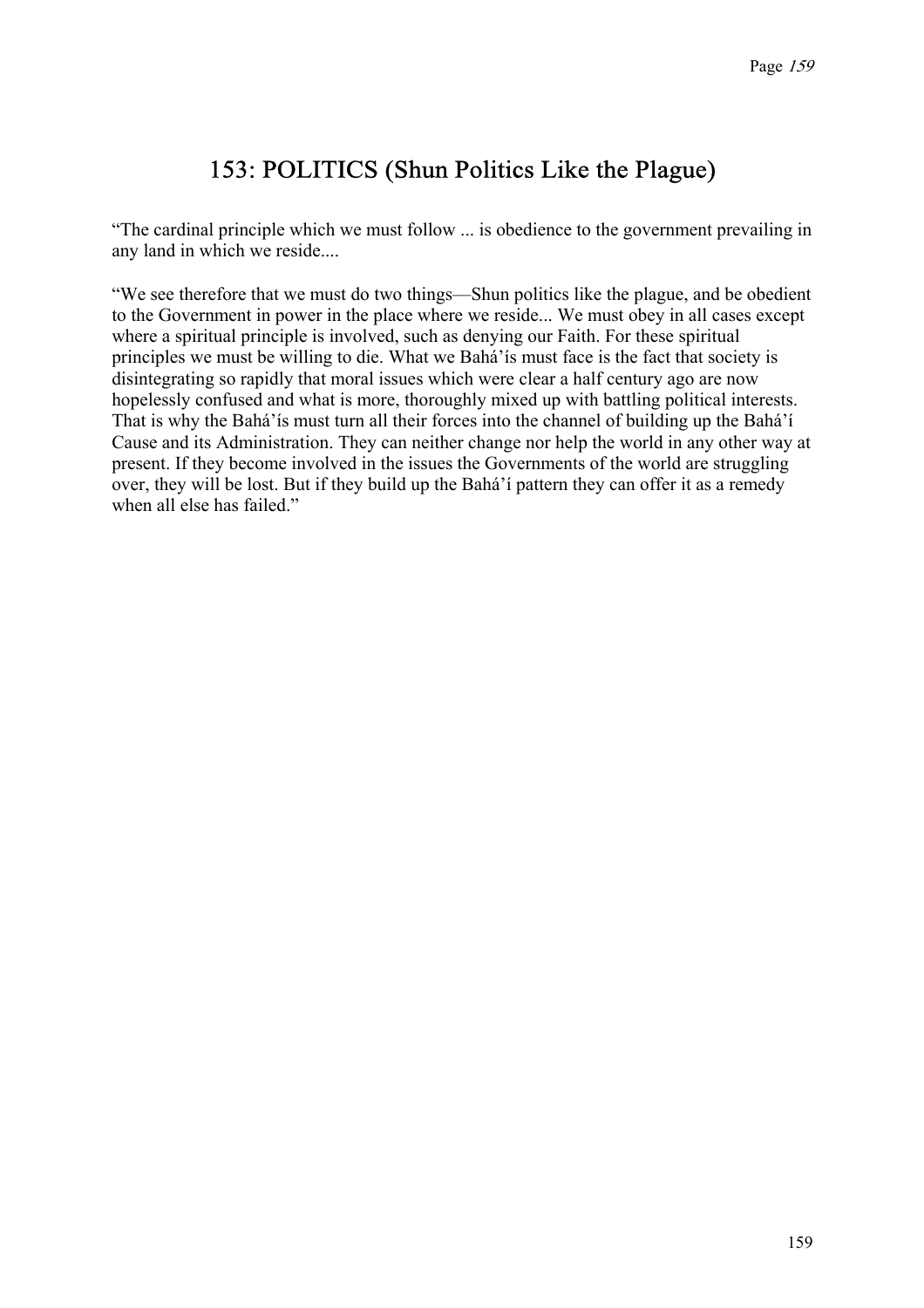# 153: POLITICS (Shun Politics Like the Plague)

“The cardinal principle which we must follow ... is obedience to the government prevailing in any land in which we reside....

“We see therefore that we must do two things—Shun politics like the plague, and be obedient to the Government in power in the place where we reside... We must obey in all cases except where a spiritual principle is involved, such as denying our Faith. For these spiritual principles we must be willing to die. What we Bahá’ís must face is the fact that society is disintegrating so rapidly that moral issues which were clear a half century ago are now hopelessly confused and what is more, thoroughly mixed up with battling political interests. That is why the Bahá’ís must turn all their forces into the channel of building up the Bahá’í Cause and its Administration. They can neither change nor help the world in any other way at present. If they become involved in the issues the Governments of the world are struggling over, they will be lost. But if they build up the Bahá’í pattern they can offer it as a remedy when all else has failed.”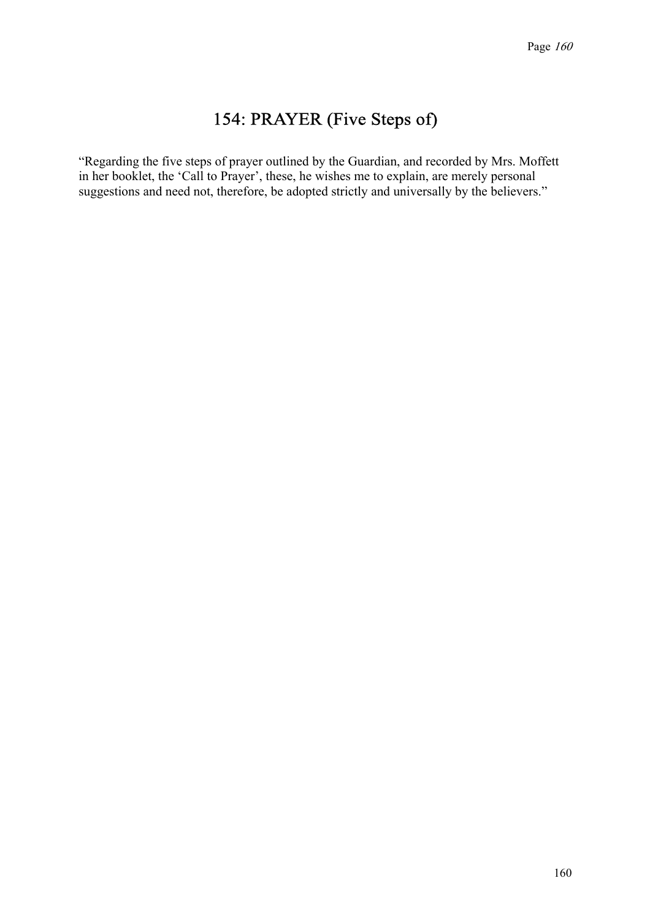# 154: PRAYER (Five Steps of)

"Regarding the five steps of prayer outlined by the Guardian, and recorded by Mrs. Moffett in her booklet, the 'Call to Prayer', these, he wishes me to explain, are merely personal suggestions and need not, therefore, be adopted strictly and universally by the believers."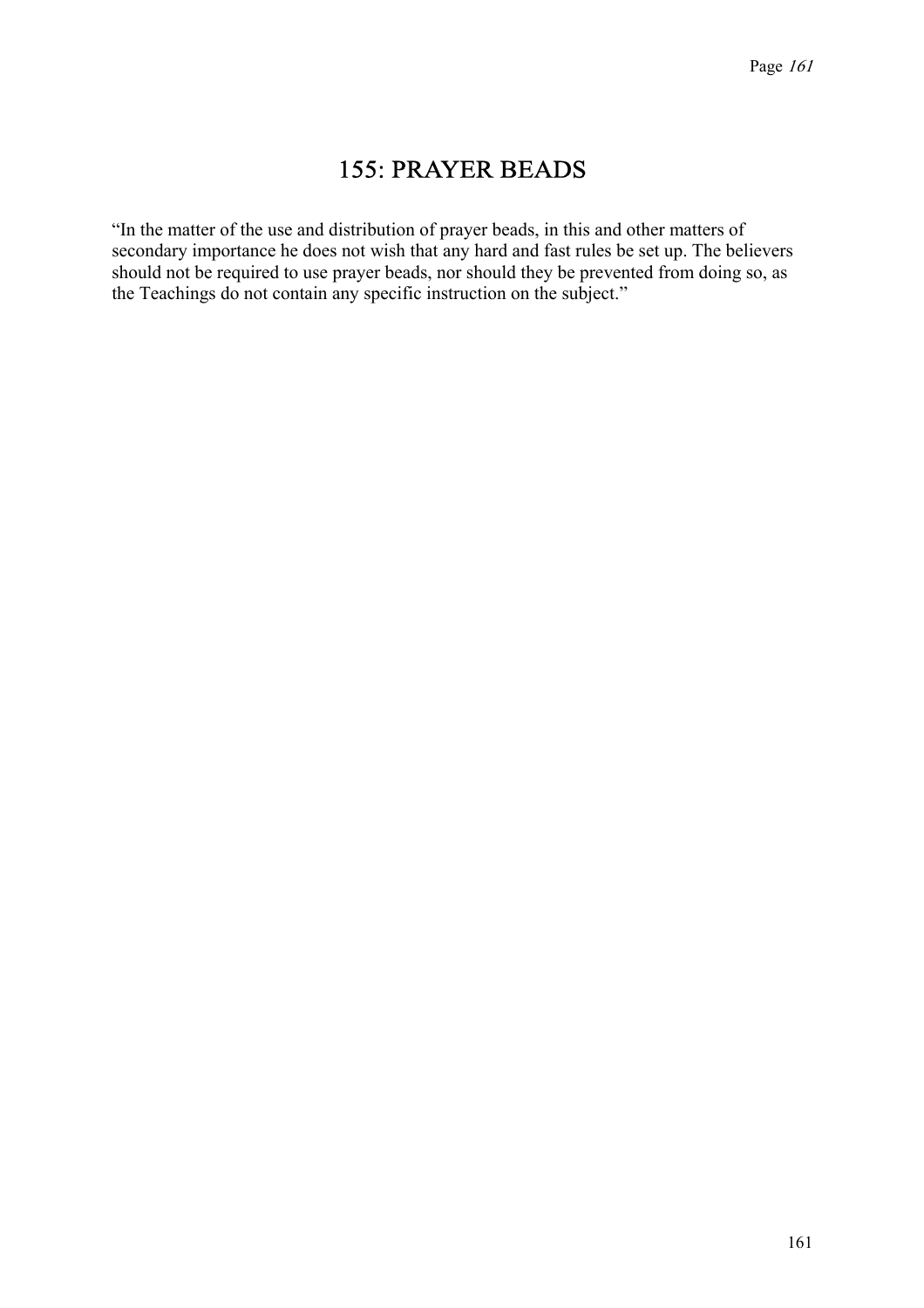# 155: PRAYER BEADS

"In the matter of the use and distribution of prayer beads, in this and other matters of secondary importance he does not wish that any hard and fast rules be set up. The believers should not be required to use prayer beads, nor should they be prevented from doing so, as the Teachings do not contain any specific instruction on the subject."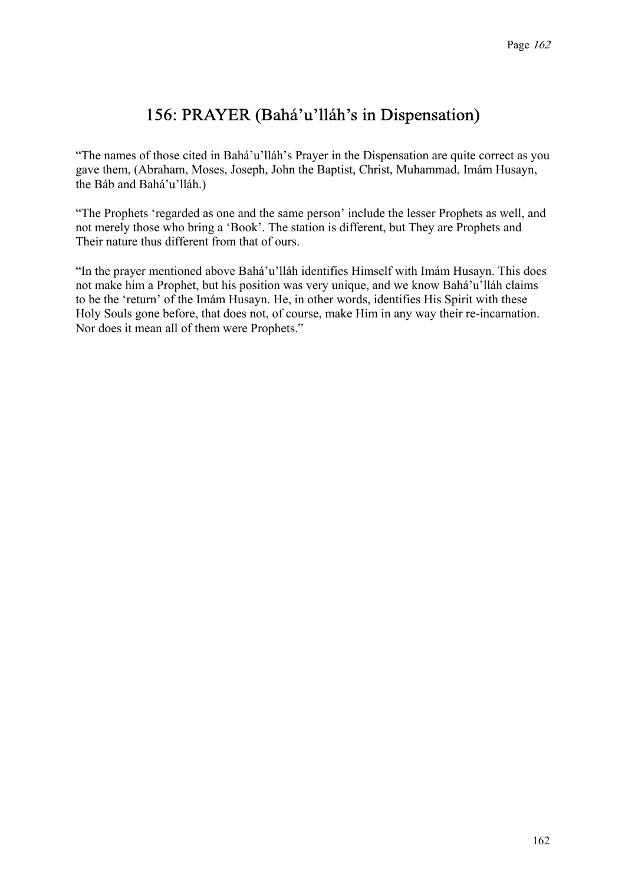# 156: PRAYER (Bahá'u'lláh's in Dispensation)

"The names of those cited in Bahá'u'lláh's Prayer in the Dispensation are quite correct as you gave them, (Abraham, Moses, Joseph, John the Baptist, Christ, Muhammad, Imám Husayn, the Báb and Bahá'u'lláh.)

"The Prophets 'regarded as one and the same person' include the lesser Prophets as well, and not merely those who bring a 'Book'. The station is different, but They are Prophets and Their nature thus different from that of ours.

"In the prayer mentioned above Bahá'u'lláh identifies Himself with Imám Husayn. This does not make him a Prophet, but his position was very unique, and we know Bahá'u'lláh claims to be the 'return' of the Imám Husayn. He, in other words, identifies His Spirit with these Holy Souls gone before, that does not, of course, make Him in any way their re-incarnation. Nor does it mean all of them were Prophets."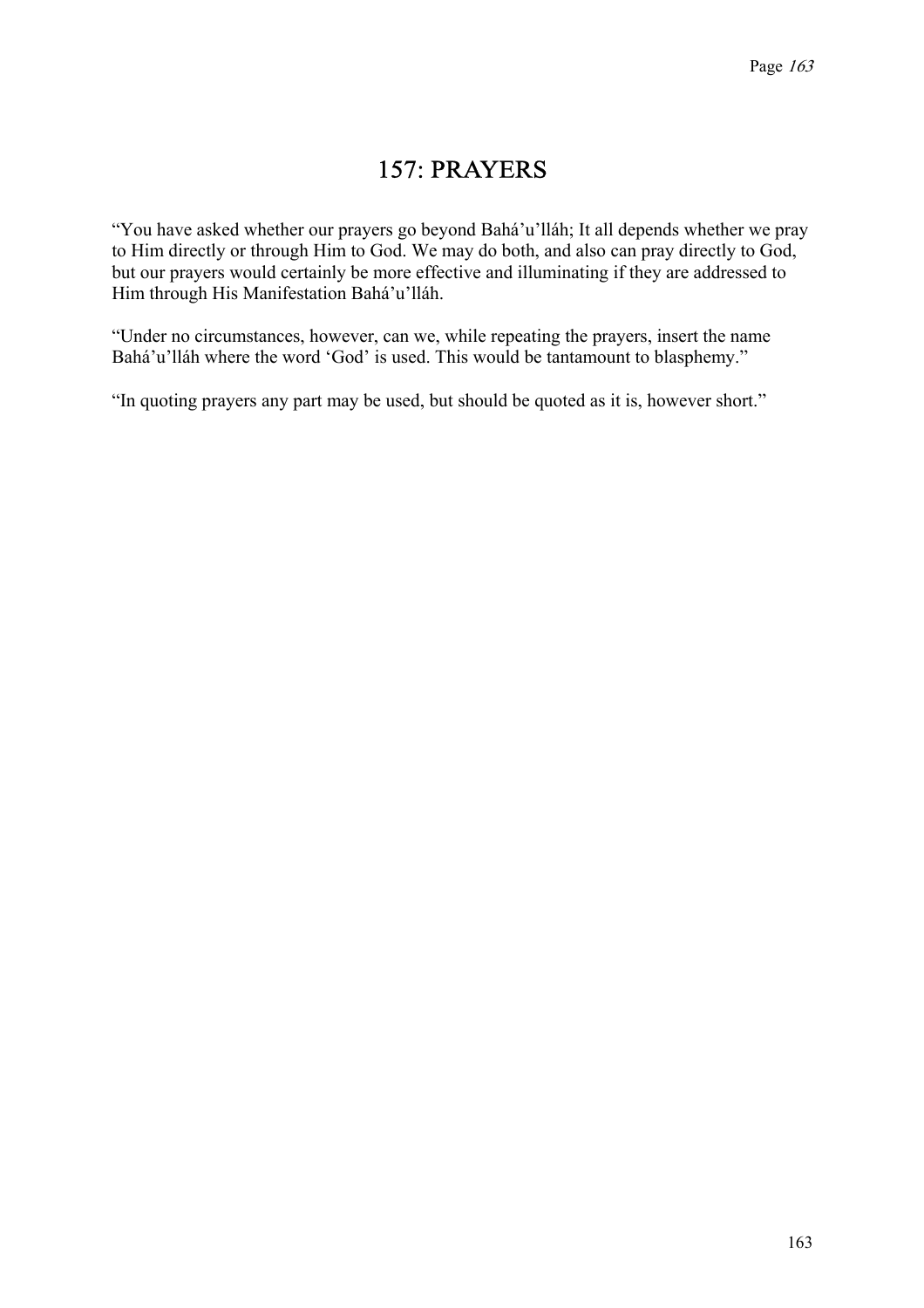# 157: PRAYERS

"You have asked whether our prayers go beyond Bahá'u'lláh; It all depends whether we pray to Him directly or through Him to God. We may do both, and also can pray directly to God, but our prayers would certainly be more effective and illuminating if they are addressed to Him through His Manifestation Bahá'u'lláh.

"Under no circumstances, however, can we, while repeating the prayers, insert the name Bahá'u'lláh where the word 'God' is used. This would be tantamount to blasphemy."

"In quoting prayers any part may be used, but should be quoted as it is, however short."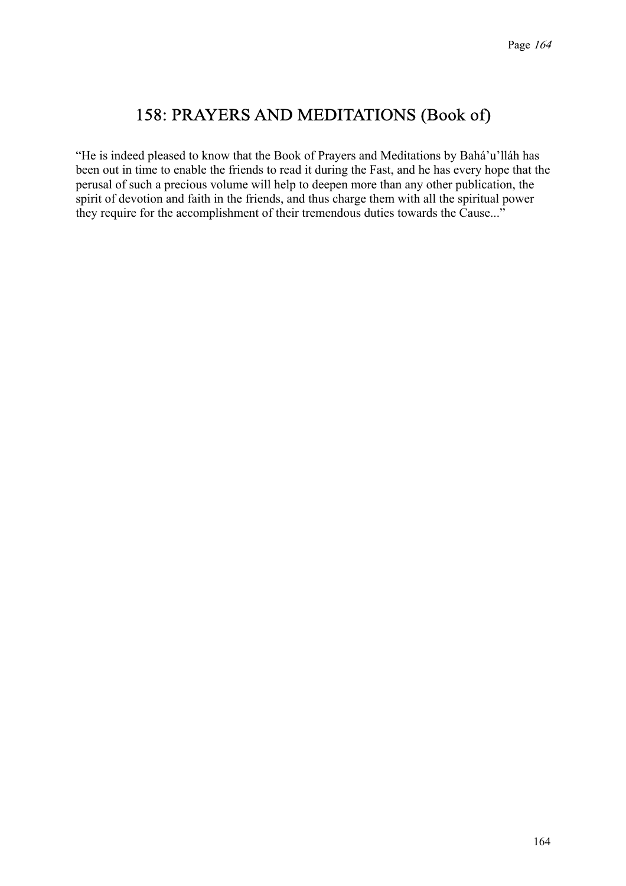## 158: PRAYERS AND MEDITATIONS (Book of)

"He is indeed pleased to know that the Book of Prayers and Meditations by Bahá'u'lláh has been out in time to enable the friends to read it during the Fast, and he has every hope that the perusal of such a precious volume will help to deepen more than any other publication, the spirit of devotion and faith in the friends, and thus charge them with all the spiritual power they require for the accomplishment of their tremendous duties towards the Cause..."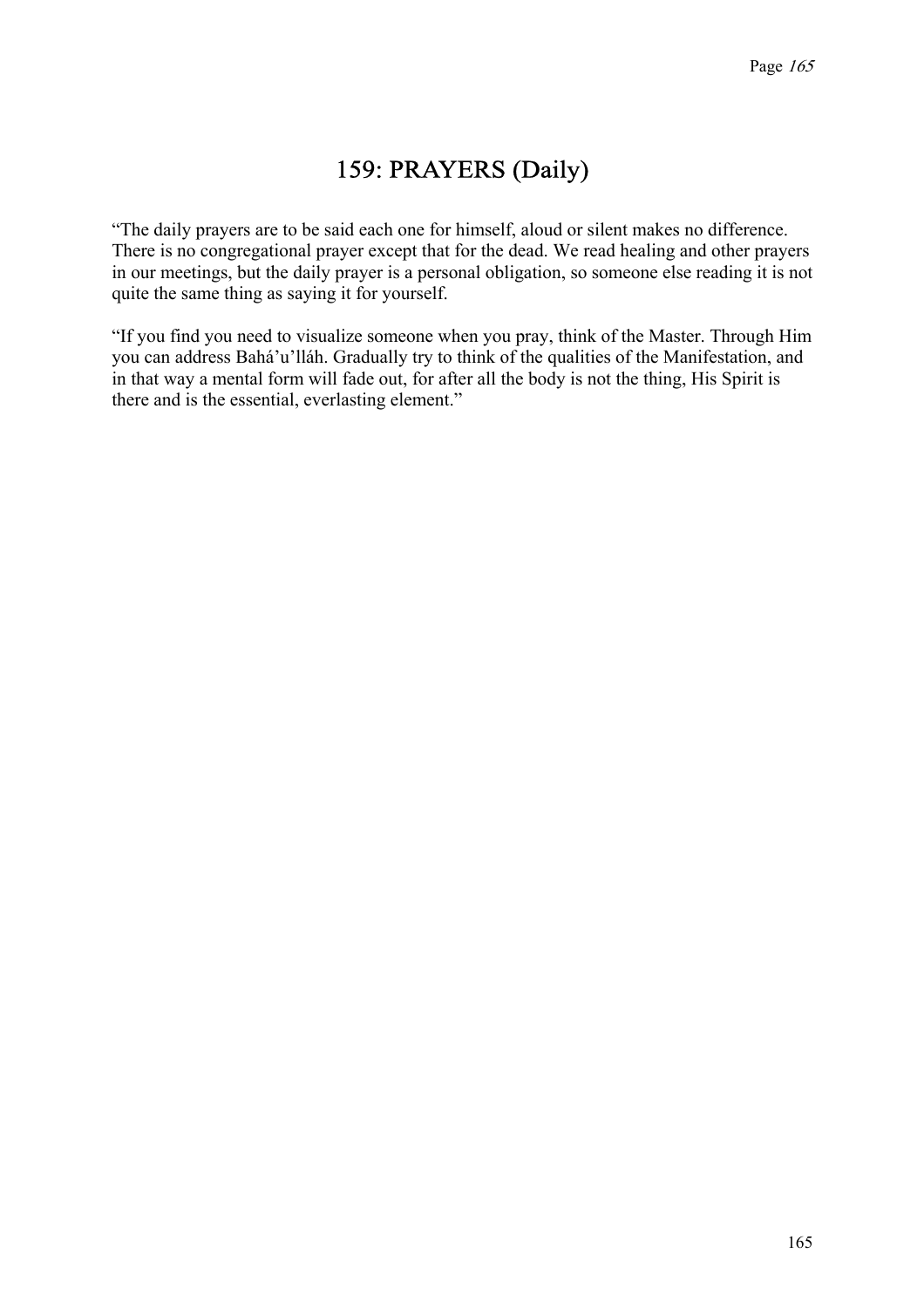# 159: PRAYERS (Daily)

“The daily prayers are to be said each one for himself, aloud or silent makes no difference. There is no congregational prayer except that for the dead. We read healing and other prayers in our meetings, but the daily prayer is a personal obligation, so someone else reading it is not quite the same thing as saying it for yourself.

“If you find you need to visualize someone when you pray, think of the Master. Through Him you can address Bahá’u’lláh. Gradually try to think of the qualities of the Manifestation, and in that way a mental form will fade out, for after all the body is not the thing, His Spirit is there and is the essential, everlasting element.”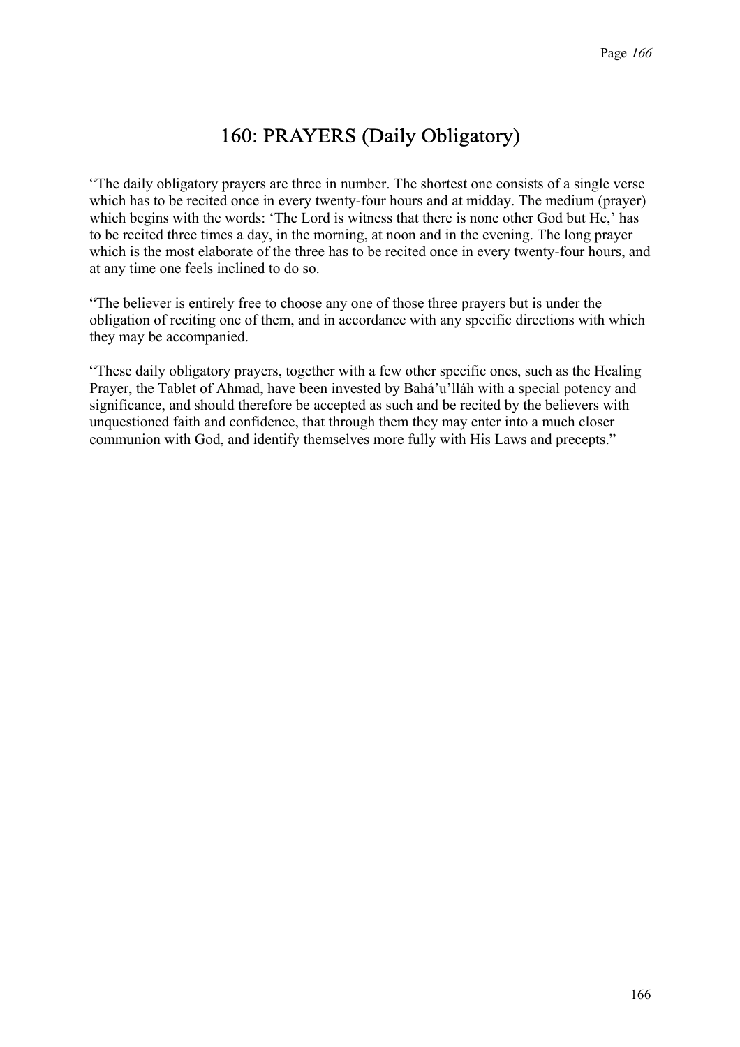# 160: PRAYERS (Daily Obligatory)

"The daily obligatory prayers are three in number. The shortest one consists of a single verse which has to be recited once in every twenty-four hours and at midday. The medium (prayer) which begins with the words: 'The Lord is witness that there is none other God but He,' has to be recited three times a day, in the morning, at noon and in the evening. The long prayer which is the most elaborate of the three has to be recited once in every twenty-four hours, and at any time one feels inclined to do so.

"The believer is entirely free to choose any one of those three prayers but is under the obligation of reciting one of them, and in accordance with any specific directions with which they may be accompanied.

"These daily obligatory prayers, together with a few other specific ones, such as the Healing Prayer, the Tablet of Ahmad, have been invested by Bahá'u'lláh with a special potency and significance, and should therefore be accepted as such and be recited by the believers with unquestioned faith and confidence, that through them they may enter into a much closer communion with God, and identify themselves more fully with His Laws and precepts."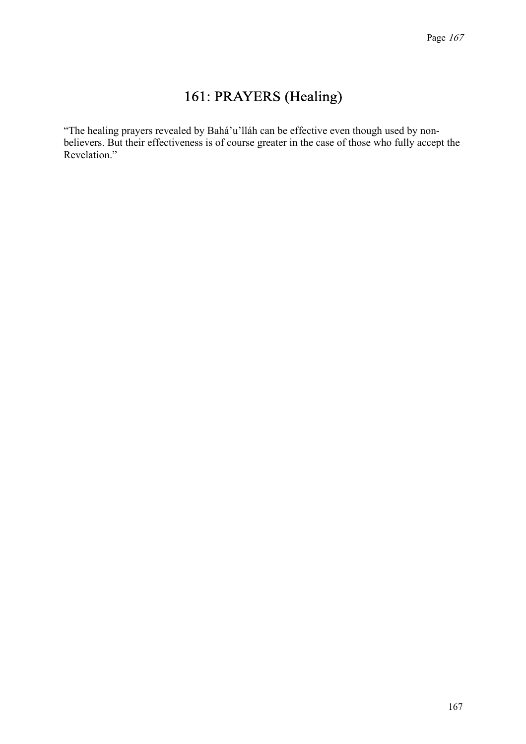# 161: PRAYERS (Healing)

"The healing prayers revealed by Bahá'u'lláh can be effective even though used by non-believers. But their effectiveness is of course greater in the case of those who fully accept the Revelation."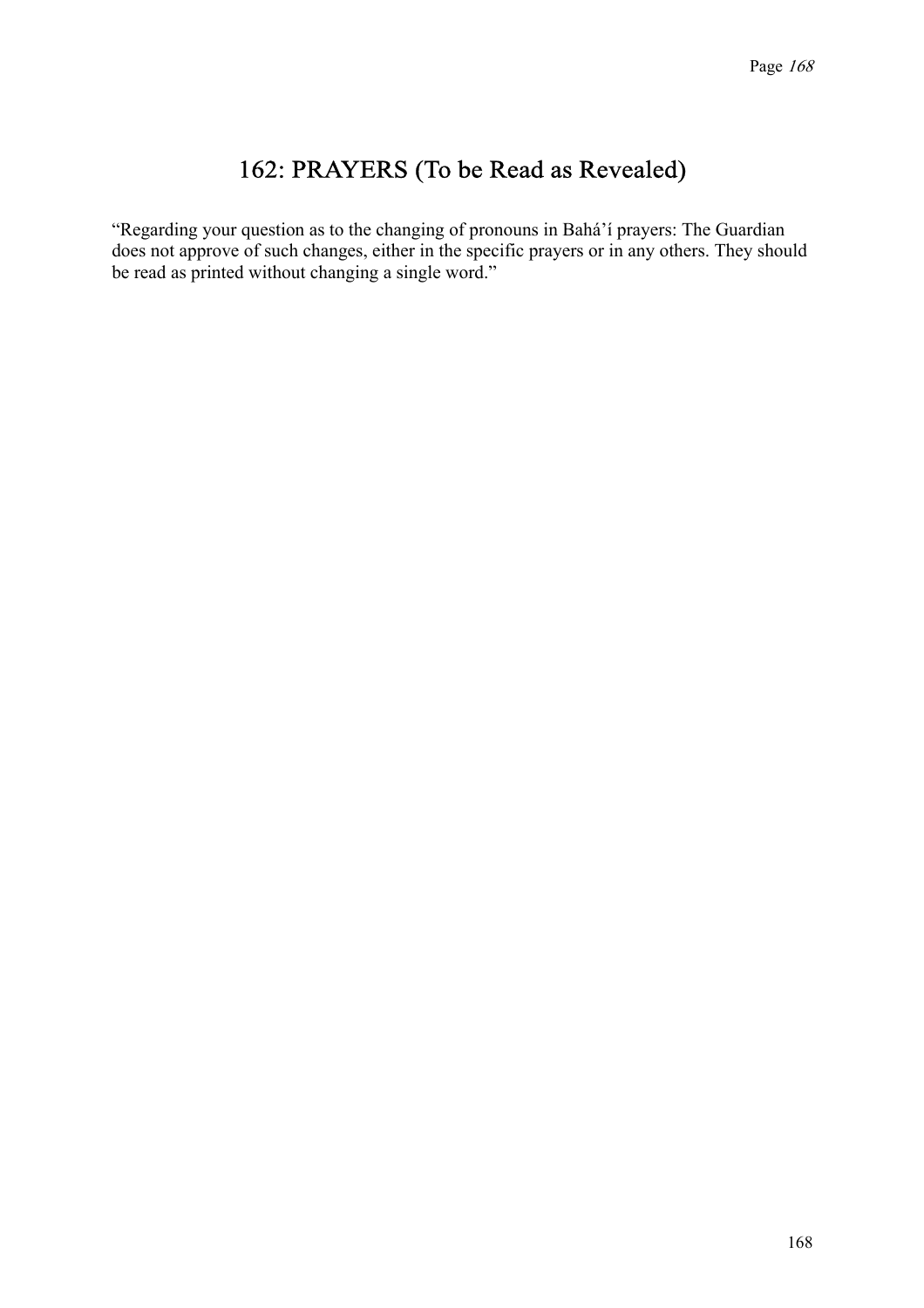# 162: PRAYERS (To be Read as Revealed)

“Regarding your question as to the changing of pronouns in Bahá’í prayers: The Guardian does not approve of such changes, either in the specific prayers or in any others. They should be read as printed without changing a single word.”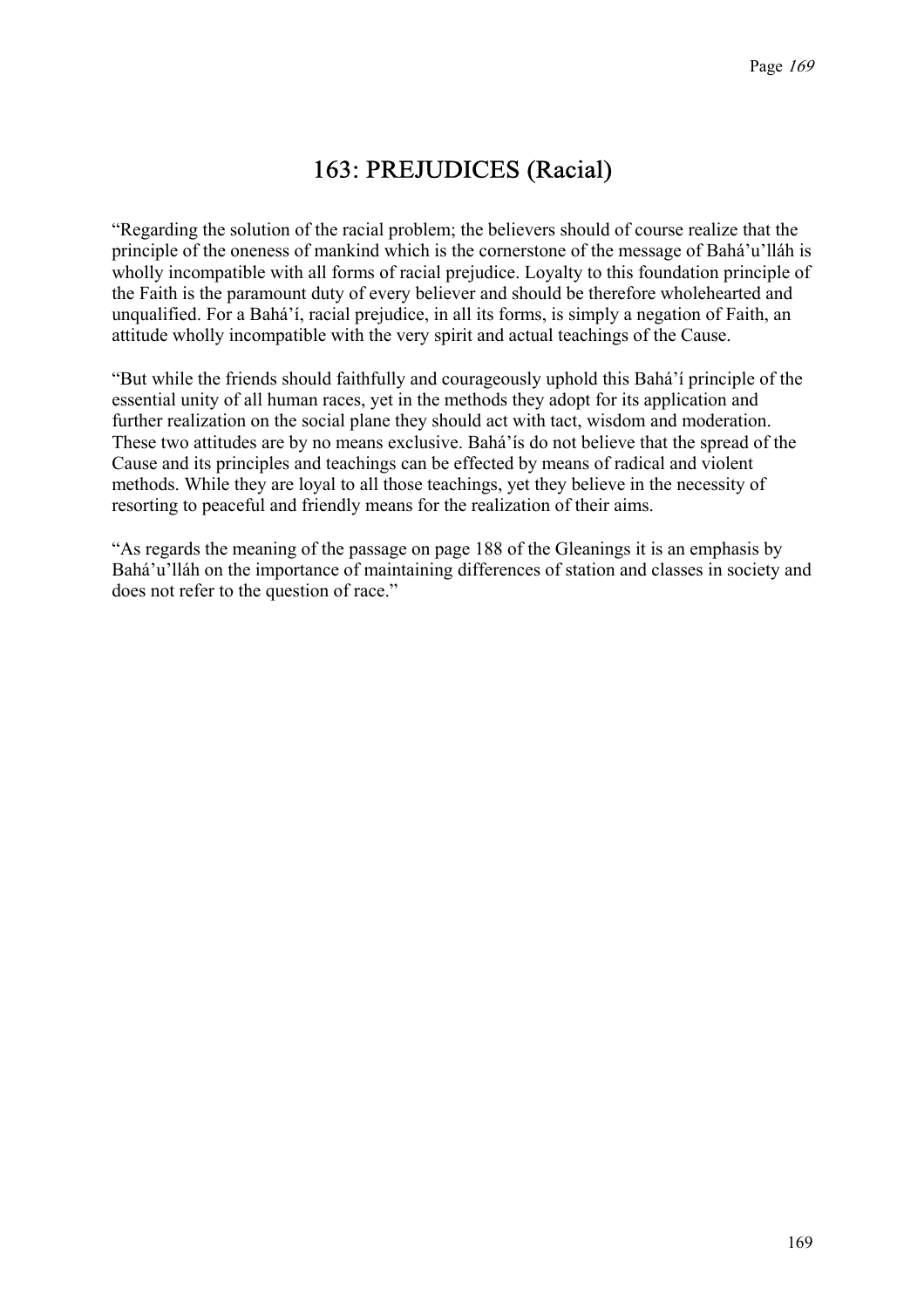# 163: PREJUDICES (Racial)

"Regarding the solution of the racial problem; the believers should of course realize that the principle of the oneness of mankind which is the cornerstone of the message of Bahá'u'lláh is wholly incompatible with all forms of racial prejudice. Loyalty to this foundation principle of the Faith is the paramount duty of every believer and should be therefore wholehearted and unqualified. For a Bahá'í, racial prejudice, in all its forms, is simply a negation of Faith, an attitude wholly incompatible with the very spirit and actual teachings of the Cause.

"But while the friends should faithfully and courageously uphold this Bahá'í principle of the essential unity of all human races, yet in the methods they adopt for its application and further realization on the social plane they should act with tact, wisdom and moderation. These two attitudes are by no means exclusive. Bahá'ís do not believe that the spread of the Cause and its principles and teachings can be effected by means of radical and violent methods. While they are loyal to all those teachings, yet they believe in the necessity of resorting to peaceful and friendly means for the realization of their aims.

"As regards the meaning of the passage on page 188 of the Gleanings it is an emphasis by Bahá'u'lláh on the importance of maintaining differences of station and classes in society and does not refer to the question of race."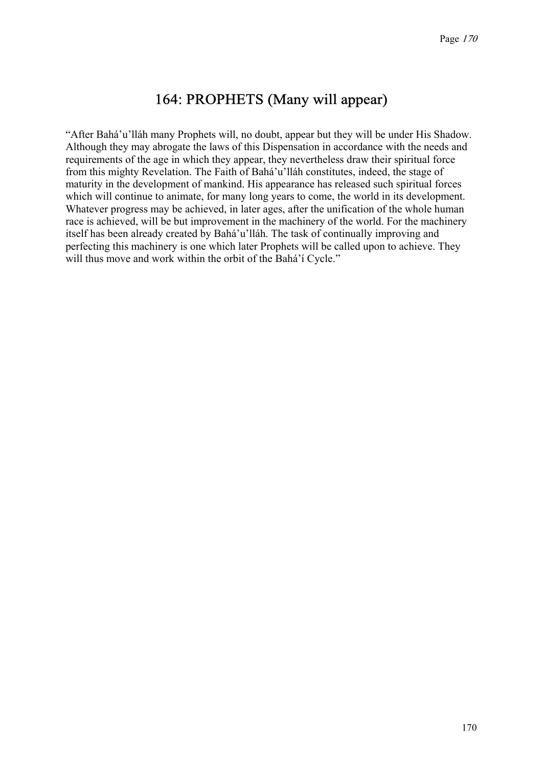# 164: PROPHETS (Many will appear)

"After Bahá'u'lláh many Prophets will, no doubt, appear but they will be under His Shadow. Although they may abrogate the laws of this Dispensation in accordance with the needs and requirements of the age in which they appear, they nevertheless draw their spiritual force from this mighty Revelation. The Faith of Bahá'u'lláh constitutes, indeed, the stage of maturity in the development of mankind. His appearance has released such spiritual forces which will continue to animate, for many long years to come, the world in its development. Whatever progress may be achieved, in later ages, after the unification of the whole human race is achieved, will be but improvement in the machinery of the world. For the machinery itself has been already created by Bahá'u'lláh. The task of continually improving and perfecting this machinery is one which later Prophets will be called upon to achieve. They will thus move and work within the orbit of the Bahá'í Cycle."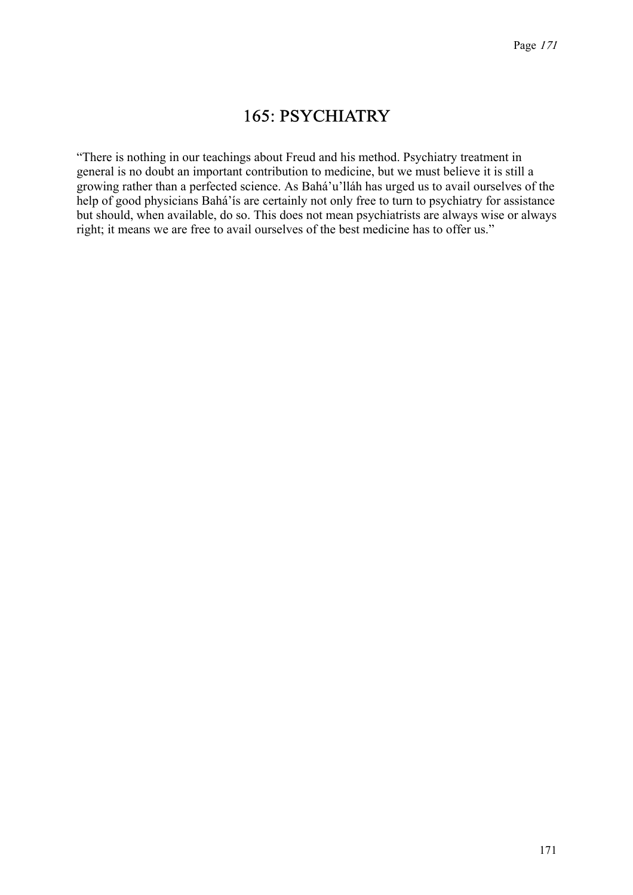# 165: PSYCHIATRY

"There is nothing in our teachings about Freud and his method. Psychiatry treatment in general is no doubt an important contribution to medicine, but we must believe it is still a growing rather than a perfected science. As Bahá'u'lláh has urged us to avail ourselves of the help of good physicians Bahá'ís are certainly not only free to turn to psychiatry for assistance but should, when available, do so. This does not mean psychiatrists are always wise or always right; it means we are free to avail ourselves of the best medicine has to offer us."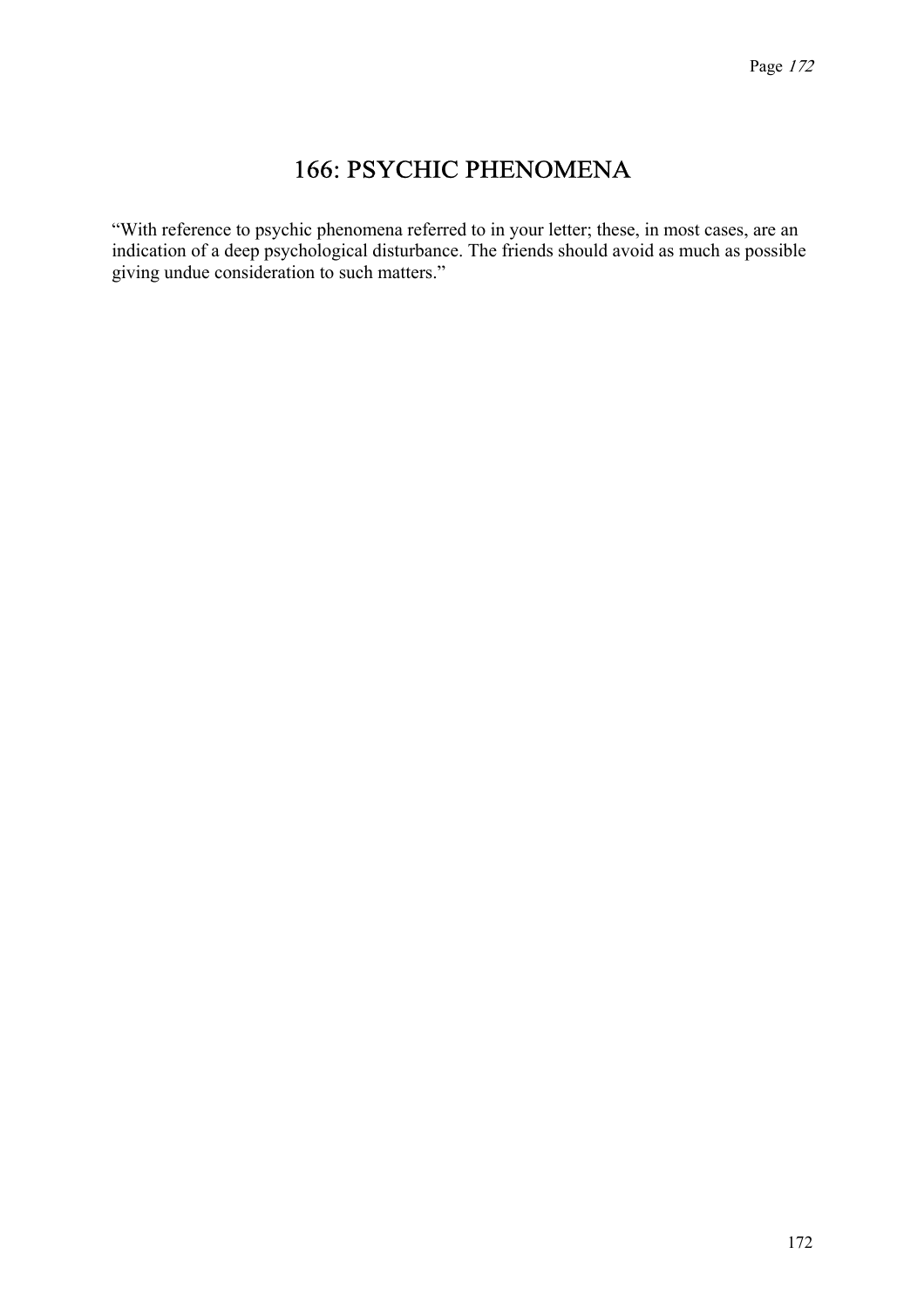# 166: PSYCHIC PHENOMENA

"With reference to psychic phenomena referred to in your letter; these, in most cases, are an indication of a deep psychological disturbance. The friends should avoid as much as possible giving undue consideration to such matters."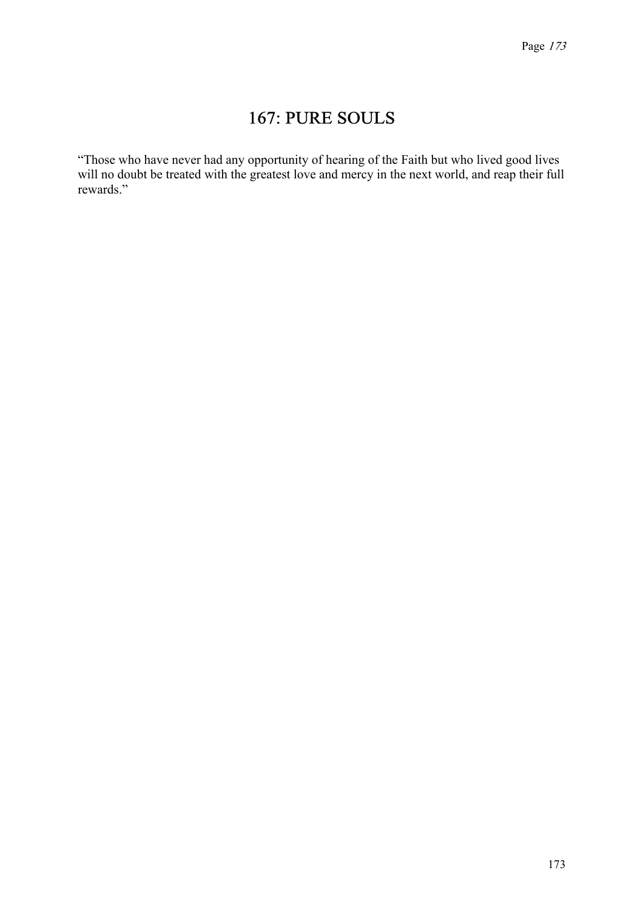# 167: PURE SOULS

“Those who have never had any opportunity of hearing of the Faith but who lived good lives will no doubt be treated with the greatest love and mercy in the next world, and reap their full rewards.”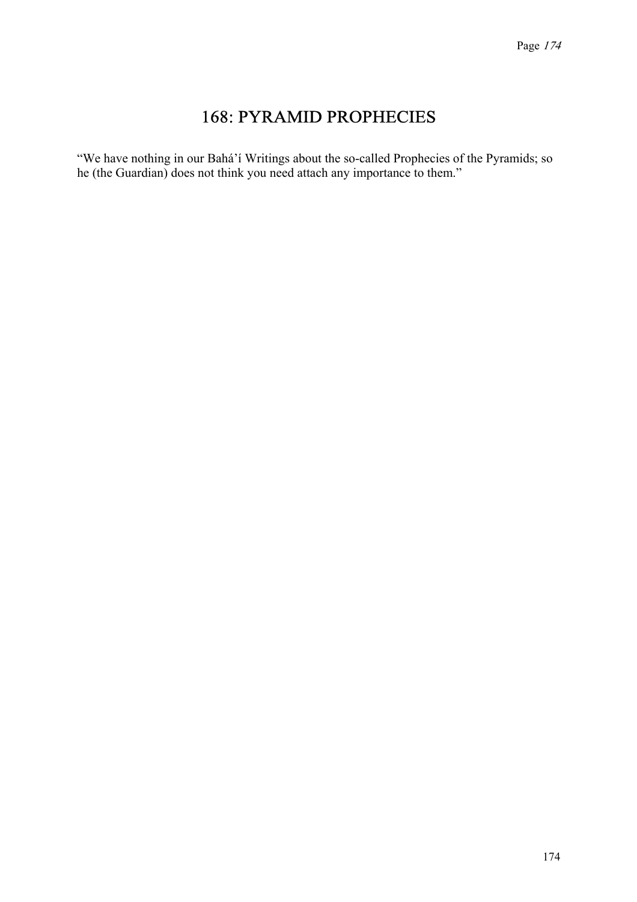# 168: PYRAMID PROPHECIES

"We have nothing in our Bahá'í Writings about the so-called Prophecies of the Pyramids; so he (the Guardian) does not think you need attach any importance to them."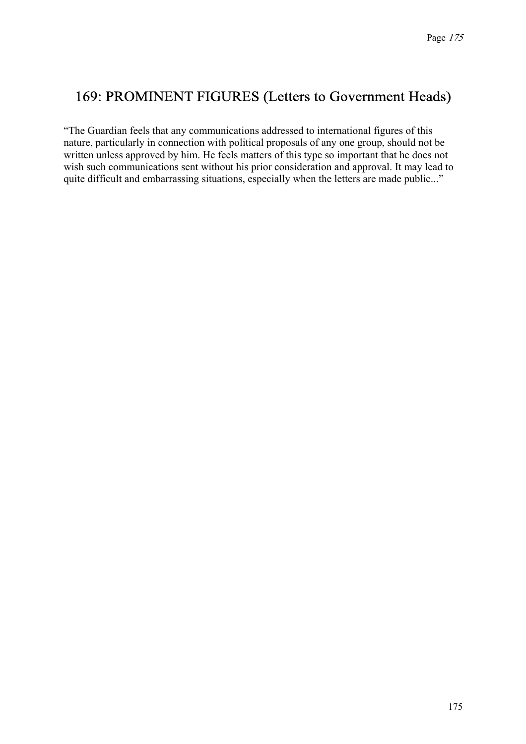## 169: PROMINENT FIGURES (Letters to Government Heads)

“The Guardian feels that any communications addressed to international figures of this nature, particularly in connection with political proposals of any one group, should not be written unless approved by him. He feels matters of this type so important that he does not wish such communications sent without his prior consideration and approval. It may lead to quite difficult and embarrassing situations, especially when the letters are made public...”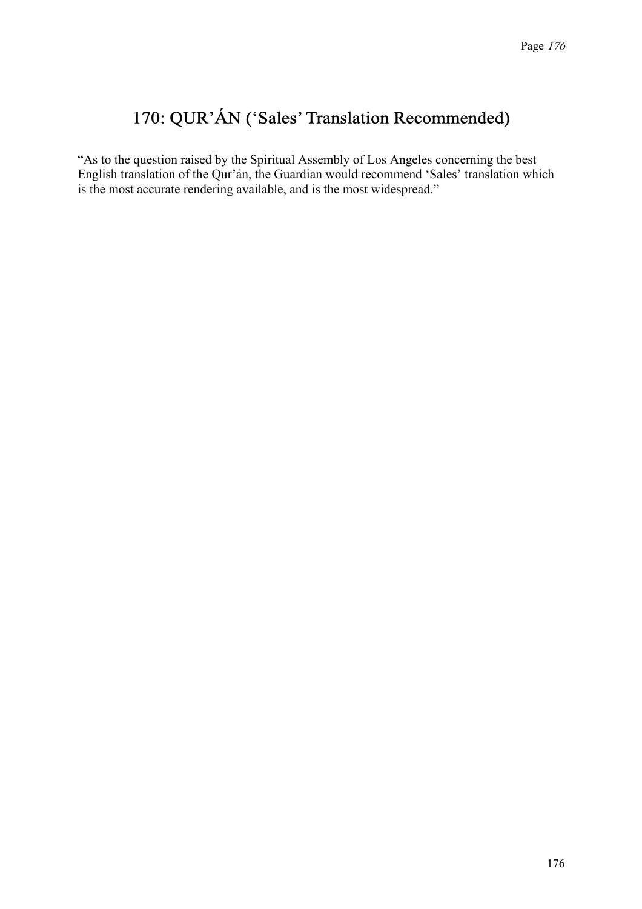# 170: QUR’ÁN (‘Sales’ Translation Recommended)

“As to the question raised by the Spiritual Assembly of Los Angeles concerning the best English translation of the Qur’án, the Guardian would recommend ‘Sales’ translation which is the most accurate rendering available, and is the most widespread.”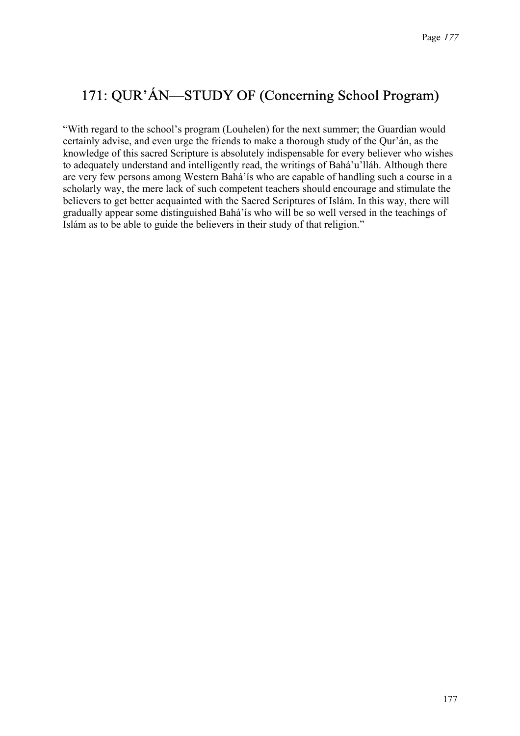# 171: QUR'ÁN—STUDY OF (Concerning School Program)

"With regard to the school's program (Louhelen) for the next summer; the Guardian would certainly advise, and even urge the friends to make a thorough study of the Qur'án, as the knowledge of this sacred Scripture is absolutely indispensable for every believer who wishes to adequately understand and intelligently read, the writings of Bahá'u'lláh. Although there are very few persons among Western Bahá'ís who are capable of handling such a course in a scholarly way, the mere lack of such competent teachers should encourage and stimulate the believers to get better acquainted with the Sacred Scriptures of Islám. In this way, there will gradually appear some distinguished Bahá'ís who will be so well versed in the teachings of Islám as to be able to guide the believers in their study of that religion."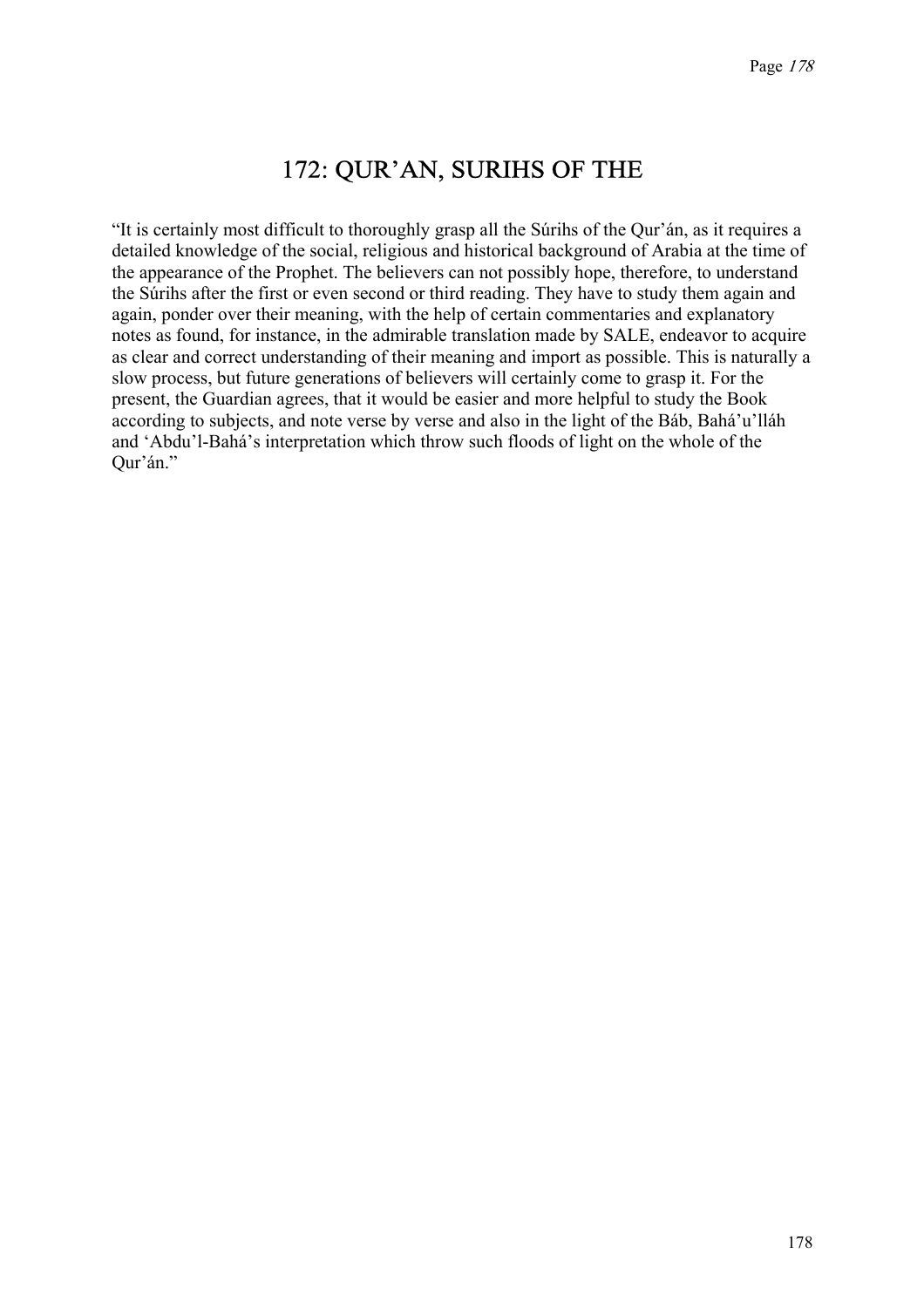# 172: QUR'AN, SURIHS OF THE

"It is certainly most difficult to thoroughly grasp all the Súrihs of the Qur'án, as it requires a detailed knowledge of the social, religious and historical background of Arabia at the time of the appearance of the Prophet. The believers can not possibly hope, therefore, to understand the Súrihs after the first or even second or third reading. They have to study them again and again, ponder over their meaning, with the help of certain commentaries and explanatory notes as found, for instance, in the admirable translation made by SALE, endeavor to acquire as clear and correct understanding of their meaning and import as possible. This is naturally a slow process, but future generations of believers will certainly come to grasp it. For the present, the Guardian agrees, that it would be easier and more helpful to study the Book according to subjects, and note verse by verse and also in the light of the Báb, Bahá'u'lláh and 'Abdu'l-Bahá's interpretation which throw such floods of light on the whole of the Qur'án."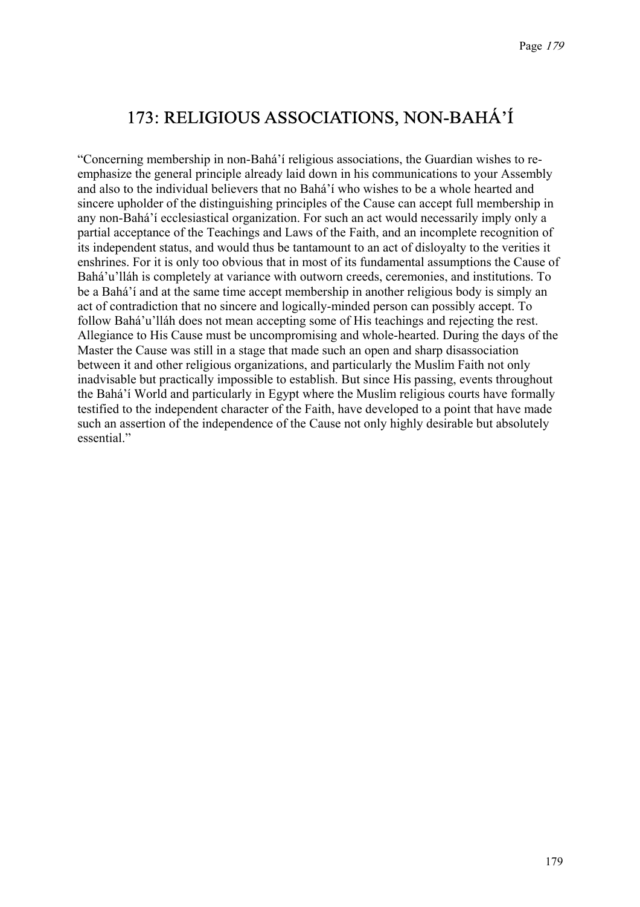# 173: RELIGIOUS ASSOCIATIONS, NON-BAHÁ'Í

"Concerning membership in non-Bahá'í religious associations, the Guardian wishes to re-emphasize the general principle already laid down in his communications to your Assembly and also to the individual believers that no Bahá'í who wishes to be a whole hearted and sincere upholder of the distinguishing principles of the Cause can accept full membership in any non-Bahá'í ecclesiastical organization. For such an act would necessarily imply only a partial acceptance of the Teachings and Laws of the Faith, and an incomplete recognition of its independent status, and would thus be tantamount to an act of disloyalty to the verities it enshrines. For it is only too obvious that in most of its fundamental assumptions the Cause of Bahá'u'lláh is completely at variance with outworn creeds, ceremonies, and institutions. To be a Bahá'í and at the same time accept membership in another religious body is simply an act of contradiction that no sincere and logically-minded person can possibly accept. To follow Bahá'u'lláh does not mean accepting some of His teachings and rejecting the rest. Allegiance to His Cause must be uncompromising and whole-hearted. During the days of the Master the Cause was still in a stage that made such an open and sharp disassociation between it and other religious organizations, and particularly the Muslim Faith not only inadvisable but practically impossible to establish. But since His passing, events throughout the Bahá'í World and particularly in Egypt where the Muslim religious courts have formally testified to the independent character of the Faith, have developed to a point that have made such an assertion of the independence of the Cause not only highly desirable but absolutely essential."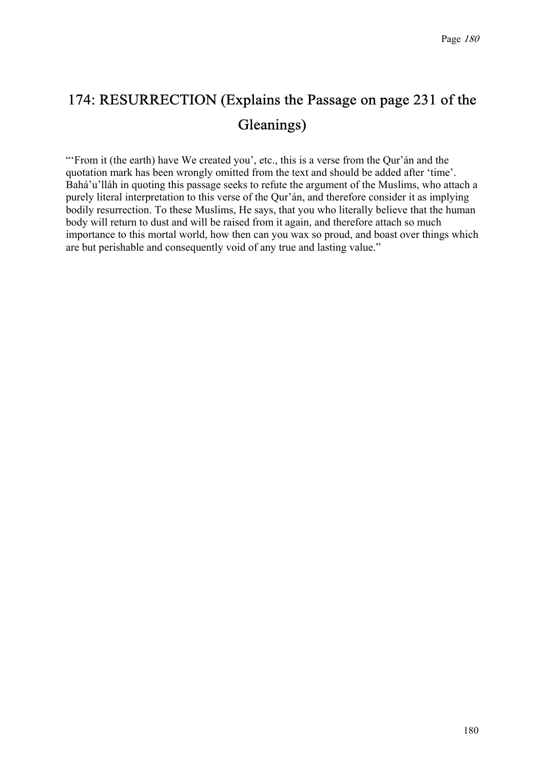# 174: RESURRECTION (Explains the Passage on page 231 of the Gleanings)

"'From it (the earth) have We created you', etc., this is a verse from the Qur'án and the quotation mark has been wrongly omitted from the text and should be added after 'time'. Bahá'u'lláh in quoting this passage seeks to refute the argument of the Muslims, who attach a purely literal interpretation to this verse of the Qur'án, and therefore consider it as implying bodily resurrection. To these Muslims, He says, that you who literally believe that the human body will return to dust and will be raised from it again, and therefore attach so much importance to this mortal world, how then can you wax so proud, and boast over things which are but perishable and consequently void of any true and lasting value."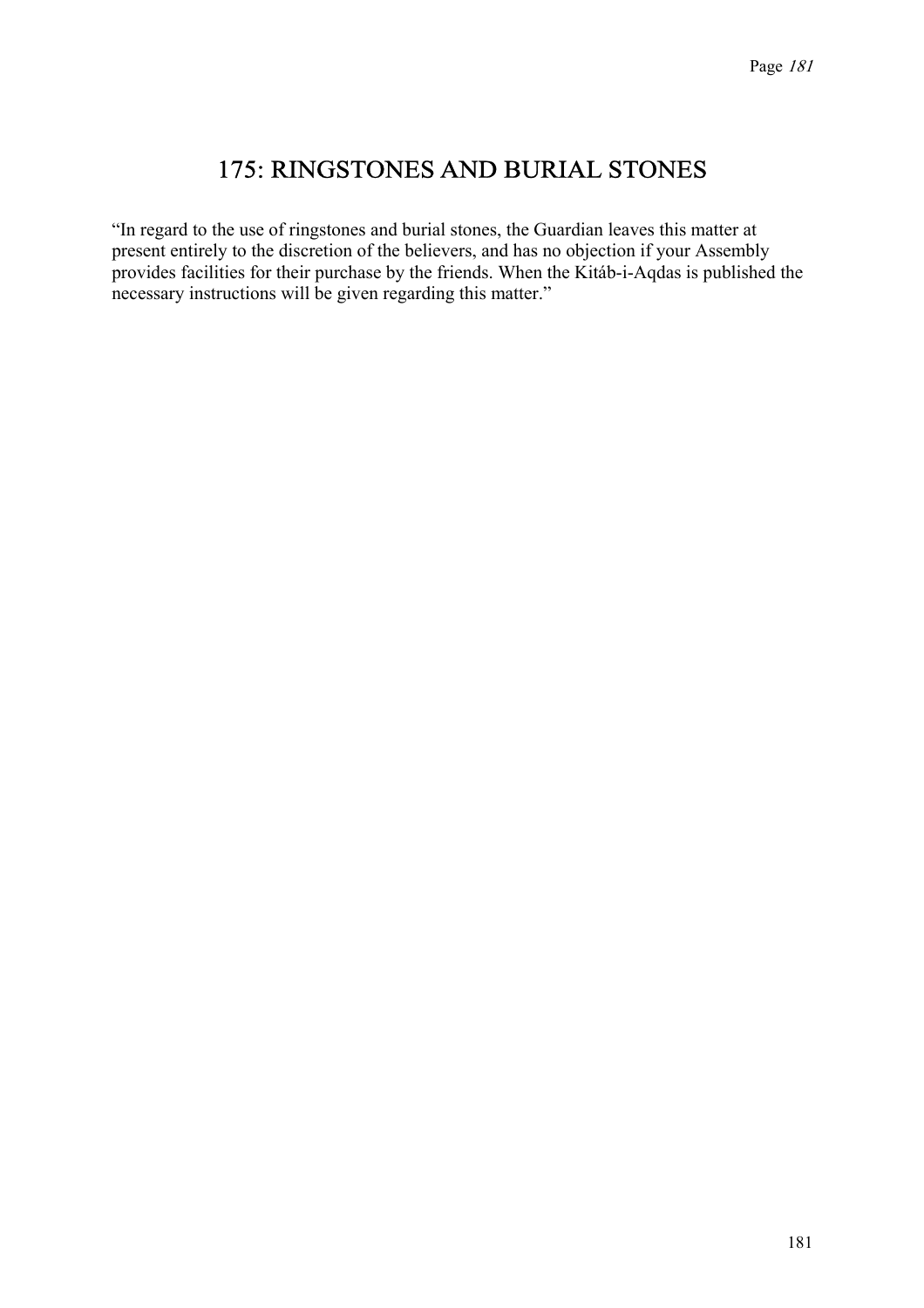# 175: RINGSTONES AND BURIAL STONES

"In regard to the use of ringstones and burial stones, the Guardian leaves this matter at present entirely to the discretion of the believers, and has no objection if your Assembly provides facilities for their purchase by the friends. When the Kitáb-i-Aqdas is published the necessary instructions will be given regarding this matter."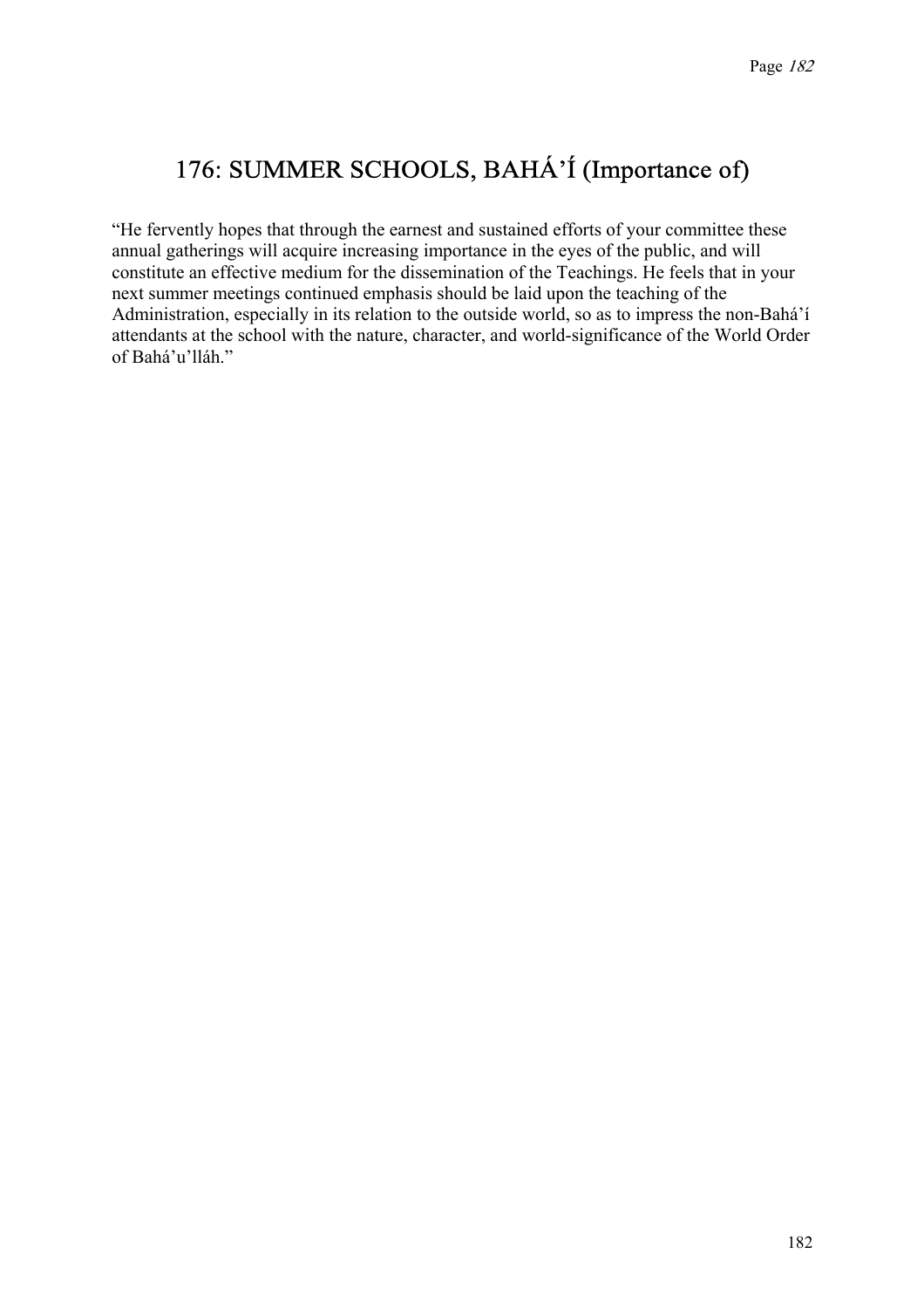# 176: SUMMER SCHOOLS, BAHÁ'Í (Importance of)

"He fervently hopes that through the earnest and sustained efforts of your committee these annual gatherings will acquire increasing importance in the eyes of the public, and will constitute an effective medium for the dissemination of the Teachings. He feels that in your next summer meetings continued emphasis should be laid upon the teaching of the Administration, especially in its relation to the outside world, so as to impress the non-Bahá'í attendants at the school with the nature, character, and world-significance of the World Order of Bahá'u'lláh."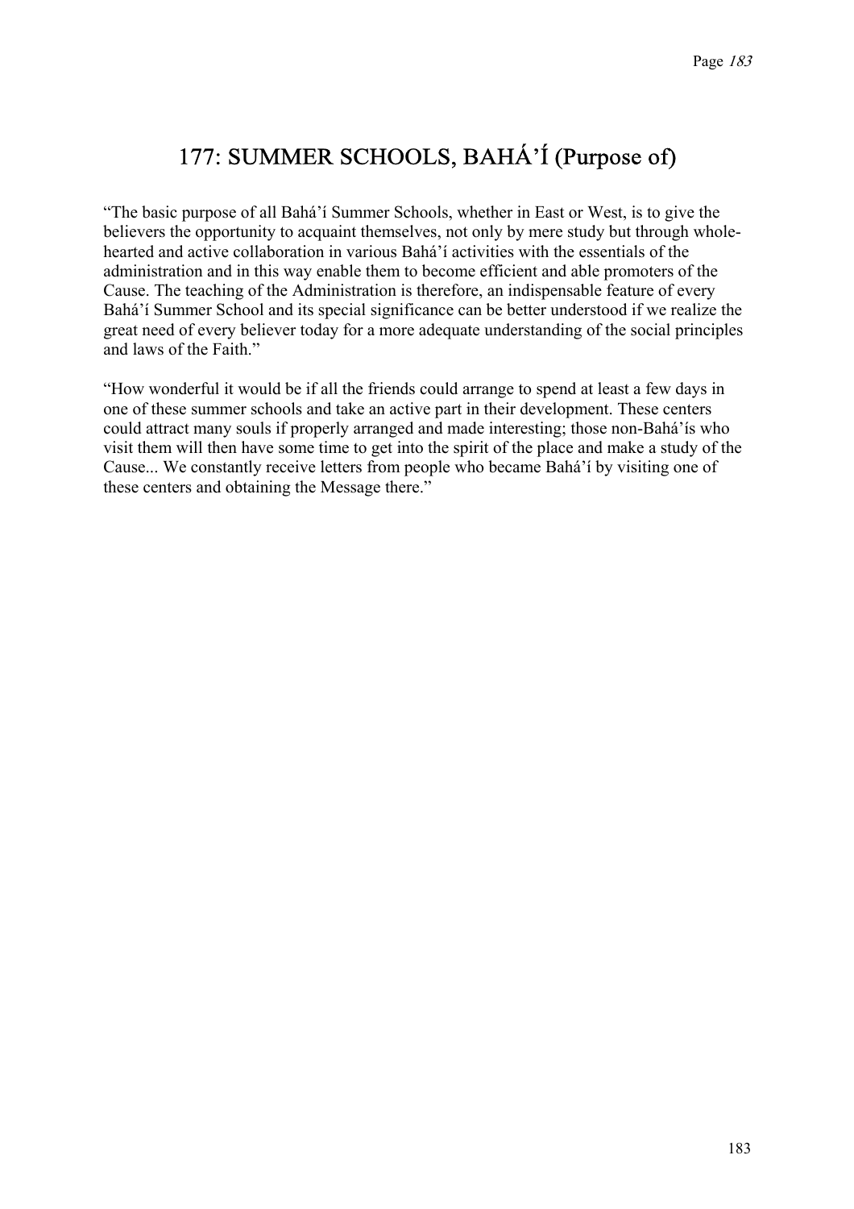# 177: SUMMER SCHOOLS, BAHÁ'Í (Purpose of)

"The basic purpose of all Bahá'í Summer Schools, whether in East or West, is to give the believers the opportunity to acquaint themselves, not only by mere study but through whole-hearted and active collaboration in various Bahá'í activities with the essentials of the administration and in this way enable them to become efficient and able promoters of the Cause. The teaching of the Administration is therefore, an indispensable feature of every Bahá'í Summer School and its special significance can be better understood if we realize the great need of every believer today for a more adequate understanding of the social principles and laws of the Faith."

"How wonderful it would be if all the friends could arrange to spend at least a few days in one of these summer schools and take an active part in their development. These centers could attract many souls if properly arranged and made interesting; those non-Bahá'ís who visit them will then have some time to get into the spirit of the place and make a study of the Cause... We constantly receive letters from people who became Bahá'í by visiting one of these centers and obtaining the Message there."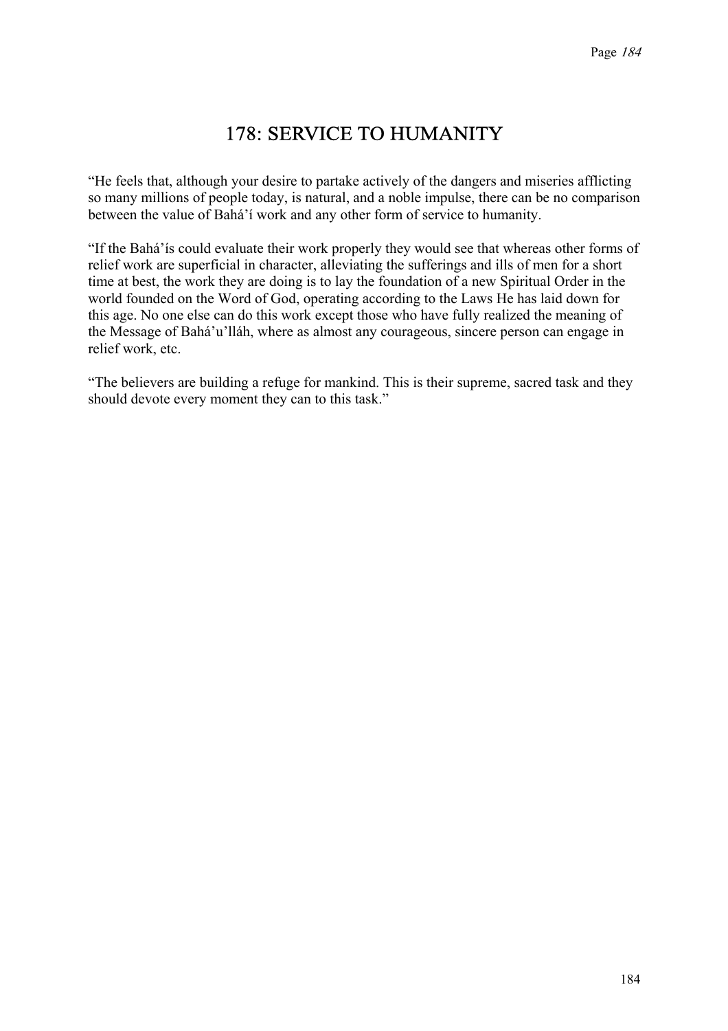# 178: SERVICE TO HUMANITY

“He feels that, although your desire to partake actively of the dangers and miseries afflicting so many millions of people today, is natural, and a noble impulse, there can be no comparison between the value of Bahá’í work and any other form of service to humanity.

“If the Bahá’ís could evaluate their work properly they would see that whereas other forms of relief work are superficial in character, alleviating the sufferings and ills of men for a short time at best, the work they are doing is to lay the foundation of a new Spiritual Order in the world founded on the Word of God, operating according to the Laws He has laid down for this age. No one else can do this work except those who have fully realized the meaning of the Message of Bahá’u’lláh, where as almost any courageous, sincere person can engage in relief work, etc.

“The believers are building a refuge for mankind. This is their supreme, sacred task and they should devote every moment they can to this task.”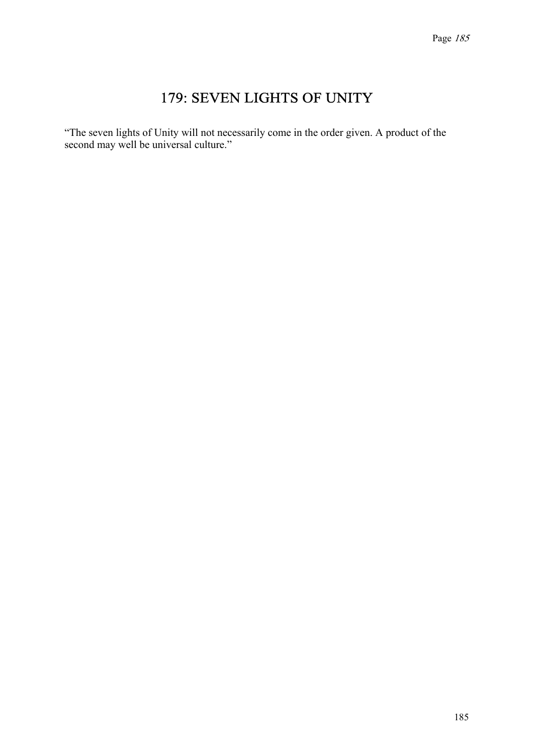# 179: SEVEN LIGHTS OF UNITY

“The seven lights of Unity will not necessarily come in the order given. A product of the second may well be universal culture.”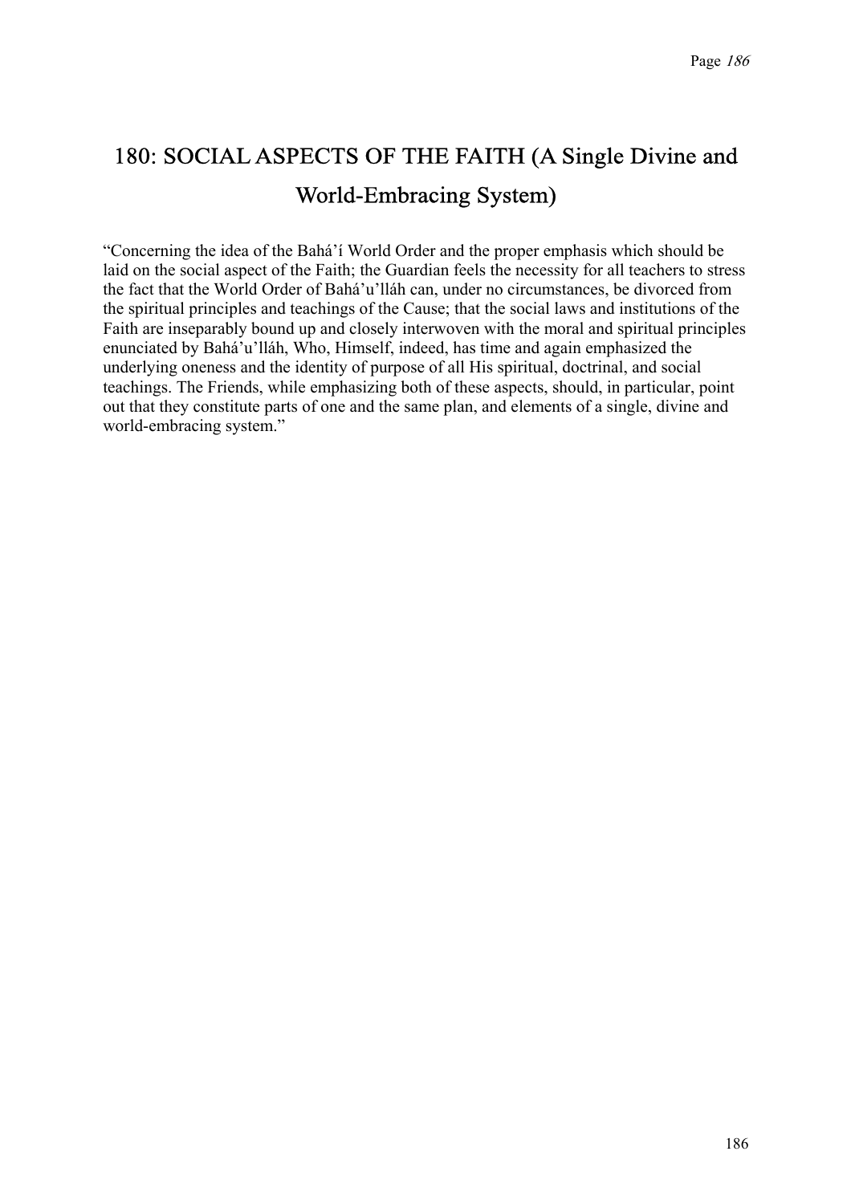# 180: SOCIAL ASPECTS OF THE FAITH (A Single Divine and World-Embracing System)

“Concerning the idea of the Bahá’í World Order and the proper emphasis which should be laid on the social aspect of the Faith; the Guardian feels the necessity for all teachers to stress the fact that the World Order of Bahá’u’lláh can, under no circumstances, be divorced from the spiritual principles and teachings of the Cause; that the social laws and institutions of the Faith are inseparably bound up and closely interwoven with the moral and spiritual principles enunciated by Bahá’u’lláh, Who, Himself, indeed, has time and again emphasized the underlying oneness and the identity of purpose of all His spiritual, doctrinal, and social teachings. The Friends, while emphasizing both of these aspects, should, in particular, point out that they constitute parts of one and the same plan, and elements of a single, divine and world-embracing system.”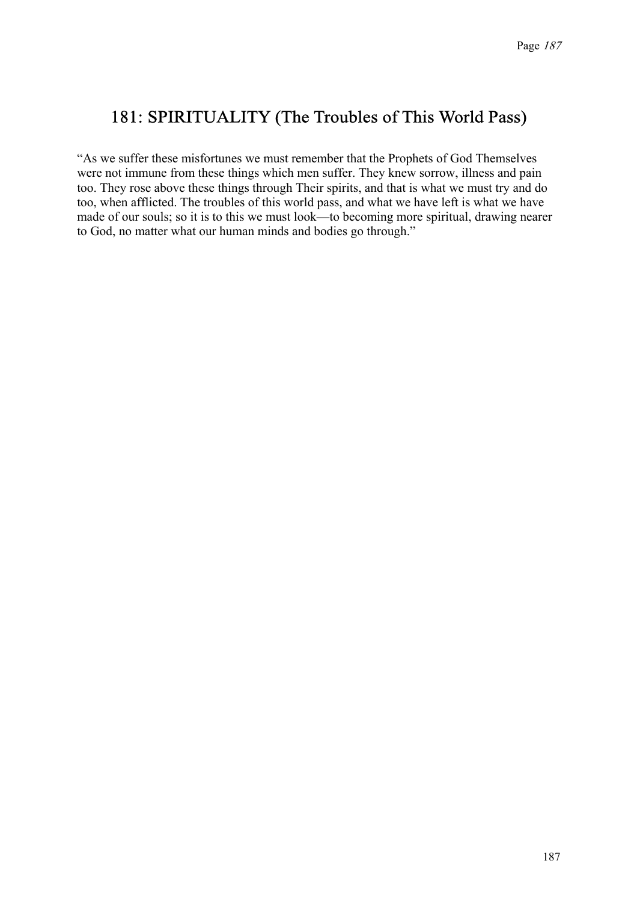## 181: SPIRITUALITY (The Troubles of This World Pass)

"As we suffer these misfortunes we must remember that the Prophets of God Themselves were not immune from these things which men suffer. They knew sorrow, illness and pain too. They rose above these things through Their spirits, and that is what we must try and do too, when afflicted. The troubles of this world pass, and what we have left is what we have made of our souls; so it is to this we must look—to becoming more spiritual, drawing nearer to God, no matter what our human minds and bodies go through."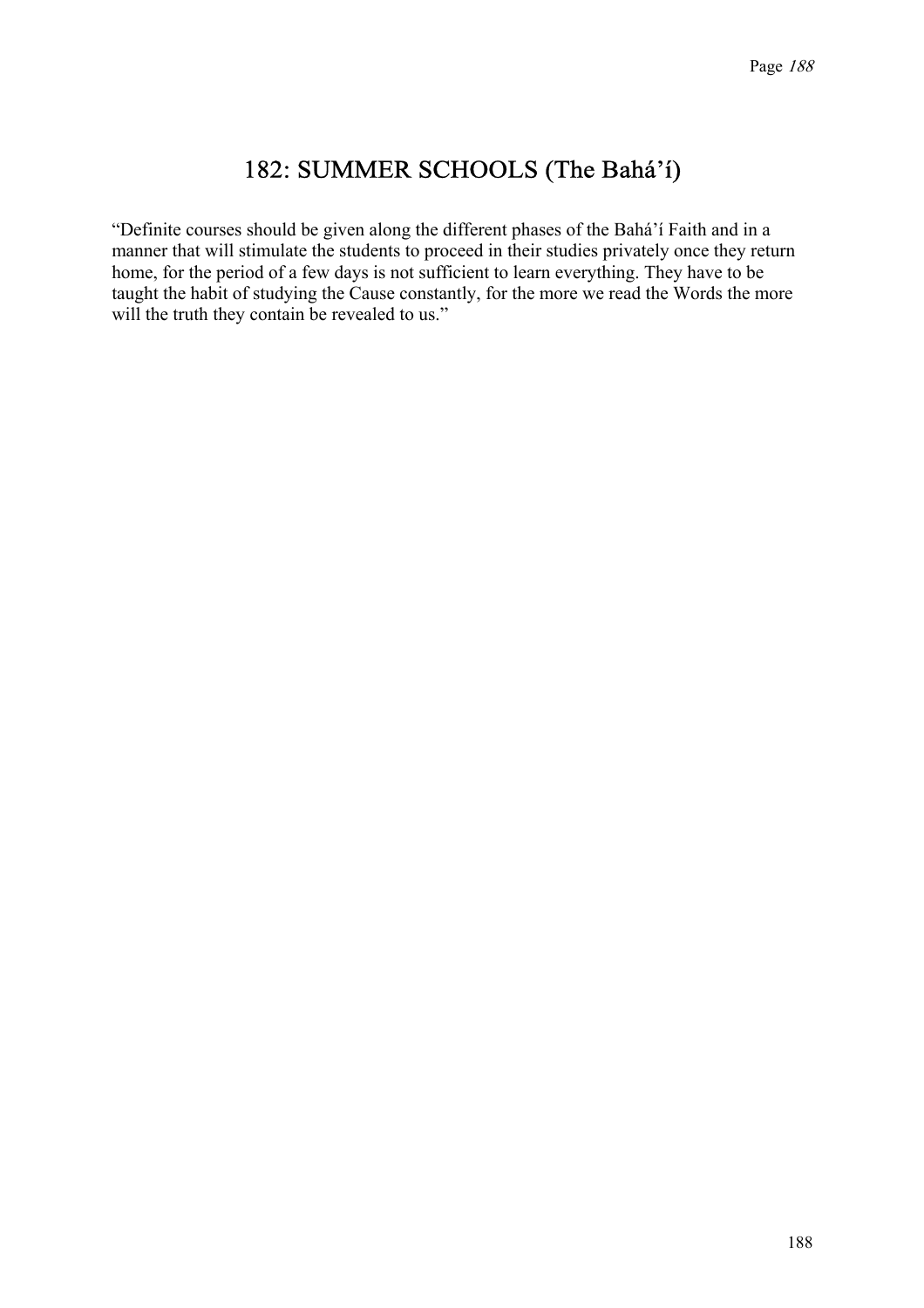## 182: SUMMER SCHOOLS (The Bahá'í)

"Definite courses should be given along the different phases of the Bahá'í Faith and in a manner that will stimulate the students to proceed in their studies privately once they return home, for the period of a few days is not sufficient to learn everything. They have to be taught the habit of studying the Cause constantly, for the more we read the Words the more will the truth they contain be revealed to us."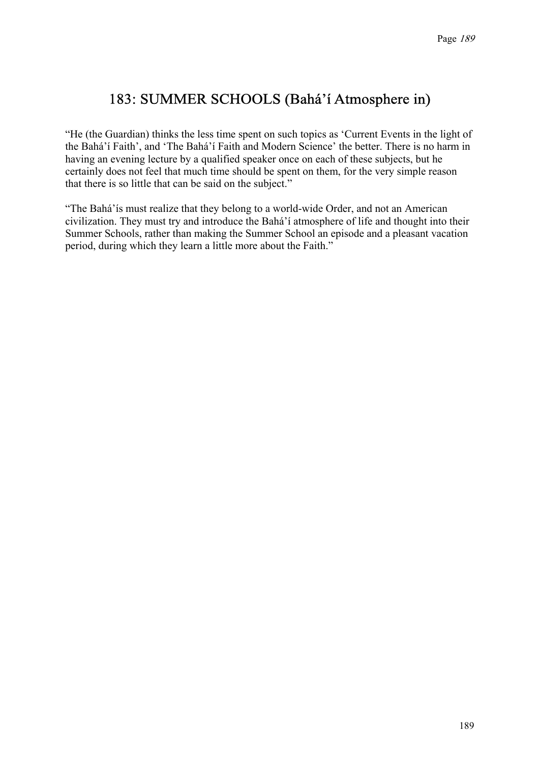# 183: SUMMER SCHOOLS (Bahá'í Atmosphere in)

"He (the Guardian) thinks the less time spent on such topics as 'Current Events in the light of the Bahá'í Faith', and 'The Bahá'í Faith and Modern Science' the better. There is no harm in having an evening lecture by a qualified speaker once on each of these subjects, but he certainly does not feel that much time should be spent on them, for the very simple reason that there is so little that can be said on the subject."

"The Bahá'ís must realize that they belong to a world-wide Order, and not an American civilization. They must try and introduce the Bahá'í atmosphere of life and thought into their Summer Schools, rather than making the Summer School an episode and a pleasant vacation period, during which they learn a little more about the Faith."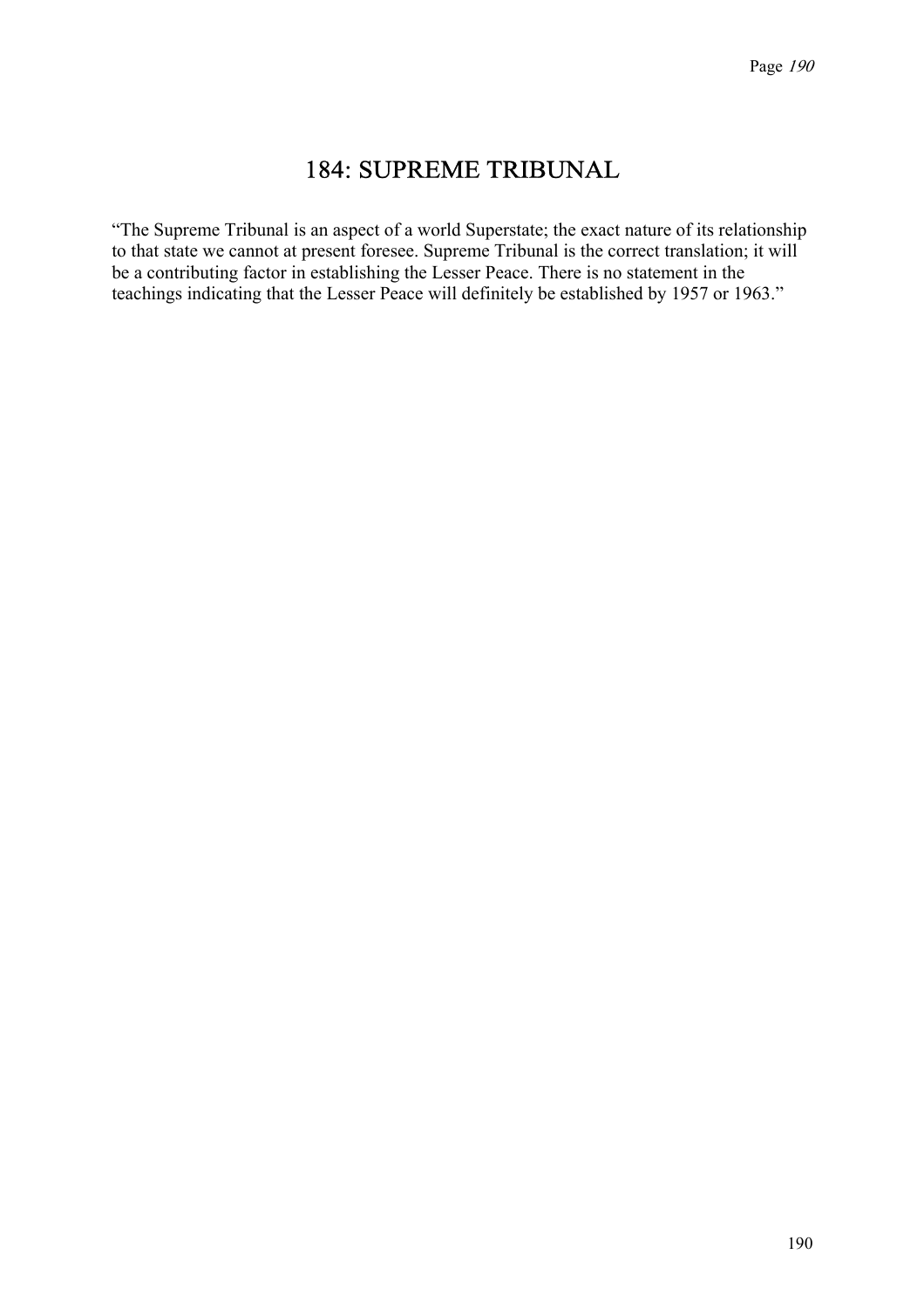# 184: SUPREME TRIBUNAL

"The Supreme Tribunal is an aspect of a world Superstate; the exact nature of its relationship to that state we cannot at present foresee. Supreme Tribunal is the correct translation; it will be a contributing factor in establishing the Lesser Peace. There is no statement in the teachings indicating that the Lesser Peace will definitely be established by 1957 or 1963."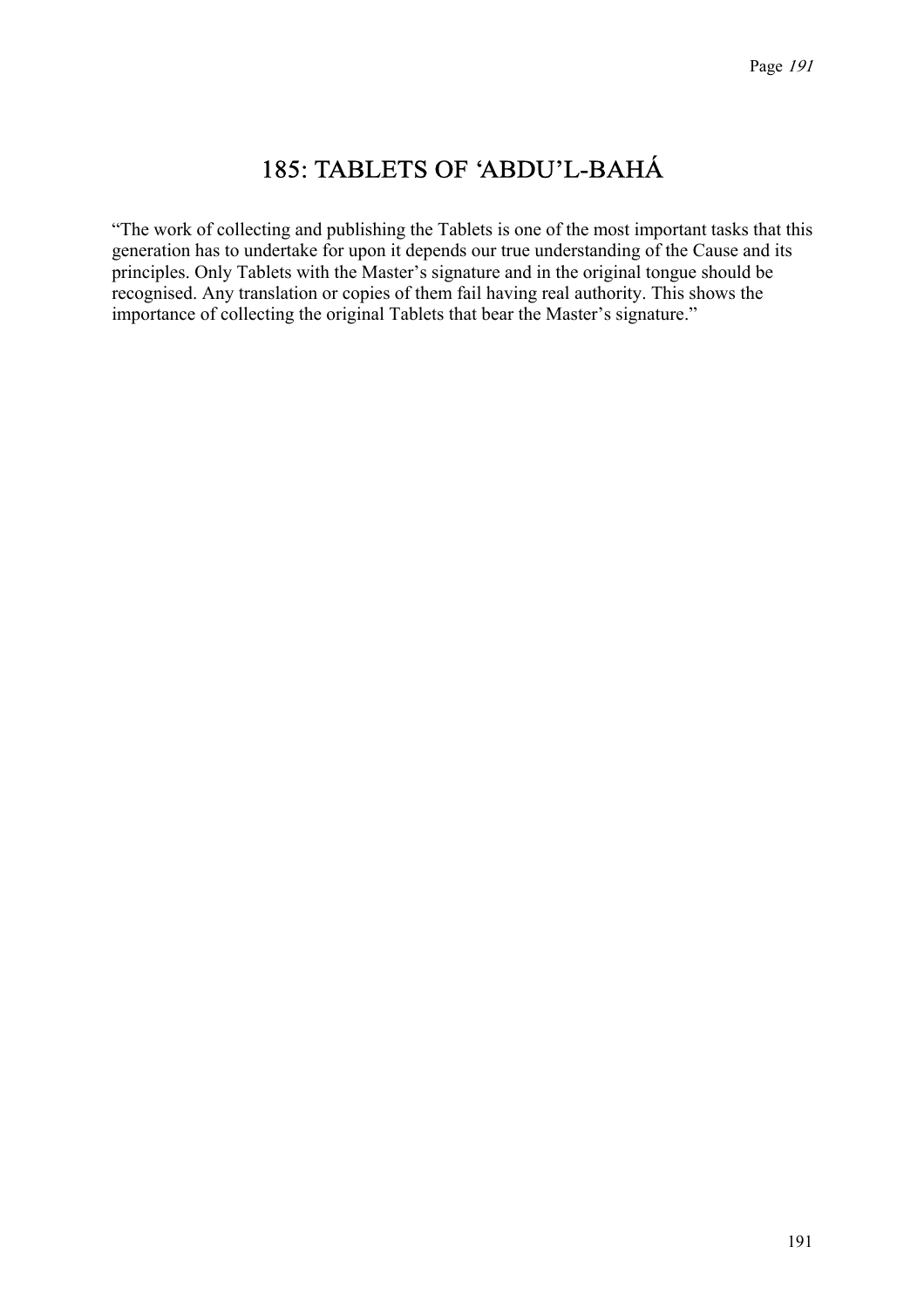# 185: TABLETS OF ‘ABDU’L-BAHÁ

“The work of collecting and publishing the Tablets is one of the most important tasks that this generation has to undertake for upon it depends our true understanding of the Cause and its principles. Only Tablets with the Master’s signature and in the original tongue should be recognised. Any translation or copies of them fail having real authority. This shows the importance of collecting the original Tablets that bear the Master’s signature.”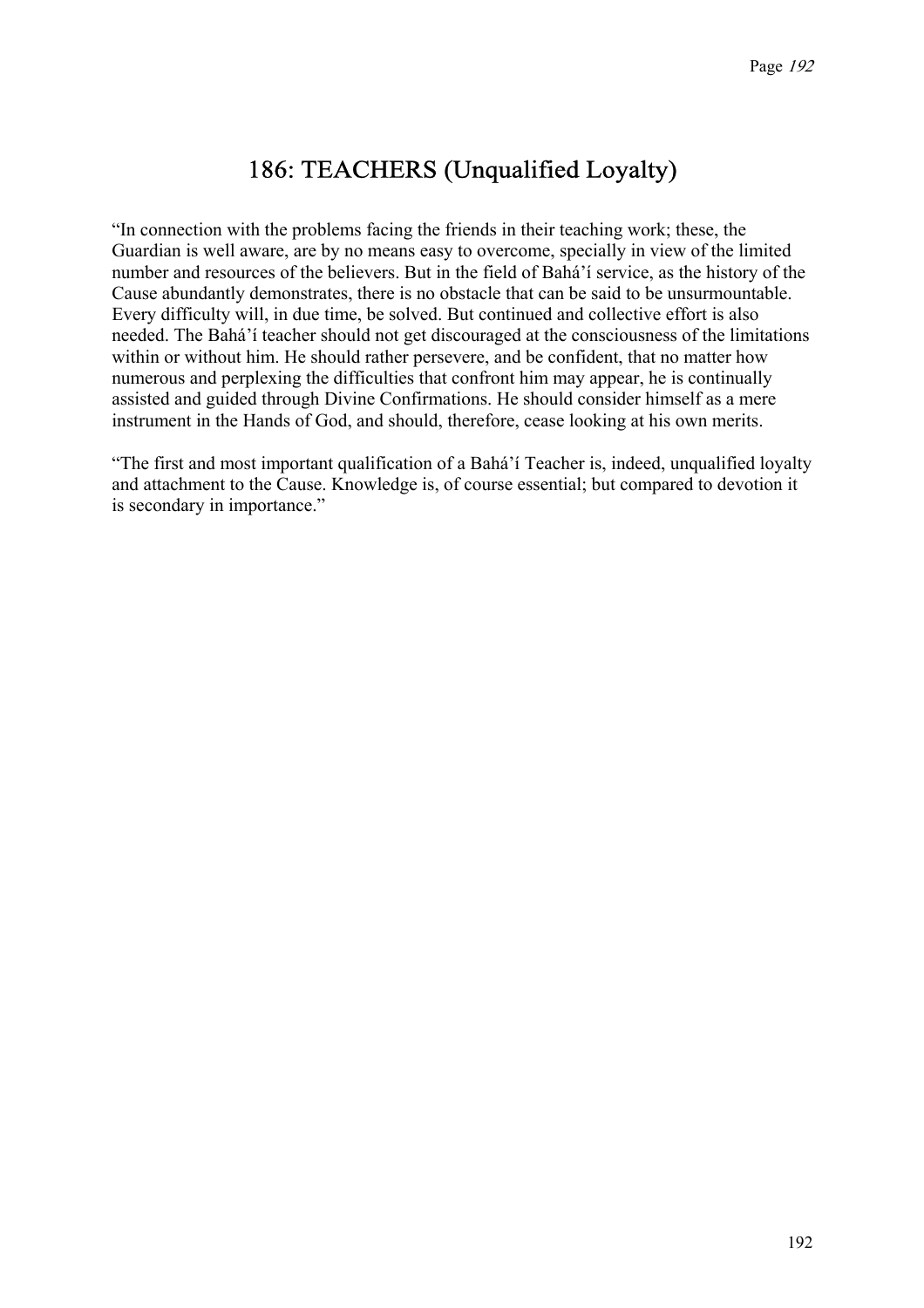# 186: TEACHERS (Unqualified Loyalty)

"In connection with the problems facing the friends in their teaching work; these, the Guardian is well aware, are by no means easy to overcome, specially in view of the limited number and resources of the believers. But in the field of Bahá'í service, as the history of the Cause abundantly demonstrates, there is no obstacle that can be said to be unsurmountable. Every difficulty will, in due time, be solved. But continued and collective effort is also needed. The Bahá'í teacher should not get discouraged at the consciousness of the limitations within or without him. He should rather persevere, and be confident, that no matter how numerous and perplexing the difficulties that confront him may appear, he is continually assisted and guided through Divine Confirmations. He should consider himself as a mere instrument in the Hands of God, and should, therefore, cease looking at his own merits.

"The first and most important qualification of a Bahá'í Teacher is, indeed, unqualified loyalty and attachment to the Cause. Knowledge is, of course essential; but compared to devotion it is secondary in importance."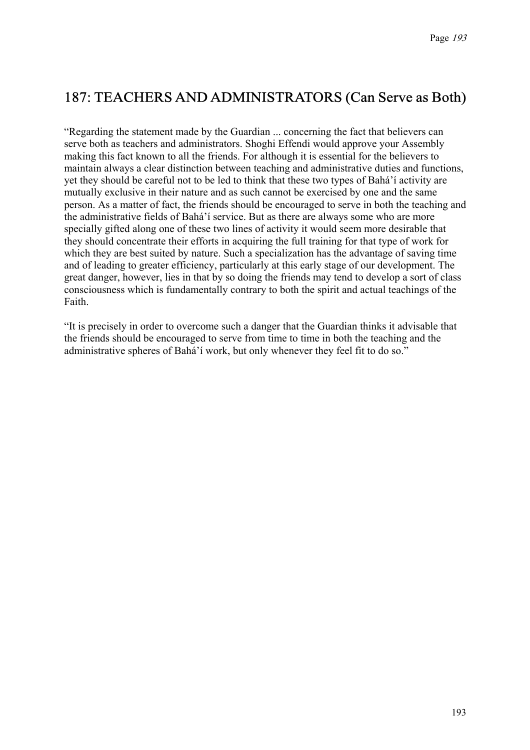## 187: TEACHERS AND ADMINISTRATORS (Can Serve as Both)

“Regarding the statement made by the Guardian ... concerning the fact that believers can serve both as teachers and administrators. Shoghi Effendi would approve your Assembly making this fact known to all the friends. For although it is essential for the believers to maintain always a clear distinction between teaching and administrative duties and functions, yet they should be careful not to be led to think that these two types of Bahá’í activity are mutually exclusive in their nature and as such cannot be exercised by one and the same person. As a matter of fact, the friends should be encouraged to serve in both the teaching and the administrative fields of Bahá’í service. But as there are always some who are more specially gifted along one of these two lines of activity it would seem more desirable that they should concentrate their efforts in acquiring the full training for that type of work for which they are best suited by nature. Such a specialization has the advantage of saving time and of leading to greater efficiency, particularly at this early stage of our development. The great danger, however, lies in that by so doing the friends may tend to develop a sort of class consciousness which is fundamentally contrary to both the spirit and actual teachings of the Faith.

“It is precisely in order to overcome such a danger that the Guardian thinks it advisable that the friends should be encouraged to serve from time to time in both the teaching and the administrative spheres of Bahá’í work, but only whenever they feel fit to do so.”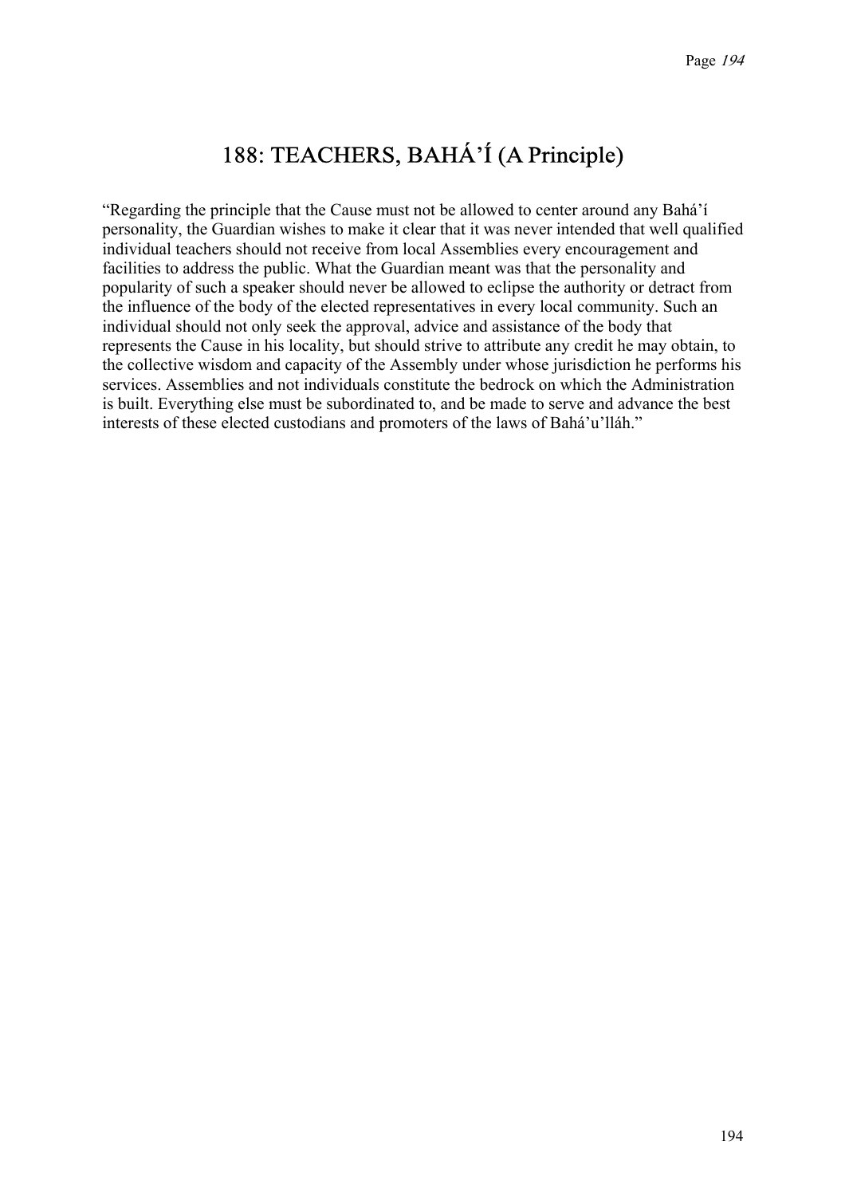# 188: TEACHERS, BAHÁ'Í (A Principle)

"Regarding the principle that the Cause must not be allowed to center around any Bahá'í personality, the Guardian wishes to make it clear that it was never intended that well qualified individual teachers should not receive from local Assemblies every encouragement and facilities to address the public. What the Guardian meant was that the personality and popularity of such a speaker should never be allowed to eclipse the authority or detract from the influence of the body of the elected representatives in every local community. Such an individual should not only seek the approval, advice and assistance of the body that represents the Cause in his locality, but should strive to attribute any credit he may obtain, to the collective wisdom and capacity of the Assembly under whose jurisdiction he performs his services. Assemblies and not individuals constitute the bedrock on which the Administration is built. Everything else must be subordinated to, and be made to serve and advance the best interests of these elected custodians and promoters of the laws of Bahá'u'lláh."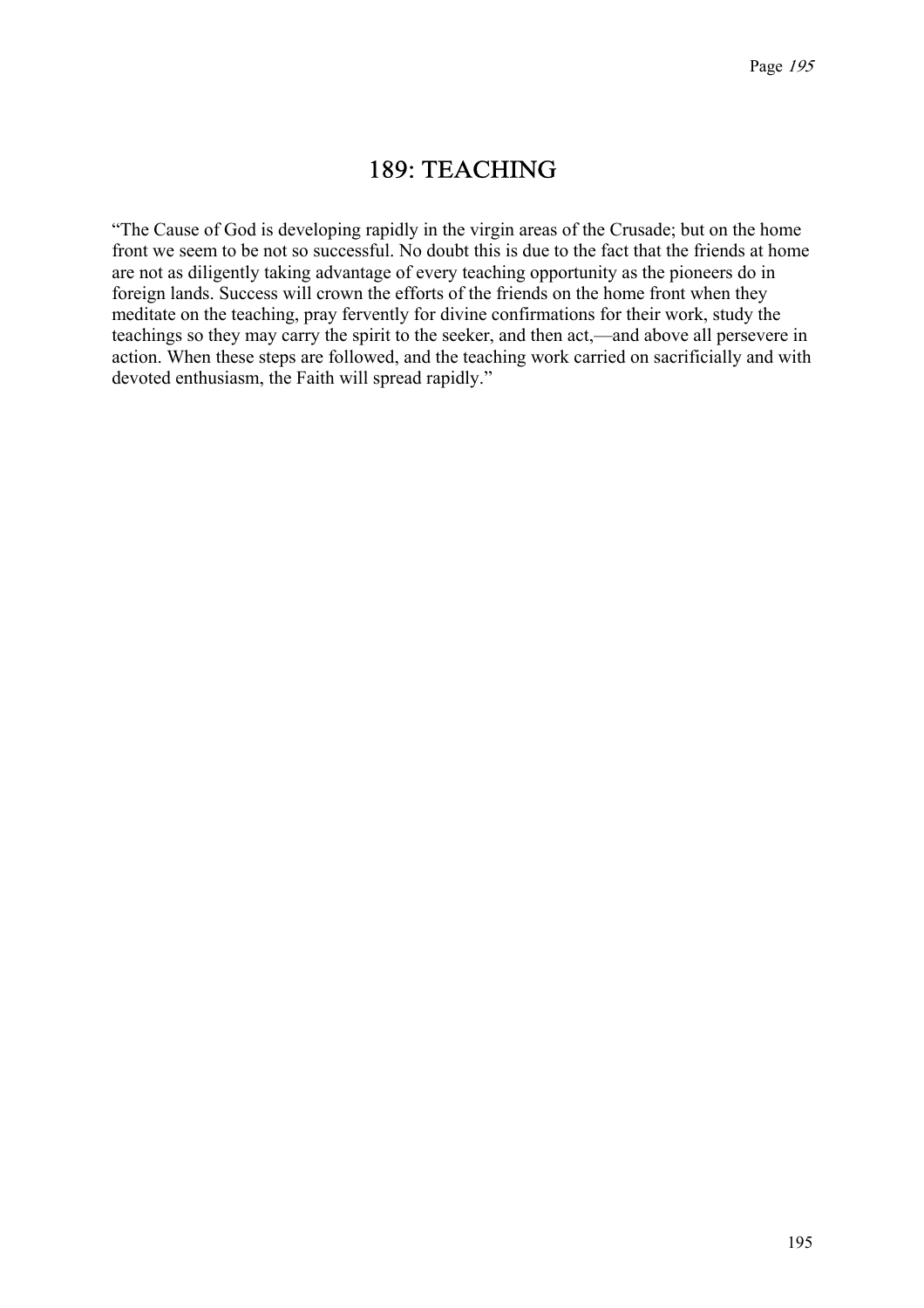## 189: TEACHING

“The Cause of God is developing rapidly in the virgin areas of the Crusade; but on the home front we seem to be not so successful. No doubt this is due to the fact that the friends at home are not as diligently taking advantage of every teaching opportunity as the pioneers do in foreign lands. Success will crown the efforts of the friends on the home front when they meditate on the teaching, pray fervently for divine confirmations for their work, study the teachings so they may carry the spirit to the seeker, and then act,—and above all persevere in action. When these steps are followed, and the teaching work carried on sacrificially and with devoted enthusiasm, the Faith will spread rapidly.”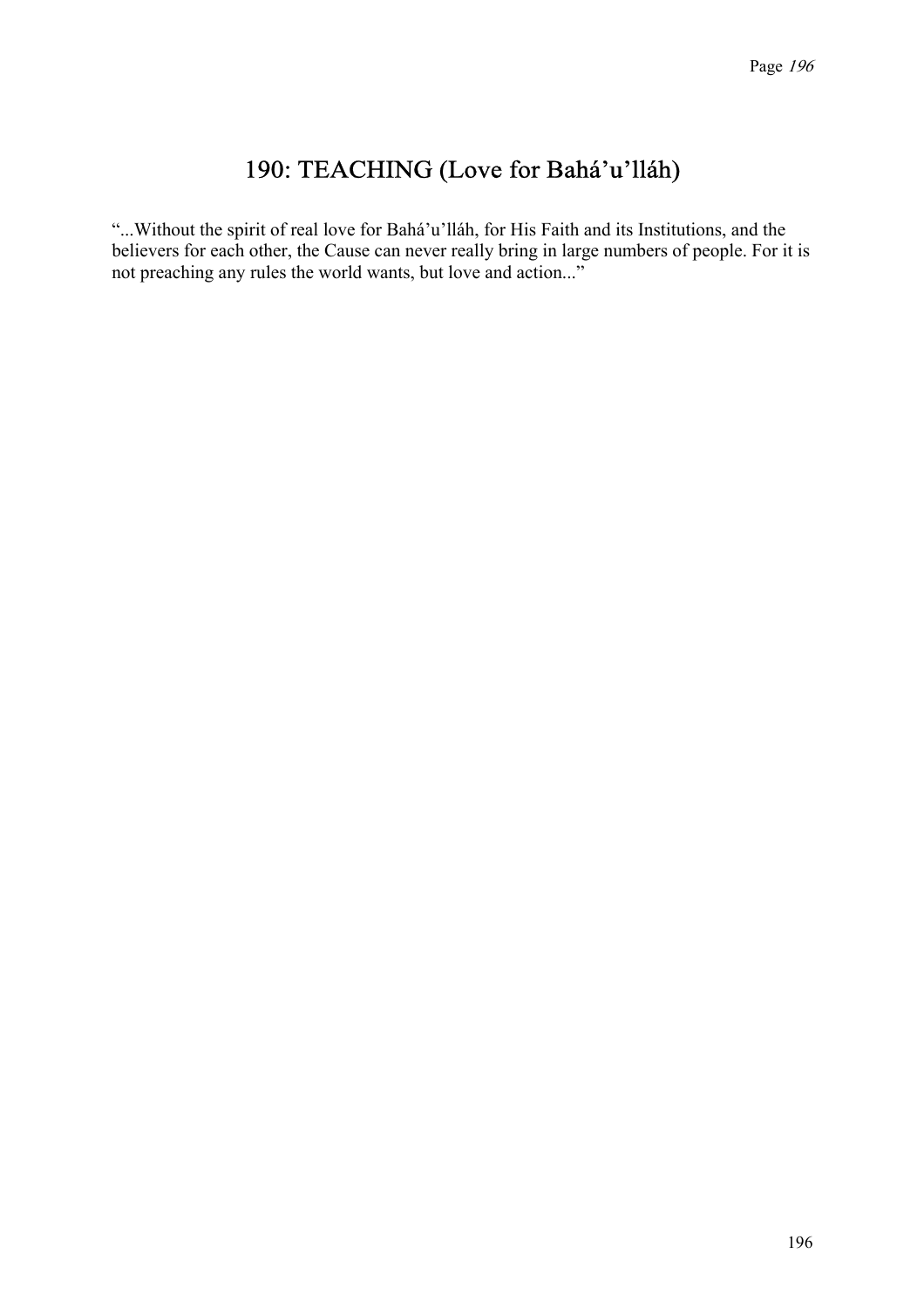# 190: TEACHING (Love for Bahá'u'lláh)

"...Without the spirit of real love for Bahá'u'lláh, for His Faith and its Institutions, and the believers for each other, the Cause can never really bring in large numbers of people. For it is not preaching any rules the world wants, but love and action..."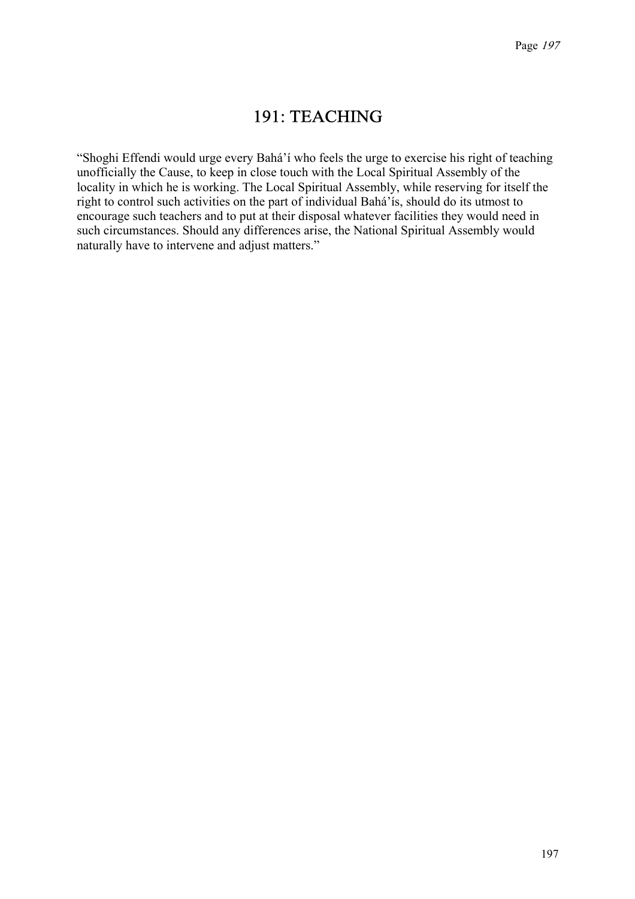# 191: TEACHING

"Shoghi Effendi would urge every Bahá'í who feels the urge to exercise his right of teaching unofficially the Cause, to keep in close touch with the Local Spiritual Assembly of the locality in which he is working. The Local Spiritual Assembly, while reserving for itself the right to control such activities on the part of individual Bahá'ís, should do its utmost to encourage such teachers and to put at their disposal whatever facilities they would need in such circumstances. Should any differences arise, the National Spiritual Assembly would naturally have to intervene and adjust matters."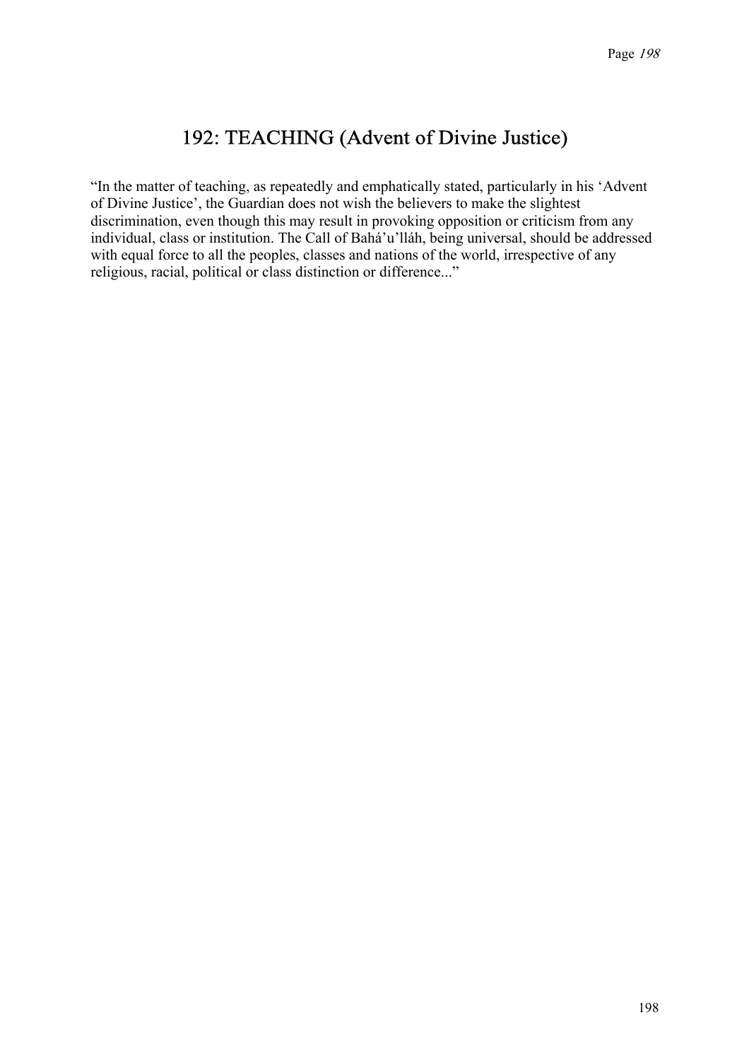## 192: TEACHING (Advent of Divine Justice)

"In the matter of teaching, as repeatedly and emphatically stated, particularly in his 'Advent of Divine Justice', the Guardian does not wish the believers to make the slightest discrimination, even though this may result in provoking opposition or criticism from any individual, class or institution. The Call of Bahá'u'lláh, being universal, should be addressed with equal force to all the peoples, classes and nations of the world, irrespective of any religious, racial, political or class distinction or difference..."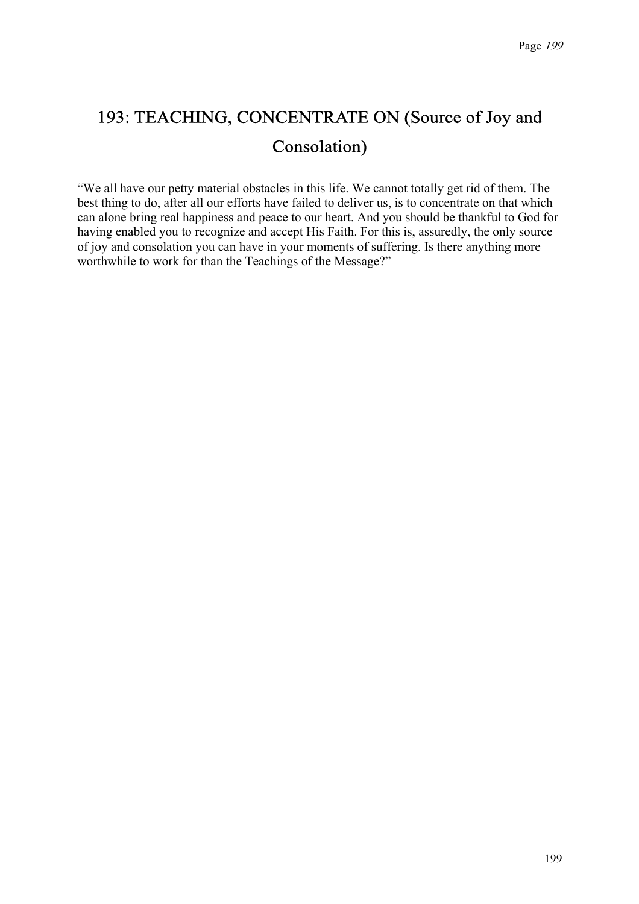## 193: TEACHING, CONCENTRATE ON (Source of Joy and Consolation)

“We all have our petty material obstacles in this life. We cannot totally get rid of them. The best thing to do, after all our efforts have failed to deliver us, is to concentrate on that which can alone bring real happiness and peace to our heart. And you should be thankful to God for having enabled you to recognize and accept His Faith. For this is, assuredly, the only source of joy and consolation you can have in your moments of suffering. Is there anything more worthwhile to work for than the Teachings of the Message?”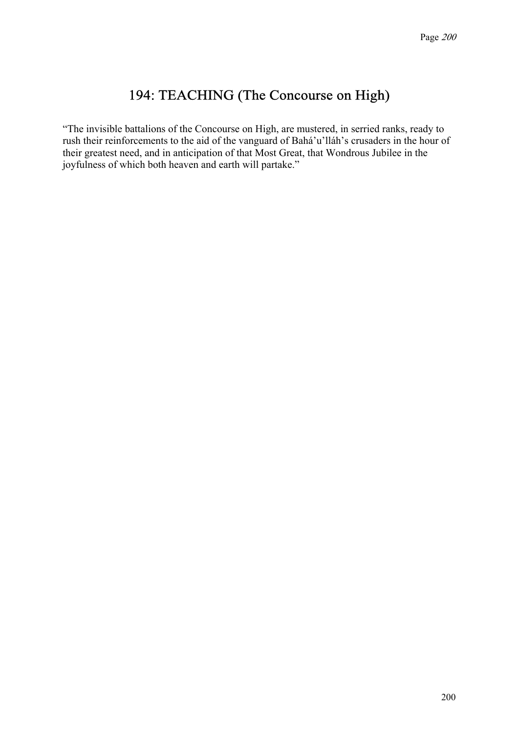# 194: TEACHING (The Concourse on High)

“The invisible battalions of the Concourse on High, are mustered, in serried ranks, ready to rush their reinforcements to the aid of the vanguard of Bahá’u’lláh’s crusaders in the hour of their greatest need, and in anticipation of that Most Great, that Wondrous Jubilee in the joyfulness of which both heaven and earth will partake.”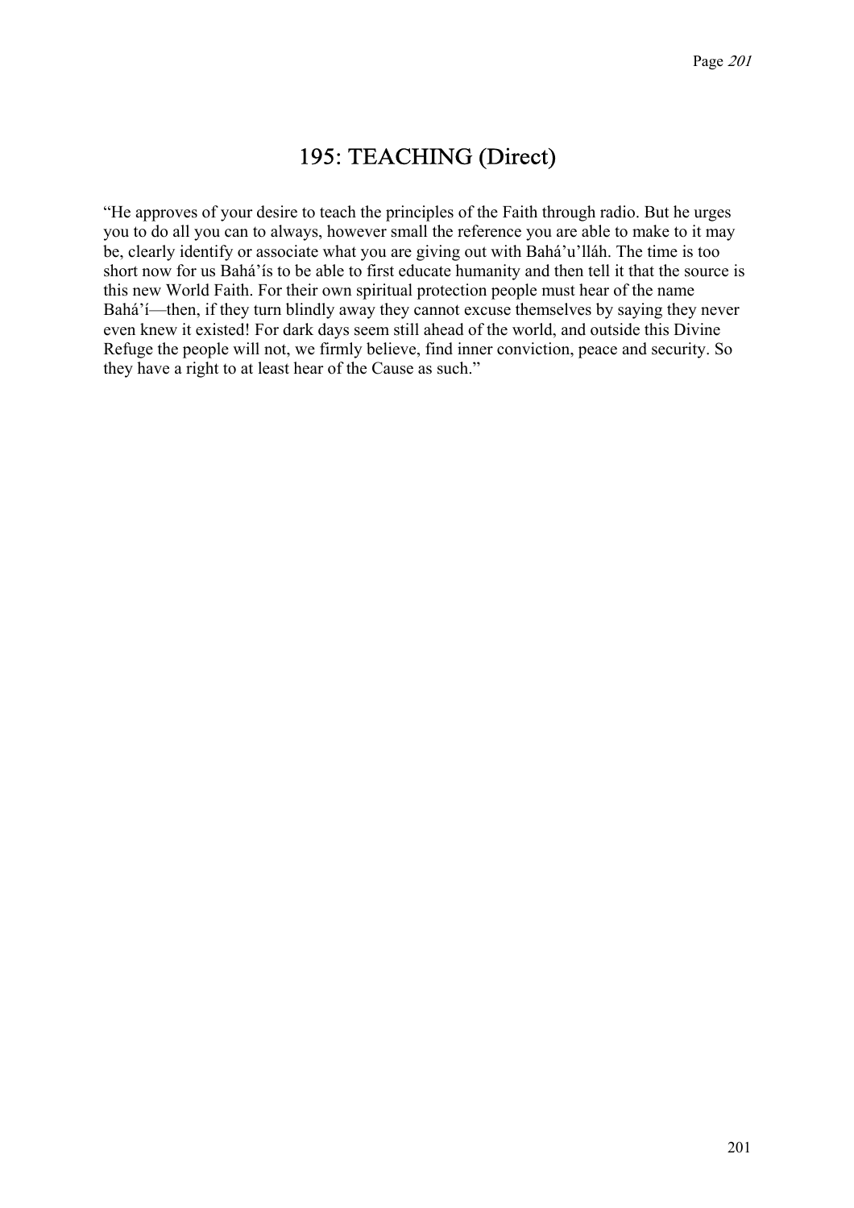# 195: TEACHING (Direct)

"He approves of your desire to teach the principles of the Faith through radio. But he urges you to do all you can to always, however small the reference you are able to make to it may be, clearly identify or associate what you are giving out with Bahá'u'lláh. The time is too short now for us Bahá'ís to be able to first educate humanity and then tell it that the source is this new World Faith. For their own spiritual protection people must hear of the name Bahá'í—then, if they turn blindly away they cannot excuse themselves by saying they never even knew it existed! For dark days seem still ahead of the world, and outside this Divine Refuge the people will not, we firmly believe, find inner conviction, peace and security. So they have a right to at least hear of the Cause as such."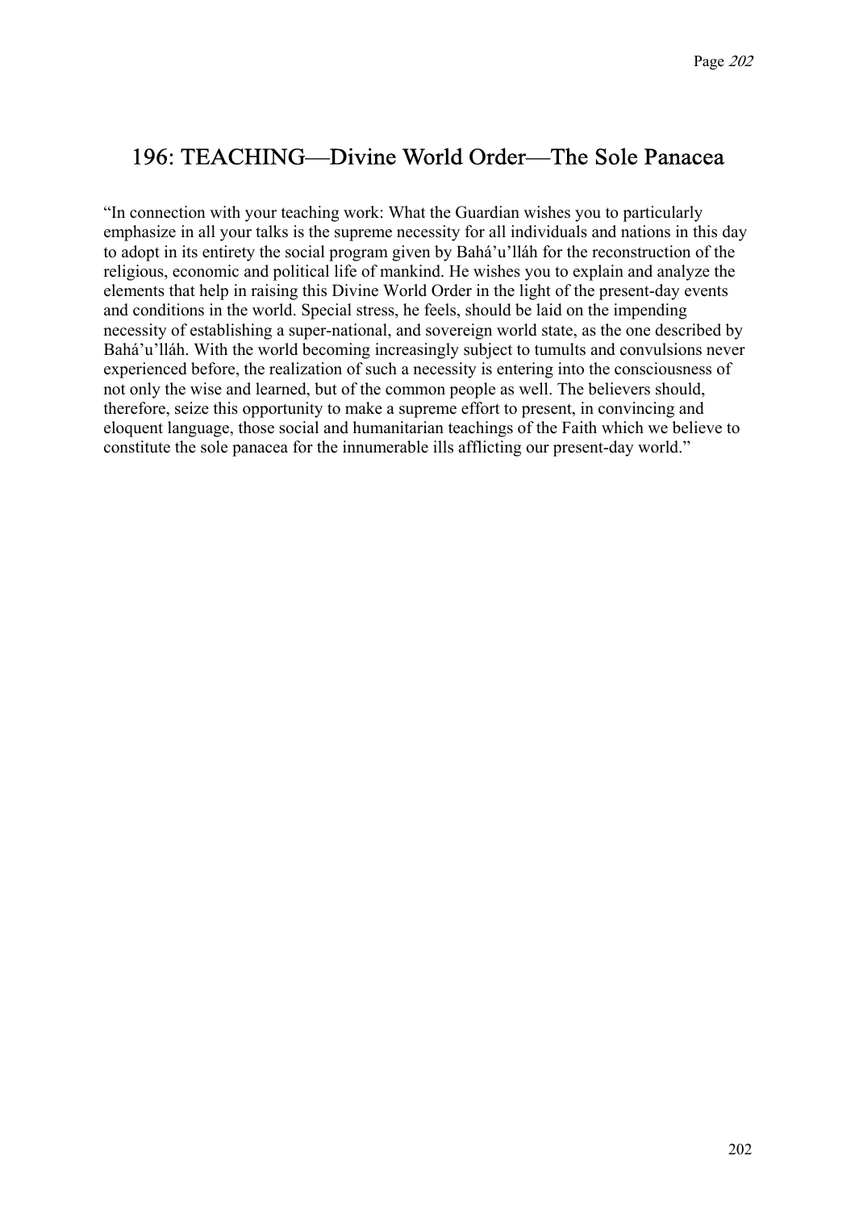## 196: TEACHING—Divine World Order—The Sole Panacea

"In connection with your teaching work: What the Guardian wishes you to particularly emphasize in all your talks is the supreme necessity for all individuals and nations in this day to adopt in its entirety the social program given by Bahá'u'lláh for the reconstruction of the religious, economic and political life of mankind. He wishes you to explain and analyze the elements that help in raising this Divine World Order in the light of the present-day events and conditions in the world. Special stress, he feels, should be laid on the impending necessity of establishing a super-national, and sovereign world state, as the one described by Bahá'u'lláh. With the world becoming increasingly subject to tumults and convulsions never experienced before, the realization of such a necessity is entering into the consciousness of not only the wise and learned, but of the common people as well. The believers should, therefore, seize this opportunity to make a supreme effort to present, in convincing and eloquent language, those social and humanitarian teachings of the Faith which we believe to constitute the sole panacea for the innumerable ills afflicting our present-day world."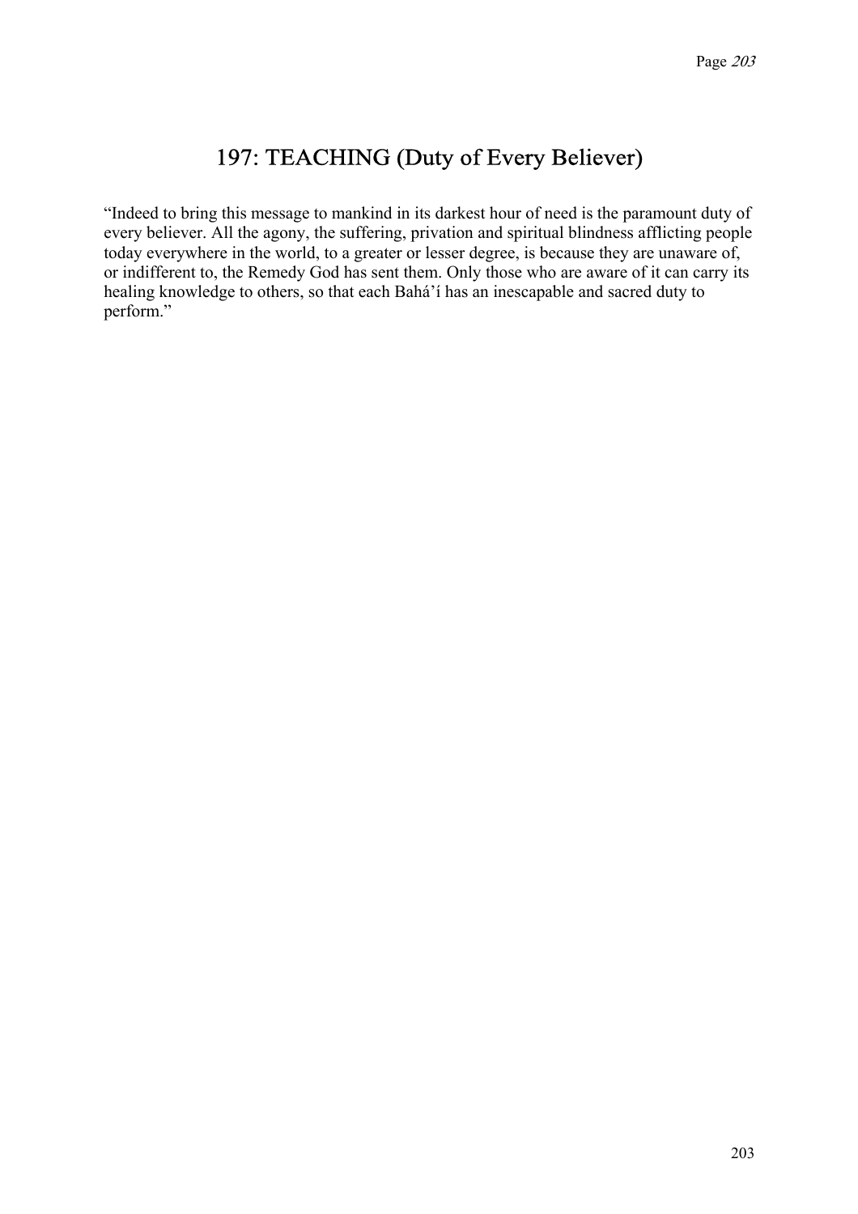## 197: TEACHING (Duty of Every Believer)

“Indeed to bring this message to mankind in its darkest hour of need is the paramount duty of every believer. All the agony, the suffering, privation and spiritual blindness afflicting people today everywhere in the world, to a greater or lesser degree, is because they are unaware of, or indifferent to, the Remedy God has sent them. Only those who are aware of it can carry its healing knowledge to others, so that each Bahá’í has an inescapable and sacred duty to perform.”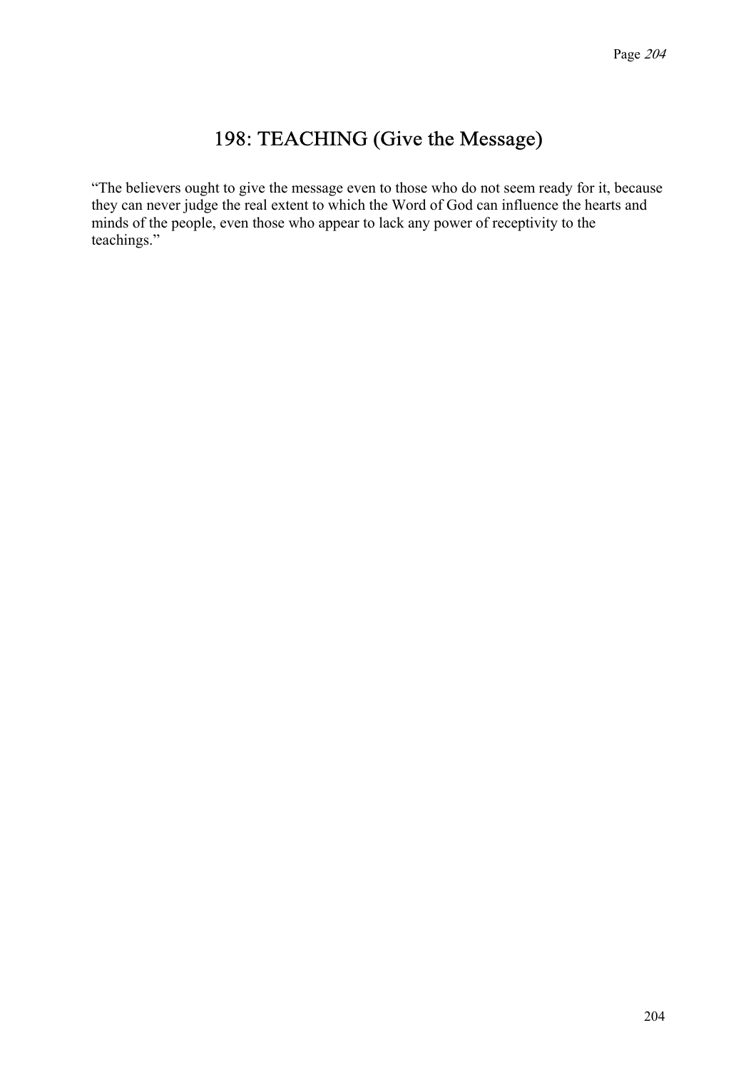# 198: TEACHING (Give the Message)

"The believers ought to give the message even to those who do not seem ready for it, because they can never judge the real extent to which the Word of God can influence the hearts and minds of the people, even those who appear to lack any power of receptivity to the teachings."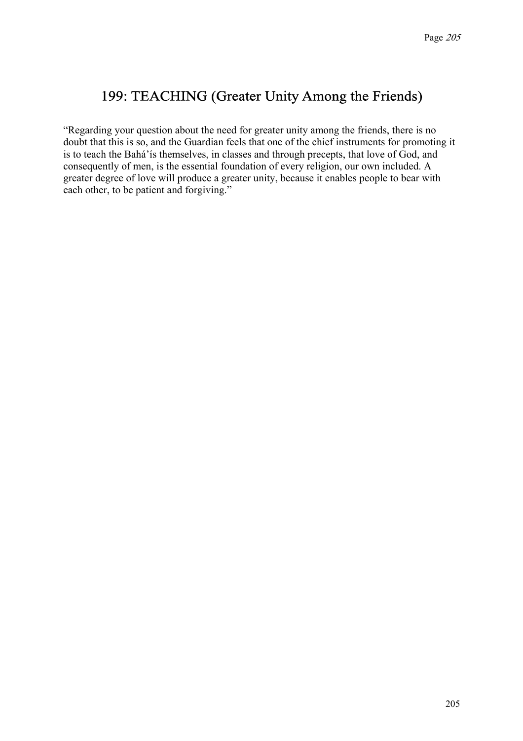## 199: TEACHING (Greater Unity Among the Friends)

"Regarding your question about the need for greater unity among the friends, there is no doubt that this is so, and the Guardian feels that one of the chief instruments for promoting it is to teach the Bahá'ís themselves, in classes and through precepts, that love of God, and consequently of men, is the essential foundation of every religion, our own included. A greater degree of love will produce a greater unity, because it enables people to bear with each other, to be patient and forgiving."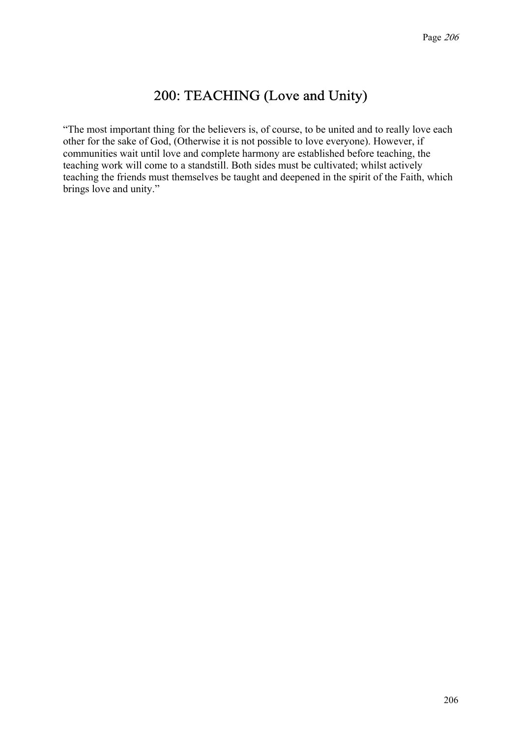# 200: TEACHING (Love and Unity)

“The most important thing for the believers is, of course, to be united and to really love each other for the sake of God, (Otherwise it is not possible to love everyone). However, if communities wait until love and complete harmony are established before teaching, the teaching work will come to a standstill. Both sides must be cultivated; whilst actively teaching the friends must themselves be taught and deepened in the spirit of the Faith, which brings love and unity.”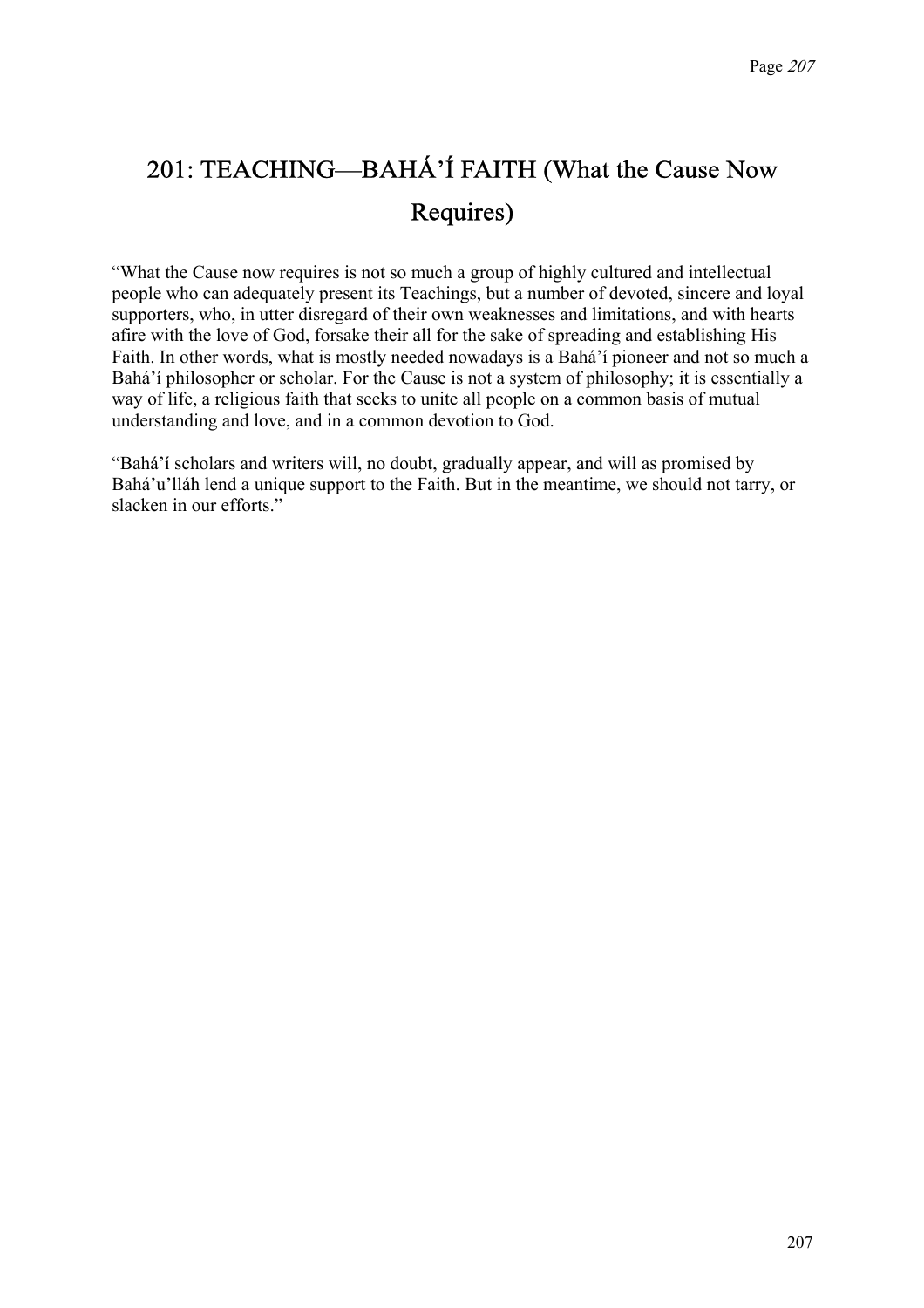# 201: TEACHING—BAHÁ'Í FAITH (What the Cause Now Requires)

"What the Cause now requires is not so much a group of highly cultured and intellectual people who can adequately present its Teachings, but a number of devoted, sincere and loyal supporters, who, in utter disregard of their own weaknesses and limitations, and with hearts afire with the love of God, forsake their all for the sake of spreading and establishing His Faith. In other words, what is mostly needed nowadays is a Bahá'í pioneer and not so much a Bahá'í philosopher or scholar. For the Cause is not a system of philosophy; it is essentially a way of life, a religious faith that seeks to unite all people on a common basis of mutual understanding and love, and in a common devotion to God.

"Bahá'í scholars and writers will, no doubt, gradually appear, and will as promised by Bahá'u'lláh lend a unique support to the Faith. But in the meantime, we should not tarry, or slacken in our efforts."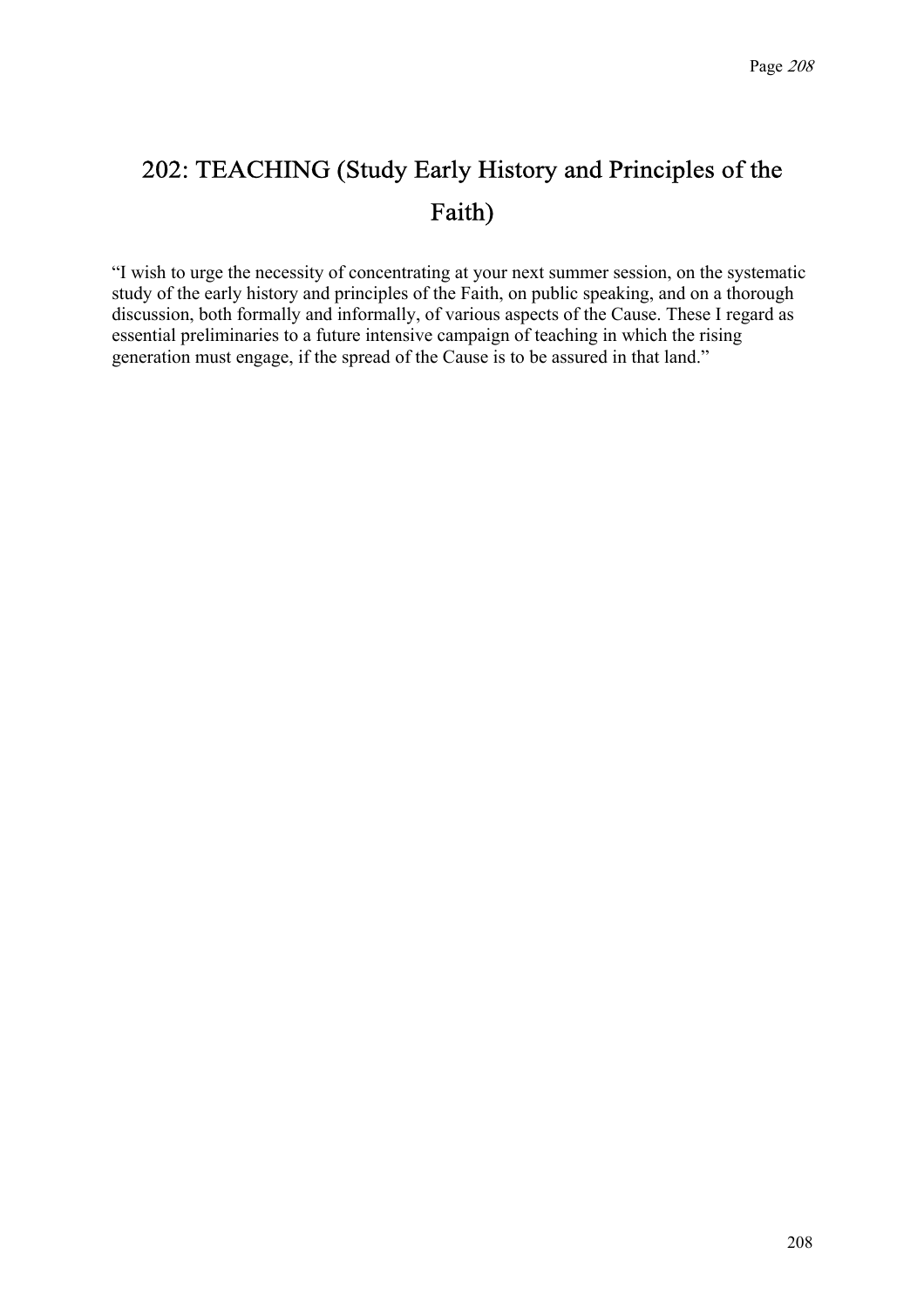## 202: TEACHING (Study Early History and Principles of the Faith)

“I wish to urge the necessity of concentrating at your next summer session, on the systematic study of the early history and principles of the Faith, on public speaking, and on a thorough discussion, both formally and informally, of various aspects of the Cause. These I regard as essential preliminaries to a future intensive campaign of teaching in which the rising generation must engage, if the spread of the Cause is to be assured in that land.”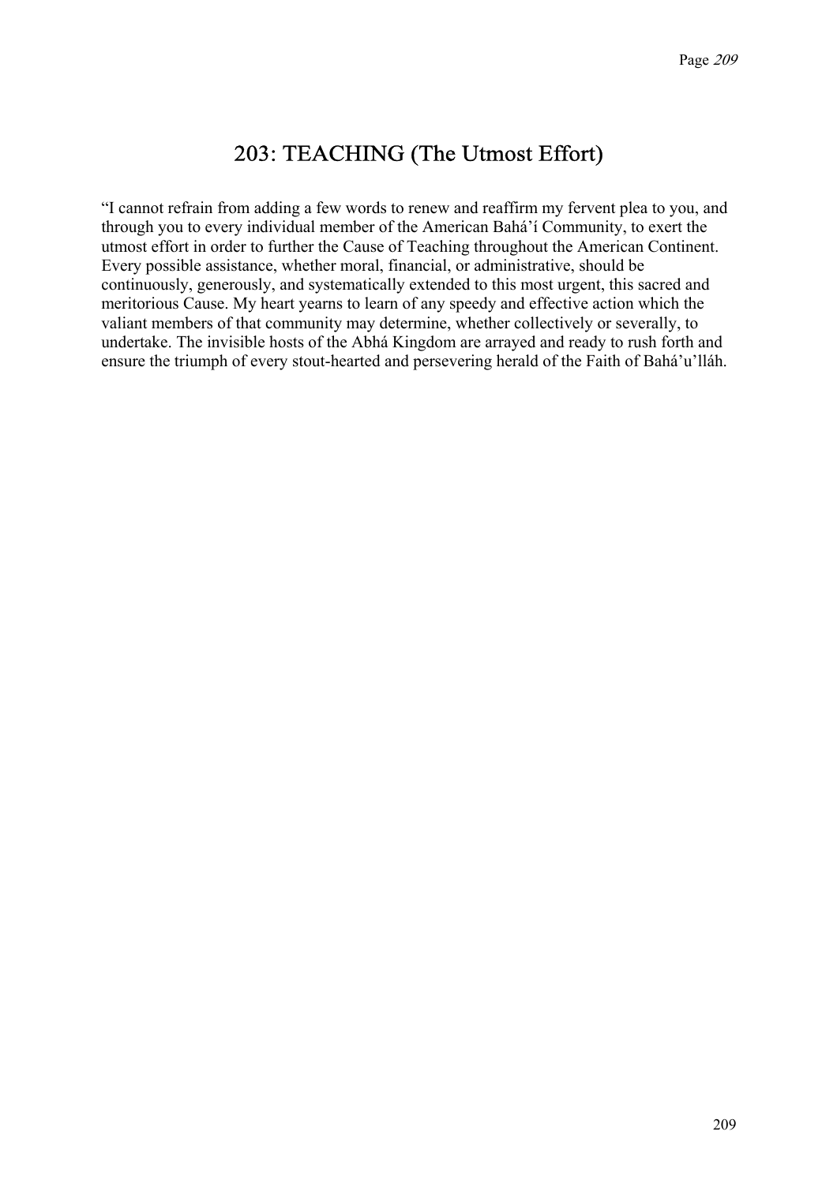## 203: TEACHING (The Utmost Effort)

“I cannot refrain from adding a few words to renew and reaffirm my fervent plea to you, and through you to every individual member of the American Bahá’í Community, to exert the utmost effort in order to further the Cause of Teaching throughout the American Continent. Every possible assistance, whether moral, financial, or administrative, should be continuously, generously, and systematically extended to this most urgent, this sacred and meritorious Cause. My heart yearns to learn of any speedy and effective action which the valiant members of that community may determine, whether collectively or severally, to undertake. The invisible hosts of the Abhá Kingdom are arrayed and ready to rush forth and ensure the triumph of every stout-hearted and persevering herald of the Faith of Bahá’u’lláh.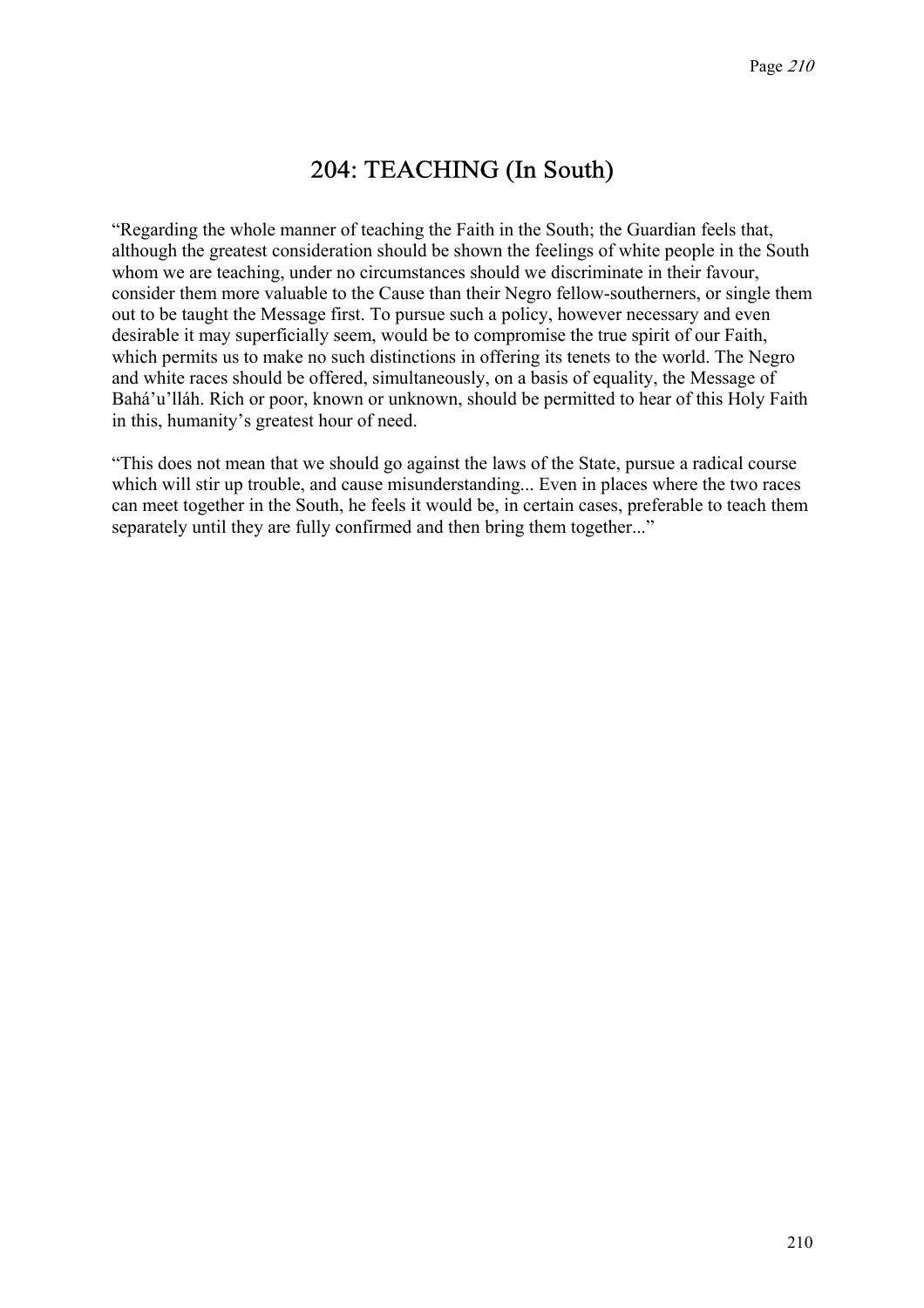# 204: TEACHING (In South)

“Regarding the whole manner of teaching the Faith in the South; the Guardian feels that, although the greatest consideration should be shown the feelings of white people in the South whom we are teaching, under no circumstances should we discriminate in their favour, consider them more valuable to the Cause than their Negro fellow-southerners, or single them out to be taught the Message first. To pursue such a policy, however necessary and even desirable it may superficially seem, would be to compromise the true spirit of our Faith, which permits us to make no such distinctions in offering its tenets to the world. The Negro and white races should be offered, simultaneously, on a basis of equality, the Message of Bahá’u’lláh. Rich or poor, known or unknown, should be permitted to hear of this Holy Faith in this, humanity’s greatest hour of need.

“This does not mean that we should go against the laws of the State, pursue a radical course which will stir up trouble, and cause misunderstanding... Even in places where the two races can meet together in the South, he feels it would be, in certain cases, preferable to teach them separately until they are fully confirmed and then bring them together...”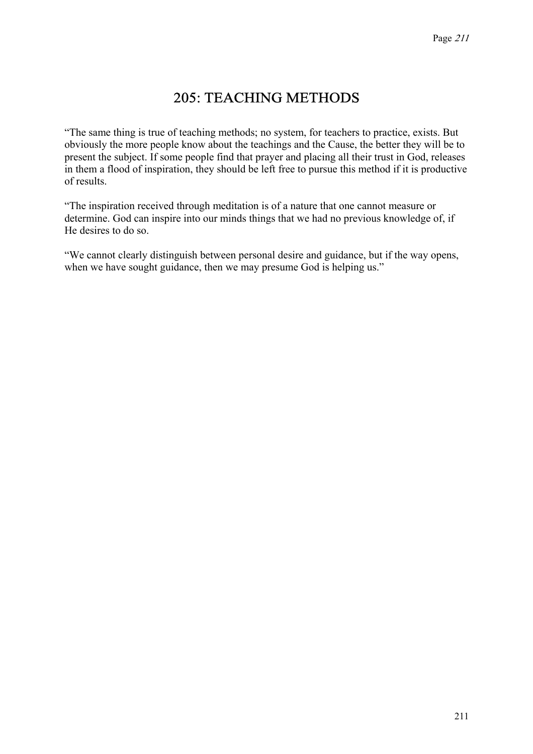# 205: TEACHING METHODS

"The same thing is true of teaching methods; no system, for teachers to practice, exists. But obviously the more people know about the teachings and the Cause, the better they will be to present the subject. If some people find that prayer and placing all their trust in God, releases in them a flood of inspiration, they should be left free to pursue this method if it is productive of results.

"The inspiration received through meditation is of a nature that one cannot measure or determine. God can inspire into our minds things that we had no previous knowledge of, if He desires to do so.

"We cannot clearly distinguish between personal desire and guidance, but if the way opens, when we have sought guidance, then we may presume God is helping us."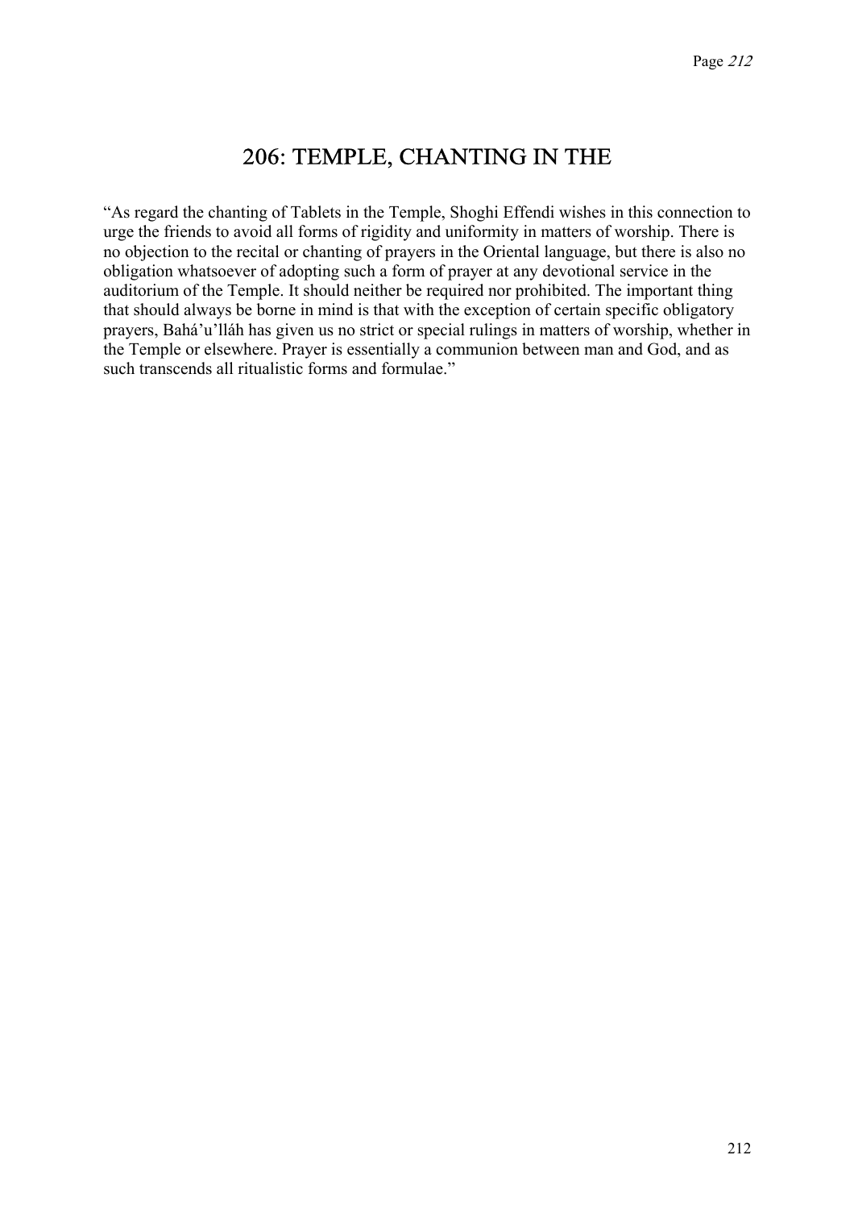# 206: TEMPLE, CHANTING IN THE

"As regard the chanting of Tablets in the Temple, Shoghi Effendi wishes in this connection to urge the friends to avoid all forms of rigidity and uniformity in matters of worship. There is no objection to the recital or chanting of prayers in the Oriental language, but there is also no obligation whatsoever of adopting such a form of prayer at any devotional service in the auditorium of the Temple. It should neither be required nor prohibited. The important thing that should always be borne in mind is that with the exception of certain specific obligatory prayers, Bahá'u'lláh has given us no strict or special rulings in matters of worship, whether in the Temple or elsewhere. Prayer is essentially a communion between man and God, and as such transcends all ritualistic forms and formulae."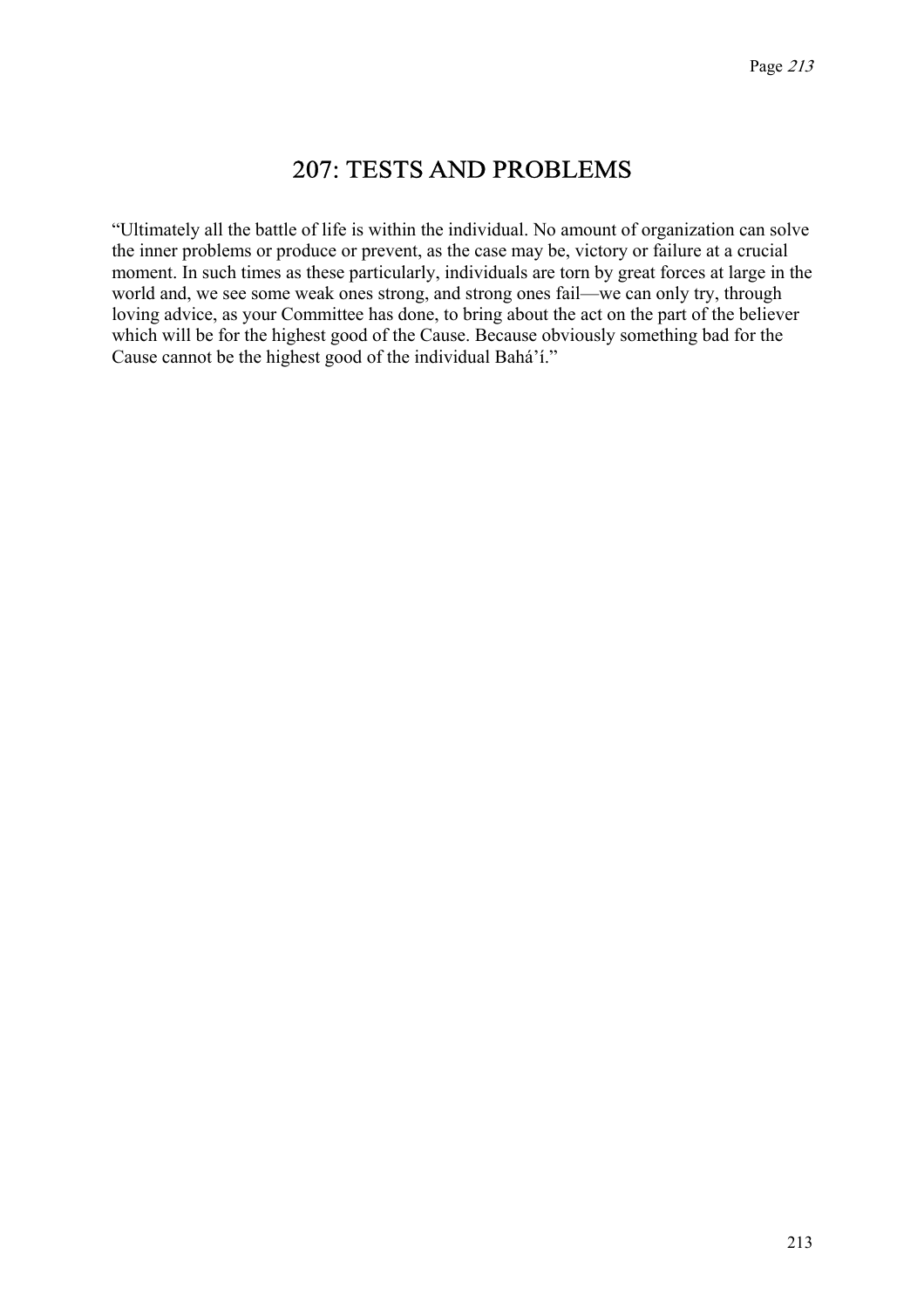# 207: TESTS AND PROBLEMS

"Ultimately all the battle of life is within the individual. No amount of organization can solve the inner problems or produce or prevent, as the case may be, victory or failure at a crucial moment. In such times as these particularly, individuals are torn by great forces at large in the world and, we see some weak ones strong, and strong ones fail—we can only try, through loving advice, as your Committee has done, to bring about the act on the part of the believer which will be for the highest good of the Cause. Because obviously something bad for the Cause cannot be the highest good of the individual Bahá'í."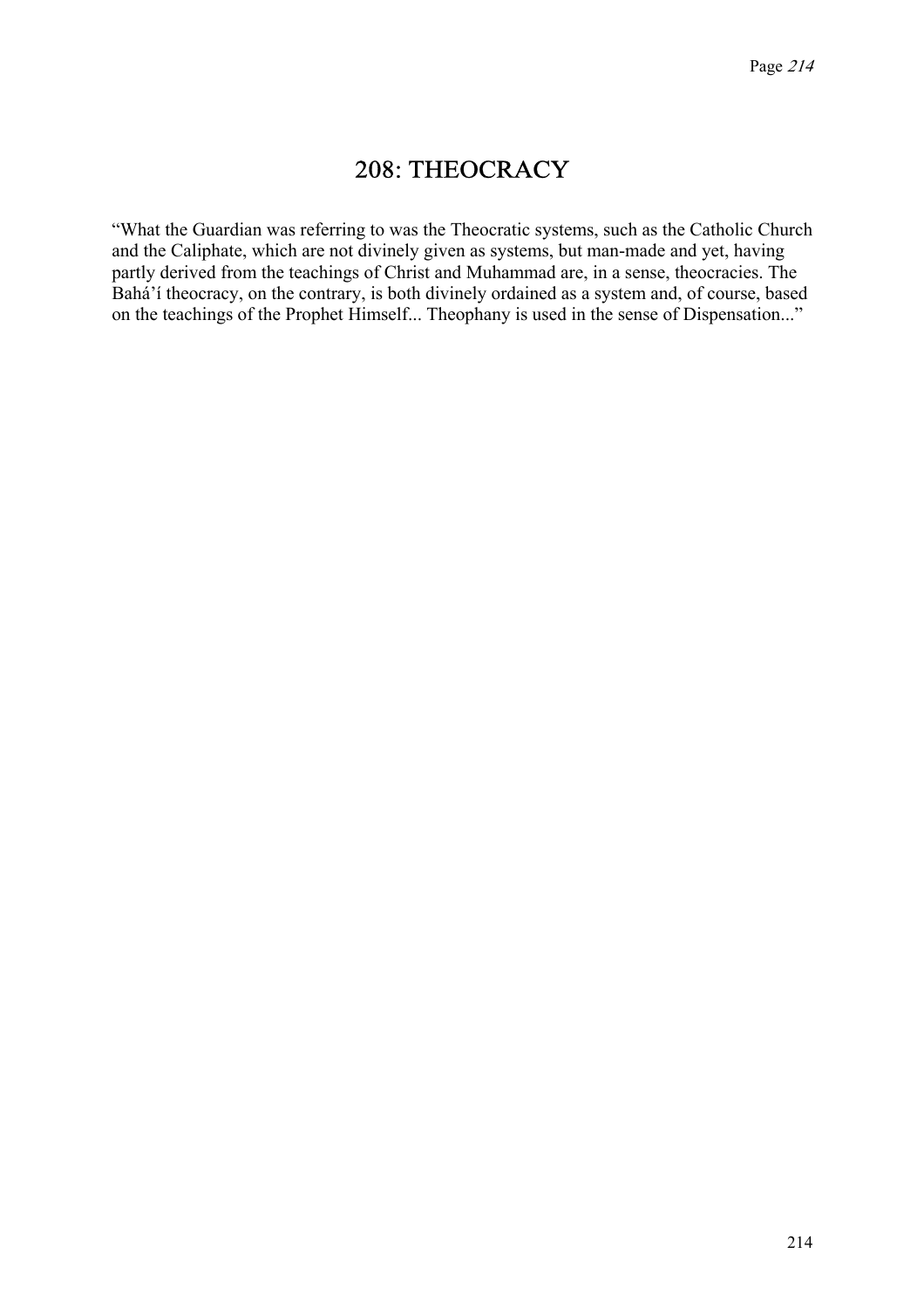# 208: THEOCRACY

“What the Guardian was referring to was the Theocratic systems, such as the Catholic Church and the Caliphate, which are not divinely given as systems, but man-made and yet, having partly derived from the teachings of Christ and Muhammad are, in a sense, theocracies. The Bahá’í theocracy, on the contrary, is both divinely ordained as a system and, of course, based on the teachings of the Prophet Himself... Theophany is used in the sense of Dispensation...”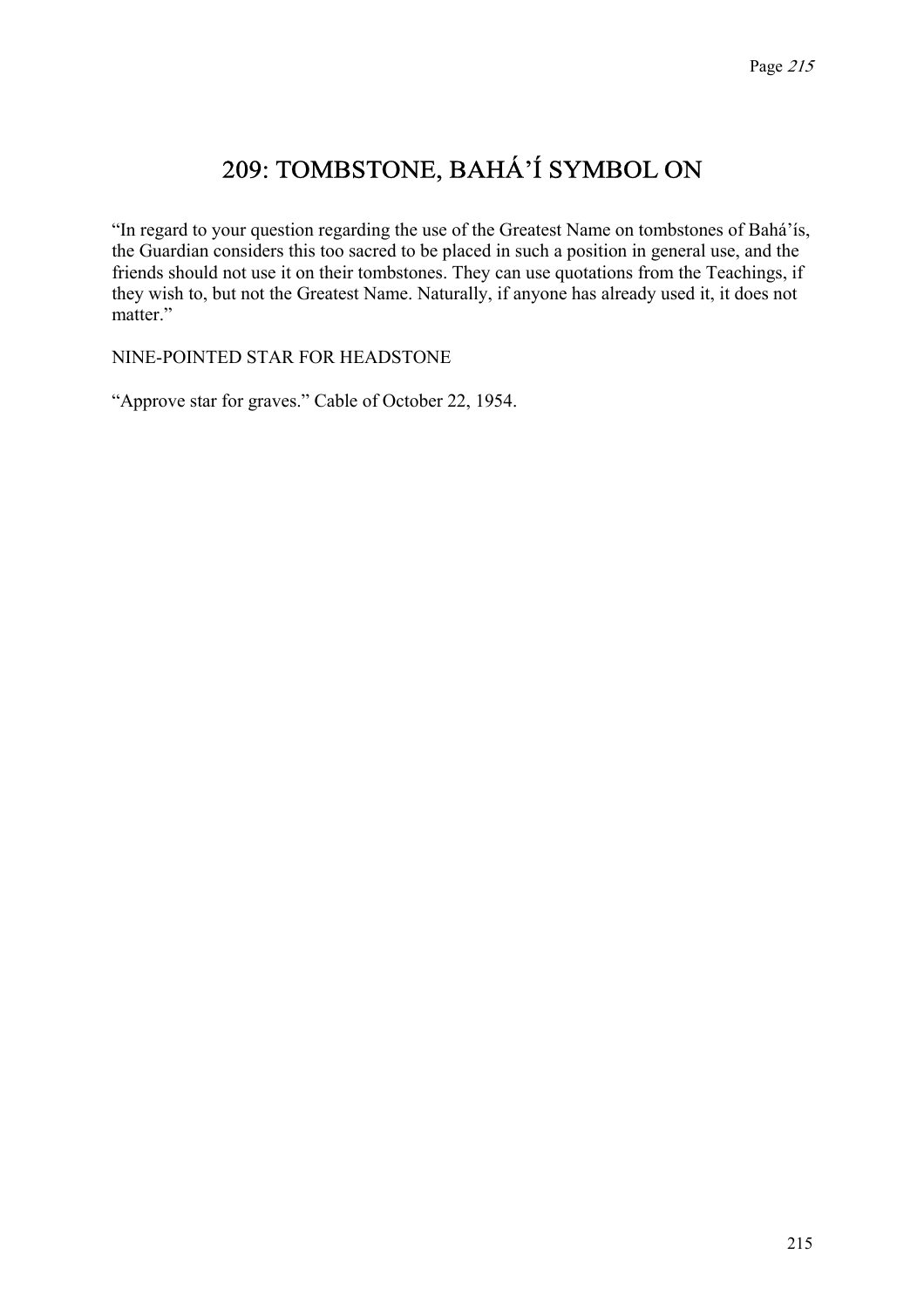# 209: TOMBSTONE, BAHÁ'Í SYMBOL ON

"In regard to your question regarding the use of the Greatest Name on tombstones of Bahá'ís, the Guardian considers this too sacred to be placed in such a position in general use, and the friends should not use it on their tombstones. They can use quotations from the Teachings, if they wish to, but not the Greatest Name. Naturally, if anyone has already used it, it does not matter."

NINE-POINTED STAR FOR HEADSTONE

"Approve star for graves." Cable of October 22, 1954.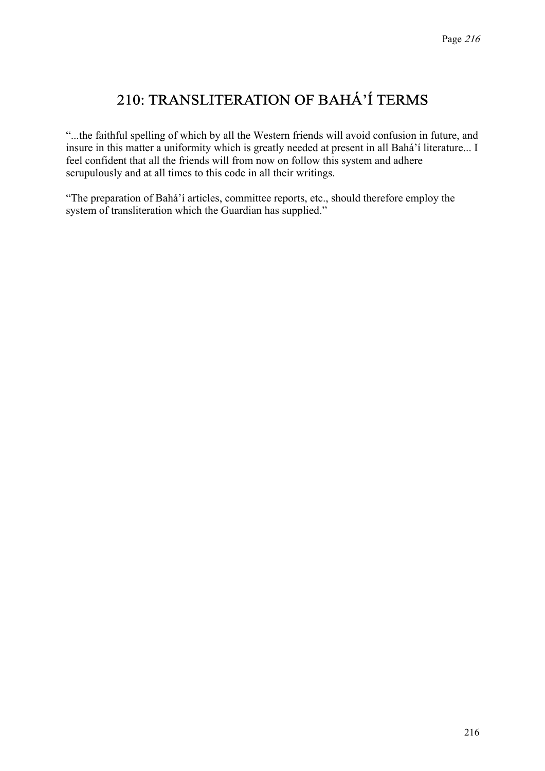# 210: TRANSLITERATION OF BAHÁ'Í TERMS

"...the faithful spelling of which by all the Western friends will avoid confusion in future, and insure in this matter a uniformity which is greatly needed at present in all Bahá'í literature... I feel confident that all the friends will from now on follow this system and adhere scrupulously and at all times to this code in all their writings.

"The preparation of Bahá'í articles, committee reports, etc., should therefore employ the system of transliteration which the Guardian has supplied."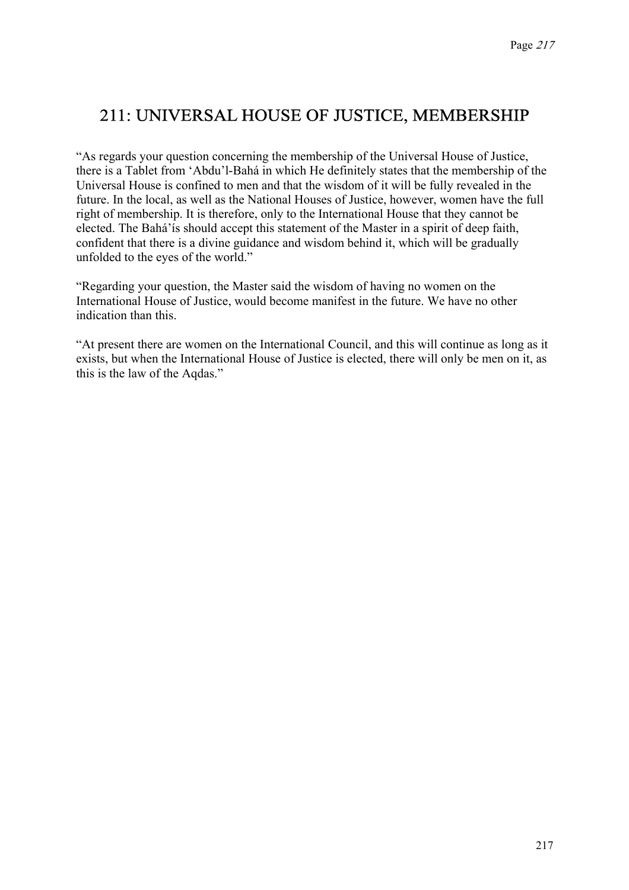## 211: UNIVERSAL HOUSE OF JUSTICE, MEMBERSHIP

"As regards your question concerning the membership of the Universal House of Justice, there is a Tablet from 'Abdu'l-Bahá in which He definitely states that the membership of the Universal House is confined to men and that the wisdom of it will be fully revealed in the future. In the local, as well as the National Houses of Justice, however, women have the full right of membership. It is therefore, only to the International House that they cannot be elected. The Bahá'ís should accept this statement of the Master in a spirit of deep faith, confident that there is a divine guidance and wisdom behind it, which will be gradually unfolded to the eyes of the world."

"Regarding your question, the Master said the wisdom of having no women on the International House of Justice, would become manifest in the future. We have no other indication than this.

"At present there are women on the International Council, and this will continue as long as it exists, but when the International House of Justice is elected, there will only be men on it, as this is the law of the Aqdas."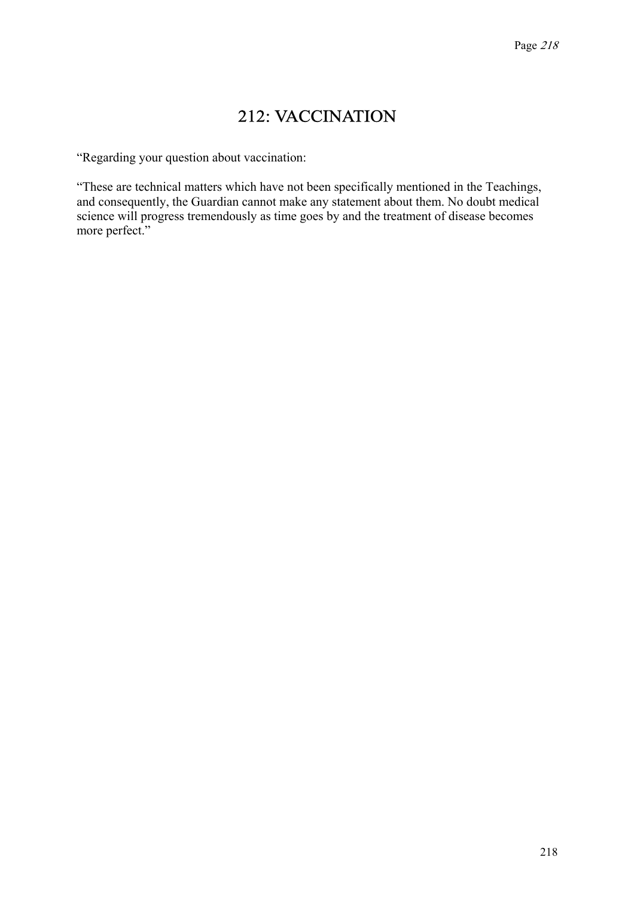# 212: VACCINATION

"Regarding your question about vaccination:

"These are technical matters which have not been specifically mentioned in the Teachings, and consequently, the Guardian cannot make any statement about them. No doubt medical science will progress tremendously as time goes by and the treatment of disease becomes more perfect."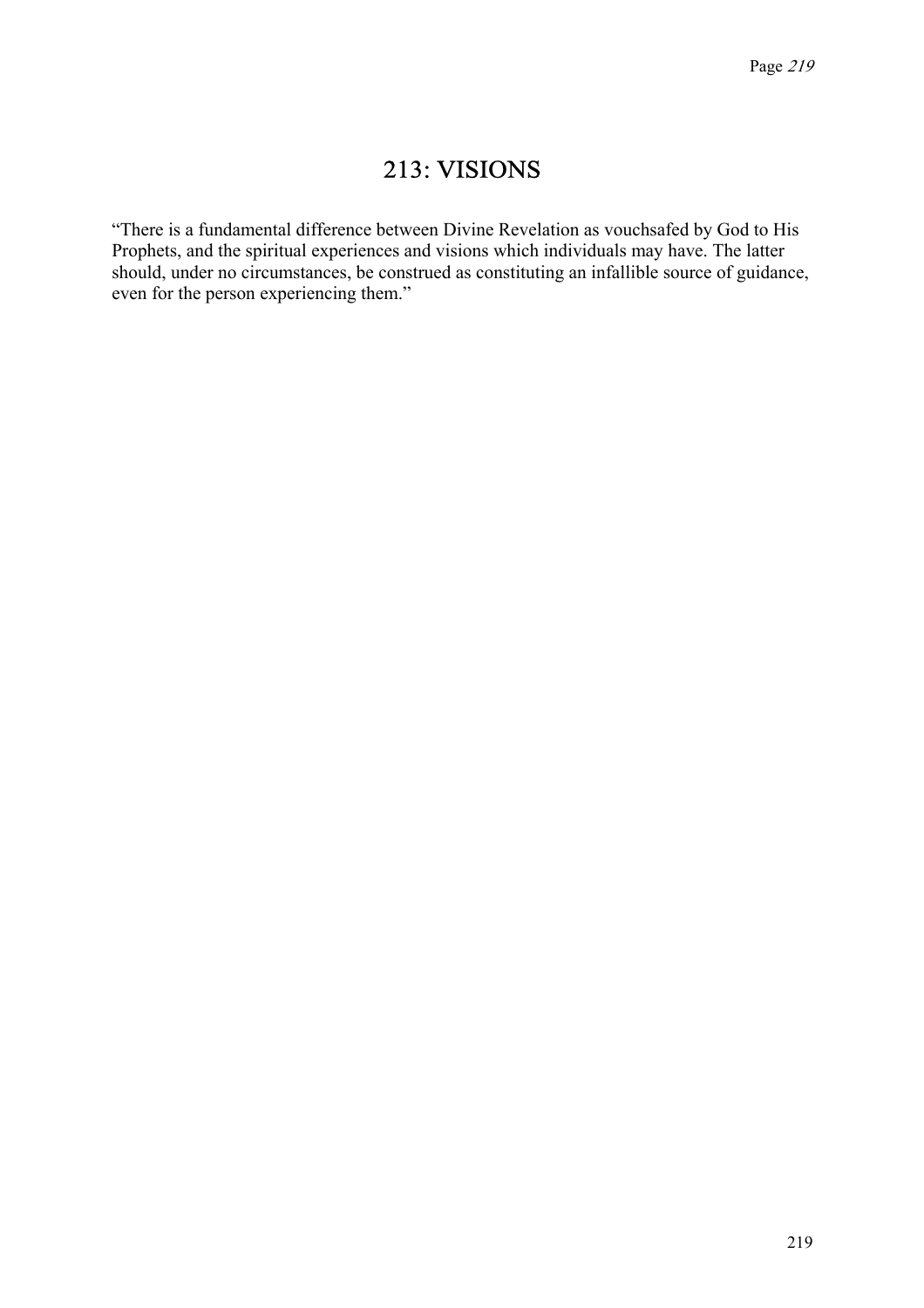# 213: VISIONS

"There is a fundamental difference between Divine Revelation as vouchsafed by God to His Prophets, and the spiritual experiences and visions which individuals may have. The latter should, under no circumstances, be construed as constituting an infallible source of guidance, even for the person experiencing them."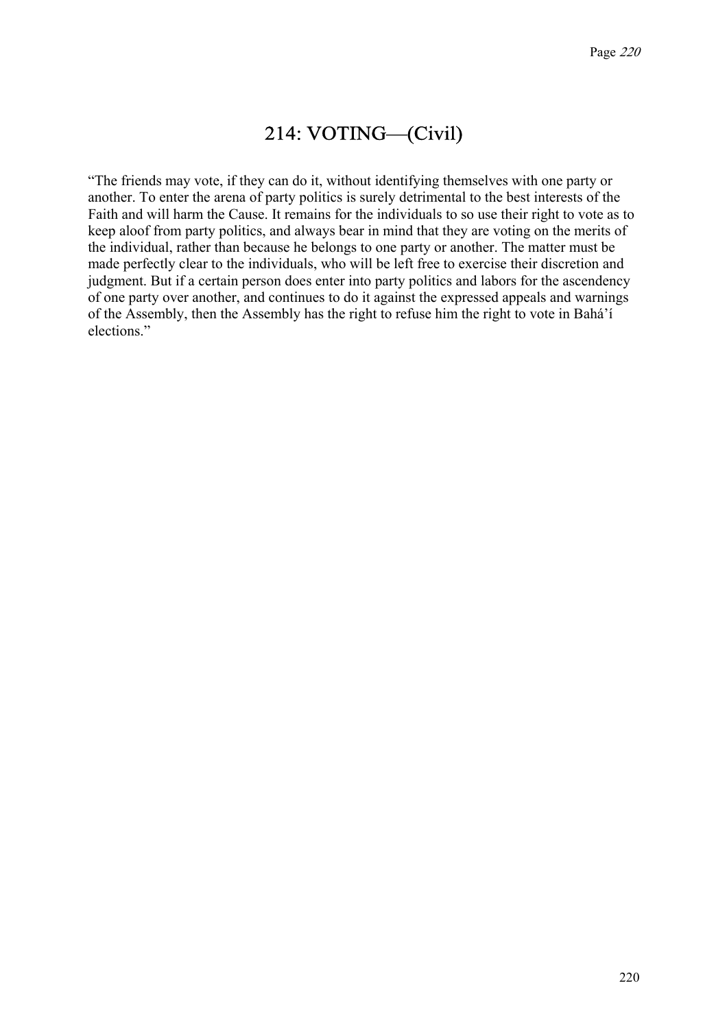# 214: VOTING—(Civil)

"The friends may vote, if they can do it, without identifying themselves with one party or another. To enter the arena of party politics is surely detrimental to the best interests of the Faith and will harm the Cause. It remains for the individuals to so use their right to vote as to keep aloof from party politics, and always bear in mind that they are voting on the merits of the individual, rather than because he belongs to one party or another. The matter must be made perfectly clear to the individuals, who will be left free to exercise their discretion and judgment. But if a certain person does enter into party politics and labors for the ascendency of one party over another, and continues to do it against the expressed appeals and warnings of the Assembly, then the Assembly has the right to refuse him the right to vote in Bahá'í elections."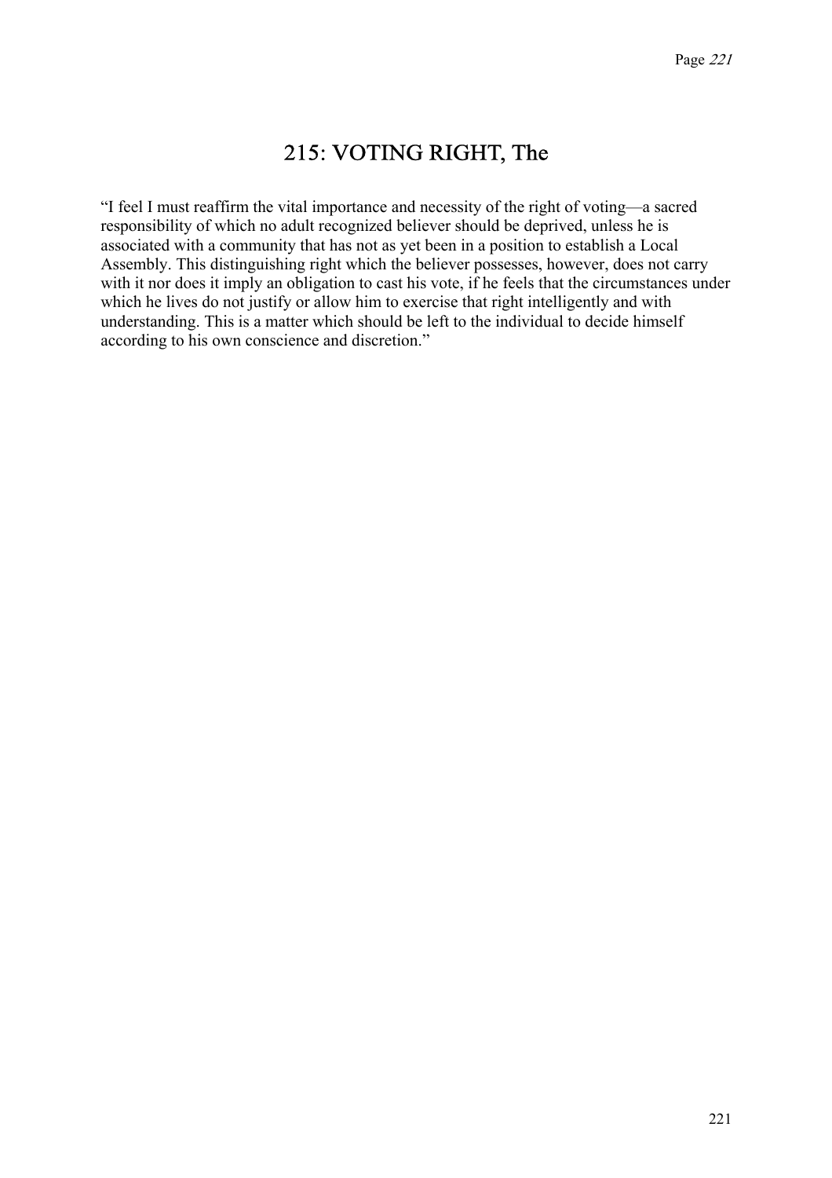# 215: VOTING RIGHT, The

“I feel I must reaffirm the vital importance and necessity of the right of voting—a sacred responsibility of which no adult recognized believer should be deprived, unless he is associated with a community that has not as yet been in a position to establish a Local Assembly. This distinguishing right which the believer possesses, however, does not carry with it nor does it imply an obligation to cast his vote, if he feels that the circumstances under which he lives do not justify or allow him to exercise that right intelligently and with understanding. This is a matter which should be left to the individual to decide himself according to his own conscience and discretion.”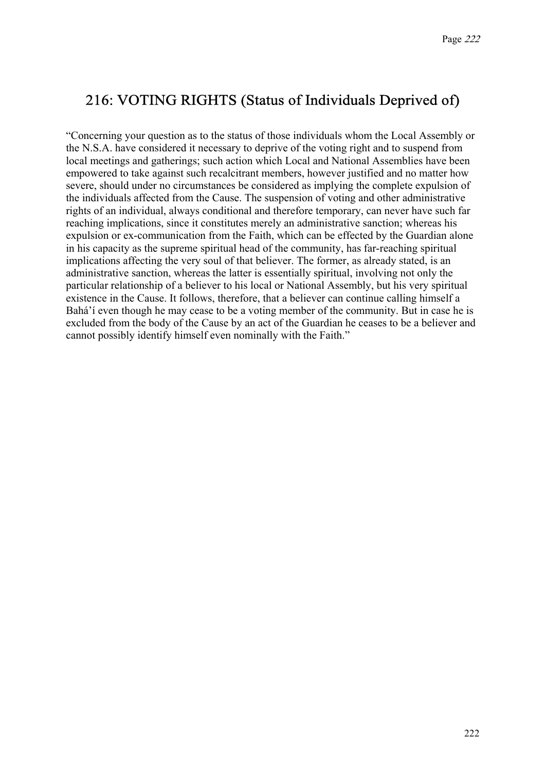## 216: VOTING RIGHTS (Status of Individuals Deprived of)

"Concerning your question as to the status of those individuals whom the Local Assembly or the N.S.A. have considered it necessary to deprive of the voting right and to suspend from local meetings and gatherings; such action which Local and National Assemblies have been empowered to take against such recalcitrant members, however justified and no matter how severe, should under no circumstances be considered as implying the complete expulsion of the individuals affected from the Cause. The suspension of voting and other administrative rights of an individual, always conditional and therefore temporary, can never have such far reaching implications, since it constitutes merely an administrative sanction; whereas his expulsion or ex-communication from the Faith, which can be effected by the Guardian alone in his capacity as the supreme spiritual head of the community, has far-reaching spiritual implications affecting the very soul of that believer. The former, as already stated, is an administrative sanction, whereas the latter is essentially spiritual, involving not only the particular relationship of a believer to his local or National Assembly, but his very spiritual existence in the Cause. It follows, therefore, that a believer can continue calling himself a Bahá'í even though he may cease to be a voting member of the community. But in case he is excluded from the body of the Cause by an act of the Guardian he ceases to be a believer and cannot possibly identify himself even nominally with the Faith."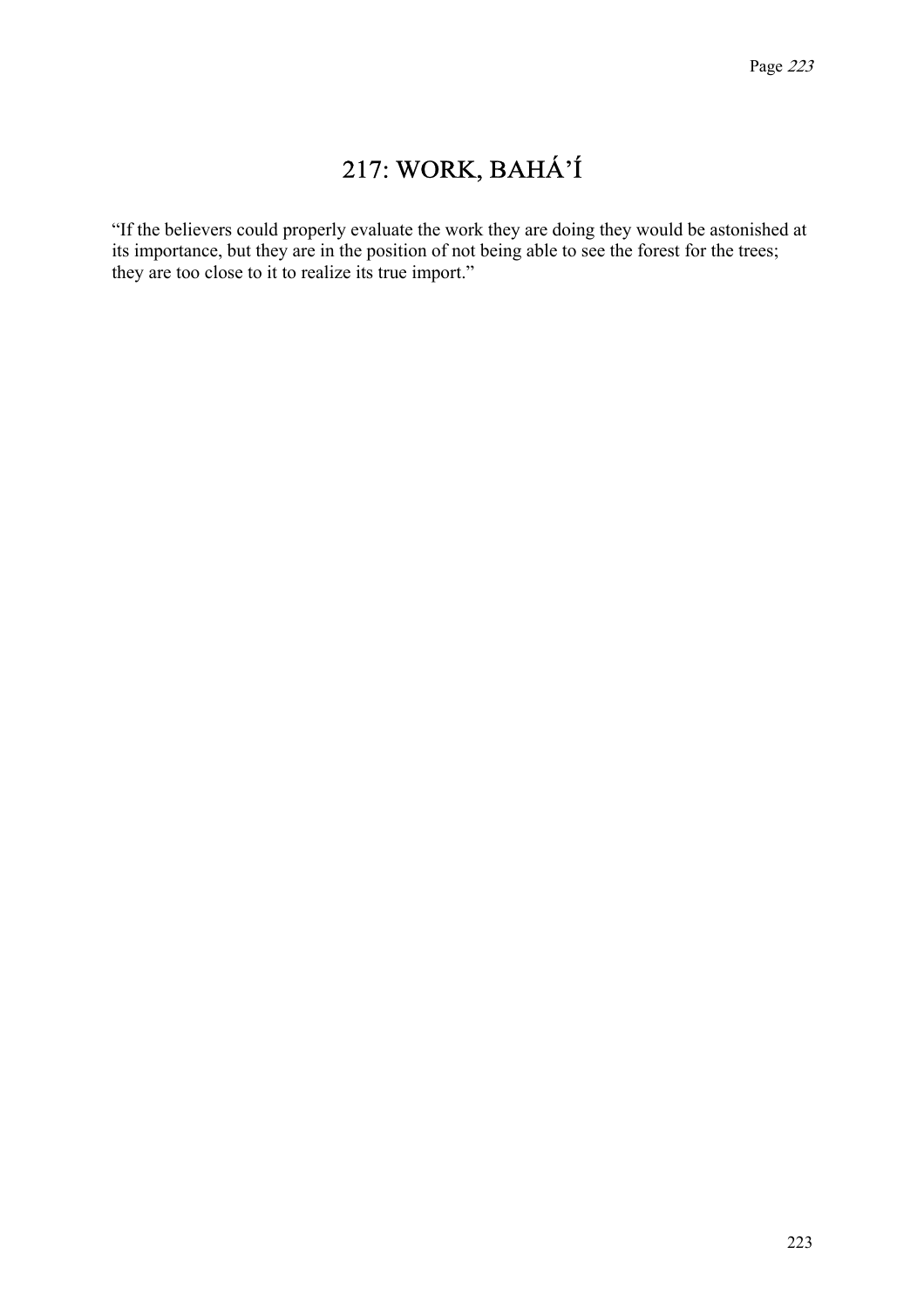# 217: WORK, BAHÁ'Í

"If the believers could properly evaluate the work they are doing they would be astonished at its importance, but they are in the position of not being able to see the forest for the trees; they are too close to it to realize its true import."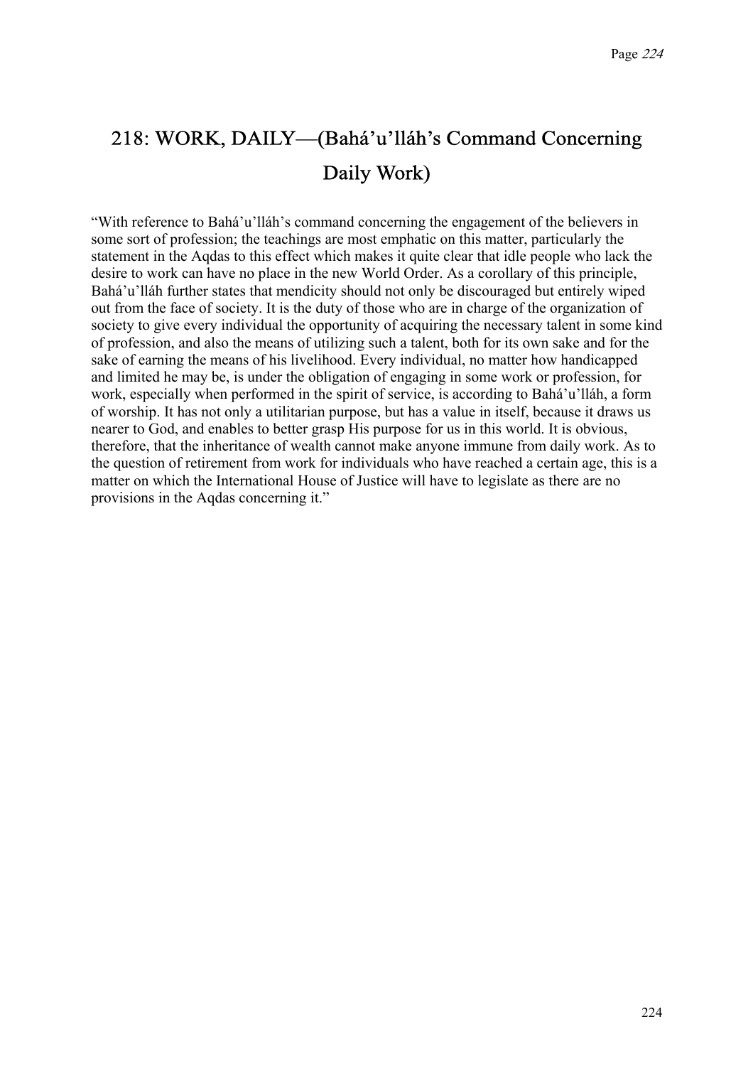## 218: WORK, DAILY—(Bahá’u’lláh’s Command Concerning Daily Work)

“With reference to Bahá’u’lláh’s command concerning the engagement of the believers in some sort of profession; the teachings are most emphatic on this matter, particularly the statement in the Aqdas to this effect which makes it quite clear that idle people who lack the desire to work can have no place in the new World Order. As a corollary of this principle, Bahá’u’lláh further states that mendicity should not only be discouraged but entirely wiped out from the face of society. It is the duty of those who are in charge of the organization of society to give every individual the opportunity of acquiring the necessary talent in some kind of profession, and also the means of utilizing such a talent, both for its own sake and for the sake of earning the means of his livelihood. Every individual, no matter how handicapped and limited he may be, is under the obligation of engaging in some work or profession, for work, especially when performed in the spirit of service, is according to Bahá’u’lláh, a form of worship. It has not only a utilitarian purpose, but has a value in itself, because it draws us nearer to God, and enables to better grasp His purpose for us in this world. It is obvious, therefore, that the inheritance of wealth cannot make anyone immune from daily work. As to the question of retirement from work for individuals who have reached a certain age, this is a matter on which the International House of Justice will have to legislate as there are no provisions in the Aqdas concerning it.”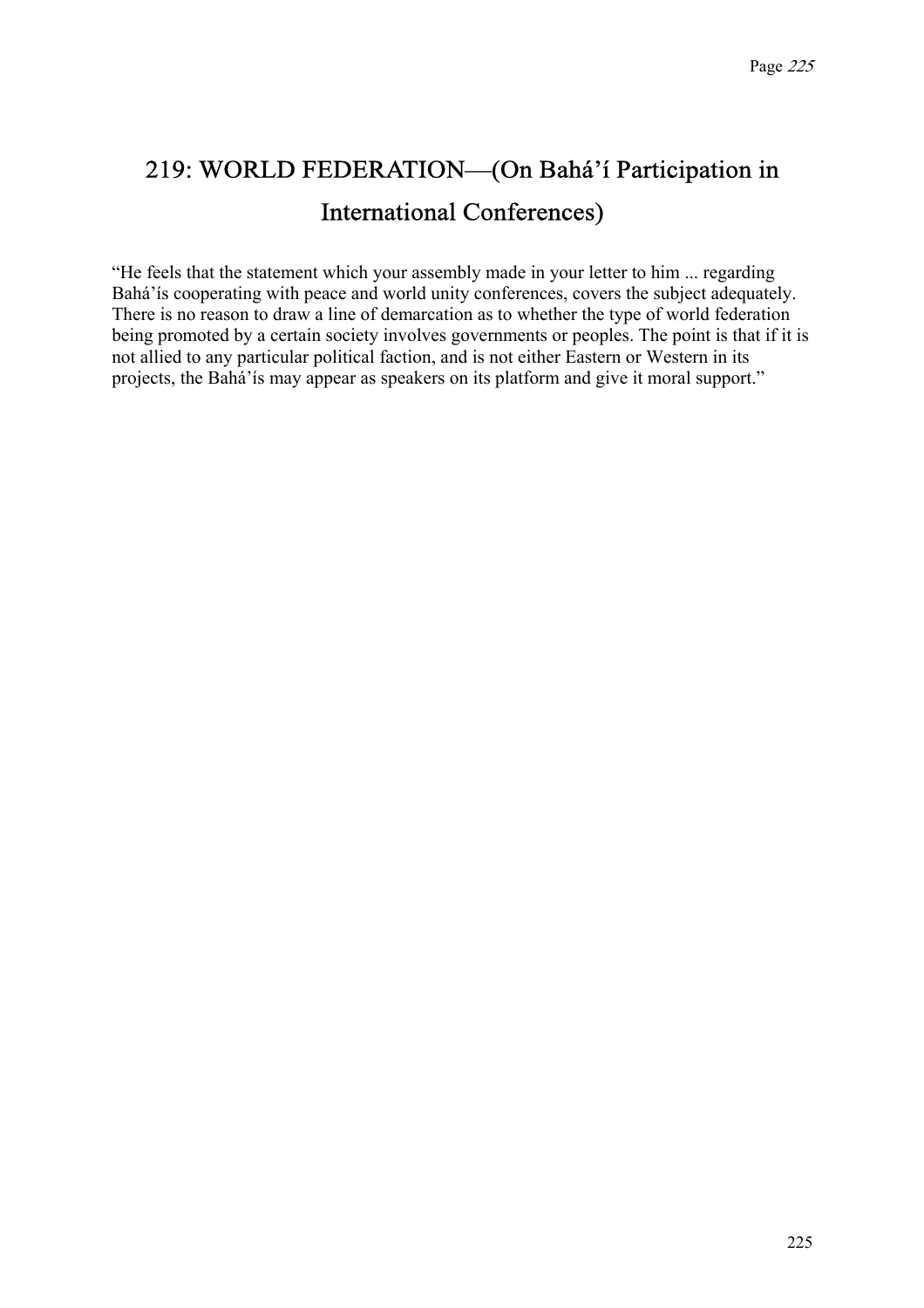## 219: WORLD FEDERATION—(On Bahá'í Participation in International Conferences)

"He feels that the statement which your assembly made in your letter to him ... regarding Bahá'ís cooperating with peace and world unity conferences, covers the subject adequately. There is no reason to draw a line of demarcation as to whether the type of world federation being promoted by a certain society involves governments or peoples. The point is that if it is not allied to any particular political faction, and is not either Eastern or Western in its projects, the Bahá'ís may appear as speakers on its platform and give it moral support."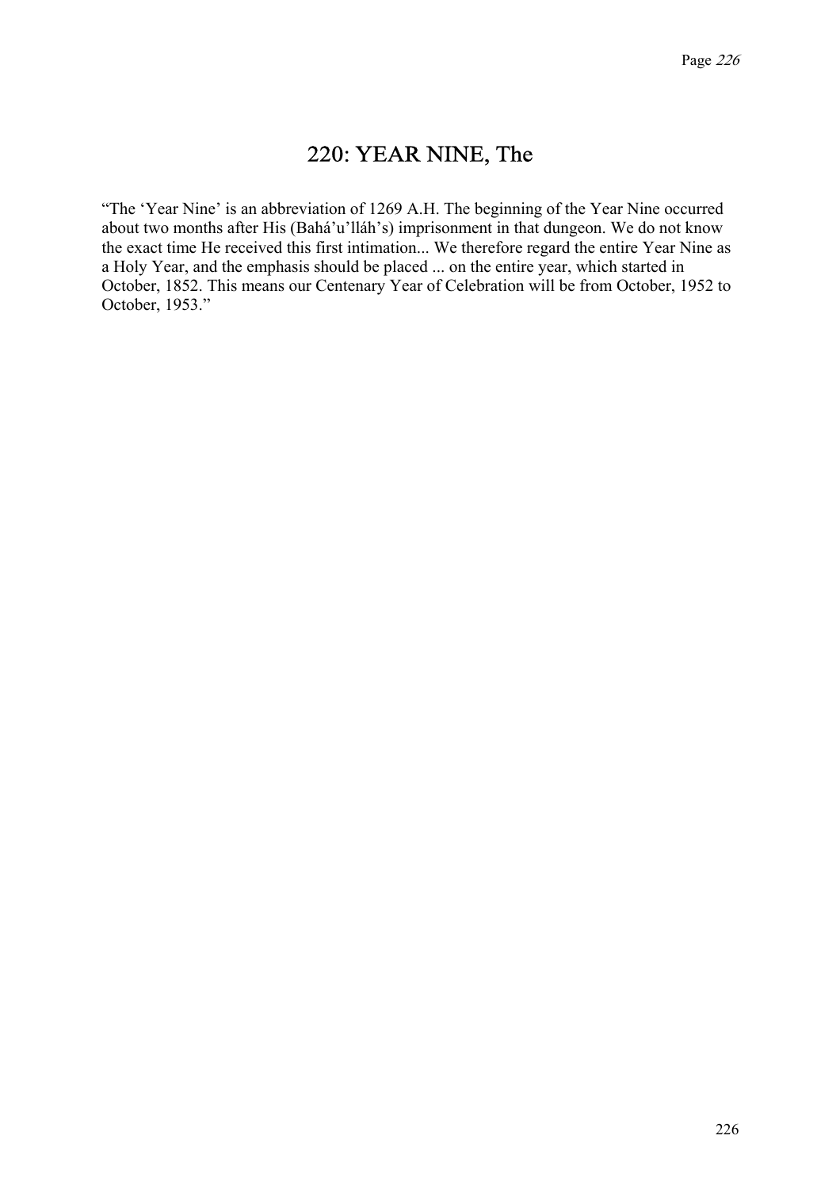## 220: YEAR NINE, The

"The 'Year Nine' is an abbreviation of 1269 A.H. The beginning of the Year Nine occurred about two months after His (Bahá'u'lláh's) imprisonment in that dungeon. We do not know the exact time He received this first intimation... We therefore regard the entire Year Nine as a Holy Year, and the emphasis should be placed ... on the entire year, which started in October, 1852. This means our Centenary Year of Celebration will be from October, 1952 to October, 1953."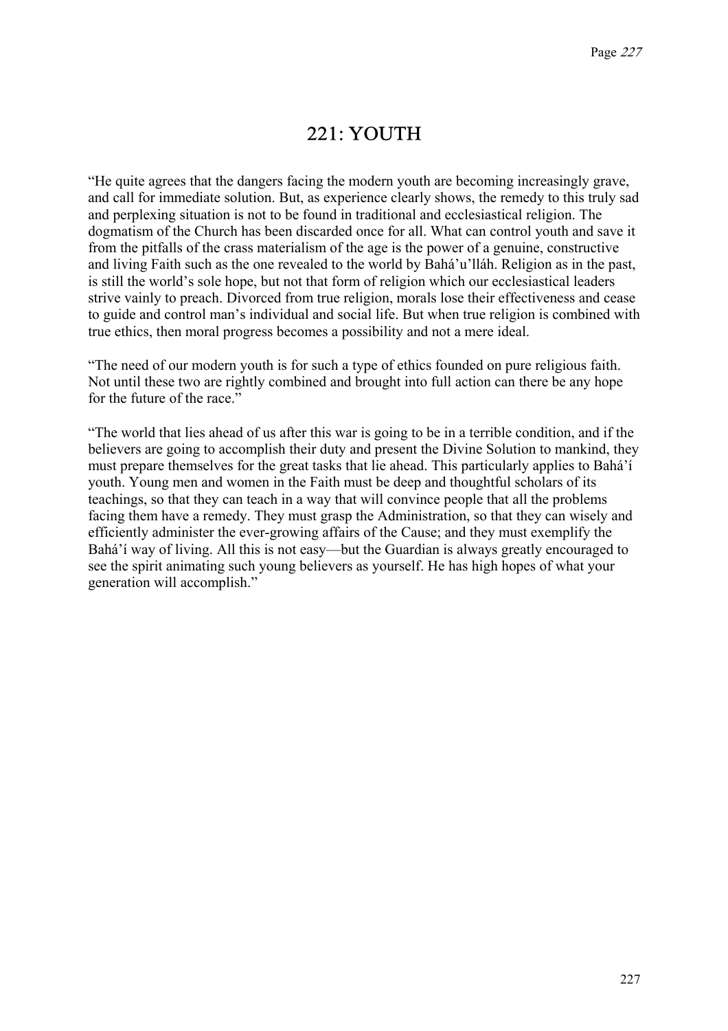# 221: YOUTH

“He quite agrees that the dangers facing the modern youth are becoming increasingly grave, and call for immediate solution. But, as experience clearly shows, the remedy to this truly sad and perplexing situation is not to be found in traditional and ecclesiastical religion. The dogmatism of the Church has been discarded once for all. What can control youth and save it from the pitfalls of the crass materialism of the age is the power of a genuine, constructive and living Faith such as the one revealed to the world by Bahá’u’lláh. Religion as in the past, is still the world’s sole hope, but not that form of religion which our ecclesiastical leaders strive vainly to preach. Divorced from true religion, morals lose their effectiveness and cease to guide and control man’s individual and social life. But when true religion is combined with true ethics, then moral progress becomes a possibility and not a mere ideal.

“The need of our modern youth is for such a type of ethics founded on pure religious faith. Not until these two are rightly combined and brought into full action can there be any hope for the future of the race.”

“The world that lies ahead of us after this war is going to be in a terrible condition, and if the believers are going to accomplish their duty and present the Divine Solution to mankind, they must prepare themselves for the great tasks that lie ahead. This particularly applies to Bahá’í youth. Young men and women in the Faith must be deep and thoughtful scholars of its teachings, so that they can teach in a way that will convince people that all the problems facing them have a remedy. They must grasp the Administration, so that they can wisely and efficiently administer the ever-growing affairs of the Cause; and they must exemplify the Bahá’í way of living. All this is not easy—but the Guardian is always greatly encouraged to see the spirit animating such young believers as yourself. He has high hopes of what your generation will accomplish.”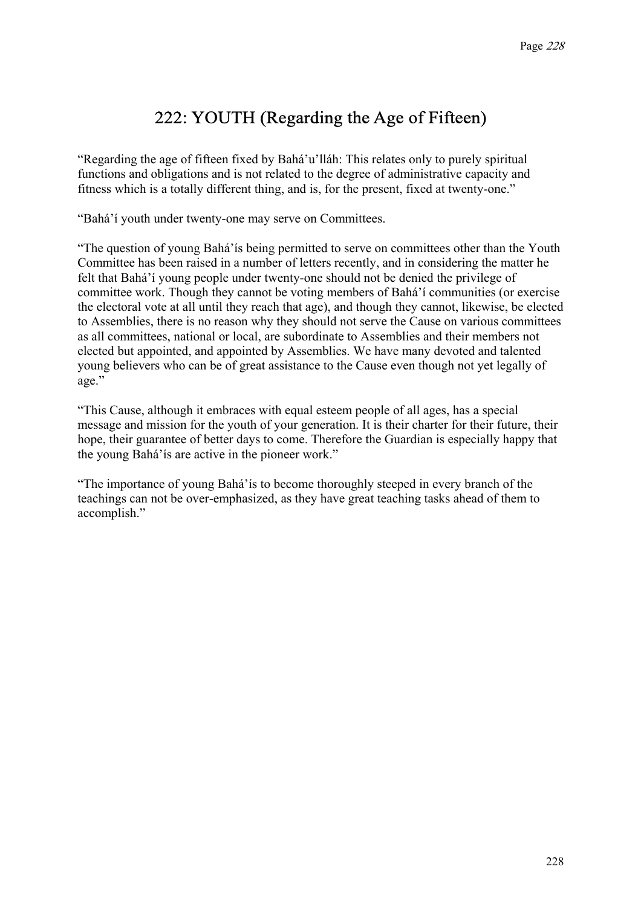## 222: YOUTH (Regarding the Age of Fifteen)

"Regarding the age of fifteen fixed by Bahá'u'lláh: This relates only to purely spiritual functions and obligations and is not related to the degree of administrative capacity and fitness which is a totally different thing, and is, for the present, fixed at twenty-one."

"Bahá'í youth under twenty-one may serve on Committees.

"The question of young Bahá'ís being permitted to serve on committees other than the Youth Committee has been raised in a number of letters recently, and in considering the matter he felt that Bahá'í young people under twenty-one should not be denied the privilege of committee work. Though they cannot be voting members of Bahá'í communities (or exercise the electoral vote at all until they reach that age), and though they cannot, likewise, be elected to Assemblies, there is no reason why they should not serve the Cause on various committees as all committees, national or local, are subordinate to Assemblies and their members not elected but appointed, and appointed by Assemblies. We have many devoted and talented young believers who can be of great assistance to the Cause even though not yet legally of age."

"This Cause, although it embraces with equal esteem people of all ages, has a special message and mission for the youth of your generation. It is their charter for their future, their hope, their guarantee of better days to come. Therefore the Guardian is especially happy that the young Bahá'ís are active in the pioneer work."

"The importance of young Bahá'ís to become thoroughly steeped in every branch of the teachings can not be over-emphasized, as they have great teaching tasks ahead of them to accomplish."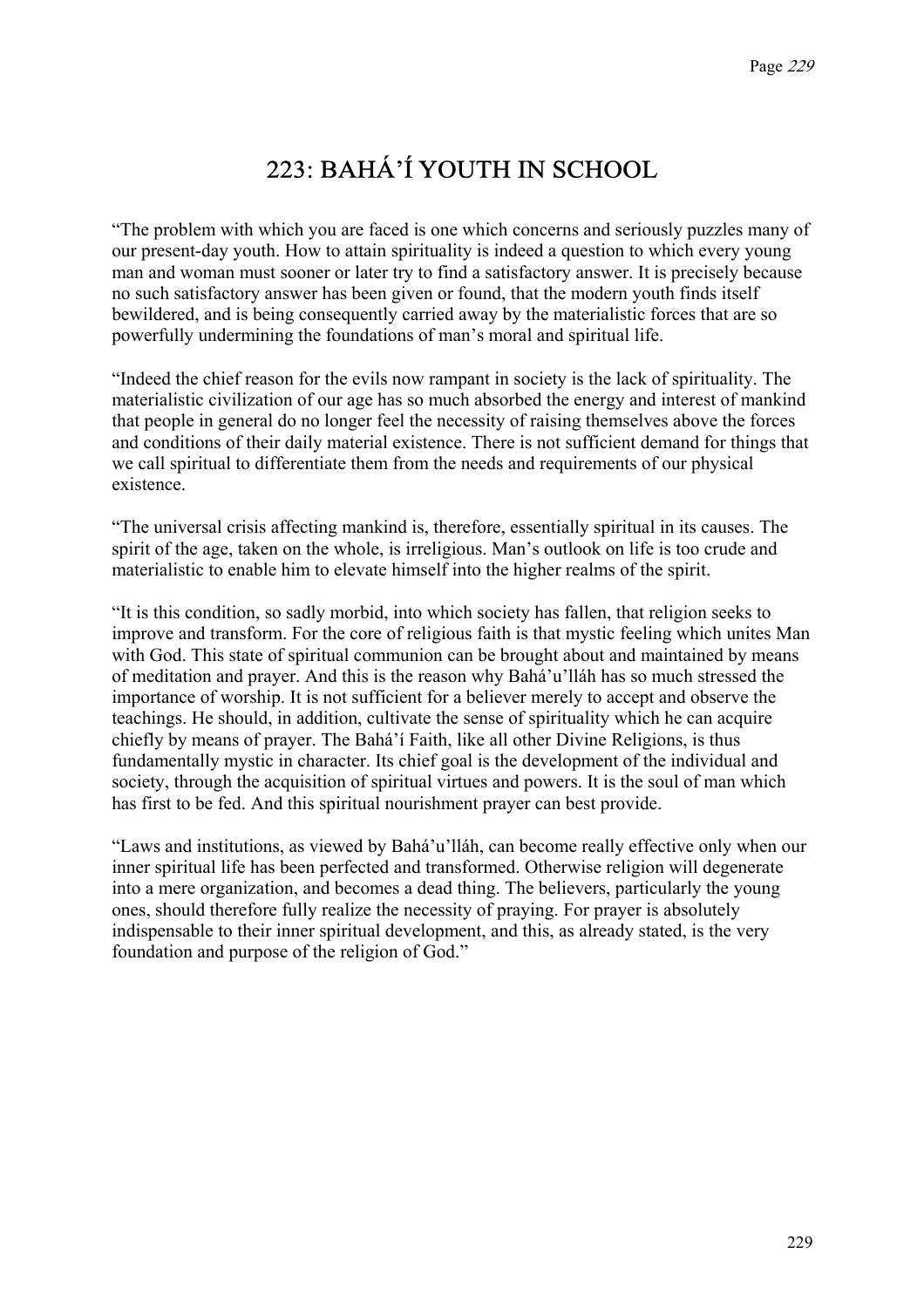# 223: BAHÁ’Í YOUTH IN SCHOOL

“The problem with which you are faced is one which concerns and seriously puzzles many of our present-day youth. How to attain spirituality is indeed a question to which every young man and woman must sooner or later try to find a satisfactory answer. It is precisely because no such satisfactory answer has been given or found, that the modern youth finds itself bewildered, and is being consequently carried away by the materialistic forces that are so powerfully undermining the foundations of man’s moral and spiritual life.

“Indeed the chief reason for the evils now rampant in society is the lack of spirituality. The materialistic civilization of our age has so much absorbed the energy and interest of mankind that people in general do no longer feel the necessity of raising themselves above the forces and conditions of their daily material existence. There is not sufficient demand for things that we call spiritual to differentiate them from the needs and requirements of our physical existence.

“The universal crisis affecting mankind is, therefore, essentially spiritual in its causes. The spirit of the age, taken on the whole, is irreligious. Man’s outlook on life is too crude and materialistic to enable him to elevate himself into the higher realms of the spirit.

“It is this condition, so sadly morbid, into which society has fallen, that religion seeks to improve and transform. For the core of religious faith is that mystic feeling which unites Man with God. This state of spiritual communion can be brought about and maintained by means of meditation and prayer. And this is the reason why Bahá’u’lláh has so much stressed the importance of worship. It is not sufficient for a believer merely to accept and observe the teachings. He should, in addition, cultivate the sense of spirituality which he can acquire chiefly by means of prayer. The Bahá’í Faith, like all other Divine Religions, is thus fundamentally mystic in character. Its chief goal is the development of the individual and society, through the acquisition of spiritual virtues and powers. It is the soul of man which has first to be fed. And this spiritual nourishment prayer can best provide.

“Laws and institutions, as viewed by Bahá’u’lláh, can become really effective only when our inner spiritual life has been perfected and transformed. Otherwise religion will degenerate into a mere organization, and becomes a dead thing. The believers, particularly the young ones, should therefore fully realize the necessity of praying. For prayer is absolutely indispensable to their inner spiritual development, and this, as already stated, is the very foundation and purpose of the religion of God.”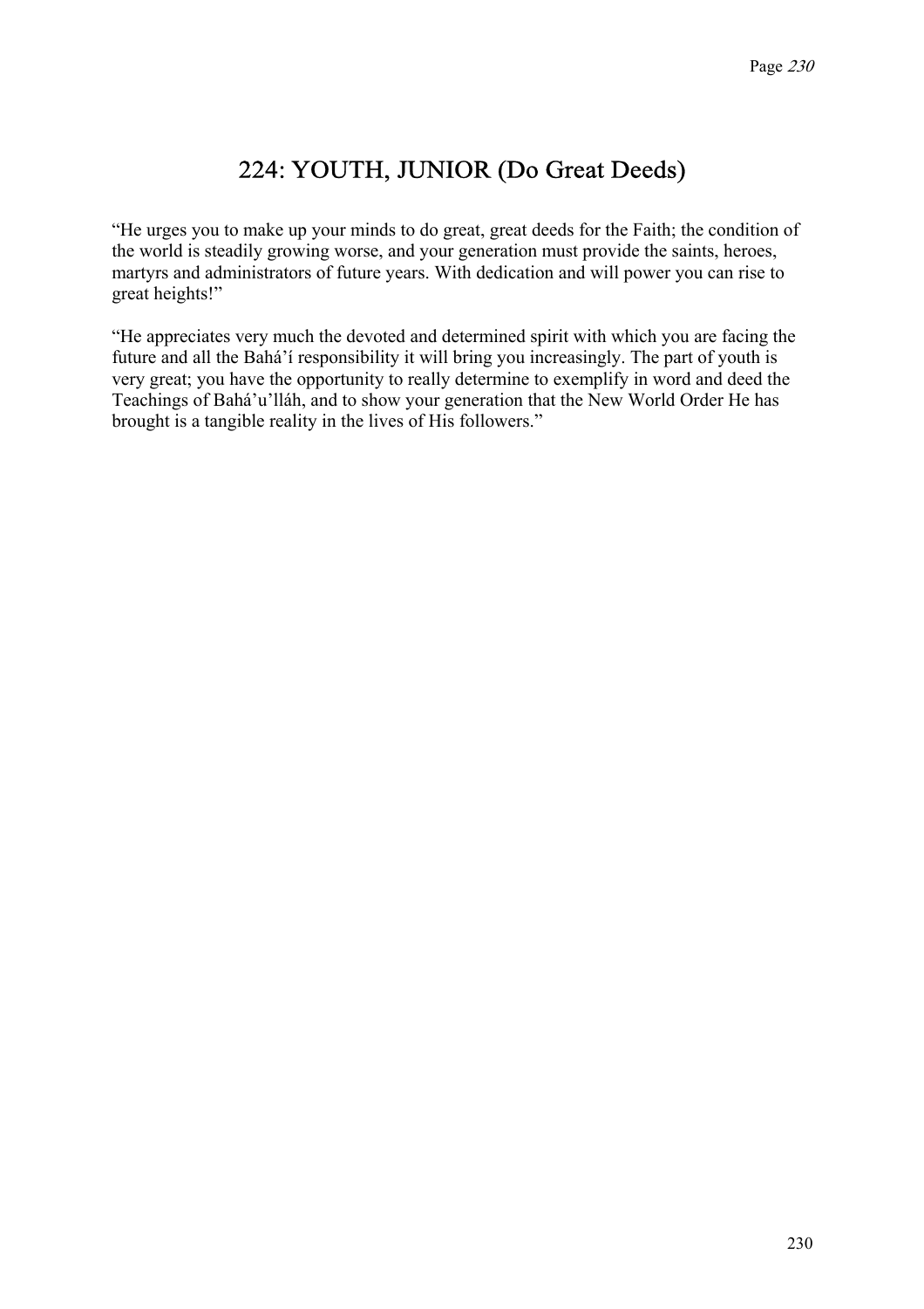# 224: YOUTH, JUNIOR (Do Great Deeds)

"He urges you to make up your minds to do great, great deeds for the Faith; the condition of the world is steadily growing worse, and your generation must provide the saints, heroes, martyrs and administrators of future years. With dedication and will power you can rise to great heights!"

"He appreciates very much the devoted and determined spirit with which you are facing the future and all the Bahá'í responsibility it will bring you increasingly. The part of youth is very great; you have the opportunity to really determine to exemplify in word and deed the Teachings of Bahá'u'lláh, and to show your generation that the New World Order He has brought is a tangible reality in the lives of His followers."